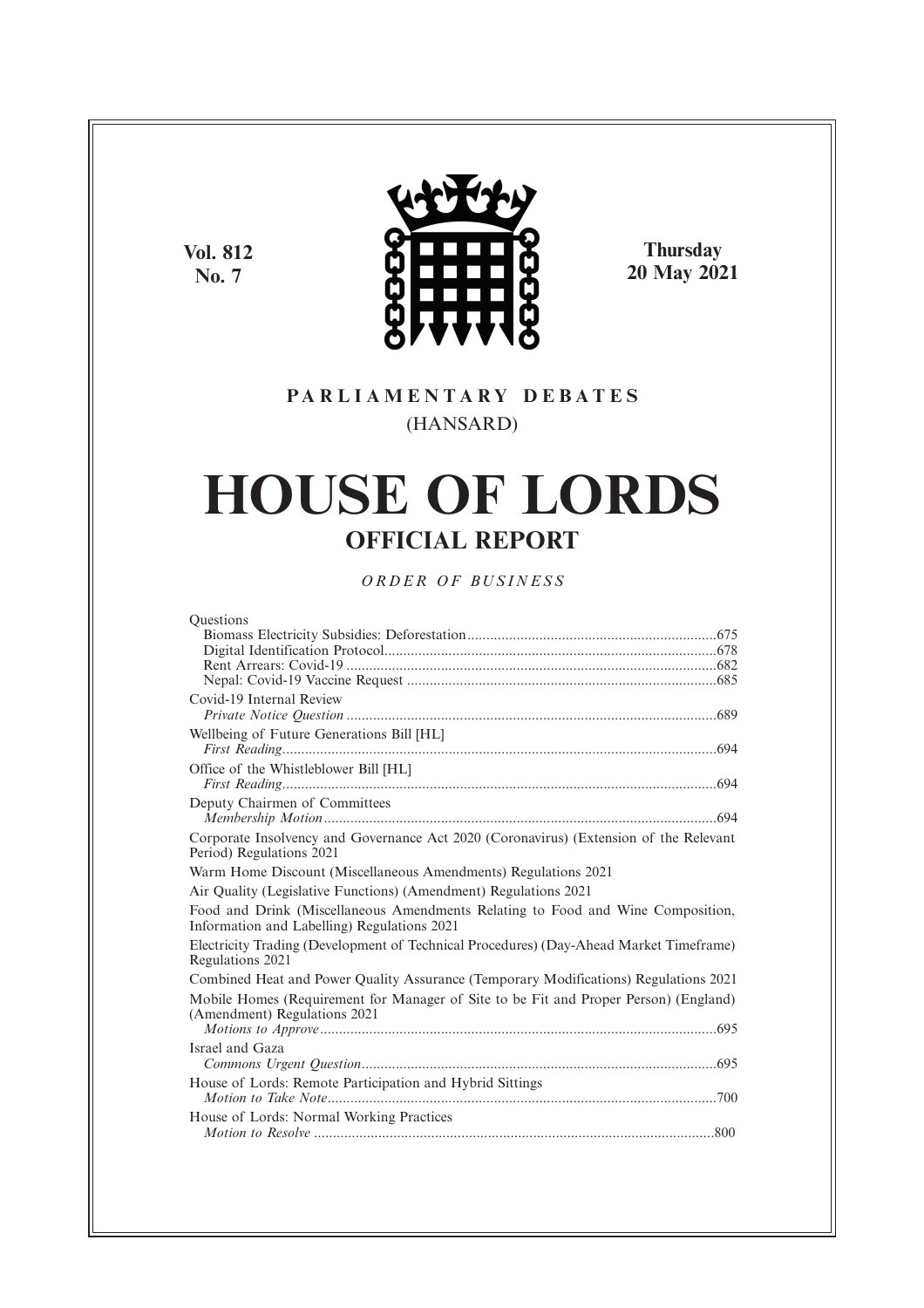Vol. 812
No. 7

Thursday
20 May 2021

PARLIAMENTARY DEBATES
(HANSARD)

# HOUSE OF LORDS
## OFFICIAL REPORT

*ORDER OF BUSINESS*

Questions
- Biomass Electricity Subsidies: Deforestation.....675
- Digital Identification Protocol.....678
- Rent Arrears: Covid-19.....682
- Nepal: Covid-19 Vaccine Request.....685

Covid-19 Internal Review
- *Private Notice Question*.....689

Wellbeing of Future Generations Bill [HL]
- *First Reading*.....694

Office of the Whistleblower Bill [HL]
- *First Reading*.....694

Deputy Chairmen of Committees
- *Membership Motion*.....694

Corporate Insolvency and Governance Act 2020 (Coronavirus) (Extension of the Relevant Period) Regulations 2021

Warm Home Discount (Miscellaneous Amendments) Regulations 2021

Air Quality (Legislative Functions) (Amendment) Regulations 2021

Food and Drink (Miscellaneous Amendments Relating to Food and Wine Composition, Information and Labelling) Regulations 2021

Electricity Trading (Development of Technical Procedures) (Day-Ahead Market Timeframe) Regulations 2021

Combined Heat and Power Quality Assurance (Temporary Modifications) Regulations 2021

Mobile Homes (Requirement for Manager of Site to be Fit and Proper Person) (England) (Amendment) Regulations 2021
- *Motions to Approve*.....695

Israel and Gaza
- *Commons Urgent Question*.....695

House of Lords: Remote Participation and Hybrid Sittings
- *Motion to Take Note*.....700

House of Lords: Normal Working Practices
- *Motion to Resolve*.....800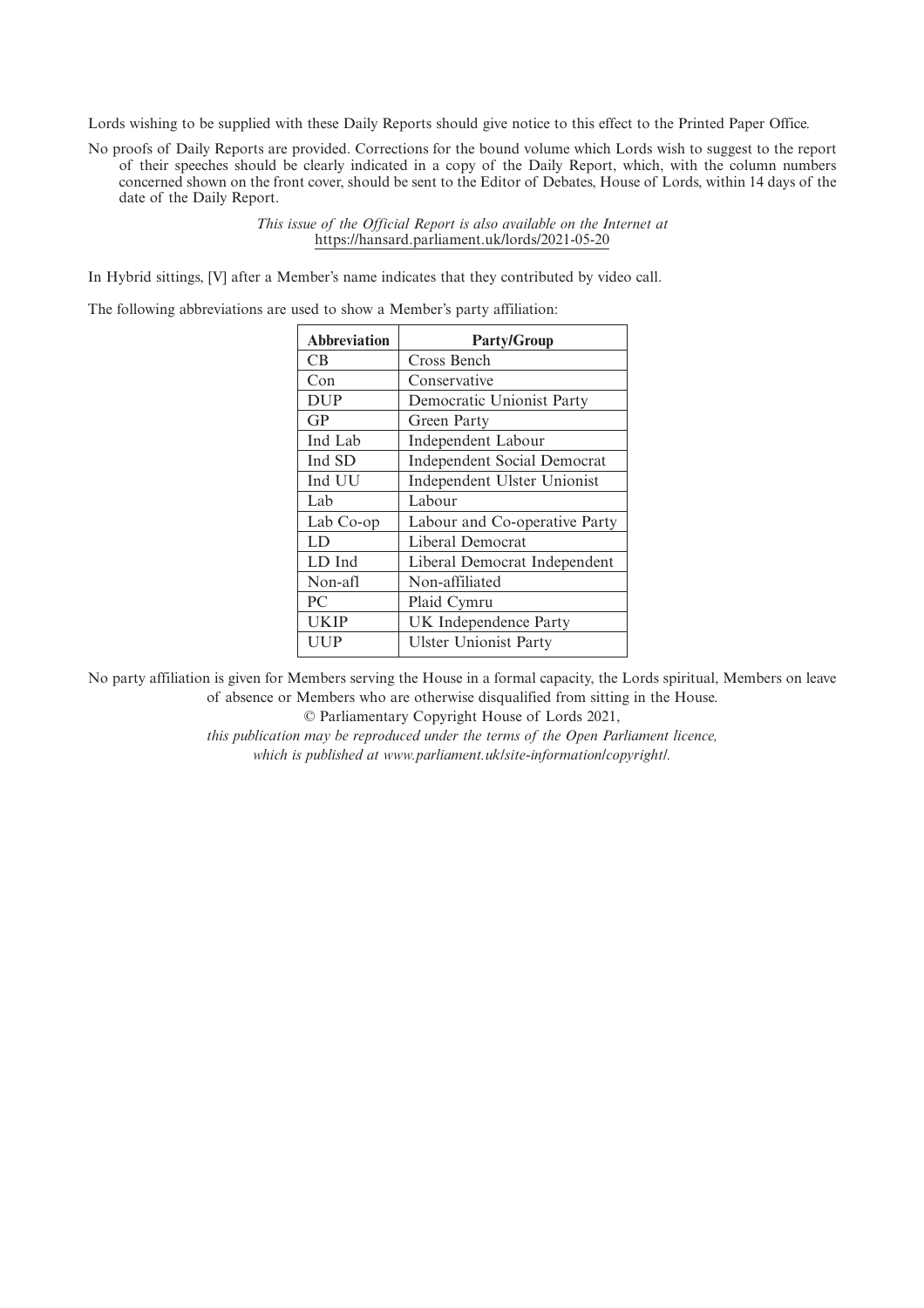Lords wishing to be supplied with these Daily Reports should give notice to this effect to the Printed Paper Office.

No proofs of Daily Reports are provided. Corrections for the bound volume which Lords wish to suggest to the report of their speeches should be clearly indicated in a copy of the Daily Report, which, with the column numbers concerned shown on the front cover, should be sent to the Editor of Debates, House of Lords, within 14 days of the date of the Daily Report.

*This issue of the Official Report is also available on the Internet at*
https://hansard.parliament.uk/lords/2021-05-20

In Hybrid sittings, [V] after a Member's name indicates that they contributed by video call.

The following abbreviations are used to show a Member's party affiliation:

| Abbreviation | Party/Group |
| --- | --- |
| CB | Cross Bench |
| Con | Conservative |
| DUP | Democratic Unionist Party |
| GP | Green Party |
| Ind Lab | Independent Labour |
| Ind SD | Independent Social Democrat |
| Ind UU | Independent Ulster Unionist |
| Lab | Labour |
| Lab Co-op | Labour and Co-operative Party |
| LD | Liberal Democrat |
| LD Ind | Liberal Democrat Independent |
| Non-afl | Non-affiliated |
| PC | Plaid Cymru |
| UKIP | UK Independence Party |
| UUP | Ulster Unionist Party |

No party affiliation is given for Members serving the House in a formal capacity, the Lords spiritual, Members on leave of absence or Members who are otherwise disqualified from sitting in the House.

© Parliamentary Copyright House of Lords 2021,

*this publication may be reproduced under the terms of the Open Parliament licence, which is published at www.parliament.uk/site-information/copyright/.*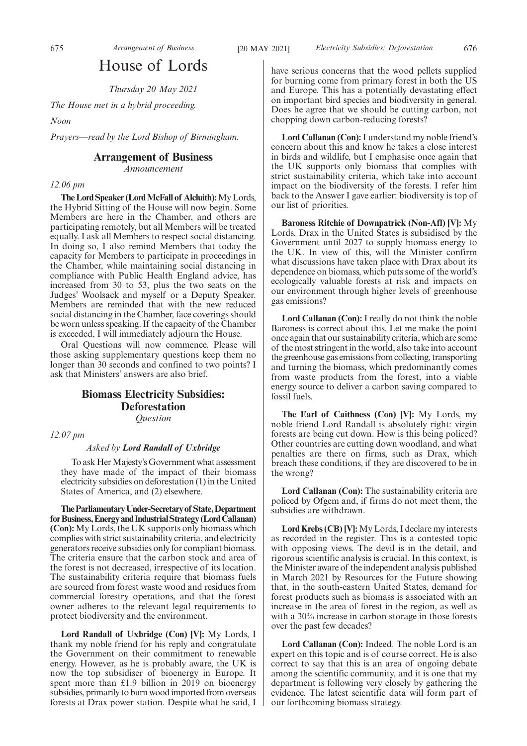# House of Lords

*Thursday 20 May 2021*

*The House met in a hybrid proceeding.*

*Noon*

*Prayers—read by the Lord Bishop of Birmingham.*

## Arrangement of Business

*Announcement*

*12.06 pm*

**The Lord Speaker (Lord McFall of Alcluith):** My Lords, the Hybrid Sitting of the House will now begin. Some Members are here in the Chamber, and others are participating remotely, but all Members will be treated equally. I ask all Members to respect social distancing. In doing so, I also remind Members that today the capacity for Members to participate in proceedings in the Chamber, while maintaining social distancing in compliance with Public Health England advice, has increased from 30 to 53, plus the two seats on the Judges' Woolsack and myself or a Deputy Speaker. Members are reminded that with the new reduced social distancing in the Chamber, face coverings should be worn unless speaking. If the capacity of the Chamber is exceeded, I will immediately adjourn the House.

Oral Questions will now commence. Please will those asking supplementary questions keep them no longer than 30 seconds and confined to two points? I ask that Ministers' answers are also brief.

## Biomass Electricity Subsidies: Deforestation

*Question*

*12.07 pm*

*Asked by* ***Lord Randall of Uxbridge***

To ask Her Majesty's Government what assessment they have made of the impact of their biomass electricity subsidies on deforestation (1) in the United States of America, and (2) elsewhere.

**The Parliamentary Under-Secretary of State, Department for Business, Energy and Industrial Strategy (Lord Callanan) (Con):** My Lords, the UK supports only biomass which complies with strict sustainability criteria, and electricity generators receive subsidies only for compliant biomass. The criteria ensure that the carbon stock and area of the forest is not decreased, irrespective of its location. The sustainability criteria require that biomass fuels are sourced from forest waste wood and residues from commercial forestry operations, and that the forest owner adheres to the relevant legal requirements to protect biodiversity and the environment.

**Lord Randall of Uxbridge (Con) [V]:** My Lords, I thank my noble friend for his reply and congratulate the Government on their commitment to renewable energy. However, as he is probably aware, the UK is now the top subsidiser of bioenergy in Europe. It spent more than £1.9 billion in 2019 on bioenergy subsidies, primarily to burn wood imported from overseas forests at Drax power station. Despite what he said, I have serious concerns that the wood pellets supplied for burning come from primary forest in both the US and Europe. This has a potentially devastating effect on important bird species and biodiversity in general. Does he agree that we should be cutting carbon, not chopping down carbon-reducing forests?

**Lord Callanan (Con):** I understand my noble friend's concern about this and know he takes a close interest in birds and wildlife, but I emphasise once again that the UK supports only biomass that complies with strict sustainability criteria, which take into account impact on the biodiversity of the forests. I refer him back to the Answer I gave earlier: biodiversity is top of our list of priorities.

**Baroness Ritchie of Downpatrick (Non-Afl) [V]:** My Lords, Drax in the United States is subsidised by the Government until 2027 to supply biomass energy to the UK. In view of this, will the Minister confirm what discussions have taken place with Drax about its dependence on biomass, which puts some of the world's ecologically valuable forests at risk and impacts on our environment through higher levels of greenhouse gas emissions?

**Lord Callanan (Con):** I really do not think the noble Baroness is correct about this. Let me make the point once again that our sustainability criteria, which are some of the most stringent in the world, also take into account the greenhouse gas emissions from collecting, transporting and turning the biomass, which predominantly comes from waste products from the forest, into a viable energy source to deliver a carbon saving compared to fossil fuels.

**The Earl of Caithness (Con) [V]:** My Lords, my noble friend Lord Randall is absolutely right: virgin forests are being cut down. How is this being policed? Other countries are cutting down woodland, and what penalties are there on firms, such as Drax, which breach these conditions, if they are discovered to be in the wrong?

**Lord Callanan (Con):** The sustainability criteria are policed by Ofgem and, if firms do not meet them, the subsidies are withdrawn.

**Lord Krebs (CB) [V]:** My Lords, I declare my interests as recorded in the register. This is a contested topic with opposing views. The devil is in the detail, and rigorous scientific analysis is crucial. In this context, is the Minister aware of the independent analysis published in March 2021 by Resources for the Future showing that, in the south-eastern United States, demand for forest products such as biomass is associated with an increase in the area of forest in the region, as well as with a 30% increase in carbon storage in those forests over the past few decades?

**Lord Callanan (Con):** Indeed. The noble Lord is an expert on this topic and is of course correct. He is also correct to say that this is an area of ongoing debate among the scientific community, and it is one that my department is following very closely by gathering the evidence. The latest scientific data will form part of our forthcoming biomass strategy.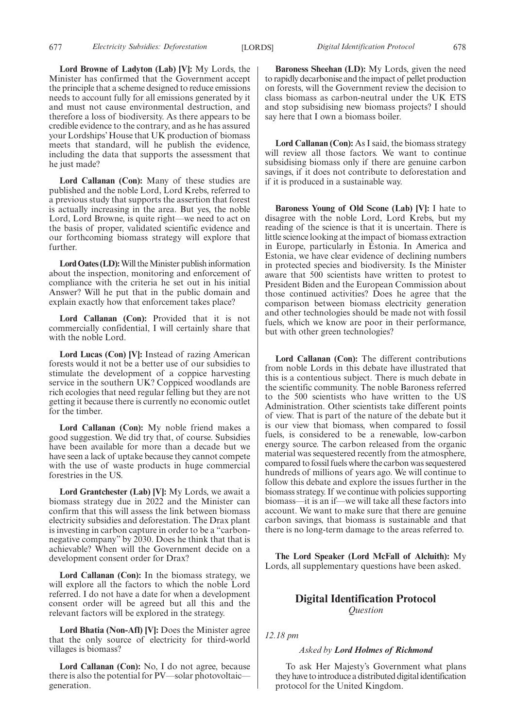**Lord Browne of Ladyton (Lab) [V]:** My Lords, the Minister has confirmed that the Government accept the principle that a scheme designed to reduce emissions needs to account fully for all emissions generated by it and must not cause environmental destruction, and therefore a loss of biodiversity. As there appears to be credible evidence to the contrary, and as he has assured your Lordships' House that UK production of biomass meets that standard, will he publish the evidence, including the data that supports the assessment that he just made?

**Lord Callanan (Con):** Many of these studies are published and the noble Lord, Lord Krebs, referred to a previous study that supports the assertion that forest is actually increasing in the area. But yes, the noble Lord, Lord Browne, is quite right—we need to act on the basis of proper, validated scientific evidence and our forthcoming biomass strategy will explore that further.

**Lord Oates (LD):** Will the Minister publish information about the inspection, monitoring and enforcement of compliance with the criteria he set out in his initial Answer? Will he put that in the public domain and explain exactly how that enforcement takes place?

**Lord Callanan (Con):** Provided that it is not commercially confidential, I will certainly share that with the noble Lord.

**Lord Lucas (Con) [V]:** Instead of razing American forests would it not be a better use of our subsidies to stimulate the development of a coppice harvesting service in the southern UK? Coppiced woodlands are rich ecologies that need regular felling but they are not getting it because there is currently no economic outlet for the timber.

**Lord Callanan (Con):** My noble friend makes a good suggestion. We did try that, of course. Subsidies have been available for more than a decade but we have seen a lack of uptake because they cannot compete with the use of waste products in huge commercial forestries in the US.

**Lord Grantchester (Lab) [V]:** My Lords, we await a biomass strategy due in 2022 and the Minister can confirm that this will assess the link between biomass electricity subsidies and deforestation. The Drax plant is investing in carbon capture in order to be a "carbon-negative company" by 2030. Does he think that that is achievable? When will the Government decide on a development consent order for Drax?

**Lord Callanan (Con):** In the biomass strategy, we will explore all the factors to which the noble Lord referred. I do not have a date for when a development consent order will be agreed but all this and the relevant factors will be explored in the strategy.

**Lord Bhatia (Non-Afl) [V]:** Does the Minister agree that the only source of electricity for third-world villages is biomass?

**Lord Callanan (Con):** No, I do not agree, because there is also the potential for PV—solar photovoltaic—generation.

**Baroness Sheehan (LD):** My Lords, given the need to rapidly decarbonise and the impact of pellet production on forests, will the Government review the decision to class biomass as carbon-neutral under the UK ETS and stop subsidising new biomass projects? I should say here that I own a biomass boiler.

**Lord Callanan (Con):** As I said, the biomass strategy will review all those factors. We want to continue subsidising biomass only if there are genuine carbon savings, if it does not contribute to deforestation and if it is produced in a sustainable way.

**Baroness Young of Old Scone (Lab) [V]:** I hate to disagree with the noble Lord, Lord Krebs, but my reading of the science is that it is uncertain. There is little science looking at the impact of biomass extraction in Europe, particularly in Estonia. In America and Estonia, we have clear evidence of declining numbers in protected species and biodiversity. Is the Minister aware that 500 scientists have written to protest to President Biden and the European Commission about those continued activities? Does he agree that the comparison between biomass electricity generation and other technologies should be made not with fossil fuels, which we know are poor in their performance, but with other green technologies?

**Lord Callanan (Con):** The different contributions from noble Lords in this debate have illustrated that this is a contentious subject. There is much debate in the scientific community. The noble Baroness referred to the 500 scientists who have written to the US Administration. Other scientists take different points of view. That is part of the nature of the debate but it is our view that biomass, when compared to fossil fuels, is considered to be a renewable, low-carbon energy source. The carbon released from the organic material was sequestered recently from the atmosphere, compared to fossil fuels where the carbon was sequestered hundreds of millions of years ago. We will continue to follow this debate and explore the issues further in the biomass strategy. If we continue with policies supporting biomass—it is an if—we will take all these factors into account. We want to make sure that there are genuine carbon savings, that biomass is sustainable and that there is no long-term damage to the areas referred to.

**The Lord Speaker (Lord McFall of Alcluith):** My Lords, all supplementary questions have been asked.

## Digital Identification Protocol

*Question*

*12.18 pm*

*Asked by* ***Lord Holmes of Richmond***

To ask Her Majesty's Government what plans they have to introduce a distributed digital identification protocol for the United Kingdom.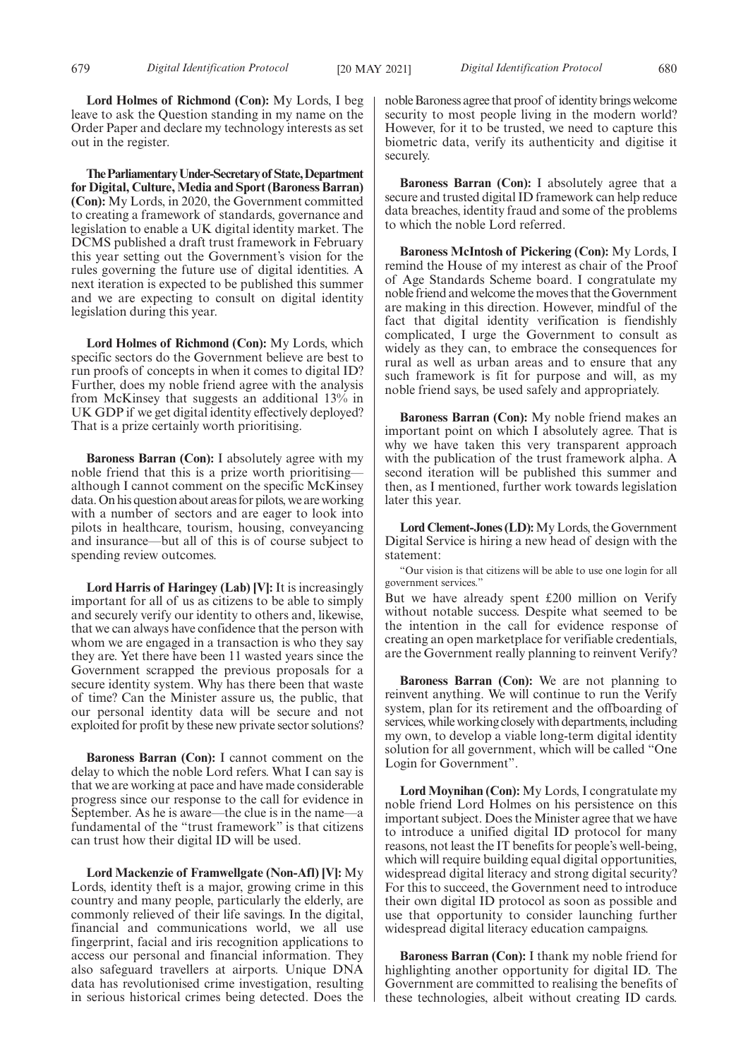**Lord Holmes of Richmond (Con):** My Lords, I beg leave to ask the Question standing in my name on the Order Paper and declare my technology interests as set out in the register.

**The Parliamentary Under-Secretary of State, Department for Digital, Culture, Media and Sport (Baroness Barran) (Con):** My Lords, in 2020, the Government committed to creating a framework of standards, governance and legislation to enable a UK digital identity market. The DCMS published a draft trust framework in February this year setting out the Government's vision for the rules governing the future use of digital identities. A next iteration is expected to be published this summer and we are expecting to consult on digital identity legislation during this year.

**Lord Holmes of Richmond (Con):** My Lords, which specific sectors do the Government believe are best to run proofs of concepts in when it comes to digital ID? Further, does my noble friend agree with the analysis from McKinsey that suggests an additional 13% in UK GDP if we get digital identity effectively deployed? That is a prize certainly worth prioritising.

**Baroness Barran (Con):** I absolutely agree with my noble friend that this is a prize worth prioritising—although I cannot comment on the specific McKinsey data. On his question about areas for pilots, we are working with a number of sectors and are eager to look into pilots in healthcare, tourism, housing, conveyancing and insurance—but all of this is of course subject to spending review outcomes.

**Lord Harris of Haringey (Lab) [V]:** It is increasingly important for all of us as citizens to be able to simply and securely verify our identity to others and, likewise, that we can always have confidence that the person with whom we are engaged in a transaction is who they say they are. Yet there have been 11 wasted years since the Government scrapped the previous proposals for a secure identity system. Why has there been that waste of time? Can the Minister assure us, the public, that our personal identity data will be secure and not exploited for profit by these new private sector solutions?

**Baroness Barran (Con):** I cannot comment on the delay to which the noble Lord refers. What I can say is that we are working at pace and have made considerable progress since our response to the call for evidence in September. As he is aware—the clue is in the name—a fundamental of the "trust framework" is that citizens can trust how their digital ID will be used.

**Lord Mackenzie of Framwellgate (Non-Afl) [V]:** My Lords, identity theft is a major, growing crime in this country and many people, particularly the elderly, are commonly relieved of their life savings. In the digital, financial and communications world, we all use fingerprint, facial and iris recognition applications to access our personal and financial information. They also safeguard travellers at airports. Unique DNA data has revolutionised crime investigation, resulting in serious historical crimes being detected. Does the noble Baroness agree that proof of identity brings welcome security to most people living in the modern world? However, for it to be trusted, we need to capture this biometric data, verify its authenticity and digitise it securely.

**Baroness Barran (Con):** I absolutely agree that a secure and trusted digital ID framework can help reduce data breaches, identity fraud and some of the problems to which the noble Lord referred.

**Baroness McIntosh of Pickering (Con):** My Lords, I remind the House of my interest as chair of the Proof of Age Standards Scheme board. I congratulate my noble friend and welcome the moves that the Government are making in this direction. However, mindful of the fact that digital identity verification is fiendishly complicated, I urge the Government to consult as widely as they can, to embrace the consequences for rural as well as urban areas and to ensure that any such framework is fit for purpose and will, as my noble friend says, be used safely and appropriately.

**Baroness Barran (Con):** My noble friend makes an important point on which I absolutely agree. That is why we have taken this very transparent approach with the publication of the trust framework alpha. A second iteration will be published this summer and then, as I mentioned, further work towards legislation later this year.

**Lord Clement-Jones (LD):** My Lords, the Government Digital Service is hiring a new head of design with the statement:

"Our vision is that citizens will be able to use one login for all government services."

But we have already spent £200 million on Verify without notable success. Despite what seemed to be the intention in the call for evidence response of creating an open marketplace for verifiable credentials, are the Government really planning to reinvent Verify?

**Baroness Barran (Con):** We are not planning to reinvent anything. We will continue to run the Verify system, plan for its retirement and the offboarding of services, while working closely with departments, including my own, to develop a viable long-term digital identity solution for all government, which will be called "One Login for Government".

**Lord Moynihan (Con):** My Lords, I congratulate my noble friend Lord Holmes on his persistence on this important subject. Does the Minister agree that we have to introduce a unified digital ID protocol for many reasons, not least the IT benefits for people's well-being, which will require building equal digital opportunities, widespread digital literacy and strong digital security? For this to succeed, the Government need to introduce their own digital ID protocol as soon as possible and use that opportunity to consider launching further widespread digital literacy education campaigns.

**Baroness Barran (Con):** I thank my noble friend for highlighting another opportunity for digital ID. The Government are committed to realising the benefits of these technologies, albeit without creating ID cards.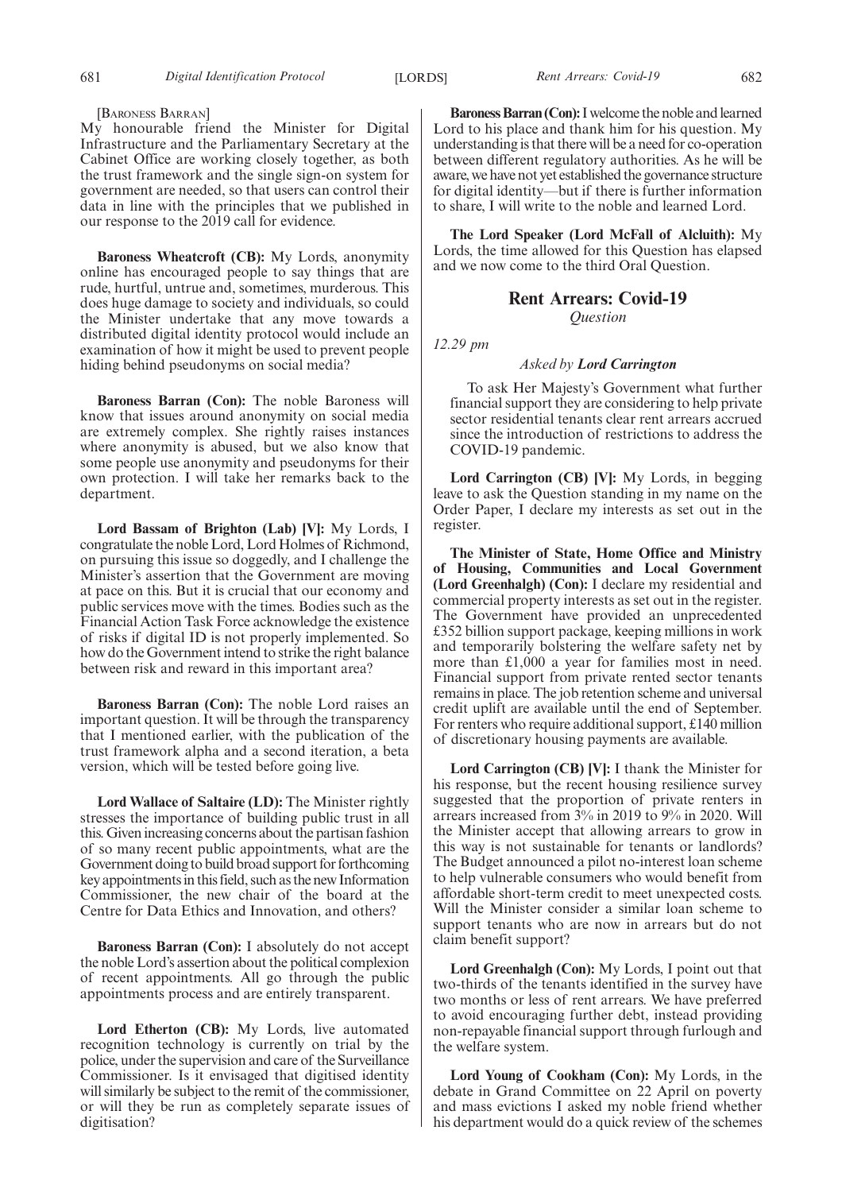[Baroness Barran]

My honourable friend the Minister for Digital Infrastructure and the Parliamentary Secretary at the Cabinet Office are working closely together, as both the trust framework and the single sign-on system for government are needed, so that users can control their data in line with the principles that we published in our response to the 2019 call for evidence.

**Baroness Wheatcroft (CB):** My Lords, anonymity online has encouraged people to say things that are rude, hurtful, untrue and, sometimes, murderous. This does huge damage to society and individuals, so could the Minister undertake that any move towards a distributed digital identity protocol would include an examination of how it might be used to prevent people hiding behind pseudonyms on social media?

**Baroness Barran (Con):** The noble Baroness will know that issues around anonymity on social media are extremely complex. She rightly raises instances where anonymity is abused, but we also know that some people use anonymity and pseudonyms for their own protection. I will take her remarks back to the department.

**Lord Bassam of Brighton (Lab) [V]:** My Lords, I congratulate the noble Lord, Lord Holmes of Richmond, on pursuing this issue so doggedly, and I challenge the Minister's assertion that the Government are moving at pace on this. But it is crucial that our economy and public services move with the times. Bodies such as the Financial Action Task Force acknowledge the existence of risks if digital ID is not properly implemented. So how do the Government intend to strike the right balance between risk and reward in this important area?

**Baroness Barran (Con):** The noble Lord raises an important question. It will be through the transparency that I mentioned earlier, with the publication of the trust framework alpha and a second iteration, a beta version, which will be tested before going live.

**Lord Wallace of Saltaire (LD):** The Minister rightly stresses the importance of building public trust in all this. Given increasing concerns about the partisan fashion of so many recent public appointments, what are the Government doing to build broad support for forthcoming key appointments in this field, such as the new Information Commissioner, the new chair of the board at the Centre for Data Ethics and Innovation, and others?

**Baroness Barran (Con):** I absolutely do not accept the noble Lord's assertion about the political complexion of recent appointments. All go through the public appointments process and are entirely transparent.

**Lord Etherton (CB):** My Lords, live automated recognition technology is currently on trial by the police, under the supervision and care of the Surveillance Commissioner. Is it envisaged that digitised identity will similarly be subject to the remit of the commissioner, or will they be run as completely separate issues of digitisation?

**Baroness Barran (Con):** I welcome the noble and learned Lord to his place and thank him for his question. My understanding is that there will be a need for co-operation between different regulatory authorities. As he will be aware, we have not yet established the governance structure for digital identity—but if there is further information to share, I will write to the noble and learned Lord.

**The Lord Speaker (Lord McFall of Alcluith):** My Lords, the time allowed for this Question has elapsed and we now come to the third Oral Question.

## Rent Arrears: Covid-19

*Question*

*12.29 pm*

*Asked by **Lord Carrington***

To ask Her Majesty's Government what further financial support they are considering to help private sector residential tenants clear rent arrears accrued since the introduction of restrictions to address the COVID-19 pandemic.

**Lord Carrington (CB) [V]:** My Lords, in begging leave to ask the Question standing in my name on the Order Paper, I declare my interests as set out in the register.

**The Minister of State, Home Office and Ministry of Housing, Communities and Local Government (Lord Greenhalgh) (Con):** I declare my residential and commercial property interests as set out in the register. The Government have provided an unprecedented £352 billion support package, keeping millions in work and temporarily bolstering the welfare safety net by more than £1,000 a year for families most in need. Financial support from private rented sector tenants remains in place. The job retention scheme and universal credit uplift are available until the end of September. For renters who require additional support, £140 million of discretionary housing payments are available.

**Lord Carrington (CB) [V]:** I thank the Minister for his response, but the recent housing resilience survey suggested that the proportion of private renters in arrears increased from 3% in 2019 to 9% in 2020. Will the Minister accept that allowing arrears to grow in this way is not sustainable for tenants or landlords? The Budget announced a pilot no-interest loan scheme to help vulnerable consumers who would benefit from affordable short-term credit to meet unexpected costs. Will the Minister consider a similar loan scheme to support tenants who are now in arrears but do not claim benefit support?

**Lord Greenhalgh (Con):** My Lords, I point out that two-thirds of the tenants identified in the survey have two months or less of rent arrears. We have preferred to avoid encouraging further debt, instead providing non-repayable financial support through furlough and the welfare system.

**Lord Young of Cookham (Con):** My Lords, in the debate in Grand Committee on 22 April on poverty and mass evictions I asked my noble friend whether his department would do a quick review of the schemes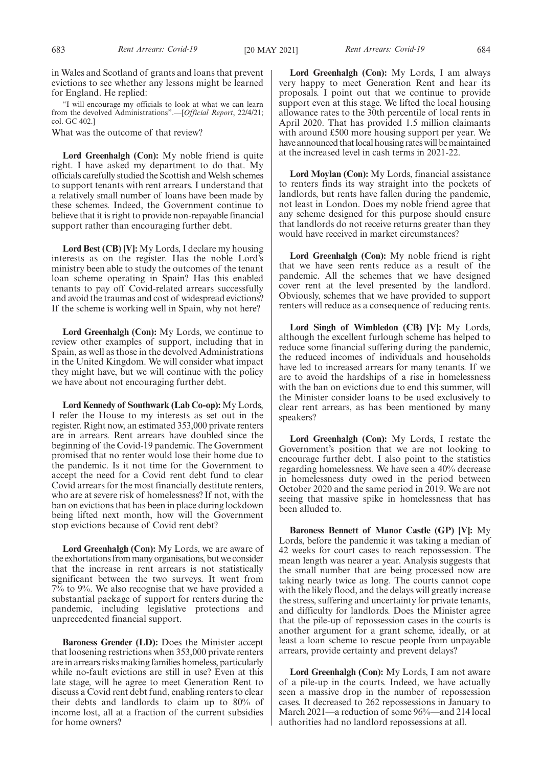in Wales and Scotland of grants and loans that prevent evictions to see whether any lessons might be learned for England. He replied:

"I will encourage my officials to look at what we can learn from the devolved Administrations".—[*Official Report*, 22/4/21; col. GC 402.]

What was the outcome of that review?

**Lord Greenhalgh (Con):** My noble friend is quite right. I have asked my department to do that. My officials carefully studied the Scottish and Welsh schemes to support tenants with rent arrears. I understand that a relatively small number of loans have been made by these schemes. Indeed, the Government continue to believe that it is right to provide non-repayable financial support rather than encouraging further debt.

**Lord Best (CB) [V]:** My Lords, I declare my housing interests as on the register. Has the noble Lord's ministry been able to study the outcomes of the tenant loan scheme operating in Spain? Has this enabled tenants to pay off Covid-related arrears successfully and avoid the traumas and cost of widespread evictions? If the scheme is working well in Spain, why not here?

**Lord Greenhalgh (Con):** My Lords, we continue to review other examples of support, including that in Spain, as well as those in the devolved Administrations in the United Kingdom. We will consider what impact they might have, but we will continue with the policy we have about not encouraging further debt.

**Lord Kennedy of Southwark (Lab Co-op):** My Lords, I refer the House to my interests as set out in the register. Right now, an estimated 353,000 private renters are in arrears. Rent arrears have doubled since the beginning of the Covid-19 pandemic. The Government promised that no renter would lose their home due to the pandemic. Is it not time for the Government to accept the need for a Covid rent debt fund to clear Covid arrears for the most financially destitute renters, who are at severe risk of homelessness? If not, with the ban on evictions that has been in place during lockdown being lifted next month, how will the Government stop evictions because of Covid rent debt?

**Lord Greenhalgh (Con):** My Lords, we are aware of the exhortations from many organisations, but we consider that the increase in rent arrears is not statistically significant between the two surveys. It went from 7% to 9%. We also recognise that we have provided a substantial package of support for renters during the pandemic, including legislative protections and unprecedented financial support.

**Baroness Grender (LD):** Does the Minister accept that loosening restrictions when 353,000 private renters are in arrears risks making families homeless, particularly while no-fault evictions are still in use? Even at this late stage, will he agree to meet Generation Rent to discuss a Covid rent debt fund, enabling renters to clear their debts and landlords to claim up to 80% of income lost, all at a fraction of the current subsidies for home owners?

**Lord Greenhalgh (Con):** My Lords, I am always very happy to meet Generation Rent and hear its proposals. I point out that we continue to provide support even at this stage. We lifted the local housing allowance rates to the 30th percentile of local rents in April 2020. That has provided 1.5 million claimants with around £500 more housing support per year. We have announced that local housing rates will be maintained at the increased level in cash terms in 2021-22.

**Lord Moylan (Con):** My Lords, financial assistance to renters finds its way straight into the pockets of landlords, but rents have fallen during the pandemic, not least in London. Does my noble friend agree that any scheme designed for this purpose should ensure that landlords do not receive returns greater than they would have received in market circumstances?

**Lord Greenhalgh (Con):** My noble friend is right that we have seen rents reduce as a result of the pandemic. All the schemes that we have designed cover rent at the level presented by the landlord. Obviously, schemes that we have provided to support renters will reduce as a consequence of reducing rents.

**Lord Singh of Wimbledon (CB) [V]:** My Lords, although the excellent furlough scheme has helped to reduce some financial suffering during the pandemic, the reduced incomes of individuals and households have led to increased arrears for many tenants. If we are to avoid the hardships of a rise in homelessness with the ban on evictions due to end this summer, will the Minister consider loans to be used exclusively to clear rent arrears, as has been mentioned by many speakers?

**Lord Greenhalgh (Con):** My Lords, I restate the Government's position that we are not looking to encourage further debt. I also point to the statistics regarding homelessness. We have seen a 40% decrease in homelessness duty owed in the period between October 2020 and the same period in 2019. We are not seeing that massive spike in homelessness that has been alluded to.

**Baroness Bennett of Manor Castle (GP) [V]:** My Lords, before the pandemic it was taking a median of 42 weeks for court cases to reach repossession. The mean length was nearer a year. Analysis suggests that the small number that are being processed now are taking nearly twice as long. The courts cannot cope with the likely flood, and the delays will greatly increase the stress, suffering and uncertainty for private tenants, and difficulty for landlords. Does the Minister agree that the pile-up of repossession cases in the courts is another argument for a grant scheme, ideally, or at least a loan scheme to rescue people from unpayable arrears, provide certainty and prevent delays?

**Lord Greenhalgh (Con):** My Lords, I am not aware of a pile-up in the courts. Indeed, we have actually seen a massive drop in the number of repossession cases. It decreased to 262 repossessions in January to March 2021—a reduction of some 96%—and 214 local authorities had no landlord repossessions at all.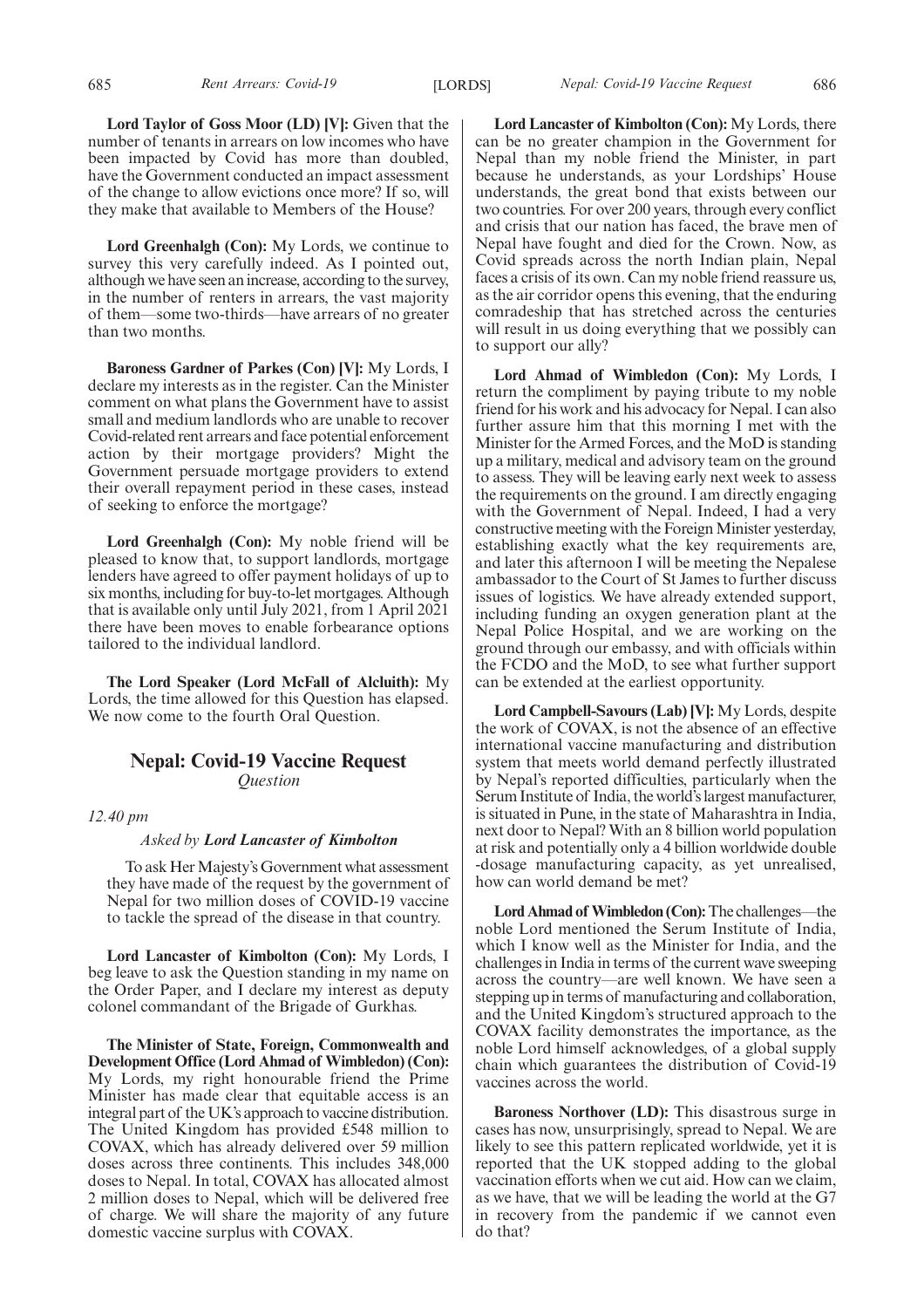**Lord Taylor of Goss Moor (LD) [V]:** Given that the number of tenants in arrears on low incomes who have been impacted by Covid has more than doubled, have the Government conducted an impact assessment of the change to allow evictions once more? If so, will they make that available to Members of the House?

**Lord Greenhalgh (Con):** My Lords, we continue to survey this very carefully indeed. As I pointed out, although we have seen an increase, according to the survey, in the number of renters in arrears, the vast majority of them—some two-thirds—have arrears of no greater than two months.

**Baroness Gardner of Parkes (Con) [V]:** My Lords, I declare my interests as in the register. Can the Minister comment on what plans the Government have to assist small and medium landlords who are unable to recover Covid-related rent arrears and face potential enforcement action by their mortgage providers? Might the Government persuade mortgage providers to extend their overall repayment period in these cases, instead of seeking to enforce the mortgage?

**Lord Greenhalgh (Con):** My noble friend will be pleased to know that, to support landlords, mortgage lenders have agreed to offer payment holidays of up to six months, including for buy-to-let mortgages. Although that is available only until July 2021, from 1 April 2021 there have been moves to enable forbearance options tailored to the individual landlord.

**The Lord Speaker (Lord McFall of Alcluith):** My Lords, the time allowed for this Question has elapsed. We now come to the fourth Oral Question.

## Nepal: Covid-19 Vaccine Request
*Question*

*12.40 pm*

*Asked by* ***Lord Lancaster of Kimbolton***

To ask Her Majesty's Government what assessment they have made of the request by the government of Nepal for two million doses of COVID-19 vaccine to tackle the spread of the disease in that country.

**Lord Lancaster of Kimbolton (Con):** My Lords, I beg leave to ask the Question standing in my name on the Order Paper, and I declare my interest as deputy colonel commandant of the Brigade of Gurkhas.

**The Minister of State, Foreign, Commonwealth and Development Office (Lord Ahmad of Wimbledon) (Con):** My Lords, my right honourable friend the Prime Minister has made clear that equitable access is an integral part of the UK's approach to vaccine distribution. The United Kingdom has provided £548 million to COVAX, which has already delivered over 59 million doses across three continents. This includes 348,000 doses to Nepal. In total, COVAX has allocated almost 2 million doses to Nepal, which will be delivered free of charge. We will share the majority of any future domestic vaccine surplus with COVAX.

**Lord Lancaster of Kimbolton (Con):** My Lords, there can be no greater champion in the Government for Nepal than my noble friend the Minister, in part because he understands, as your Lordships' House understands, the great bond that exists between our two countries. For over 200 years, through every conflict and crisis that our nation has faced, the brave men of Nepal have fought and died for the Crown. Now, as Covid spreads across the north Indian plain, Nepal faces a crisis of its own. Can my noble friend reassure us, as the air corridor opens this evening, that the enduring comradeship that has stretched across the centuries will result in us doing everything that we possibly can to support our ally?

**Lord Ahmad of Wimbledon (Con):** My Lords, I return the compliment by paying tribute to my noble friend for his work and his advocacy for Nepal. I can also further assure him that this morning I met with the Minister for the Armed Forces, and the MoD is standing up a military, medical and advisory team on the ground to assess. They will be leaving early next week to assess the requirements on the ground. I am directly engaging with the Government of Nepal. Indeed, I had a very constructive meeting with the Foreign Minister yesterday, establishing exactly what the key requirements are, and later this afternoon I will be meeting the Nepalese ambassador to the Court of St James to further discuss issues of logistics. We have already extended support, including funding an oxygen generation plant at the Nepal Police Hospital, and we are working on the ground through our embassy, and with officials within the FCDO and the MoD, to see what further support can be extended at the earliest opportunity.

**Lord Campbell-Savours (Lab) [V]:** My Lords, despite the work of COVAX, is not the absence of an effective international vaccine manufacturing and distribution system that meets world demand perfectly illustrated by Nepal's reported difficulties, particularly when the Serum Institute of India, the world's largest manufacturer, is situated in Pune, in the state of Maharashtra in India, next door to Nepal? With an 8 billion world population at risk and potentially only a 4 billion worldwide double-dosage manufacturing capacity, as yet unrealised, how can world demand be met?

**Lord Ahmad of Wimbledon (Con):** The challenges—the noble Lord mentioned the Serum Institute of India, which I know well as the Minister for India, and the challenges in India in terms of the current wave sweeping across the country—are well known. We have seen a stepping up in terms of manufacturing and collaboration, and the United Kingdom's structured approach to the COVAX facility demonstrates the importance, as the noble Lord himself acknowledges, of a global supply chain which guarantees the distribution of Covid-19 vaccines across the world.

**Baroness Northover (LD):** This disastrous surge in cases has now, unsurprisingly, spread to Nepal. We are likely to see this pattern replicated worldwide, yet it is reported that the UK stopped adding to the global vaccination efforts when we cut aid. How can we claim, as we have, that we will be leading the world at the G7 in recovery from the pandemic if we cannot even do that?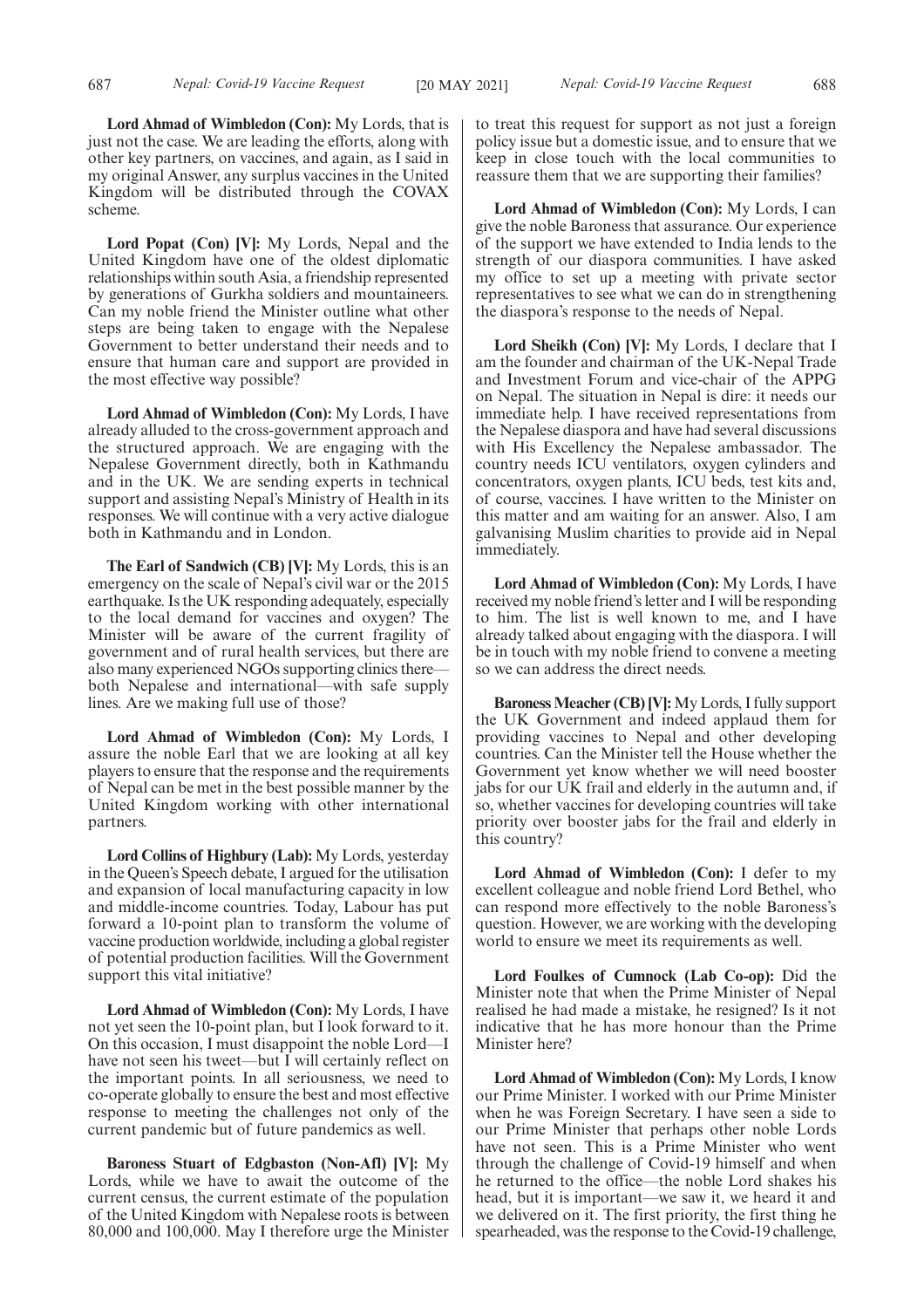**Lord Ahmad of Wimbledon (Con):** My Lords, that is just not the case. We are leading the efforts, along with other key partners, on vaccines, and again, as I said in my original Answer, any surplus vaccines in the United Kingdom will be distributed through the COVAX scheme.

**Lord Popat (Con) [V]:** My Lords, Nepal and the United Kingdom have one of the oldest diplomatic relationships within south Asia, a friendship represented by generations of Gurkha soldiers and mountaineers. Can my noble friend the Minister outline what other steps are being taken to engage with the Nepalese Government to better understand their needs and to ensure that human care and support are provided in the most effective way possible?

**Lord Ahmad of Wimbledon (Con):** My Lords, I have already alluded to the cross-government approach and the structured approach. We are engaging with the Nepalese Government directly, both in Kathmandu and in the UK. We are sending experts in technical support and assisting Nepal's Ministry of Health in its responses. We will continue with a very active dialogue both in Kathmandu and in London.

**The Earl of Sandwich (CB) [V]:** My Lords, this is an emergency on the scale of Nepal's civil war or the 2015 earthquake. Is the UK responding adequately, especially to the local demand for vaccines and oxygen? The Minister will be aware of the current fragility of government and of rural health services, but there are also many experienced NGOs supporting clinics there—both Nepalese and international—with safe supply lines. Are we making full use of those?

**Lord Ahmad of Wimbledon (Con):** My Lords, I assure the noble Earl that we are looking at all key players to ensure that the response and the requirements of Nepal can be met in the best possible manner by the United Kingdom working with other international partners.

**Lord Collins of Highbury (Lab):** My Lords, yesterday in the Queen's Speech debate, I argued for the utilisation and expansion of local manufacturing capacity in low and middle-income countries. Today, Labour has put forward a 10-point plan to transform the volume of vaccine production worldwide, including a global register of potential production facilities. Will the Government support this vital initiative?

**Lord Ahmad of Wimbledon (Con):** My Lords, I have not yet seen the 10-point plan, but I look forward to it. On this occasion, I must disappoint the noble Lord—I have not seen his tweet—but I will certainly reflect on the important points. In all seriousness, we need to co-operate globally to ensure the best and most effective response to meeting the challenges not only of the current pandemic but of future pandemics as well.

**Baroness Stuart of Edgbaston (Non-Afl) [V]:** My Lords, while we have to await the outcome of the current census, the current estimate of the population of the United Kingdom with Nepalese roots is between 80,000 and 100,000. May I therefore urge the Minister to treat this request for support as not just a foreign policy issue but a domestic issue, and to ensure that we keep in close touch with the local communities to reassure them that we are supporting their families?

**Lord Ahmad of Wimbledon (Con):** My Lords, I can give the noble Baroness that assurance. Our experience of the support we have extended to India lends to the strength of our diaspora communities. I have asked my office to set up a meeting with private sector representatives to see what we can do in strengthening the diaspora's response to the needs of Nepal.

**Lord Sheikh (Con) [V]:** My Lords, I declare that I am the founder and chairman of the UK-Nepal Trade and Investment Forum and vice-chair of the APPG on Nepal. The situation in Nepal is dire: it needs our immediate help. I have received representations from the Nepalese diaspora and have had several discussions with His Excellency the Nepalese ambassador. The country needs ICU ventilators, oxygen cylinders and concentrators, oxygen plants, ICU beds, test kits and, of course, vaccines. I have written to the Minister on this matter and am waiting for an answer. Also, I am galvanising Muslim charities to provide aid in Nepal immediately.

**Lord Ahmad of Wimbledon (Con):** My Lords, I have received my noble friend's letter and I will be responding to him. The list is well known to me, and I have already talked about engaging with the diaspora. I will be in touch with my noble friend to convene a meeting so we can address the direct needs.

**Baroness Meacher (CB) [V]:** My Lords, I fully support the UK Government and indeed applaud them for providing vaccines to Nepal and other developing countries. Can the Minister tell the House whether the Government yet know whether we will need booster jabs for our UK frail and elderly in the autumn and, if so, whether vaccines for developing countries will take priority over booster jabs for the frail and elderly in this country?

**Lord Ahmad of Wimbledon (Con):** I defer to my excellent colleague and noble friend Lord Bethel, who can respond more effectively to the noble Baroness's question. However, we are working with the developing world to ensure we meet its requirements as well.

**Lord Foulkes of Cumnock (Lab Co-op):** Did the Minister note that when the Prime Minister of Nepal realised he had made a mistake, he resigned? Is it not indicative that he has more honour than the Prime Minister here?

**Lord Ahmad of Wimbledon (Con):** My Lords, I know our Prime Minister. I worked with our Prime Minister when he was Foreign Secretary. I have seen a side to our Prime Minister that perhaps other noble Lords have not seen. This is a Prime Minister who went through the challenge of Covid-19 himself and when he returned to the office—the noble Lord shakes his head, but it is important—we saw it, we heard it and we delivered on it. The first priority, the first thing he spearheaded, was the response to the Covid-19 challenge,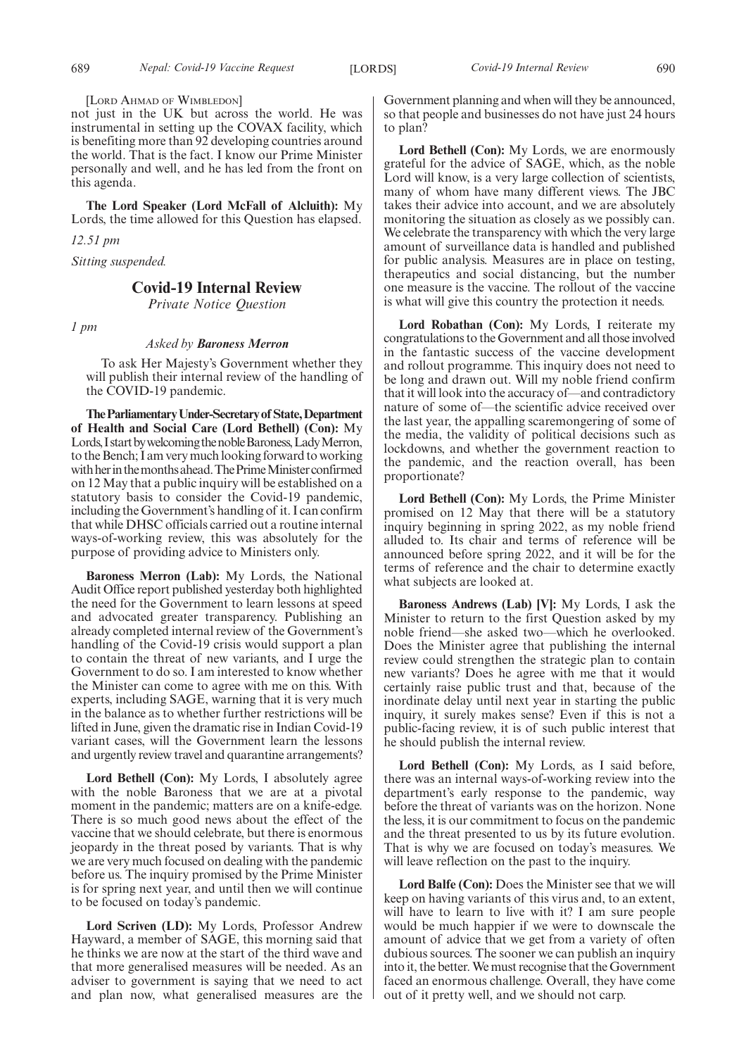[LORD AHMAD OF WIMBLEDON]

not just in the UK but across the world. He was instrumental in setting up the COVAX facility, which is benefiting more than 92 developing countries around the world. That is the fact. I know our Prime Minister personally and well, and he has led from the front on this agenda.

**The Lord Speaker (Lord McFall of Alcluith):** My Lords, the time allowed for this Question has elapsed.

*12.51 pm*

*Sitting suspended.*

## Covid-19 Internal Review

*Private Notice Question*

*1 pm*

*Asked by* ***Baroness Merron***

To ask Her Majesty's Government whether they will publish their internal review of the handling of the COVID-19 pandemic.

**The Parliamentary Under-Secretary of State, Department of Health and Social Care (Lord Bethell) (Con):** My Lords, I start by welcoming the noble Baroness, Lady Merron, to the Bench; I am very much looking forward to working with her in the months ahead. The Prime Minister confirmed on 12 May that a public inquiry will be established on a statutory basis to consider the Covid-19 pandemic, including the Government's handling of it. I can confirm that while DHSC officials carried out a routine internal ways-of-working review, this was absolutely for the purpose of providing advice to Ministers only.

**Baroness Merron (Lab):** My Lords, the National Audit Office report published yesterday both highlighted the need for the Government to learn lessons at speed and advocated greater transparency. Publishing an already completed internal review of the Government's handling of the Covid-19 crisis would support a plan to contain the threat of new variants, and I urge the Government to do so. I am interested to know whether the Minister can come to agree with me on this. With experts, including SAGE, warning that it is very much in the balance as to whether further restrictions will be lifted in June, given the dramatic rise in Indian Covid-19 variant cases, will the Government learn the lessons and urgently review travel and quarantine arrangements?

**Lord Bethell (Con):** My Lords, I absolutely agree with the noble Baroness that we are at a pivotal moment in the pandemic; matters are on a knife-edge. There is so much good news about the effect of the vaccine that we should celebrate, but there is enormous jeopardy in the threat posed by variants. That is why we are very much focused on dealing with the pandemic before us. The inquiry promised by the Prime Minister is for spring next year, and until then we will continue to be focused on today's pandemic.

**Lord Scriven (LD):** My Lords, Professor Andrew Hayward, a member of SAGE, this morning said that he thinks we are now at the start of the third wave and that more generalised measures will be needed. As an adviser to government is saying that we need to act and plan now, what generalised measures are the Government planning and when will they be announced, so that people and businesses do not have just 24 hours to plan?

**Lord Bethell (Con):** My Lords, we are enormously grateful for the advice of SAGE, which, as the noble Lord will know, is a very large collection of scientists, many of whom have many different views. The JBC takes their advice into account, and we are absolutely monitoring the situation as closely as we possibly can. We celebrate the transparency with which the very large amount of surveillance data is handled and published for public analysis. Measures are in place on testing, therapeutics and social distancing, but the number one measure is the vaccine. The rollout of the vaccine is what will give this country the protection it needs.

**Lord Robathan (Con):** My Lords, I reiterate my congratulations to the Government and all those involved in the fantastic success of the vaccine development and rollout programme. This inquiry does not need to be long and drawn out. Will my noble friend confirm that it will look into the accuracy of—and contradictory nature of some of—the scientific advice received over the last year, the appalling scaremongering of some of the media, the validity of political decisions such as lockdowns, and whether the government reaction to the pandemic, and the reaction overall, has been proportionate?

**Lord Bethell (Con):** My Lords, the Prime Minister promised on 12 May that there will be a statutory inquiry beginning in spring 2022, as my noble friend alluded to. Its chair and terms of reference will be announced before spring 2022, and it will be for the terms of reference and the chair to determine exactly what subjects are looked at.

**Baroness Andrews (Lab) [V]:** My Lords, I ask the Minister to return to the first Question asked by my noble friend—she asked two—which he overlooked. Does the Minister agree that publishing the internal review could strengthen the strategic plan to contain new variants? Does he agree with me that it would certainly raise public trust and that, because of the inordinate delay until next year in starting the public inquiry, it surely makes sense? Even if this is not a public-facing review, it is of such public interest that he should publish the internal review.

**Lord Bethell (Con):** My Lords, as I said before, there was an internal ways-of-working review into the department's early response to the pandemic, way before the threat of variants was on the horizon. None the less, it is our commitment to focus on the pandemic and the threat presented to us by its future evolution. That is why we are focused on today's measures. We will leave reflection on the past to the inquiry.

**Lord Balfe (Con):** Does the Minister see that we will keep on having variants of this virus and, to an extent, will have to learn to live with it? I am sure people would be much happier if we were to downscale the amount of advice that we get from a variety of often dubious sources. The sooner we can publish an inquiry into it, the better. We must recognise that the Government faced an enormous challenge. Overall, they have come out of it pretty well, and we should not carp.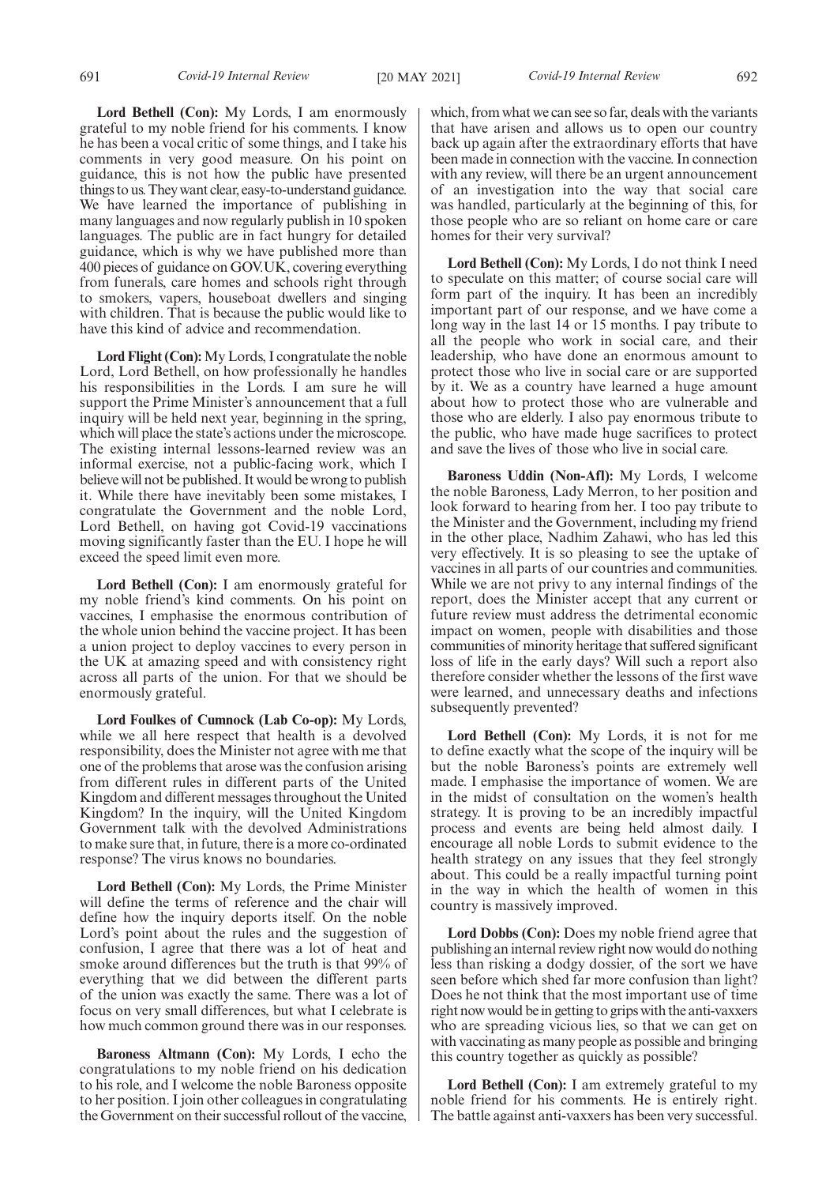**Lord Bethell (Con):** My Lords, I am enormously grateful to my noble friend for his comments. I know he has been a vocal critic of some things, and I take his comments in very good measure. On his point on guidance, this is not how the public have presented things to us. They want clear, easy-to-understand guidance. We have learned the importance of publishing in many languages and now regularly publish in 10 spoken languages. The public are in fact hungry for detailed guidance, which is why we have published more than 400 pieces of guidance on GOV.UK, covering everything from funerals, care homes and schools right through to smokers, vapers, houseboat dwellers and singing with children. That is because the public would like to have this kind of advice and recommendation.

**Lord Flight (Con):** My Lords, I congratulate the noble Lord, Lord Bethell, on how professionally he handles his responsibilities in the Lords. I am sure he will support the Prime Minister's announcement that a full inquiry will be held next year, beginning in the spring, which will place the state's actions under the microscope. The existing internal lessons-learned review was an informal exercise, not a public-facing work, which I believe will not be published. It would be wrong to publish it. While there have inevitably been some mistakes, I congratulate the Government and the noble Lord, Lord Bethell, on having got Covid-19 vaccinations moving significantly faster than the EU. I hope he will exceed the speed limit even more.

**Lord Bethell (Con):** I am enormously grateful for my noble friend's kind comments. On his point on vaccines, I emphasise the enormous contribution of the whole union behind the vaccine project. It has been a union project to deploy vaccines to every person in the UK at amazing speed and with consistency right across all parts of the union. For that we should be enormously grateful.

**Lord Foulkes of Cumnock (Lab Co-op):** My Lords, while we all here respect that health is a devolved responsibility, does the Minister not agree with me that one of the problems that arose was the confusion arising from different rules in different parts of the United Kingdom and different messages throughout the United Kingdom? In the inquiry, will the United Kingdom Government talk with the devolved Administrations to make sure that, in future, there is a more co-ordinated response? The virus knows no boundaries.

**Lord Bethell (Con):** My Lords, the Prime Minister will define the terms of reference and the chair will define how the inquiry deports itself. On the noble Lord's point about the rules and the suggestion of confusion, I agree that there was a lot of heat and smoke around differences but the truth is that 99% of everything that we did between the different parts of the union was exactly the same. There was a lot of focus on very small differences, but what I celebrate is how much common ground there was in our responses.

**Baroness Altmann (Con):** My Lords, I echo the congratulations to my noble friend on his dedication to his role, and I welcome the noble Baroness opposite to her position. I join other colleagues in congratulating the Government on their successful rollout of the vaccine, which, from what we can see so far, deals with the variants that have arisen and allows us to open our country back up again after the extraordinary efforts that have been made in connection with the vaccine. In connection with any review, will there be an urgent announcement of an investigation into the way that social care was handled, particularly at the beginning of this, for those people who are so reliant on home care or care homes for their very survival?

**Lord Bethell (Con):** My Lords, I do not think I need to speculate on this matter; of course social care will form part of the inquiry. It has been an incredibly important part of our response, and we have come a long way in the last 14 or 15 months. I pay tribute to all the people who work in social care, and their leadership, who have done an enormous amount to protect those who live in social care or are supported by it. We as a country have learned a huge amount about how to protect those who are vulnerable and those who are elderly. I also pay enormous tribute to the public, who have made huge sacrifices to protect and save the lives of those who live in social care.

**Baroness Uddin (Non-Afl):** My Lords, I welcome the noble Baroness, Lady Merron, to her position and look forward to hearing from her. I too pay tribute to the Minister and the Government, including my friend in the other place, Nadhim Zahawi, who has led this very effectively. It is so pleasing to see the uptake of vaccines in all parts of our countries and communities. While we are not privy to any internal findings of the report, does the Minister accept that any current or future review must address the detrimental economic impact on women, people with disabilities and those communities of minority heritage that suffered significant loss of life in the early days? Will such a report also therefore consider whether the lessons of the first wave were learned, and unnecessary deaths and infections subsequently prevented?

**Lord Bethell (Con):** My Lords, it is not for me to define exactly what the scope of the inquiry will be but the noble Baroness's points are extremely well made. I emphasise the importance of women. We are in the midst of consultation on the women's health strategy. It is proving to be an incredibly impactful process and events are being held almost daily. I encourage all noble Lords to submit evidence to the health strategy on any issues that they feel strongly about. This could be a really impactful turning point in the way in which the health of women in this country is massively improved.

**Lord Dobbs (Con):** Does my noble friend agree that publishing an internal review right now would do nothing less than risking a dodgy dossier, of the sort we have seen before which shed far more confusion than light? Does he not think that the most important use of time right now would be in getting to grips with the anti-vaxxers who are spreading vicious lies, so that we can get on with vaccinating as many people as possible and bringing this country together as quickly as possible?

**Lord Bethell (Con):** I am extremely grateful to my noble friend for his comments. He is entirely right. The battle against anti-vaxxers has been very successful.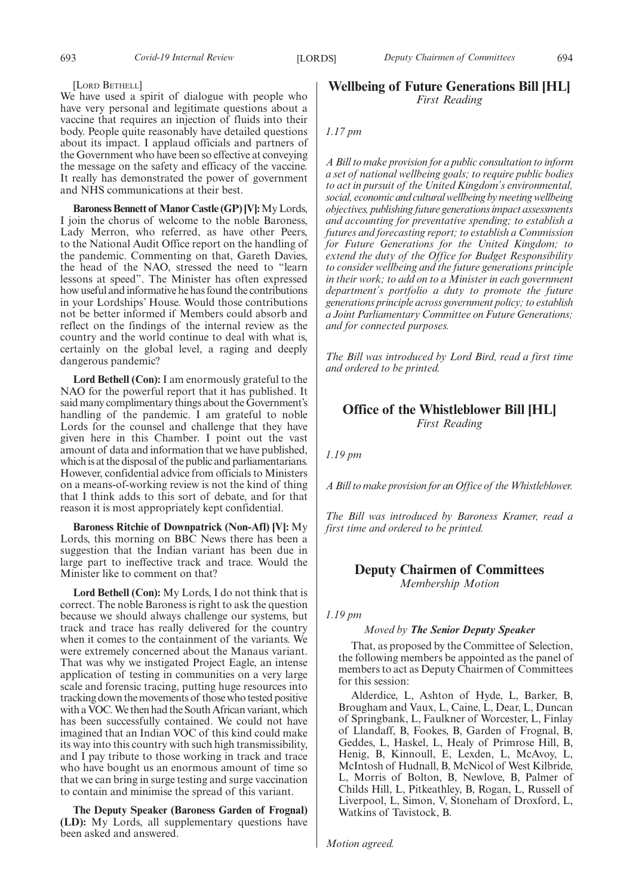[Lord Bethell]

We have used a spirit of dialogue with people who have very personal and legitimate questions about a vaccine that requires an injection of fluids into their body. People quite reasonably have detailed questions about its impact. I applaud officials and partners of the Government who have been so effective at conveying the message on the safety and efficacy of the vaccine. It really has demonstrated the power of government and NHS communications at their best.

**Baroness Bennett of Manor Castle (GP) [V]:** My Lords, I join the chorus of welcome to the noble Baroness, Lady Merron, who referred, as have other Peers, to the National Audit Office report on the handling of the pandemic. Commenting on that, Gareth Davies, the head of the NAO, stressed the need to "learn lessons at speed". The Minister has often expressed how useful and informative he has found the contributions in your Lordships' House. Would those contributions not be better informed if Members could absorb and reflect on the findings of the internal review as the country and the world continue to deal with what is, certainly on the global level, a raging and deeply dangerous pandemic?

**Lord Bethell (Con):** I am enormously grateful to the NAO for the powerful report that it has published. It said many complimentary things about the Government's handling of the pandemic. I am grateful to noble Lords for the counsel and challenge that they have given here in this Chamber. I point out the vast amount of data and information that we have published, which is at the disposal of the public and parliamentarians. However, confidential advice from officials to Ministers on a means-of-working review is not the kind of thing that I think adds to this sort of debate, and for that reason it is most appropriately kept confidential.

**Baroness Ritchie of Downpatrick (Non-Afl) [V]:** My Lords, this morning on BBC News there has been a suggestion that the Indian variant has been due in large part to ineffective track and trace. Would the Minister like to comment on that?

**Lord Bethell (Con):** My Lords, I do not think that is correct. The noble Baroness is right to ask the question because we should always challenge our systems, but track and trace has really delivered for the country when it comes to the containment of the variants. We were extremely concerned about the Manaus variant. That was why we instigated Project Eagle, an intense application of testing in communities on a very large scale and forensic tracing, putting huge resources into tracking down the movements of those who tested positive with a VOC. We then had the South African variant, which has been successfully contained. We could not have imagined that an Indian VOC of this kind could make its way into this country with such high transmissibility, and I pay tribute to those working in track and trace who have bought us an enormous amount of time so that we can bring in surge testing and surge vaccination to contain and minimise the spread of this variant.

**The Deputy Speaker (Baroness Garden of Frognal) (LD):** My Lords, all supplementary questions have been asked and answered.

## Wellbeing of Future Generations Bill [HL]

*First Reading*

*1.17 pm*

*A Bill to make provision for a public consultation to inform a set of national wellbeing goals; to require public bodies to act in pursuit of the United Kingdom's environmental, social, economic and cultural wellbeing by meeting wellbeing objectives, publishing future generations impact assessments and accounting for preventative spending; to establish a futures and forecasting report; to establish a Commission for Future Generations for the United Kingdom; to extend the duty of the Office for Budget Responsibility to consider wellbeing and the future generations principle in their work; to add on to a Minister in each government department's portfolio a duty to promote the future generations principle across government policy; to establish a Joint Parliamentary Committee on Future Generations; and for connected purposes.*

*The Bill was introduced by Lord Bird, read a first time and ordered to be printed.*

## Office of the Whistleblower Bill [HL]

*First Reading*

*1.19 pm*

*A Bill to make provision for an Office of the Whistleblower.*

*The Bill was introduced by Baroness Kramer, read a first time and ordered to be printed.*

## Deputy Chairmen of Committees

*Membership Motion*

*1.19 pm*

*Moved by **The Senior Deputy Speaker***

That, as proposed by the Committee of Selection, the following members be appointed as the panel of members to act as Deputy Chairmen of Committees for this session:

Alderdice, L, Ashton of Hyde, L, Barker, B, Brougham and Vaux, L, Caine, L, Dear, L, Duncan of Springbank, L, Faulkner of Worcester, L, Finlay of Llandaff, B, Fookes, B, Garden of Frognal, B, Geddes, L, Haskel, L, Healy of Primrose Hill, B, Henig, B, Kinnoull, E, Lexden, L, McAvoy, L, McIntosh of Hudnall, B, McNicol of West Kilbride, L, Morris of Bolton, B, Newlove, B, Palmer of Childs Hill, L, Pitkeathley, B, Rogan, L, Russell of Liverpool, L, Simon, V, Stoneham of Droxford, L, Watkins of Tavistock, B.

*Motion agreed.*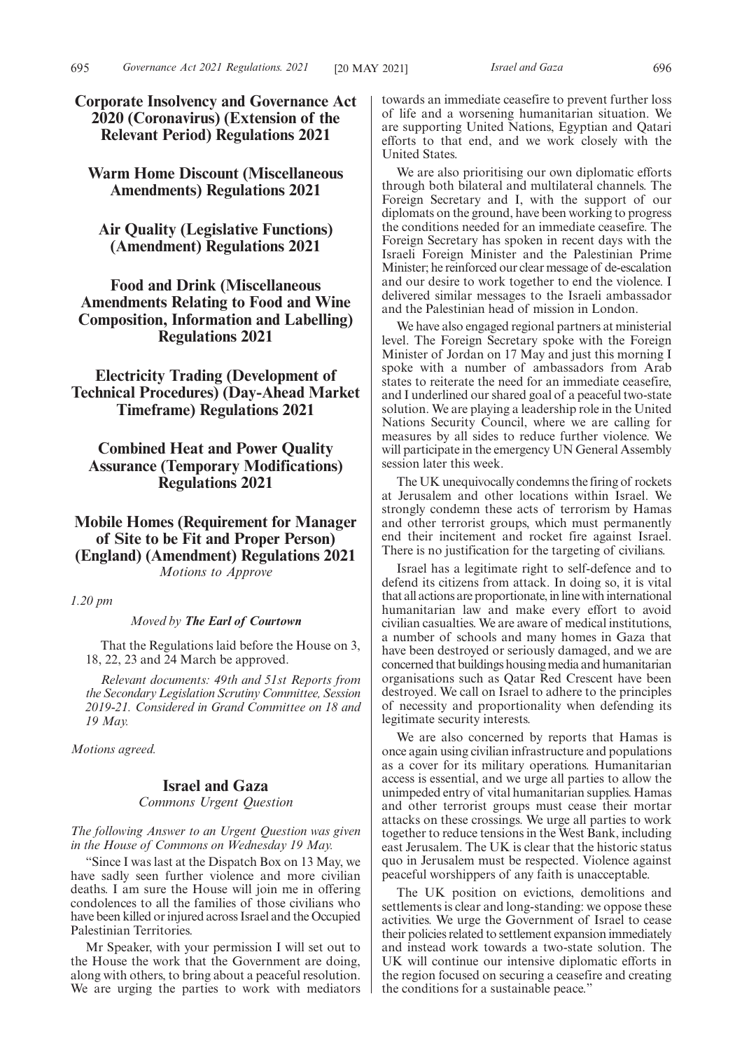## Corporate Insolvency and Governance Act 2020 (Coronavirus) (Extension of the Relevant Period) Regulations 2021

## Warm Home Discount (Miscellaneous Amendments) Regulations 2021

## Air Quality (Legislative Functions) (Amendment) Regulations 2021

## Food and Drink (Miscellaneous Amendments Relating to Food and Wine Composition, Information and Labelling) Regulations 2021

## Electricity Trading (Development of Technical Procedures) (Day-Ahead Market Timeframe) Regulations 2021

## Combined Heat and Power Quality Assurance (Temporary Modifications) Regulations 2021

## Mobile Homes (Requirement for Manager of Site to be Fit and Proper Person) (England) (Amendment) Regulations 2021

*Motions to Approve*

*1.20 pm*

*Moved by* ***The Earl of Courtown***

That the Regulations laid before the House on 3, 18, 22, 23 and 24 March be approved.

*Relevant documents: 49th and 51st Reports from the Secondary Legislation Scrutiny Committee, Session 2019-21. Considered in Grand Committee on 18 and 19 May.*

*Motions agreed.*

## Israel and Gaza

*Commons Urgent Question*

*The following Answer to an Urgent Question was given in the House of Commons on Wednesday 19 May.*

"Since I was last at the Dispatch Box on 13 May, we have sadly seen further violence and more civilian deaths. I am sure the House will join me in offering condolences to all the families of those civilians who have been killed or injured across Israel and the Occupied Palestinian Territories.

Mr Speaker, with your permission I will set out to the House the work that the Government are doing, along with others, to bring about a peaceful resolution. We are urging the parties to work with mediators towards an immediate ceasefire to prevent further loss of life and a worsening humanitarian situation. We are supporting United Nations, Egyptian and Qatari efforts to that end, and we work closely with the United States.

We are also prioritising our own diplomatic efforts through both bilateral and multilateral channels. The Foreign Secretary and I, with the support of our diplomats on the ground, have been working to progress the conditions needed for an immediate ceasefire. The Foreign Secretary has spoken in recent days with the Israeli Foreign Minister and the Palestinian Prime Minister; he reinforced our clear message of de-escalation and our desire to work together to end the violence. I delivered similar messages to the Israeli ambassador and the Palestinian head of mission in London.

We have also engaged regional partners at ministerial level. The Foreign Secretary spoke with the Foreign Minister of Jordan on 17 May and just this morning I spoke with a number of ambassadors from Arab states to reiterate the need for an immediate ceasefire, and I underlined our shared goal of a peaceful two-state solution. We are playing a leadership role in the United Nations Security Council, where we are calling for measures by all sides to reduce further violence. We will participate in the emergency UN General Assembly session later this week.

The UK unequivocally condemns the firing of rockets at Jerusalem and other locations within Israel. We strongly condemn these acts of terrorism by Hamas and other terrorist groups, which must permanently end their incitement and rocket fire against Israel. There is no justification for the targeting of civilians.

Israel has a legitimate right to self-defence and to defend its citizens from attack. In doing so, it is vital that all actions are proportionate, in line with international humanitarian law and make every effort to avoid civilian casualties. We are aware of medical institutions, a number of schools and many homes in Gaza that have been destroyed or seriously damaged, and we are concerned that buildings housing media and humanitarian organisations such as Qatar Red Crescent have been destroyed. We call on Israel to adhere to the principles of necessity and proportionality when defending its legitimate security interests.

We are also concerned by reports that Hamas is once again using civilian infrastructure and populations as a cover for its military operations. Humanitarian access is essential, and we urge all parties to allow the unimpeded entry of vital humanitarian supplies. Hamas and other terrorist groups must cease their mortar attacks on these crossings. We urge all parties to work together to reduce tensions in the West Bank, including east Jerusalem. The UK is clear that the historic status quo in Jerusalem must be respected. Violence against peaceful worshippers of any faith is unacceptable.

The UK position on evictions, demolitions and settlements is clear and long-standing: we oppose these activities. We urge the Government of Israel to cease their policies related to settlement expansion immediately and instead work towards a two-state solution. The UK will continue our intensive diplomatic efforts in the region focused on securing a ceasefire and creating the conditions for a sustainable peace."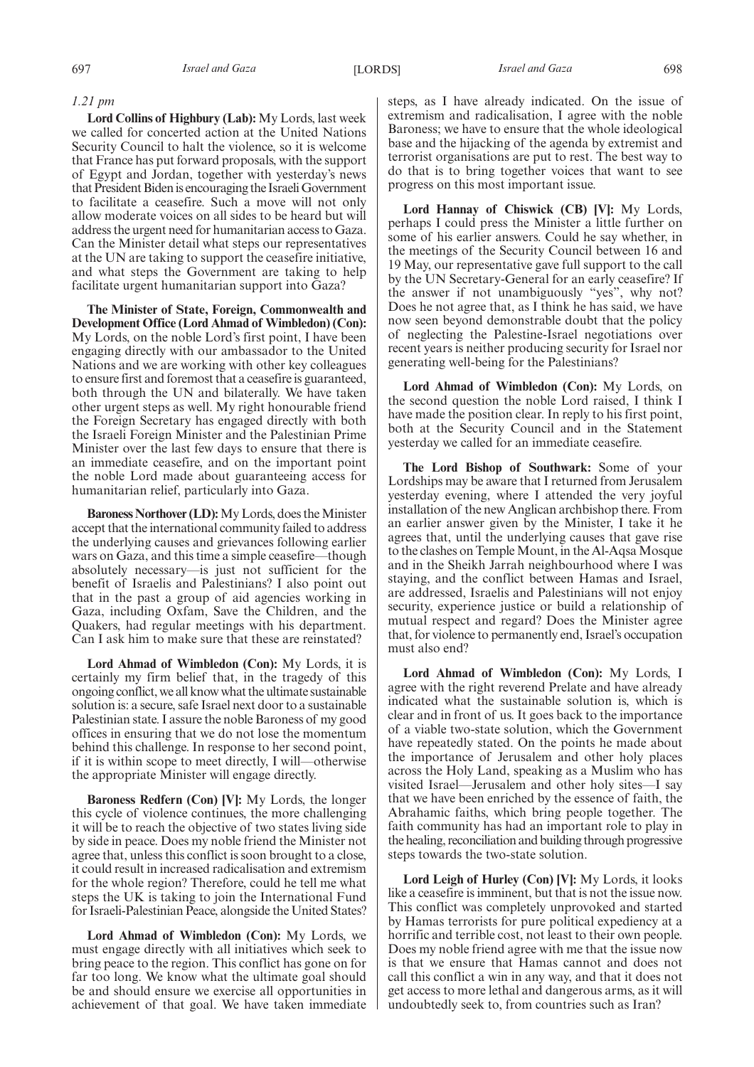*1.21 pm*

**Lord Collins of Highbury (Lab):** My Lords, last week we called for concerted action at the United Nations Security Council to halt the violence, so it is welcome that France has put forward proposals, with the support of Egypt and Jordan, together with yesterday's news that President Biden is encouraging the Israeli Government to facilitate a ceasefire. Such a move will not only allow moderate voices on all sides to be heard but will address the urgent need for humanitarian access to Gaza. Can the Minister detail what steps our representatives at the UN are taking to support the ceasefire initiative, and what steps the Government are taking to help facilitate urgent humanitarian support into Gaza?

**The Minister of State, Foreign, Commonwealth and Development Office (Lord Ahmad of Wimbledon) (Con):** My Lords, on the noble Lord's first point, I have been engaging directly with our ambassador to the United Nations and we are working with other key colleagues to ensure first and foremost that a ceasefire is guaranteed, both through the UN and bilaterally. We have taken other urgent steps as well. My right honourable friend the Foreign Secretary has engaged directly with both the Israeli Foreign Minister and the Palestinian Prime Minister over the last few days to ensure that there is an immediate ceasefire, and on the important point the noble Lord made about guaranteeing access for humanitarian relief, particularly into Gaza.

**Baroness Northover (LD):** My Lords, does the Minister accept that the international community failed to address the underlying causes and grievances following earlier wars on Gaza, and this time a simple ceasefire—though absolutely necessary—is just not sufficient for the benefit of Israelis and Palestinians? I also point out that in the past a group of aid agencies working in Gaza, including Oxfam, Save the Children, and the Quakers, had regular meetings with his department. Can I ask him to make sure that these are reinstated?

**Lord Ahmad of Wimbledon (Con):** My Lords, it is certainly my firm belief that, in the tragedy of this ongoing conflict, we all know what the ultimate sustainable solution is: a secure, safe Israel next door to a sustainable Palestinian state. I assure the noble Baroness of my good offices in ensuring that we do not lose the momentum behind this challenge. In response to her second point, if it is within scope to meet directly, I will—otherwise the appropriate Minister will engage directly.

**Baroness Redfern (Con) [V]:** My Lords, the longer this cycle of violence continues, the more challenging it will be to reach the objective of two states living side by side in peace. Does my noble friend the Minister not agree that, unless this conflict is soon brought to a close, it could result in increased radicalisation and extremism for the whole region? Therefore, could he tell me what steps the UK is taking to join the International Fund for Israeli-Palestinian Peace, alongside the United States?

**Lord Ahmad of Wimbledon (Con):** My Lords, we must engage directly with all initiatives which seek to bring peace to the region. This conflict has gone on for far too long. We know what the ultimate goal should be and should ensure we exercise all opportunities in achievement of that goal. We have taken immediate steps, as I have already indicated. On the issue of extremism and radicalisation, I agree with the noble Baroness; we have to ensure that the whole ideological base and the hijacking of the agenda by extremist and terrorist organisations are put to rest. The best way to do that is to bring together voices that want to see progress on this most important issue.

**Lord Hannay of Chiswick (CB) [V]:** My Lords, perhaps I could press the Minister a little further on some of his earlier answers. Could he say whether, in the meetings of the Security Council between 16 and 19 May, our representative gave full support to the call by the UN Secretary-General for an early ceasefire? If the answer if not unambiguously "yes", why not? Does he not agree that, as I think he has said, we have now seen beyond demonstrable doubt that the policy of neglecting the Palestine-Israel negotiations over recent years is neither producing security for Israel nor generating well-being for the Palestinians?

**Lord Ahmad of Wimbledon (Con):** My Lords, on the second question the noble Lord raised, I think I have made the position clear. In reply to his first point, both at the Security Council and in the Statement yesterday we called for an immediate ceasefire.

**The Lord Bishop of Southwark:** Some of your Lordships may be aware that I returned from Jerusalem yesterday evening, where I attended the very joyful installation of the new Anglican archbishop there. From an earlier answer given by the Minister, I take it he agrees that, until the underlying causes that gave rise to the clashes on Temple Mount, in the Al-Aqsa Mosque and in the Sheikh Jarrah neighbourhood where I was staying, and the conflict between Hamas and Israel, are addressed, Israelis and Palestinians will not enjoy security, experience justice or build a relationship of mutual respect and regard? Does the Minister agree that, for violence to permanently end, Israel's occupation must also end?

**Lord Ahmad of Wimbledon (Con):** My Lords, I agree with the right reverend Prelate and have already indicated what the sustainable solution is, which is clear and in front of us. It goes back to the importance of a viable two-state solution, which the Government have repeatedly stated. On the points he made about the importance of Jerusalem and other holy places across the Holy Land, speaking as a Muslim who has visited Israel—Jerusalem and other holy sites—I say that we have been enriched by the essence of faith, the Abrahamic faiths, which bring people together. The faith community has had an important role to play in the healing, reconciliation and building through progressive steps towards the two-state solution.

**Lord Leigh of Hurley (Con) [V]:** My Lords, it looks like a ceasefire is imminent, but that is not the issue now. This conflict was completely unprovoked and started by Hamas terrorists for pure political expediency at a horrific and terrible cost, not least to their own people. Does my noble friend agree with me that the issue now is that we ensure that Hamas cannot and does not call this conflict a win in any way, and that it does not get access to more lethal and dangerous arms, as it will undoubtedly seek to, from countries such as Iran?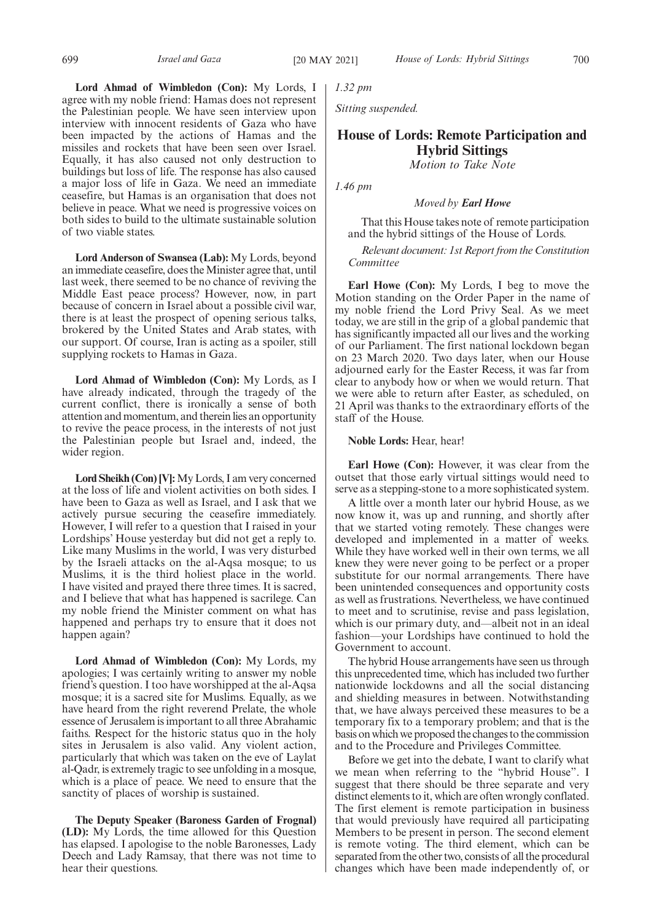**Lord Ahmad of Wimbledon (Con):** My Lords, I agree with my noble friend: Hamas does not represent the Palestinian people. We have seen interview upon interview with innocent residents of Gaza who have been impacted by the actions of Hamas and the missiles and rockets that have been seen over Israel. Equally, it has also caused not only destruction to buildings but loss of life. The response has also caused a major loss of life in Gaza. We need an immediate ceasefire, but Hamas is an organisation that does not believe in peace. What we need is progressive voices on both sides to build to the ultimate sustainable solution of two viable states.

**Lord Anderson of Swansea (Lab):** My Lords, beyond an immediate ceasefire, does the Minister agree that, until last week, there seemed to be no chance of reviving the Middle East peace process? However, now, in part because of concern in Israel about a possible civil war, there is at least the prospect of opening serious talks, brokered by the United States and Arab states, with our support. Of course, Iran is acting as a spoiler, still supplying rockets to Hamas in Gaza.

**Lord Ahmad of Wimbledon (Con):** My Lords, as I have already indicated, through the tragedy of the current conflict, there is ironically a sense of both attention and momentum, and therein lies an opportunity to revive the peace process, in the interests of not just the Palestinian people but Israel and, indeed, the wider region.

**Lord Sheikh (Con) [V]:** My Lords, I am very concerned at the loss of life and violent activities on both sides. I have been to Gaza as well as Israel, and I ask that we actively pursue securing the ceasefire immediately. However, I will refer to a question that I raised in your Lordships' House yesterday but did not get a reply to. Like many Muslims in the world, I was very disturbed by the Israeli attacks on the al-Aqsa mosque; to us Muslims, it is the third holiest place in the world. I have visited and prayed there three times. It is sacred, and I believe that what has happened is sacrilege. Can my noble friend the Minister comment on what has happened and perhaps try to ensure that it does not happen again?

**Lord Ahmad of Wimbledon (Con):** My Lords, my apologies; I was certainly writing to answer my noble friend's question. I too have worshipped at the al-Aqsa mosque; it is a sacred site for Muslims. Equally, as we have heard from the right reverend Prelate, the whole essence of Jerusalem is important to all three Abrahamic faiths. Respect for the historic status quo in the holy sites in Jerusalem is also valid. Any violent action, particularly that which was taken on the eve of Laylat al-Qadr, is extremely tragic to see unfolding in a mosque, which is a place of peace. We need to ensure that the sanctity of places of worship is sustained.

**The Deputy Speaker (Baroness Garden of Frognal) (LD):** My Lords, the time allowed for this Question has elapsed. I apologise to the noble Baronesses, Lady Deech and Lady Ramsay, that there was not time to hear their questions.

*1.32 pm*

*Sitting suspended.*

## House of Lords: Remote Participation and Hybrid Sittings

*Motion to Take Note*

*1.46 pm*

*Moved by* ***Earl Howe***

That this House takes note of remote participation and the hybrid sittings of the House of Lords.

*Relevant document: 1st Report from the Constitution Committee*

**Earl Howe (Con):** My Lords, I beg to move the Motion standing on the Order Paper in the name of my noble friend the Lord Privy Seal. As we meet today, we are still in the grip of a global pandemic that has significantly impacted all our lives and the working of our Parliament. The first national lockdown began on 23 March 2020. Two days later, when our House adjourned early for the Easter Recess, it was far from clear to anybody how or when we would return. That we were able to return after Easter, as scheduled, on 21 April was thanks to the extraordinary efforts of the staff of the House.

**Noble Lords:** Hear, hear!

**Earl Howe (Con):** However, it was clear from the outset that those early virtual sittings would need to serve as a stepping-stone to a more sophisticated system.

A little over a month later our hybrid House, as we now know it, was up and running, and shortly after that we started voting remotely. These changes were developed and implemented in a matter of weeks. While they have worked well in their own terms, we all knew they were never going to be perfect or a proper substitute for our normal arrangements. There have been unintended consequences and opportunity costs as well as frustrations. Nevertheless, we have continued to meet and to scrutinise, revise and pass legislation, which is our primary duty, and—albeit not in an ideal fashion—your Lordships have continued to hold the Government to account.

The hybrid House arrangements have seen us through this unprecedented time, which has included two further nationwide lockdowns and all the social distancing and shielding measures in between. Notwithstanding that, we have always perceived these measures to be a temporary fix to a temporary problem; and that is the basis on which we proposed the changes to the commission and to the Procedure and Privileges Committee.

Before we get into the debate, I want to clarify what we mean when referring to the "hybrid House". I suggest that there should be three separate and very distinct elements to it, which are often wrongly conflated. The first element is remote participation in business that would previously have required all participating Members to be present in person. The second element is remote voting. The third element, which can be separated from the other two, consists of all the procedural changes which have been made independently of, or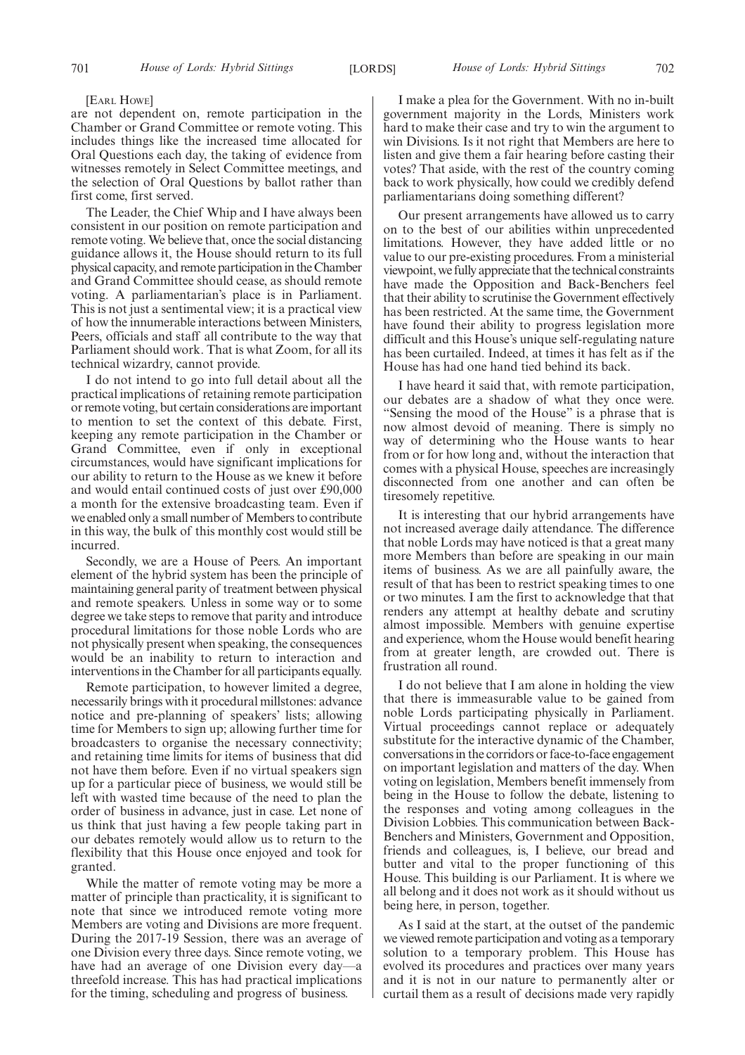[EARL HOWE]

are not dependent on, remote participation in the Chamber or Grand Committee or remote voting. This includes things like the increased time allocated for Oral Questions each day, the taking of evidence from witnesses remotely in Select Committee meetings, and the selection of Oral Questions by ballot rather than first come, first served.

The Leader, the Chief Whip and I have always been consistent in our position on remote participation and remote voting. We believe that, once the social distancing guidance allows it, the House should return to its full physical capacity, and remote participation in the Chamber and Grand Committee should cease, as should remote voting. A parliamentarian's place is in Parliament. This is not just a sentimental view; it is a practical view of how the innumerable interactions between Ministers, Peers, officials and staff all contribute to the way that Parliament should work. That is what Zoom, for all its technical wizardry, cannot provide.

I do not intend to go into full detail about all the practical implications of retaining remote participation or remote voting, but certain considerations are important to mention to set the context of this debate. First, keeping any remote participation in the Chamber or Grand Committee, even if only in exceptional circumstances, would have significant implications for our ability to return to the House as we knew it before and would entail continued costs of just over £90,000 a month for the extensive broadcasting team. Even if we enabled only a small number of Members to contribute in this way, the bulk of this monthly cost would still be incurred.

Secondly, we are a House of Peers. An important element of the hybrid system has been the principle of maintaining general parity of treatment between physical and remote speakers. Unless in some way or to some degree we take steps to remove that parity and introduce procedural limitations for those noble Lords who are not physically present when speaking, the consequences would be an inability to return to interaction and interventions in the Chamber for all participants equally.

Remote participation, to however limited a degree, necessarily brings with it procedural millstones: advance notice and pre-planning of speakers' lists; allowing time for Members to sign up; allowing further time for broadcasters to organise the necessary connectivity; and retaining time limits for items of business that did not have them before. Even if no virtual speakers sign up for a particular piece of business, we would still be left with wasted time because of the need to plan the order of business in advance, just in case. Let none of us think that just having a few people taking part in our debates remotely would allow us to return to the flexibility that this House once enjoyed and took for granted.

While the matter of remote voting may be more a matter of principle than practicality, it is significant to note that since we introduced remote voting more Members are voting and Divisions are more frequent. During the 2017-19 Session, there was an average of one Division every three days. Since remote voting, we have had an average of one Division every day—a threefold increase. This has had practical implications for the timing, scheduling and progress of business.

I make a plea for the Government. With no in-built government majority in the Lords, Ministers work hard to make their case and try to win the argument to win Divisions. Is it not right that Members are here to listen and give them a fair hearing before casting their votes? That aside, with the rest of the country coming back to work physically, how could we credibly defend parliamentarians doing something different?

Our present arrangements have allowed us to carry on to the best of our abilities within unprecedented limitations. However, they have added little or no value to our pre-existing procedures. From a ministerial viewpoint, we fully appreciate that the technical constraints have made the Opposition and Back-Benchers feel that their ability to scrutinise the Government effectively has been restricted. At the same time, the Government have found their ability to progress legislation more difficult and this House's unique self-regulating nature has been curtailed. Indeed, at times it has felt as if the House has had one hand tied behind its back.

I have heard it said that, with remote participation, our debates are a shadow of what they once were. "Sensing the mood of the House" is a phrase that is now almost devoid of meaning. There is simply no way of determining who the House wants to hear from or for how long and, without the interaction that comes with a physical House, speeches are increasingly disconnected from one another and can often be tiresomely repetitive.

It is interesting that our hybrid arrangements have not increased average daily attendance. The difference that noble Lords may have noticed is that a great many more Members than before are speaking in our main items of business. As we are all painfully aware, the result of that has been to restrict speaking times to one or two minutes. I am the first to acknowledge that that renders any attempt at healthy debate and scrutiny almost impossible. Members with genuine expertise and experience, whom the House would benefit hearing from at greater length, are crowded out. There is frustration all round.

I do not believe that I am alone in holding the view that there is immeasurable value to be gained from noble Lords participating physically in Parliament. Virtual proceedings cannot replace or adequately substitute for the interactive dynamic of the Chamber, conversations in the corridors or face-to-face engagement on important legislation and matters of the day. When voting on legislation, Members benefit immensely from being in the House to follow the debate, listening to the responses and voting among colleagues in the Division Lobbies. This communication between Back-Benchers and Ministers, Government and Opposition, friends and colleagues, is, I believe, our bread and butter and vital to the proper functioning of this House. This building is our Parliament. It is where we all belong and it does not work as it should without us being here, in person, together.

As I said at the start, at the outset of the pandemic we viewed remote participation and voting as a temporary solution to a temporary problem. This House has evolved its procedures and practices over many years and it is not in our nature to permanently alter or curtail them as a result of decisions made very rapidly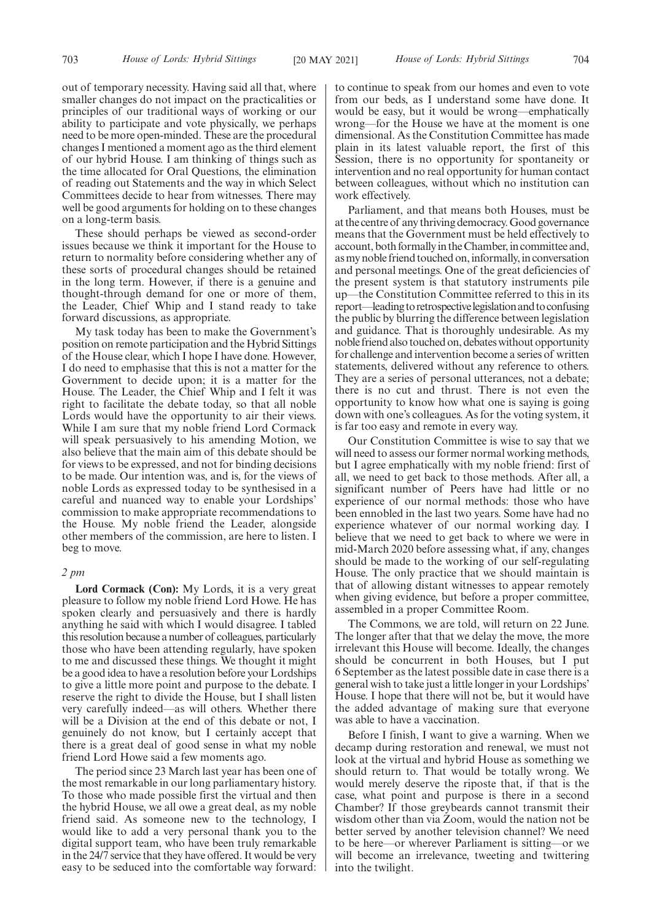out of temporary necessity. Having said all that, where smaller changes do not impact on the practicalities or principles of our traditional ways of working or our ability to participate and vote physically, we perhaps need to be more open-minded. These are the procedural changes I mentioned a moment ago as the third element of our hybrid House. I am thinking of things such as the time allocated for Oral Questions, the elimination of reading out Statements and the way in which Select Committees decide to hear from witnesses. There may well be good arguments for holding on to these changes on a long-term basis.

These should perhaps be viewed as second-order issues because we think it important for the House to return to normality before considering whether any of these sorts of procedural changes should be retained in the long term. However, if there is a genuine and thought-through demand for one or more of them, the Leader, Chief Whip and I stand ready to take forward discussions, as appropriate.

My task today has been to make the Government's position on remote participation and the Hybrid Sittings of the House clear, which I hope I have done. However, I do need to emphasise that this is not a matter for the Government to decide upon; it is a matter for the House. The Leader, the Chief Whip and I felt it was right to facilitate the debate today, so that all noble Lords would have the opportunity to air their views. While I am sure that my noble friend Lord Cormack will speak persuasively to his amending Motion, we also believe that the main aim of this debate should be for views to be expressed, and not for binding decisions to be made. Our intention was, and is, for the views of noble Lords as expressed today to be synthesised in a careful and nuanced way to enable your Lordships' commission to make appropriate recommendations to the House. My noble friend the Leader, alongside other members of the commission, are here to listen. I beg to move.

*2 pm*

**Lord Cormack (Con):** My Lords, it is a very great pleasure to follow my noble friend Lord Howe. He has spoken clearly and persuasively and there is hardly anything he said with which I would disagree. I tabled this resolution because a number of colleagues, particularly those who have been attending regularly, have spoken to me and discussed these things. We thought it might be a good idea to have a resolution before your Lordships to give a little more point and purpose to the debate. I reserve the right to divide the House, but I shall listen very carefully indeed—as will others. Whether there will be a Division at the end of this debate or not, I genuinely do not know, but I certainly accept that there is a great deal of good sense in what my noble friend Lord Howe said a few moments ago.

The period since 23 March last year has been one of the most remarkable in our long parliamentary history. To those who made possible first the virtual and then the hybrid House, we all owe a great deal, as my noble friend said. As someone new to the technology, I would like to add a very personal thank you to the digital support team, who have been truly remarkable in the 24/7 service that they have offered. It would be very easy to be seduced into the comfortable way forward: to continue to speak from our homes and even to vote from our beds, as I understand some have done. It would be easy, but it would be wrong—emphatically wrong—for the House we have at the moment is one dimensional. As the Constitution Committee has made plain in its latest valuable report, the first of this Session, there is no opportunity for spontaneity or intervention and no real opportunity for human contact between colleagues, without which no institution can work effectively.

Parliament, and that means both Houses, must be at the centre of any thriving democracy. Good governance means that the Government must be held effectively to account, both formally in the Chamber, in committee and, as my noble friend touched on, informally, in conversation and personal meetings. One of the great deficiencies of the present system is that statutory instruments pile up—the Constitution Committee referred to this in its report—leading to retrospective legislation and to confusing the public by blurring the difference between legislation and guidance. That is thoroughly undesirable. As my noble friend also touched on, debates without opportunity for challenge and intervention become a series of written statements, delivered without any reference to others. They are a series of personal utterances, not a debate; there is no cut and thrust. There is not even the opportunity to know how what one is saying is going down with one's colleagues. As for the voting system, it is far too easy and remote in every way.

Our Constitution Committee is wise to say that we will need to assess our former normal working methods, but I agree emphatically with my noble friend: first of all, we need to get back to those methods. After all, a significant number of Peers have had little or no experience of our normal methods: those who have been ennobled in the last two years. Some have had no experience whatever of our normal working day. I believe that we need to get back to where we were in mid-March 2020 before assessing what, if any, changes should be made to the working of our self-regulating House. The only practice that we should maintain is that of allowing distant witnesses to appear remotely when giving evidence, but before a proper committee, assembled in a proper Committee Room.

The Commons, we are told, will return on 22 June. The longer after that that we delay the move, the more irrelevant this House will become. Ideally, the changes should be concurrent in both Houses, but I put 6 September as the latest possible date in case there is a general wish to take just a little longer in your Lordships' House. I hope that there will not be, but it would have the added advantage of making sure that everyone was able to have a vaccination.

Before I finish, I want to give a warning. When we decamp during restoration and renewal, we must not look at the virtual and hybrid House as something we should return to. That would be totally wrong. We would merely deserve the riposte that, if that is the case, what point and purpose is there in a second Chamber? If those greybeards cannot transmit their wisdom other than via Zoom, would the nation not be better served by another television channel? We need to be here—or wherever Parliament is sitting—or we will become an irrelevance, tweeting and twittering into the twilight.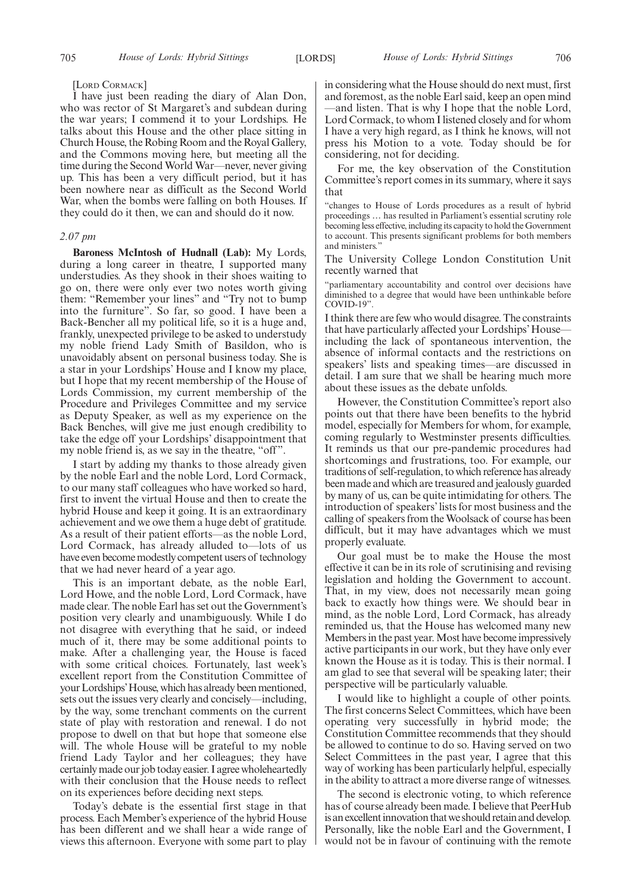[LORD CORMACK]

I have just been reading the diary of Alan Don, who was rector of St Margaret's and subdean during the war years; I commend it to your Lordships. He talks about this House and the other place sitting in Church House, the Robing Room and the Royal Gallery, and the Commons moving here, but meeting all the time during the Second World War—never, never giving up. This has been a very difficult period, but it has been nowhere near as difficult as the Second World War, when the bombs were falling on both Houses. If they could do it then, we can and should do it now.

*2.07 pm*

**Baroness McIntosh of Hudnall (Lab):** My Lords, during a long career in theatre, I supported many understudies. As they shook in their shoes waiting to go on, there were only ever two notes worth giving them: "Remember your lines" and "Try not to bump into the furniture". So far, so good. I have been a Back-Bencher all my political life, so it is a huge and, frankly, unexpected privilege to be asked to understudy my noble friend Lady Smith of Basildon, who is unavoidably absent on personal business today. She is a star in your Lordships' House and I know my place, but I hope that my recent membership of the House of Lords Commission, my current membership of the Procedure and Privileges Committee and my service as Deputy Speaker, as well as my experience on the Back Benches, will give me just enough credibility to take the edge off your Lordships' disappointment that my noble friend is, as we say in the theatre, "off".

I start by adding my thanks to those already given by the noble Earl and the noble Lord, Lord Cormack, to our many staff colleagues who have worked so hard, first to invent the virtual House and then to create the hybrid House and keep it going. It is an extraordinary achievement and we owe them a huge debt of gratitude. As a result of their patient efforts—as the noble Lord, Lord Cormack, has already alluded to—lots of us have even become modestly competent users of technology that we had never heard of a year ago.

This is an important debate, as the noble Earl, Lord Howe, and the noble Lord, Lord Cormack, have made clear. The noble Earl has set out the Government's position very clearly and unambiguously. While I do not disagree with everything that he said, or indeed much of it, there may be some additional points to make. After a challenging year, the House is faced with some critical choices. Fortunately, last week's excellent report from the Constitution Committee of your Lordships' House, which has already been mentioned, sets out the issues very clearly and concisely—including, by the way, some trenchant comments on the current state of play with restoration and renewal. I do not propose to dwell on that but hope that someone else will. The whole House will be grateful to my noble friend Lady Taylor and her colleagues; they have certainly made our job today easier. I agree wholeheartedly with their conclusion that the House needs to reflect on its experiences before deciding next steps.

Today's debate is the essential first stage in that process. Each Member's experience of the hybrid House has been different and we shall hear a wide range of views this afternoon. Everyone with some part to play in considering what the House should do next must, first and foremost, as the noble Earl said, keep an open mind—and listen. That is why I hope that the noble Lord, Lord Cormack, to whom I listened closely and for whom I have a very high regard, as I think he knows, will not press his Motion to a vote. Today should be for considering, not for deciding.

For me, the key observation of the Constitution Committee's report comes in its summary, where it says that

"changes to House of Lords procedures as a result of hybrid proceedings … has resulted in Parliament's essential scrutiny role becoming less effective, including its capacity to hold the Government to account. This presents significant problems for both members and ministers."

The University College London Constitution Unit recently warned that

"parliamentary accountability and control over decisions have diminished to a degree that would have been unthinkable before COVID-19".

I think there are few who would disagree. The constraints that have particularly affected your Lordships' House—including the lack of spontaneous intervention, the absence of informal contacts and the restrictions on speakers' lists and speaking times—are discussed in detail. I am sure that we shall be hearing much more about these issues as the debate unfolds.

However, the Constitution Committee's report also points out that there have been benefits to the hybrid model, especially for Members for whom, for example, coming regularly to Westminster presents difficulties. It reminds us that our pre-pandemic procedures had shortcomings and frustrations, too. For example, our traditions of self-regulation, to which reference has already been made and which are treasured and jealously guarded by many of us, can be quite intimidating for others. The introduction of speakers' lists for most business and the calling of speakers from the Woolsack of course has been difficult, but it may have advantages which we must properly evaluate.

Our goal must be to make the House the most effective it can be in its role of scrutinising and revising legislation and holding the Government to account. That, in my view, does not necessarily mean going back to exactly how things were. We should bear in mind, as the noble Lord, Lord Cormack, has already reminded us, that the House has welcomed many new Members in the past year. Most have become impressively active participants in our work, but they have only ever known the House as it is today. This is their normal. I am glad to see that several will be speaking later; their perspective will be particularly valuable.

I would like to highlight a couple of other points. The first concerns Select Committees, which have been operating very successfully in hybrid mode; the Constitution Committee recommends that they should be allowed to continue to do so. Having served on two Select Committees in the past year, I agree that this way of working has been particularly helpful, especially in the ability to attract a more diverse range of witnesses.

The second is electronic voting, to which reference has of course already been made. I believe that PeerHub is an excellent innovation that we should retain and develop. Personally, like the noble Earl and the Government, I would not be in favour of continuing with the remote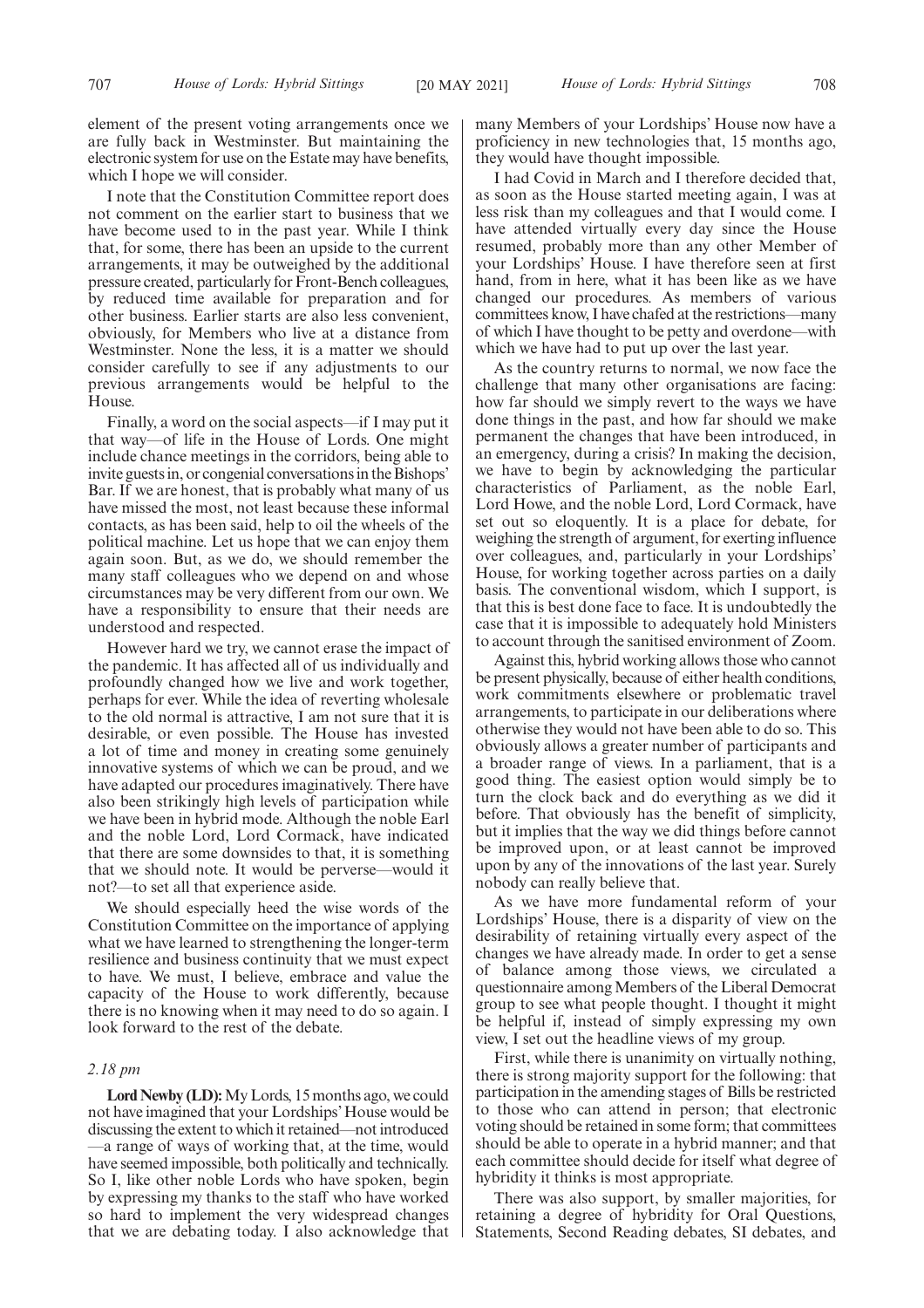element of the present voting arrangements once we are fully back in Westminster. But maintaining the electronic system for use on the Estate may have benefits, which I hope we will consider.

I note that the Constitution Committee report does not comment on the earlier start to business that we have become used to in the past year. While I think that, for some, there has been an upside to the current arrangements, it may be outweighed by the additional pressure created, particularly for Front-Bench colleagues, by reduced time available for preparation and for other business. Earlier starts are also less convenient, obviously, for Members who live at a distance from Westminster. None the less, it is a matter we should consider carefully to see if any adjustments to our previous arrangements would be helpful to the House.

Finally, a word on the social aspects—if I may put it that way—of life in the House of Lords. One might include chance meetings in the corridors, being able to invite guests in, or congenial conversations in the Bishops' Bar. If we are honest, that is probably what many of us have missed the most, not least because these informal contacts, as has been said, help to oil the wheels of the political machine. Let us hope that we can enjoy them again soon. But, as we do, we should remember the many staff colleagues who we depend on and whose circumstances may be very different from our own. We have a responsibility to ensure that their needs are understood and respected.

However hard we try, we cannot erase the impact of the pandemic. It has affected all of us individually and profoundly changed how we live and work together, perhaps for ever. While the idea of reverting wholesale to the old normal is attractive, I am not sure that it is desirable, or even possible. The House has invested a lot of time and money in creating some genuinely innovative systems of which we can be proud, and we have adapted our procedures imaginatively. There have also been strikingly high levels of participation while we have been in hybrid mode. Although the noble Earl and the noble Lord, Lord Cormack, have indicated that there are some downsides to that, it is something that we should note. It would be perverse—would it not?—to set all that experience aside.

We should especially heed the wise words of the Constitution Committee on the importance of applying what we have learned to strengthening the longer-term resilience and business continuity that we must expect to have. We must, I believe, embrace and value the capacity of the House to work differently, because there is no knowing when it may need to do so again. I look forward to the rest of the debate.

*2.18 pm*

**Lord Newby (LD):** My Lords, 15 months ago, we could not have imagined that your Lordships' House would be discussing the extent to which it retained—not introduced—a range of ways of working that, at the time, would have seemed impossible, both politically and technically. So I, like other noble Lords who have spoken, begin by expressing my thanks to the staff who have worked so hard to implement the very widespread changes that we are debating today. I also acknowledge that many Members of your Lordships' House now have a proficiency in new technologies that, 15 months ago, they would have thought impossible.

I had Covid in March and I therefore decided that, as soon as the House started meeting again, I was at less risk than my colleagues and that I would come. I have attended virtually every day since the House resumed, probably more than any other Member of your Lordships' House. I have therefore seen at first hand, from in here, what it has been like as we have changed our procedures. As members of various committees know, I have chafed at the restrictions—many of which I have thought to be petty and overdone—with which we have had to put up over the last year.

As the country returns to normal, we now face the challenge that many other organisations are facing: how far should we simply revert to the ways we have done things in the past, and how far should we make permanent the changes that have been introduced, in an emergency, during a crisis? In making the decision, we have to begin by acknowledging the particular characteristics of Parliament, as the noble Earl, Lord Howe, and the noble Lord, Lord Cormack, have set out so eloquently. It is a place for debate, for weighing the strength of argument, for exerting influence over colleagues, and, particularly in your Lordships' House, for working together across parties on a daily basis. The conventional wisdom, which I support, is that this is best done face to face. It is undoubtedly the case that it is impossible to adequately hold Ministers to account through the sanitised environment of Zoom.

Against this, hybrid working allows those who cannot be present physically, because of either health conditions, work commitments elsewhere or problematic travel arrangements, to participate in our deliberations where otherwise they would not have been able to do so. This obviously allows a greater number of participants and a broader range of views. In a parliament, that is a good thing. The easiest option would simply be to turn the clock back and do everything as we did it before. That obviously has the benefit of simplicity, but it implies that the way we did things before cannot be improved upon, or at least cannot be improved upon by any of the innovations of the last year. Surely nobody can really believe that.

As we have more fundamental reform of your Lordships' House, there is a disparity of view on the desirability of retaining virtually every aspect of the changes we have already made. In order to get a sense of balance among those views, we circulated a questionnaire among Members of the Liberal Democrat group to see what people thought. I thought it might be helpful if, instead of simply expressing my own view, I set out the headline views of my group.

First, while there is unanimity on virtually nothing, there is strong majority support for the following: that participation in the amending stages of Bills be restricted to those who can attend in person; that electronic voting should be retained in some form; that committees should be able to operate in a hybrid manner; and that each committee should decide for itself what degree of hybridity it thinks is most appropriate.

There was also support, by smaller majorities, for retaining a degree of hybridity for Oral Questions, Statements, Second Reading debates, SI debates, and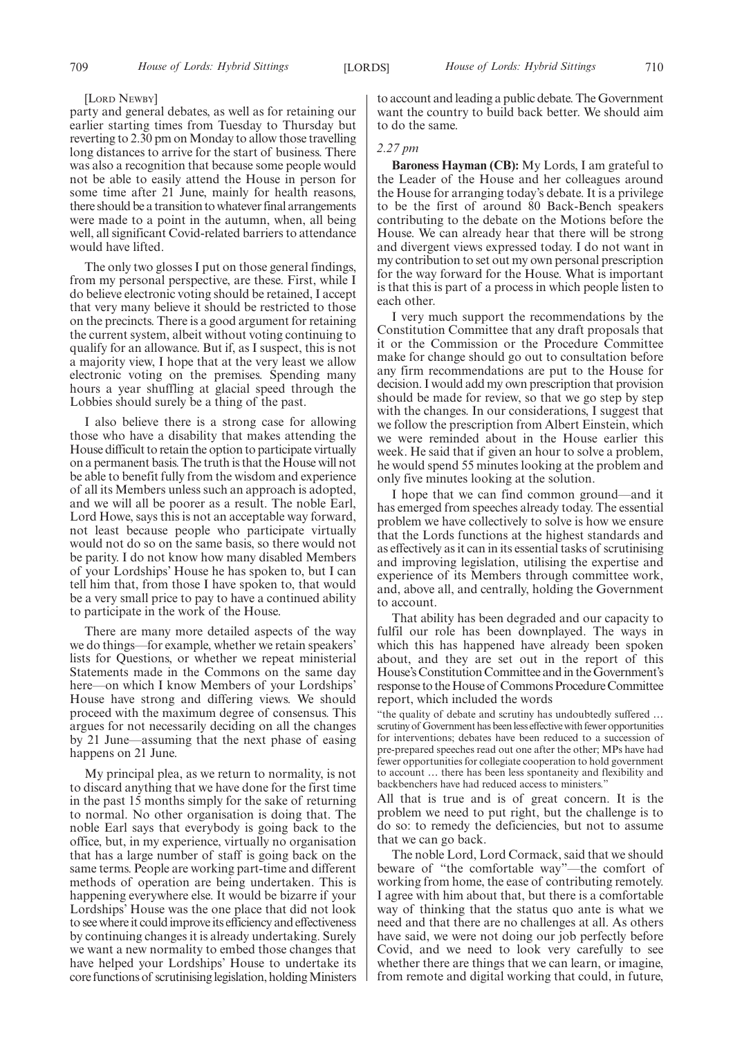[Lord Newby]

party and general debates, as well as for retaining our earlier starting times from Tuesday to Thursday but reverting to 2.30 pm on Monday to allow those travelling long distances to arrive for the start of business. There was also a recognition that because some people would not be able to easily attend the House in person for some time after 21 June, mainly for health reasons, there should be a transition to whatever final arrangements were made to a point in the autumn, when, all being well, all significant Covid-related barriers to attendance would have lifted.

The only two glosses I put on those general findings, from my personal perspective, are these. First, while I do believe electronic voting should be retained, I accept that very many believe it should be restricted to those on the precincts. There is a good argument for retaining the current system, albeit without voting continuing to qualify for an allowance. But if, as I suspect, this is not a majority view, I hope that at the very least we allow electronic voting on the premises. Spending many hours a year shuffling at glacial speed through the Lobbies should surely be a thing of the past.

I also believe there is a strong case for allowing those who have a disability that makes attending the House difficult to retain the option to participate virtually on a permanent basis. The truth is that the House will not be able to benefit fully from the wisdom and experience of all its Members unless such an approach is adopted, and we will all be poorer as a result. The noble Earl, Lord Howe, says this is not an acceptable way forward, not least because people who participate virtually would not do so on the same basis, so there would not be parity. I do not know how many disabled Members of your Lordships' House he has spoken to, but I can tell him that, from those I have spoken to, that would be a very small price to pay to have a continued ability to participate in the work of the House.

There are many more detailed aspects of the way we do things—for example, whether we retain speakers' lists for Questions, or whether we repeat ministerial Statements made in the Commons on the same day here—on which I know Members of your Lordships' House have strong and differing views. We should proceed with the maximum degree of consensus. This argues for not necessarily deciding on all the changes by 21 June—assuming that the next phase of easing happens on 21 June.

My principal plea, as we return to normality, is not to discard anything that we have done for the first time in the past 15 months simply for the sake of returning to normal. No other organisation is doing that. The noble Earl says that everybody is going back to the office, but, in my experience, virtually no organisation that has a large number of staff is going back on the same terms. People are working part-time and different methods of operation are being undertaken. This is happening everywhere else. It would be bizarre if your Lordships' House was the one place that did not look to see where it could improve its efficiency and effectiveness by continuing changes it is already undertaking. Surely we want a new normality to embed those changes that have helped your Lordships' House to undertake its core functions of scrutinising legislation, holding Ministers to account and leading a public debate. The Government want the country to build back better. We should aim to do the same.

*2.27 pm*

**Baroness Hayman (CB):** My Lords, I am grateful to the Leader of the House and her colleagues around the House for arranging today's debate. It is a privilege to be the first of around 80 Back-Bench speakers contributing to the debate on the Motions before the House. We can already hear that there will be strong and divergent views expressed today. I do not want in my contribution to set out my own personal prescription for the way forward for the House. What is important is that this is part of a process in which people listen to each other.

I very much support the recommendations by the Constitution Committee that any draft proposals that it or the Commission or the Procedure Committee make for change should go out to consultation before any firm recommendations are put to the House for decision. I would add my own prescription that provision should be made for review, so that we go step by step with the changes. In our considerations, I suggest that we follow the prescription from Albert Einstein, which we were reminded about in the House earlier this week. He said that if given an hour to solve a problem, he would spend 55 minutes looking at the problem and only five minutes looking at the solution.

I hope that we can find common ground—and it has emerged from speeches already today. The essential problem we have collectively to solve is how we ensure that the Lords functions at the highest standards and as effectively as it can in its essential tasks of scrutinising and improving legislation, utilising the expertise and experience of its Members through committee work, and, above all, and centrally, holding the Government to account.

That ability has been degraded and our capacity to fulfil our role has been downplayed. The ways in which this has happened have already been spoken about, and they are set out in the report of this House's Constitution Committee and in the Government's response to the House of Commons Procedure Committee report, which included the words

"the quality of debate and scrutiny has undoubtedly suffered … scrutiny of Government has been less effective with fewer opportunities for interventions; debates have been reduced to a succession of pre-prepared speeches read out one after the other; MPs have had fewer opportunities for collegiate cooperation to hold government to account … there has been less spontaneity and flexibility and backbenchers have had reduced access to ministers."

All that is true and is of great concern. It is the problem we need to put right, but the challenge is to do so: to remedy the deficiencies, but not to assume that we can go back.

The noble Lord, Lord Cormack, said that we should beware of "the comfortable way"—the comfort of working from home, the ease of contributing remotely. I agree with him about that, but there is a comfortable way of thinking that the status quo ante is what we need and that there are no challenges at all. As others have said, we were not doing our job perfectly before Covid, and we need to look very carefully to see whether there are things that we can learn, or imagine, from remote and digital working that could, in future,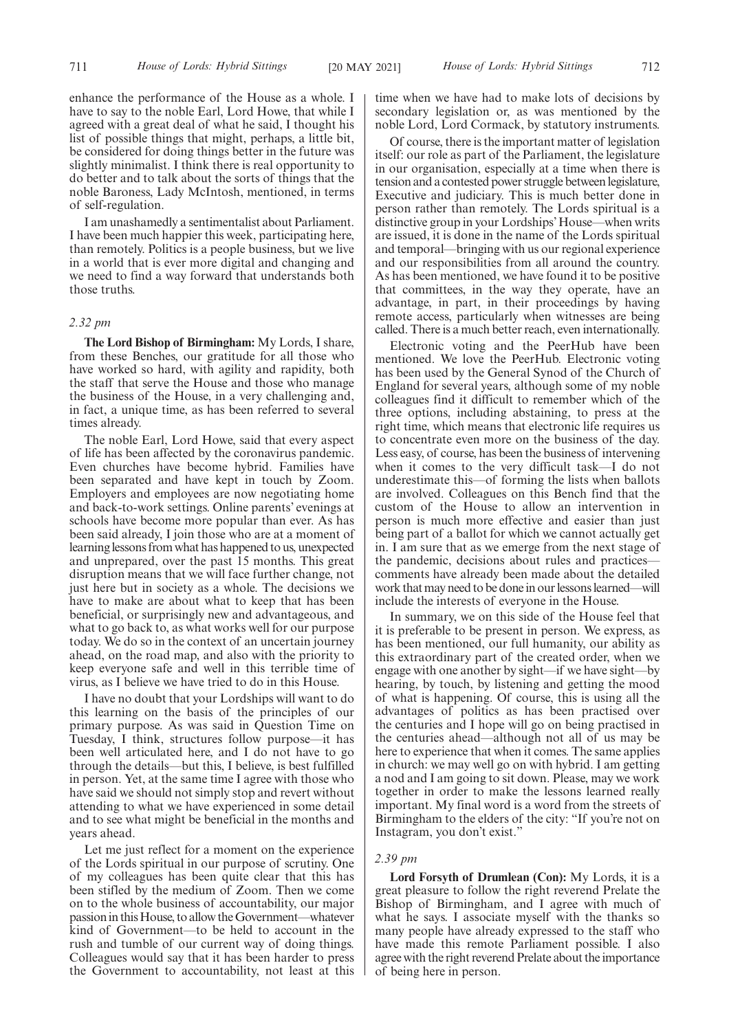enhance the performance of the House as a whole. I have to say to the noble Earl, Lord Howe, that while I agreed with a great deal of what he said, I thought his list of possible things that might, perhaps, a little bit, be considered for doing things better in the future was slightly minimalist. I think there is real opportunity to do better and to talk about the sorts of things that the noble Baroness, Lady McIntosh, mentioned, in terms of self-regulation.

I am unashamedly a sentimentalist about Parliament. I have been much happier this week, participating here, than remotely. Politics is a people business, but we live in a world that is ever more digital and changing and we need to find a way forward that understands both those truths.

*2.32 pm*

**The Lord Bishop of Birmingham:** My Lords, I share, from these Benches, our gratitude for all those who have worked so hard, with agility and rapidity, both the staff that serve the House and those who manage the business of the House, in a very challenging and, in fact, a unique time, as has been referred to several times already.

The noble Earl, Lord Howe, said that every aspect of life has been affected by the coronavirus pandemic. Even churches have become hybrid. Families have been separated and have kept in touch by Zoom. Employers and employees are now negotiating home and back-to-work settings. Online parents' evenings at schools have become more popular than ever. As has been said already, I join those who are at a moment of learning lessons from what has happened to us, unexpected and unprepared, over the past 15 months. This great disruption means that we will face further change, not just here but in society as a whole. The decisions we have to make are about what to keep that has been beneficial, or surprisingly new and advantageous, and what to go back to, as what works well for our purpose today. We do so in the context of an uncertain journey ahead, on the road map, and also with the priority to keep everyone safe and well in this terrible time of virus, as I believe we have tried to do in this House.

I have no doubt that your Lordships will want to do this learning on the basis of the principles of our primary purpose. As was said in Question Time on Tuesday, I think, structures follow purpose—it has been well articulated here, and I do not have to go through the details—but this, I believe, is best fulfilled in person. Yet, at the same time I agree with those who have said we should not simply stop and revert without attending to what we have experienced in some detail and to see what might be beneficial in the months and years ahead.

Let me just reflect for a moment on the experience of the Lords spiritual in our purpose of scrutiny. One of my colleagues has been quite clear that this has been stifled by the medium of Zoom. Then we come on to the whole business of accountability, our major passion in this House, to allow the Government—whatever kind of Government—to be held to account in the rush and tumble of our current way of doing things. Colleagues would say that it has been harder to press the Government to accountability, not least at this time when we have had to make lots of decisions by secondary legislation or, as was mentioned by the noble Lord, Lord Cormack, by statutory instruments.

Of course, there is the important matter of legislation itself: our role as part of the Parliament, the legislature in our organisation, especially at a time when there is tension and a contested power struggle between legislature, Executive and judiciary. This is much better done in person rather than remotely. The Lords spiritual is a distinctive group in your Lordships' House—when writs are issued, it is done in the name of the Lords spiritual and temporal—bringing with us our regional experience and our responsibilities from all around the country. As has been mentioned, we have found it to be positive that committees, in the way they operate, have an advantage, in part, in their proceedings by having remote access, particularly when witnesses are being called. There is a much better reach, even internationally.

Electronic voting and the PeerHub have been mentioned. We love the PeerHub. Electronic voting has been used by the General Synod of the Church of England for several years, although some of my noble colleagues find it difficult to remember which of the three options, including abstaining, to press at the right time, which means that electronic life requires us to concentrate even more on the business of the day. Less easy, of course, has been the business of intervening when it comes to the very difficult task—I do not underestimate this—of forming the lists when ballots are involved. Colleagues on this Bench find that the custom of the House to allow an intervention in person is much more effective and easier than just being part of a ballot for which we cannot actually get in. I am sure that as we emerge from the next stage of the pandemic, decisions about rules and practices—comments have already been made about the detailed work that may need to be done in our lessons learned—will include the interests of everyone in the House.

In summary, we on this side of the House feel that it is preferable to be present in person. We express, as has been mentioned, our full humanity, our ability as this extraordinary part of the created order, when we engage with one another by sight—if we have sight—by hearing, by touch, by listening and getting the mood of what is happening. Of course, this is using all the advantages of politics as has been practised over the centuries and I hope will go on being practised in the centuries ahead—although not all of us may be here to experience that when it comes. The same applies in church: we may well go on with hybrid. I am getting a nod and I am going to sit down. Please, may we work together in order to make the lessons learned really important. My final word is a word from the streets of Birmingham to the elders of the city: "If you're not on Instagram, you don't exist."

*2.39 pm*

**Lord Forsyth of Drumlean (Con):** My Lords, it is a great pleasure to follow the right reverend Prelate the Bishop of Birmingham, and I agree with much of what he says. I associate myself with the thanks so many people have already expressed to the staff who have made this remote Parliament possible. I also agree with the right reverend Prelate about the importance of being here in person.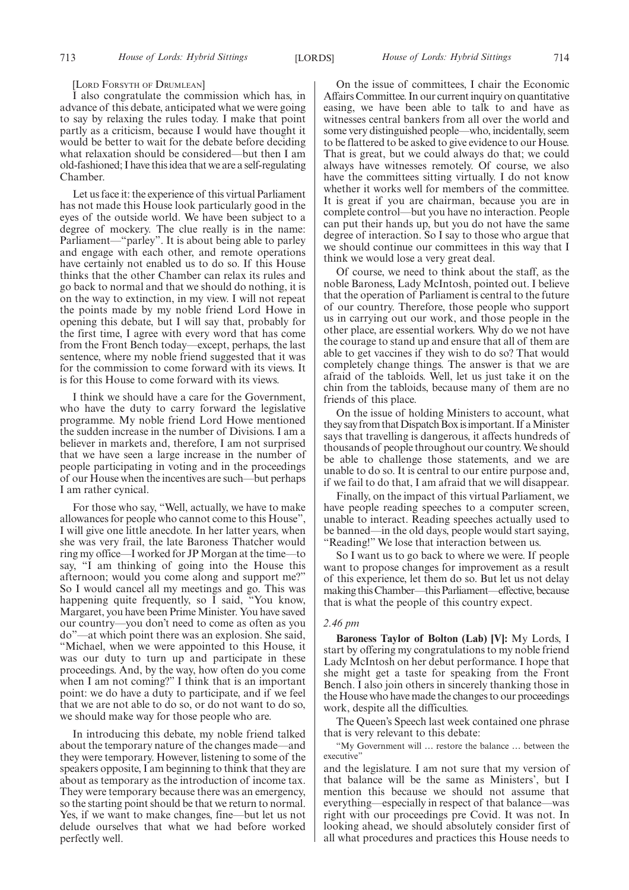[LORD FORSYTH OF DRUMLEAN]

I also congratulate the commission which has, in advance of this debate, anticipated what we were going to say by relaxing the rules today. I make that point partly as a criticism, because I would have thought it would be better to wait for the debate before deciding what relaxation should be considered—but then I am old-fashioned; I have this idea that we are a self-regulating Chamber.

Let us face it: the experience of this virtual Parliament has not made this House look particularly good in the eyes of the outside world. We have been subject to a degree of mockery. The clue really is in the name: Parliament—"parley". It is about being able to parley and engage with each other, and remote operations have certainly not enabled us to do so. If this House thinks that the other Chamber can relax its rules and go back to normal and that we should do nothing, it is on the way to extinction, in my view. I will not repeat the points made by my noble friend Lord Howe in opening this debate, but I will say that, probably for the first time, I agree with every word that has come from the Front Bench today—except, perhaps, the last sentence, where my noble friend suggested that it was for the commission to come forward with its views. It is for this House to come forward with its views.

I think we should have a care for the Government, who have the duty to carry forward the legislative programme. My noble friend Lord Howe mentioned the sudden increase in the number of Divisions. I am a believer in markets and, therefore, I am not surprised that we have seen a large increase in the number of people participating in voting and in the proceedings of our House when the incentives are such—but perhaps I am rather cynical.

For those who say, "Well, actually, we have to make allowances for people who cannot come to this House", I will give one little anecdote. In her latter years, when she was very frail, the late Baroness Thatcher would ring my office—I worked for JP Morgan at the time—to say, "I am thinking of going into the House this afternoon; would you come along and support me?" So I would cancel all my meetings and go. This was happening quite frequently, so I said, "You know, Margaret, you have been Prime Minister. You have saved our country—you don't need to come as often as you do"—at which point there was an explosion. She said, "Michael, when we were appointed to this House, it was our duty to turn up and participate in these proceedings. And, by the way, how often do you come when I am not coming?" I think that is an important point: we do have a duty to participate, and if we feel that we are not able to do so, or do not want to do so, we should make way for those people who are.

In introducing this debate, my noble friend talked about the temporary nature of the changes made—and they were temporary. However, listening to some of the speakers opposite, I am beginning to think that they are about as temporary as the introduction of income tax. They were temporary because there was an emergency, so the starting point should be that we return to normal. Yes, if we want to make changes, fine—but let us not delude ourselves that what we had before worked perfectly well.

On the issue of committees, I chair the Economic Affairs Committee. In our current inquiry on quantitative easing, we have been able to talk to and have as witnesses central bankers from all over the world and some very distinguished people—who, incidentally, seem to be flattered to be asked to give evidence to our House. That is great, but we could always do that; we could always have witnesses remotely. Of course, we also have the committees sitting virtually. I do not know whether it works well for members of the committee. It is great if you are chairman, because you are in complete control—but you have no interaction. People can put their hands up, but you do not have the same degree of interaction. So I say to those who argue that we should continue our committees in this way that I think we would lose a very great deal.

Of course, we need to think about the staff, as the noble Baroness, Lady McIntosh, pointed out. I believe that the operation of Parliament is central to the future of our country. Therefore, those people who support us in carrying out our work, and those people in the other place, are essential workers. Why do we not have the courage to stand up and ensure that all of them are able to get vaccines if they wish to do so? That would completely change things. The answer is that we are afraid of the tabloids. Well, let us just take it on the chin from the tabloids, because many of them are no friends of this place.

On the issue of holding Ministers to account, what they say from that Dispatch Box is important. If a Minister says that travelling is dangerous, it affects hundreds of thousands of people throughout our country. We should be able to challenge those statements, and we are unable to do so. It is central to our entire purpose and, if we fail to do that, I am afraid that we will disappear.

Finally, on the impact of this virtual Parliament, we have people reading speeches to a computer screen, unable to interact. Reading speeches actually used to be banned—in the old days, people would start saying, "Reading!" We lose that interaction between us.

So I want us to go back to where we were. If people want to propose changes for improvement as a result of this experience, let them do so. But let us not delay making this Chamber—this Parliament—effective, because that is what the people of this country expect.

*2.46 pm*

**Baroness Taylor of Bolton (Lab) [V]:** My Lords, I start by offering my congratulations to my noble friend Lady McIntosh on her debut performance. I hope that she might get a taste for speaking from the Front Bench. I also join others in sincerely thanking those in the House who have made the changes to our proceedings work, despite all the difficulties.

The Queen's Speech last week contained one phrase that is very relevant to this debate:

"My Government will … restore the balance … between the executive"

and the legislature. I am not sure that my version of that balance will be the same as Ministers', but I mention this because we should not assume that everything—especially in respect of that balance—was right with our proceedings pre Covid. It was not. In looking ahead, we should absolutely consider first of all what procedures and practices this House needs to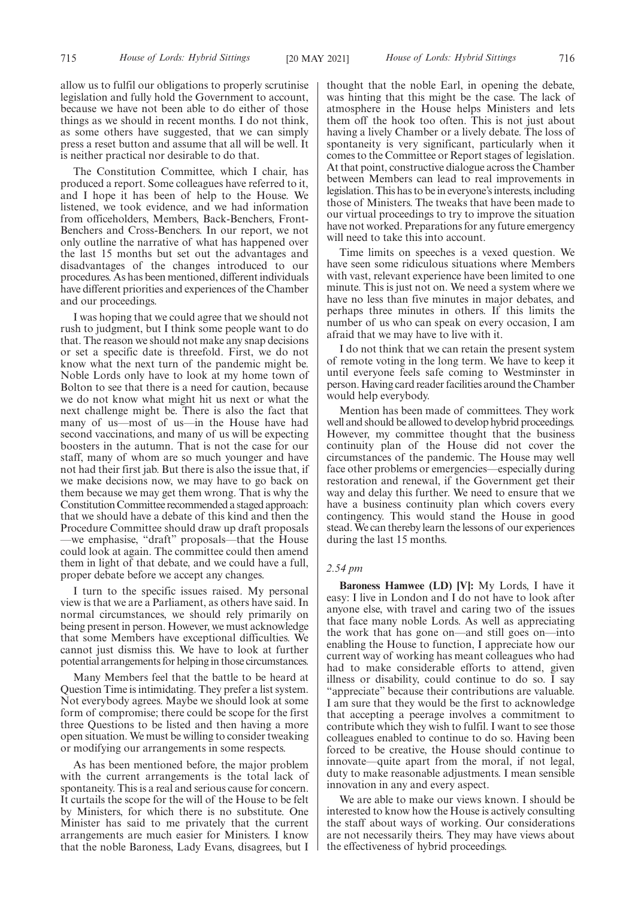allow us to fulfil our obligations to properly scrutinise legislation and fully hold the Government to account, because we have not been able to do either of those things as we should in recent months. I do not think, as some others have suggested, that we can simply press a reset button and assume that all will be well. It is neither practical nor desirable to do that.

The Constitution Committee, which I chair, has produced a report. Some colleagues have referred to it, and I hope it has been of help to the House. We listened, we took evidence, and we had information from officeholders, Members, Back-Benchers, Front-Benchers and Cross-Benchers. In our report, we not only outline the narrative of what has happened over the last 15 months but set out the advantages and disadvantages of the changes introduced to our procedures. As has been mentioned, different individuals have different priorities and experiences of the Chamber and our proceedings.

I was hoping that we could agree that we should not rush to judgment, but I think some people want to do that. The reason we should not make any snap decisions or set a specific date is threefold. First, we do not know what the next turn of the pandemic might be. Noble Lords only have to look at my home town of Bolton to see that there is a need for caution, because we do not know what might hit us next or what the next challenge might be. There is also the fact that many of us—most of us—in the House have had second vaccinations, and many of us will be expecting boosters in the autumn. That is not the case for our staff, many of whom are so much younger and have not had their first jab. But there is also the issue that, if we make decisions now, we may have to go back on them because we may get them wrong. That is why the Constitution Committee recommended a staged approach: that we should have a debate of this kind and then the Procedure Committee should draw up draft proposals —we emphasise, "draft" proposals—that the House could look at again. The committee could then amend them in light of that debate, and we could have a full, proper debate before we accept any changes.

I turn to the specific issues raised. My personal view is that we are a Parliament, as others have said. In normal circumstances, we should rely primarily on being present in person. However, we must acknowledge that some Members have exceptional difficulties. We cannot just dismiss this. We have to look at further potential arrangements for helping in those circumstances.

Many Members feel that the battle to be heard at Question Time is intimidating. They prefer a list system. Not everybody agrees. Maybe we should look at some form of compromise; there could be scope for the first three Questions to be listed and then having a more open situation. We must be willing to consider tweaking or modifying our arrangements in some respects.

As has been mentioned before, the major problem with the current arrangements is the total lack of spontaneity. This is a real and serious cause for concern. It curtails the scope for the will of the House to be felt by Ministers, for which there is no substitute. One Minister has said to me privately that the current arrangements are much easier for Ministers. I know that the noble Baroness, Lady Evans, disagrees, but I thought that the noble Earl, in opening the debate, was hinting that this might be the case. The lack of atmosphere in the House helps Ministers and lets them off the hook too often. This is not just about having a lively Chamber or a lively debate. The loss of spontaneity is very significant, particularly when it comes to the Committee or Report stages of legislation. At that point, constructive dialogue across the Chamber between Members can lead to real improvements in legislation. This has to be in everyone's interests, including those of Ministers. The tweaks that have been made to our virtual proceedings to try to improve the situation have not worked. Preparations for any future emergency will need to take this into account.

Time limits on speeches is a vexed question. We have seen some ridiculous situations where Members with vast, relevant experience have been limited to one minute. This is just not on. We need a system where we have no less than five minutes in major debates, and perhaps three minutes in others. If this limits the number of us who can speak on every occasion, I am afraid that we may have to live with it.

I do not think that we can retain the present system of remote voting in the long term. We have to keep it until everyone feels safe coming to Westminster in person. Having card reader facilities around the Chamber would help everybody.

Mention has been made of committees. They work well and should be allowed to develop hybrid proceedings. However, my committee thought that the business continuity plan of the House did not cover the circumstances of the pandemic. The House may well face other problems or emergencies—especially during restoration and renewal, if the Government get their way and delay this further. We need to ensure that we have a business continuity plan which covers every contingency. This would stand the House in good stead. We can thereby learn the lessons of our experiences during the last 15 months.

*2.54 pm*

**Baroness Hamwee (LD) [V]:** My Lords, I have it easy: I live in London and I do not have to look after anyone else, with travel and caring two of the issues that face many noble Lords. As well as appreciating the work that has gone on—and still goes on—into enabling the House to function, I appreciate how our current way of working has meant colleagues who had had to make considerable efforts to attend, given illness or disability, could continue to do so. I say "appreciate" because their contributions are valuable. I am sure that they would be the first to acknowledge that accepting a peerage involves a commitment to contribute which they wish to fulfil. I want to see those colleagues enabled to continue to do so. Having been forced to be creative, the House should continue to innovate—quite apart from the moral, if not legal, duty to make reasonable adjustments. I mean sensible innovation in any and every aspect.

We are able to make our views known. I should be interested to know how the House is actively consulting the staff about ways of working. Our considerations are not necessarily theirs. They may have views about the effectiveness of hybrid proceedings.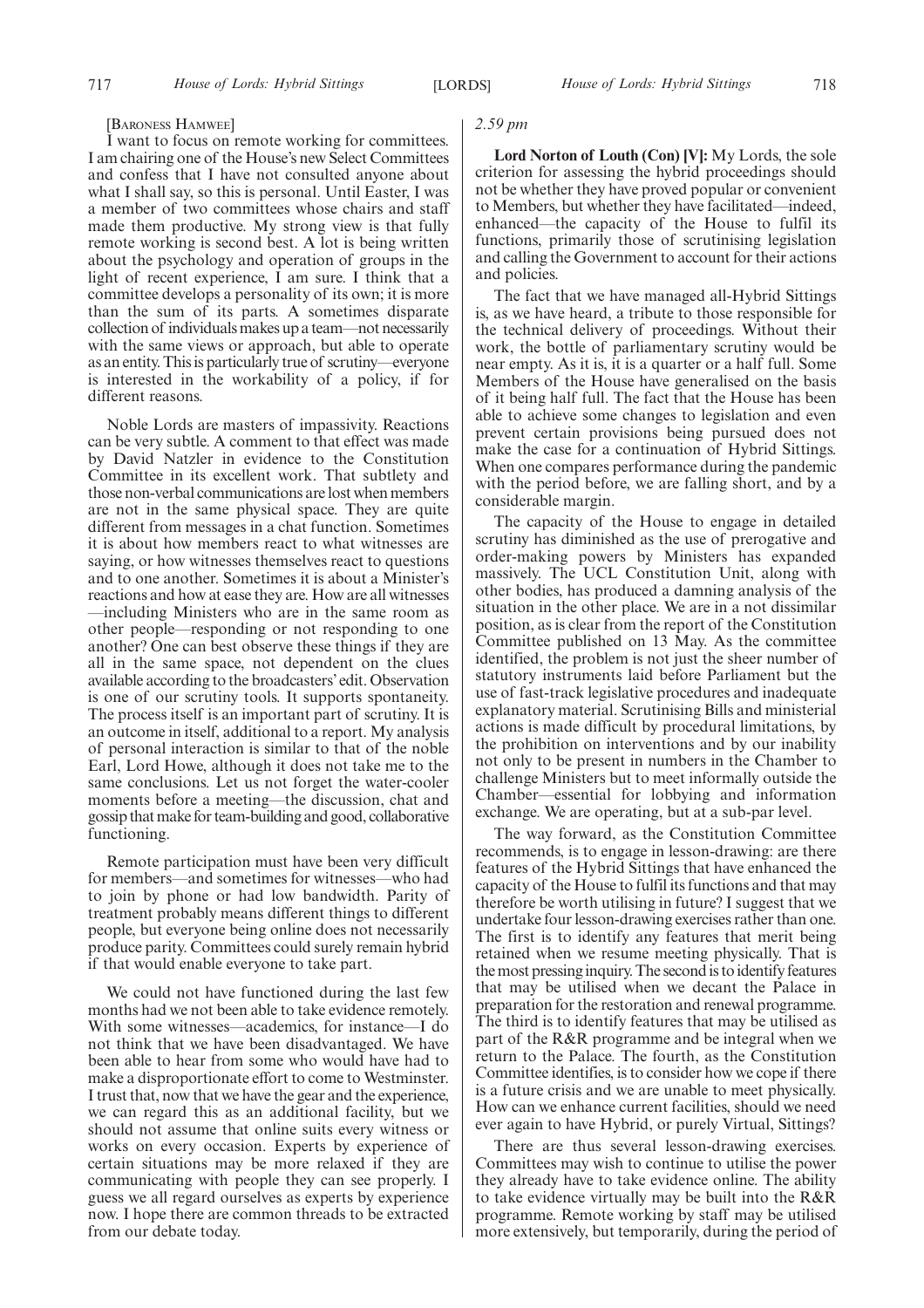[Baroness Hamwee]

I want to focus on remote working for committees. I am chairing one of the House's new Select Committees and confess that I have not consulted anyone about what I shall say, so this is personal. Until Easter, I was a member of two committees whose chairs and staff made them productive. My strong view is that fully remote working is second best. A lot is being written about the psychology and operation of groups in the light of recent experience, I am sure. I think that a committee develops a personality of its own; it is more than the sum of its parts. A sometimes disparate collection of individuals makes up a team—not necessarily with the same views or approach, but able to operate as an entity. This is particularly true of scrutiny—everyone is interested in the workability of a policy, if for different reasons.

Noble Lords are masters of impassivity. Reactions can be very subtle. A comment to that effect was made by David Natzler in evidence to the Constitution Committee in its excellent work. That subtlety and those non-verbal communications are lost when members are not in the same physical space. They are quite different from messages in a chat function. Sometimes it is about how members react to what witnesses are saying, or how witnesses themselves react to questions and to one another. Sometimes it is about a Minister's reactions and how at ease they are. How are all witnesses—including Ministers who are in the same room as other people—responding or not responding to one another? One can best observe these things if they are all in the same space, not dependent on the clues available according to the broadcasters' edit. Observation is one of our scrutiny tools. It supports spontaneity. The process itself is an important part of scrutiny. It is an outcome in itself, additional to a report. My analysis of personal interaction is similar to that of the noble Earl, Lord Howe, although it does not take me to the same conclusions. Let us not forget the water-cooler moments before a meeting—the discussion, chat and gossip that make for team-building and good, collaborative functioning.

Remote participation must have been very difficult for members—and sometimes for witnesses—who had to join by phone or had low bandwidth. Parity of treatment probably means different things to different people, but everyone being online does not necessarily produce parity. Committees could surely remain hybrid if that would enable everyone to take part.

We could not have functioned during the last few months had we not been able to take evidence remotely. With some witnesses—academics, for instance—I do not think that we have been disadvantaged. We have been able to hear from some who would have had to make a disproportionate effort to come to Westminster. I trust that, now that we have the gear and the experience, we can regard this as an additional facility, but we should not assume that online suits every witness or works on every occasion. Experts by experience of certain situations may be more relaxed if they are communicating with people they can see properly. I guess we all regard ourselves as experts by experience now. I hope there are common threads to be extracted from our debate today.

*2.59 pm*

**Lord Norton of Louth (Con) [V]:** My Lords, the sole criterion for assessing the hybrid proceedings should not be whether they have proved popular or convenient to Members, but whether they have facilitated—indeed, enhanced—the capacity of the House to fulfil its functions, primarily those of scrutinising legislation and calling the Government to account for their actions and policies.

The fact that we have managed all-Hybrid Sittings is, as we have heard, a tribute to those responsible for the technical delivery of proceedings. Without their work, the bottle of parliamentary scrutiny would be near empty. As it is, it is a quarter or a half full. Some Members of the House have generalised on the basis of it being half full. The fact that the House has been able to achieve some changes to legislation and even prevent certain provisions being pursued does not make the case for a continuation of Hybrid Sittings. When one compares performance during the pandemic with the period before, we are falling short, and by a considerable margin.

The capacity of the House to engage in detailed scrutiny has diminished as the use of prerogative and order-making powers by Ministers has expanded massively. The UCL Constitution Unit, along with other bodies, has produced a damning analysis of the situation in the other place. We are in a not dissimilar position, as is clear from the report of the Constitution Committee published on 13 May. As the committee identified, the problem is not just the sheer number of statutory instruments laid before Parliament but the use of fast-track legislative procedures and inadequate explanatory material. Scrutinising Bills and ministerial actions is made difficult by procedural limitations, by the prohibition on interventions and by our inability not only to be present in numbers in the Chamber to challenge Ministers but to meet informally outside the Chamber—essential for lobbying and information exchange. We are operating, but at a sub-par level.

The way forward, as the Constitution Committee recommends, is to engage in lesson-drawing: are there features of the Hybrid Sittings that have enhanced the capacity of the House to fulfil its functions and that may therefore be worth utilising in future? I suggest that we undertake four lesson-drawing exercises rather than one. The first is to identify any features that merit being retained when we resume meeting physically. That is the most pressing inquiry. The second is to identify features that may be utilised when we decant the Palace in preparation for the restoration and renewal programme. The third is to identify features that may be utilised as part of the R&R programme and be integral when we return to the Palace. The fourth, as the Constitution Committee identifies, is to consider how we cope if there is a future crisis and we are unable to meet physically. How can we enhance current facilities, should we need ever again to have Hybrid, or purely Virtual, Sittings?

There are thus several lesson-drawing exercises. Committees may wish to continue to utilise the power they already have to take evidence online. The ability to take evidence virtually may be built into the R&R programme. Remote working by staff may be utilised more extensively, but temporarily, during the period of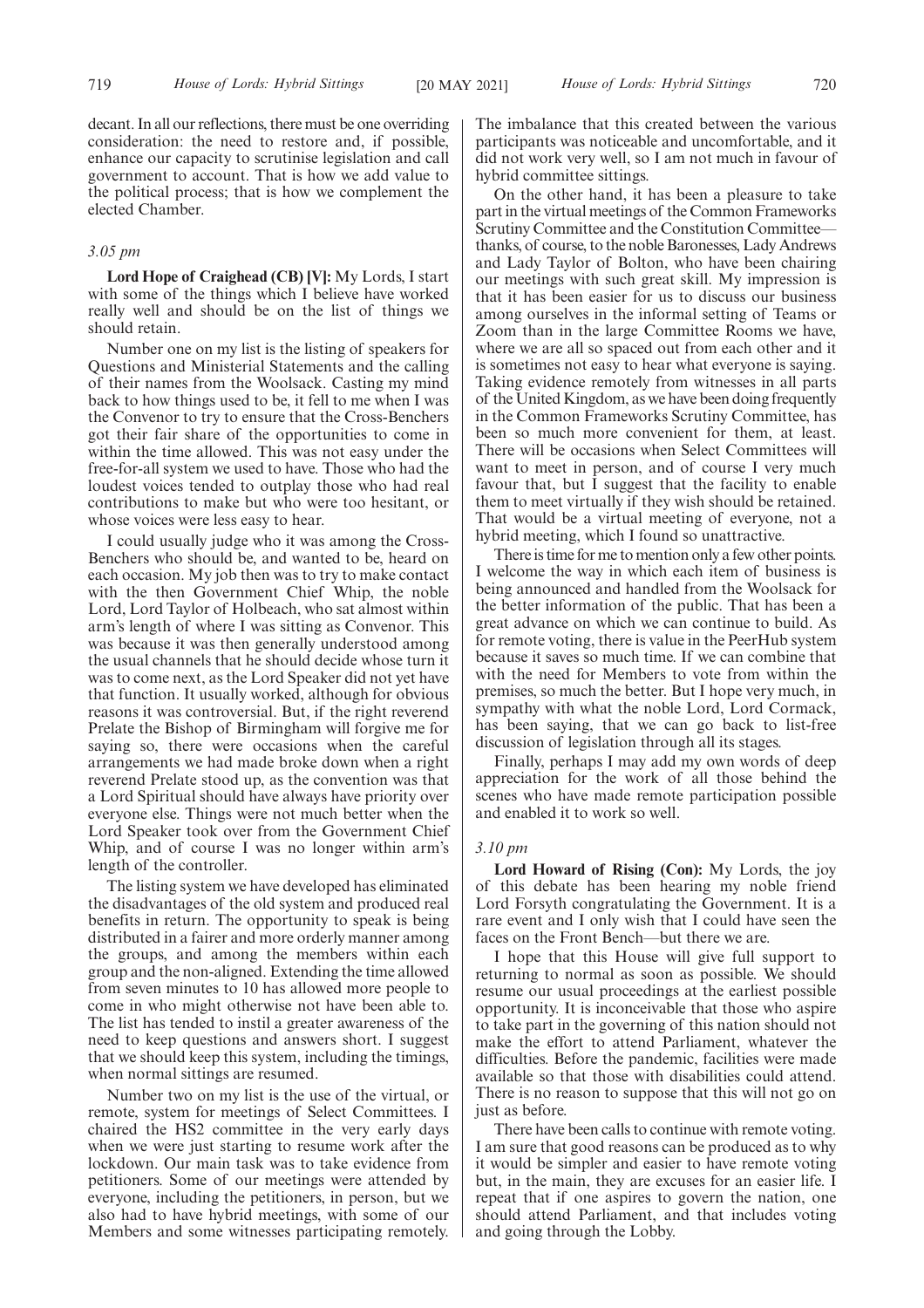decant. In all our reflections, there must be one overriding consideration: the need to restore and, if possible, enhance our capacity to scrutinise legislation and call government to account. That is how we add value to the political process; that is how we complement the elected Chamber.

*3.05 pm*

**Lord Hope of Craighead (CB) [V]:** My Lords, I start with some of the things which I believe have worked really well and should be on the list of things we should retain.

Number one on my list is the listing of speakers for Questions and Ministerial Statements and the calling of their names from the Woolsack. Casting my mind back to how things used to be, it fell to me when I was the Convenor to try to ensure that the Cross-Benchers got their fair share of the opportunities to come in within the time allowed. This was not easy under the free-for-all system we used to have. Those who had the loudest voices tended to outplay those who had real contributions to make but who were too hesitant, or whose voices were less easy to hear.

I could usually judge who it was among the Cross-Benchers who should be, and wanted to be, heard on each occasion. My job then was to try to make contact with the then Government Chief Whip, the noble Lord, Lord Taylor of Holbeach, who sat almost within arm's length of where I was sitting as Convenor. This was because it was then generally understood among the usual channels that he should decide whose turn it was to come next, as the Lord Speaker did not yet have that function. It usually worked, although for obvious reasons it was controversial. But, if the right reverend Prelate the Bishop of Birmingham will forgive me for saying so, there were occasions when the careful arrangements we had made broke down when a right reverend Prelate stood up, as the convention was that a Lord Spiritual should have always have priority over everyone else. Things were not much better when the Lord Speaker took over from the Government Chief Whip, and of course I was no longer within arm's length of the controller.

The listing system we have developed has eliminated the disadvantages of the old system and produced real benefits in return. The opportunity to speak is being distributed in a fairer and more orderly manner among the groups, and among the members within each group and the non-aligned. Extending the time allowed from seven minutes to 10 has allowed more people to come in who might otherwise not have been able to. The list has tended to instil a greater awareness of the need to keep questions and answers short. I suggest that we should keep this system, including the timings, when normal sittings are resumed.

Number two on my list is the use of the virtual, or remote, system for meetings of Select Committees. I chaired the HS2 committee in the very early days when we were just starting to resume work after the lockdown. Our main task was to take evidence from petitioners. Some of our meetings were attended by everyone, including the petitioners, in person, but we also had to have hybrid meetings, with some of our Members and some witnesses participating remotely. The imbalance that this created between the various participants was noticeable and uncomfortable, and it did not work very well, so I am not much in favour of hybrid committee sittings.

On the other hand, it has been a pleasure to take part in the virtual meetings of the Common Frameworks Scrutiny Committee and the Constitution Committee—thanks, of course, to the noble Baronesses, Lady Andrews and Lady Taylor of Bolton, who have been chairing our meetings with such great skill. My impression is that it has been easier for us to discuss our business among ourselves in the informal setting of Teams or Zoom than in the large Committee Rooms we have, where we are all so spaced out from each other and it is sometimes not easy to hear what everyone is saying. Taking evidence remotely from witnesses in all parts of the United Kingdom, as we have been doing frequently in the Common Frameworks Scrutiny Committee, has been so much more convenient for them, at least. There will be occasions when Select Committees will want to meet in person, and of course I very much favour that, but I suggest that the facility to enable them to meet virtually if they wish should be retained. That would be a virtual meeting of everyone, not a hybrid meeting, which I found so unattractive.

There is time for me to mention only a few other points. I welcome the way in which each item of business is being announced and handled from the Woolsack for the better information of the public. That has been a great advance on which we can continue to build. As for remote voting, there is value in the PeerHub system because it saves so much time. If we can combine that with the need for Members to vote from within the premises, so much the better. But I hope very much, in sympathy with what the noble Lord, Lord Cormack, has been saying, that we can go back to list-free discussion of legislation through all its stages.

Finally, perhaps I may add my own words of deep appreciation for the work of all those behind the scenes who have made remote participation possible and enabled it to work so well.

*3.10 pm*

**Lord Howard of Rising (Con):** My Lords, the joy of this debate has been hearing my noble friend Lord Forsyth congratulating the Government. It is a rare event and I only wish that I could have seen the faces on the Front Bench—but there we are.

I hope that this House will give full support to returning to normal as soon as possible. We should resume our usual proceedings at the earliest possible opportunity. It is inconceivable that those who aspire to take part in the governing of this nation should not make the effort to attend Parliament, whatever the difficulties. Before the pandemic, facilities were made available so that those with disabilities could attend. There is no reason to suppose that this will not go on just as before.

There have been calls to continue with remote voting. I am sure that good reasons can be produced as to why it would be simpler and easier to have remote voting but, in the main, they are excuses for an easier life. I repeat that if one aspires to govern the nation, one should attend Parliament, and that includes voting and going through the Lobby.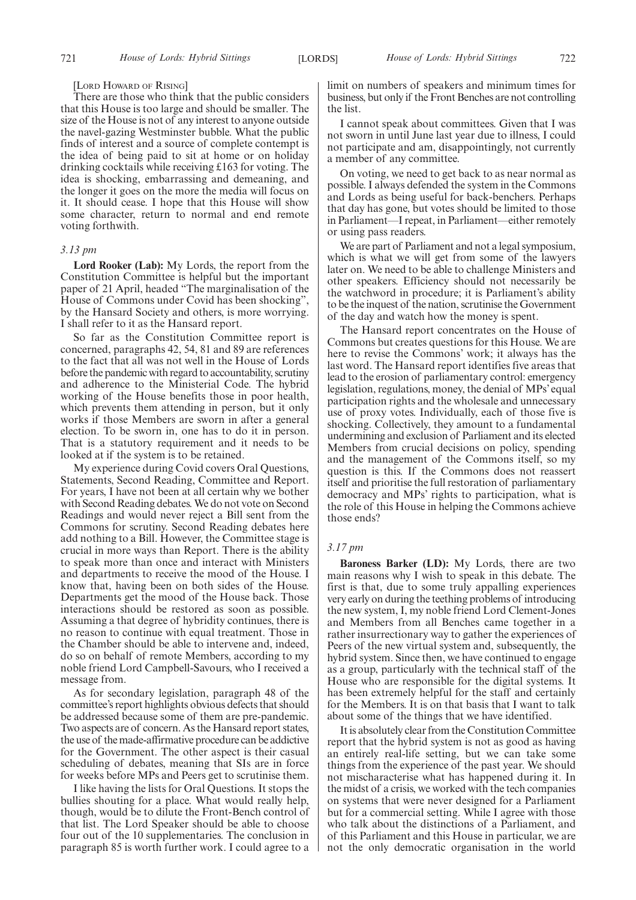[LORD HOWARD OF RISING]

There are those who think that the public considers that this House is too large and should be smaller. The size of the House is not of any interest to anyone outside the navel-gazing Westminster bubble. What the public finds of interest and a source of complete contempt is the idea of being paid to sit at home or on holiday drinking cocktails while receiving £163 for voting. The idea is shocking, embarrassing and demeaning, and the longer it goes on the more the media will focus on it. It should cease. I hope that this House will show some character, return to normal and end remote voting forthwith.

*3.13 pm*

**Lord Rooker (Lab):** My Lords, the report from the Constitution Committee is helpful but the important paper of 21 April, headed "The marginalisation of the House of Commons under Covid has been shocking", by the Hansard Society and others, is more worrying. I shall refer to it as the Hansard report.

So far as the Constitution Committee report is concerned, paragraphs 42, 54, 81 and 89 are references to the fact that all was not well in the House of Lords before the pandemic with regard to accountability, scrutiny and adherence to the Ministerial Code. The hybrid working of the House benefits those in poor health, which prevents them attending in person, but it only works if those Members are sworn in after a general election. To be sworn in, one has to do it in person. That is a statutory requirement and it needs to be looked at if the system is to be retained.

My experience during Covid covers Oral Questions, Statements, Second Reading, Committee and Report. For years, I have not been at all certain why we bother with Second Reading debates. We do not vote on Second Readings and would never reject a Bill sent from the Commons for scrutiny. Second Reading debates here add nothing to a Bill. However, the Committee stage is crucial in more ways than Report. There is the ability to speak more than once and interact with Ministers and departments to receive the mood of the House. I know that, having been on both sides of the House. Departments get the mood of the House back. Those interactions should be restored as soon as possible. Assuming a that degree of hybridity continues, there is no reason to continue with equal treatment. Those in the Chamber should be able to intervene and, indeed, do so on behalf of remote Members, according to my noble friend Lord Campbell-Savours, who I received a message from.

As for secondary legislation, paragraph 48 of the committee's report highlights obvious defects that should be addressed because some of them are pre-pandemic. Two aspects are of concern. As the Hansard report states, the use of the made-affirmative procedure can be addictive for the Government. The other aspect is their casual scheduling of debates, meaning that SIs are in force for weeks before MPs and Peers get to scrutinise them.

I like having the lists for Oral Questions. It stops the bullies shouting for a place. What would really help, though, would be to dilute the Front-Bench control of that list. The Lord Speaker should be able to choose four out of the 10 supplementaries. The conclusion in paragraph 85 is worth further work. I could agree to a limit on numbers of speakers and minimum times for business, but only if the Front Benches are not controlling the list.

I cannot speak about committees. Given that I was not sworn in until June last year due to illness, I could not participate and am, disappointingly, not currently a member of any committee.

On voting, we need to get back to as near normal as possible. I always defended the system in the Commons and Lords as being useful for back-benchers. Perhaps that day has gone, but votes should be limited to those in Parliament—I repeat, in Parliament—either remotely or using pass readers.

We are part of Parliament and not a legal symposium, which is what we will get from some of the lawyers later on. We need to be able to challenge Ministers and other speakers. Efficiency should not necessarily be the watchword in procedure; it is Parliament's ability to be the inquest of the nation, scrutinise the Government of the day and watch how the money is spent.

The Hansard report concentrates on the House of Commons but creates questions for this House. We are here to revise the Commons' work; it always has the last word. The Hansard report identifies five areas that lead to the erosion of parliamentary control: emergency legislation, regulations, money, the denial of MPs' equal participation rights and the wholesale and unnecessary use of proxy votes. Individually, each of those five is shocking. Collectively, they amount to a fundamental undermining and exclusion of Parliament and its elected Members from crucial decisions on policy, spending and the management of the Commons itself, so my question is this. If the Commons does not reassert itself and prioritise the full restoration of parliamentary democracy and MPs' rights to participation, what is the role of this House in helping the Commons achieve those ends?

*3.17 pm*

**Baroness Barker (LD):** My Lords, there are two main reasons why I wish to speak in this debate. The first is that, due to some truly appalling experiences very early on during the teething problems of introducing the new system, I, my noble friend Lord Clement-Jones and Members from all Benches came together in a rather insurrectionary way to gather the experiences of Peers of the new virtual system and, subsequently, the hybrid system. Since then, we have continued to engage as a group, particularly with the technical staff of the House who are responsible for the digital systems. It has been extremely helpful for the staff and certainly for the Members. It is on that basis that I want to talk about some of the things that we have identified.

It is absolutely clear from the Constitution Committee report that the hybrid system is not as good as having an entirely real-life setting, but we can take some things from the experience of the past year. We should not mischaracterise what has happened during it. In the midst of a crisis, we worked with the tech companies on systems that were never designed for a Parliament but for a commercial setting. While I agree with those who talk about the distinctions of a Parliament, and of this Parliament and this House in particular, we are not the only democratic organisation in the world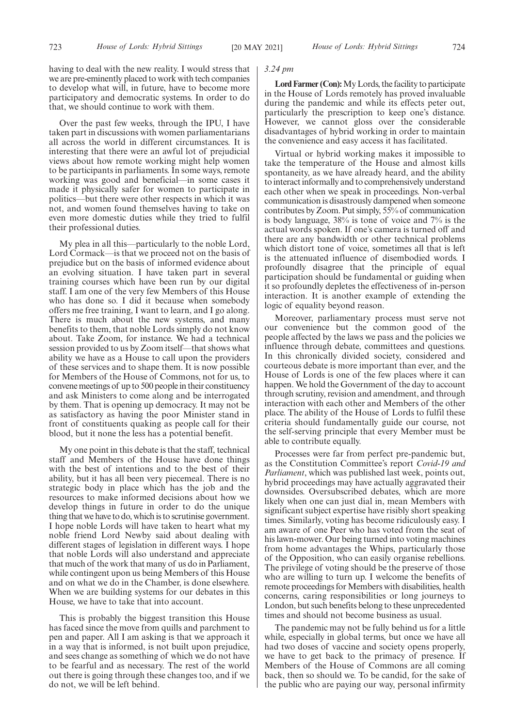having to deal with the new reality. I would stress that we are pre-eminently placed to work with tech companies to develop what will, in future, have to become more participatory and democratic systems. In order to do that, we should continue to work with them.

Over the past few weeks, through the IPU, I have taken part in discussions with women parliamentarians all across the world in different circumstances. It is interesting that there were an awful lot of prejudicial views about how remote working might help women to be participants in parliaments. In some ways, remote working was good and beneficial—in some cases it made it physically safer for women to participate in politics—but there were other respects in which it was not, and women found themselves having to take on even more domestic duties while they tried to fulfil their professional duties.

My plea in all this—particularly to the noble Lord, Lord Cormack—is that we proceed not on the basis of prejudice but on the basis of informed evidence about an evolving situation. I have taken part in several training courses which have been run by our digital staff. I am one of the very few Members of this House who has done so. I did it because when somebody offers me free training, I want to learn, and I go along. There is much about the new systems, and many benefits to them, that noble Lords simply do not know about. Take Zoom, for instance. We had a technical session provided to us by Zoom itself—that shows what ability we have as a House to call upon the providers of these services and to shape them. It is now possible for Members of the House of Commons, not for us, to convene meetings of up to 500 people in their constituency and ask Ministers to come along and be interrogated by them. That is opening up democracy. It may not be as satisfactory as having the poor Minister stand in front of constituents quaking as people call for their blood, but it none the less has a potential benefit.

My one point in this debate is that the staff, technical staff and Members of the House have done things with the best of intentions and to the best of their ability, but it has all been very piecemeal. There is no strategic body in place which has the job and the resources to make informed decisions about how we develop things in future in order to do the unique thing that we have to do, which is to scrutinise government. I hope noble Lords will have taken to heart what my noble friend Lord Newby said about dealing with different stages of legislation in different ways. I hope that noble Lords will also understand and appreciate that much of the work that many of us do in Parliament, while contingent upon us being Members of this House and on what we do in the Chamber, is done elsewhere. When we are building systems for our debates in this House, we have to take that into account.

This is probably the biggest transition this House has faced since the move from quills and parchment to pen and paper. All I am asking is that we approach it in a way that is informed, is not built upon prejudice, and sees change as something of which we do not have to be fearful and as necessary. The rest of the world out there is going through these changes too, and if we do not, we will be left behind.

*3.24 pm*

**Lord Farmer (Con):** My Lords, the facility to participate in the House of Lords remotely has proved invaluable during the pandemic and while its effects peter out, particularly the prescription to keep one's distance. However, we cannot gloss over the considerable disadvantages of hybrid working in order to maintain the convenience and easy access it has facilitated.

Virtual or hybrid working makes it impossible to take the temperature of the House and almost kills spontaneity, as we have already heard, and the ability to interact informally and to comprehensively understand each other when we speak in proceedings. Non-verbal communication is disastrously dampened when someone contributes by Zoom. Put simply, 55% of communication is body language, 38% is tone of voice and 7% is the actual words spoken. If one's camera is turned off and there are any bandwidth or other technical problems which distort tone of voice, sometimes all that is left is the attenuated influence of disembodied words. I profoundly disagree that the principle of equal participation should be fundamental or guiding when it so profoundly depletes the effectiveness of in-person interaction. It is another example of extending the logic of equality beyond reason.

Moreover, parliamentary process must serve not our convenience but the common good of the people affected by the laws we pass and the policies we influence through debate, committees and questions. In this chronically divided society, considered and courteous debate is more important than ever, and the House of Lords is one of the few places where it can happen. We hold the Government of the day to account through scrutiny, revision and amendment, and through interaction with each other and Members of the other place. The ability of the House of Lords to fulfil these criteria should fundamentally guide our course, not the self-serving principle that every Member must be able to contribute equally.

Processes were far from perfect pre-pandemic but, as the Constitution Committee's report *Covid-19 and Parliament*, which was published last week, points out, hybrid proceedings may have actually aggravated their downsides. Oversubscribed debates, which are more likely when one can just dial in, mean Members with significant subject expertise have risibly short speaking times. Similarly, voting has become ridiculously easy. I am aware of one Peer who has voted from the seat of his lawn-mower. Our being turned into voting machines from home advantages the Whips, particularly those of the Opposition, who can easily organise rebellions. The privilege of voting should be the preserve of those who are willing to turn up. I welcome the benefits of remote proceedings for Members with disabilities, health concerns, caring responsibilities or long journeys to London, but such benefits belong to these unprecedented times and should not become business as usual.

The pandemic may not be fully behind us for a little while, especially in global terms, but once we have all had two doses of vaccine and society opens properly, we have to get back to the primacy of presence. If Members of the House of Commons are all coming back, then so should we. To be candid, for the sake of the public who are paying our way, personal infirmity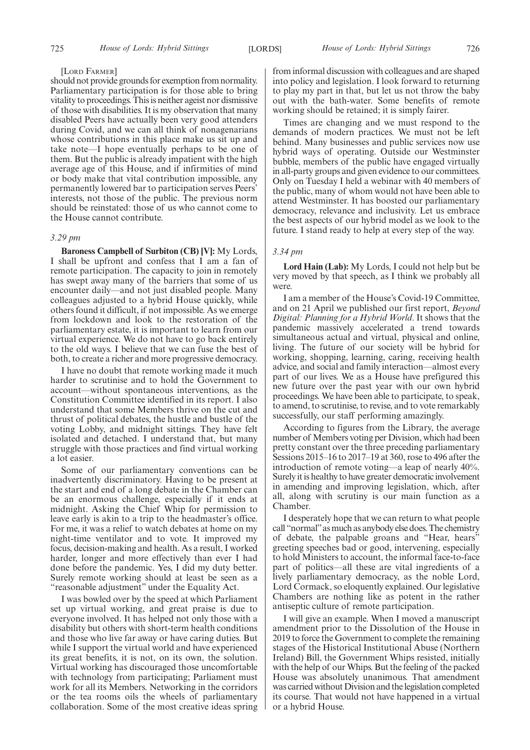[Lord Farmer]

should not provide grounds for exemption from normality. Parliamentary participation is for those able to bring vitality to proceedings. This is neither ageist nor dismissive of those with disabilities. It is my observation that many disabled Peers have actually been very good attenders during Covid, and we can all think of nonagenarians whose contributions in this place make us sit up and take note—I hope eventually perhaps to be one of them. But the public is already impatient with the high average age of this House, and if infirmities of mind or body make that vital contribution impossible, any permanently lowered bar to participation serves Peers' interests, not those of the public. The previous norm should be reinstated: those of us who cannot come to the House cannot contribute.

*3.29 pm*

**Baroness Campbell of Surbiton (CB) [V]:** My Lords, I shall be upfront and confess that I am a fan of remote participation. The capacity to join in remotely has swept away many of the barriers that some of us encounter daily—and not just disabled people. Many colleagues adjusted to a hybrid House quickly, while others found it difficult, if not impossible. As we emerge from lockdown and look to the restoration of the parliamentary estate, it is important to learn from our virtual experience. We do not have to go back entirely to the old ways. I believe that we can fuse the best of both, to create a richer and more progressive democracy.

I have no doubt that remote working made it much harder to scrutinise and to hold the Government to account—without spontaneous interventions, as the Constitution Committee identified in its report. I also understand that some Members thrive on the cut and thrust of political debates, the hustle and bustle of the voting Lobby, and midnight sittings. They have felt isolated and detached. I understand that, but many struggle with those practices and find virtual working a lot easier.

Some of our parliamentary conventions can be inadvertently discriminatory. Having to be present at the start and end of a long debate in the Chamber can be an enormous challenge, especially if it ends at midnight. Asking the Chief Whip for permission to leave early is akin to a trip to the headmaster's office. For me, it was a relief to watch debates at home on my night-time ventilator and to vote. It improved my focus, decision-making and health. As a result, I worked harder, longer and more effectively than ever I had done before the pandemic. Yes, I did my duty better. Surely remote working should at least be seen as a "reasonable adjustment" under the Equality Act.

I was bowled over by the speed at which Parliament set up virtual working, and great praise is due to everyone involved. It has helped not only those with a disability but others with short-term health conditions and those who live far away or have caring duties. But while I support the virtual world and have experienced its great benefits, it is not, on its own, the solution. Virtual working has discouraged those uncomfortable with technology from participating; Parliament must work for all its Members. Networking in the corridors or the tea rooms oils the wheels of parliamentary collaboration. Some of the most creative ideas spring from informal discussion with colleagues and are shaped into policy and legislation. I look forward to returning to play my part in that, but let us not throw the baby out with the bath-water. Some benefits of remote working should be retained; it is simply fairer.

Times are changing and we must respond to the demands of modern practices. We must not be left behind. Many businesses and public services now use hybrid ways of operating. Outside our Westminster bubble, members of the public have engaged virtually in all-party groups and given evidence to our committees. Only on Tuesday I held a webinar with 40 members of the public, many of whom would not have been able to attend Westminster. It has boosted our parliamentary democracy, relevance and inclusivity. Let us embrace the best aspects of our hybrid model as we look to the future. I stand ready to help at every step of the way.

*3.34 pm*

**Lord Hain (Lab):** My Lords, I could not help but be very moved by that speech, as I think we probably all were.

I am a member of the House's Covid-19 Committee, and on 21 April we published our first report, *Beyond Digital: Planning for a Hybrid World*. It shows that the pandemic massively accelerated a trend towards simultaneous actual and virtual, physical and online, living. The future of our society will be hybrid for working, shopping, learning, caring, receiving health advice, and social and family interaction—almost every part of our lives. We as a House have prefigured this new future over the past year with our own hybrid proceedings. We have been able to participate, to speak, to amend, to scrutinise, to revise, and to vote remarkably successfully, our staff performing amazingly.

According to figures from the Library, the average number of Members voting per Division, which had been pretty constant over the three preceding parliamentary Sessions 2015–16 to 2017–19 at 360, rose to 496 after the introduction of remote voting—a leap of nearly 40%. Surely it is healthy to have greater democratic involvement in amending and improving legislation, which, after all, along with scrutiny is our main function as a Chamber.

I desperately hope that we can return to what people call "normal" as much as anybody else does. The chemistry of debate, the palpable groans and "Hear, hears" greeting speeches bad or good, intervening, especially to hold Ministers to account, the informal face-to-face part of politics—all these are vital ingredients of a lively parliamentary democracy, as the noble Lord, Lord Cormack, so eloquently explained. Our legislative Chambers are nothing like as potent in the rather antiseptic culture of remote participation.

I will give an example. When I moved a manuscript amendment prior to the Dissolution of the House in 2019 to force the Government to complete the remaining stages of the Historical Institutional Abuse (Northern Ireland) Bill, the Government Whips resisted, initially with the help of our Whips. But the feeling of the packed House was absolutely unanimous. That amendment was carried without Division and the legislation completed its course. That would not have happened in a virtual or a hybrid House.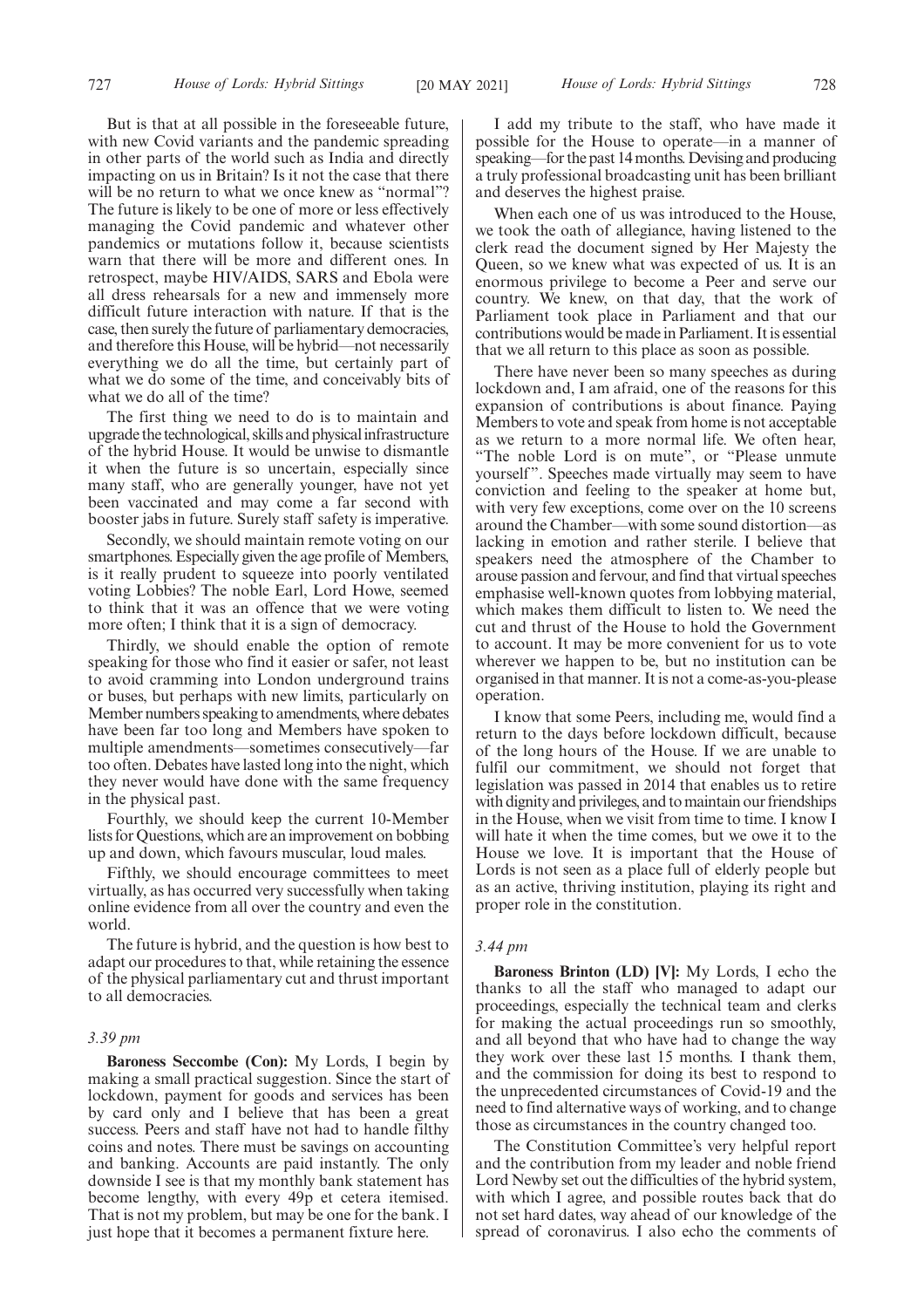But is that at all possible in the foreseeable future, with new Covid variants and the pandemic spreading in other parts of the world such as India and directly impacting on us in Britain? Is it not the case that there will be no return to what we once knew as "normal"? The future is likely to be one of more or less effectively managing the Covid pandemic and whatever other pandemics or mutations follow it, because scientists warn that there will be more and different ones. In retrospect, maybe HIV/AIDS, SARS and Ebola were all dress rehearsals for a new and immensely more difficult future interaction with nature. If that is the case, then surely the future of parliamentary democracies, and therefore this House, will be hybrid—not necessarily everything we do all the time, but certainly part of what we do some of the time, and conceivably bits of what we do all of the time?

The first thing we need to do is to maintain and upgrade the technological, skills and physical infrastructure of the hybrid House. It would be unwise to dismantle it when the future is so uncertain, especially since many staff, who are generally younger, have not yet been vaccinated and may come a far second with booster jabs in future. Surely staff safety is imperative.

Secondly, we should maintain remote voting on our smartphones. Especially given the age profile of Members, is it really prudent to squeeze into poorly ventilated voting Lobbies? The noble Earl, Lord Howe, seemed to think that it was an offence that we were voting more often; I think that it is a sign of democracy.

Thirdly, we should enable the option of remote speaking for those who find it easier or safer, not least to avoid cramming into London underground trains or buses, but perhaps with new limits, particularly on Member numbers speaking to amendments, where debates have been far too long and Members have spoken to multiple amendments—sometimes consecutively—far too often. Debates have lasted long into the night, which they never would have done with the same frequency in the physical past.

Fourthly, we should keep the current 10-Member lists for Questions, which are an improvement on bobbing up and down, which favours muscular, loud males.

Fifthly, we should encourage committees to meet virtually, as has occurred very successfully when taking online evidence from all over the country and even the world.

The future is hybrid, and the question is how best to adapt our procedures to that, while retaining the essence of the physical parliamentary cut and thrust important to all democracies.

*3.39 pm*

**Baroness Seccombe (Con):** My Lords, I begin by making a small practical suggestion. Since the start of lockdown, payment for goods and services has been by card only and I believe that has been a great success. Peers and staff have not had to handle filthy coins and notes. There must be savings on accounting and banking. Accounts are paid instantly. The only downside I see is that my monthly bank statement has become lengthy, with every 49p et cetera itemised. That is not my problem, but may be one for the bank. I just hope that it becomes a permanent fixture here.

I add my tribute to the staff, who have made it possible for the House to operate—in a manner of speaking—for the past 14 months. Devising and producing a truly professional broadcasting unit has been brilliant and deserves the highest praise.

When each one of us was introduced to the House, we took the oath of allegiance, having listened to the clerk read the document signed by Her Majesty the Queen, so we knew what was expected of us. It is an enormous privilege to become a Peer and serve our country. We knew, on that day, that the work of Parliament took place in Parliament and that our contributions would be made in Parliament. It is essential that we all return to this place as soon as possible.

There have never been so many speeches as during lockdown and, I am afraid, one of the reasons for this expansion of contributions is about finance. Paying Members to vote and speak from home is not acceptable as we return to a more normal life. We often hear, "The noble Lord is on mute", or "Please unmute yourself". Speeches made virtually may seem to have conviction and feeling to the speaker at home but, with very few exceptions, come over on the 10 screens around the Chamber—with some sound distortion—as lacking in emotion and rather sterile. I believe that speakers need the atmosphere of the Chamber to arouse passion and fervour, and find that virtual speeches emphasise well-known quotes from lobbying material, which makes them difficult to listen to. We need the cut and thrust of the House to hold the Government to account. It may be more convenient for us to vote wherever we happen to be, but no institution can be organised in that manner. It is not a come-as-you-please operation.

I know that some Peers, including me, would find a return to the days before lockdown difficult, because of the long hours of the House. If we are unable to fulfil our commitment, we should not forget that legislation was passed in 2014 that enables us to retire with dignity and privileges, and to maintain our friendships in the House, when we visit from time to time. I know I will hate it when the time comes, but we owe it to the House we love. It is important that the House of Lords is not seen as a place full of elderly people but as an active, thriving institution, playing its right and proper role in the constitution.

*3.44 pm*

**Baroness Brinton (LD) [V]:** My Lords, I echo the thanks to all the staff who managed to adapt our proceedings, especially the technical team and clerks for making the actual proceedings run so smoothly, and all beyond that who have had to change the way they work over these last 15 months. I thank them, and the commission for doing its best to respond to the unprecedented circumstances of Covid-19 and the need to find alternative ways of working, and to change those as circumstances in the country changed too.

The Constitution Committee's very helpful report and the contribution from my leader and noble friend Lord Newby set out the difficulties of the hybrid system, with which I agree, and possible routes back that do not set hard dates, way ahead of our knowledge of the spread of coronavirus. I also echo the comments of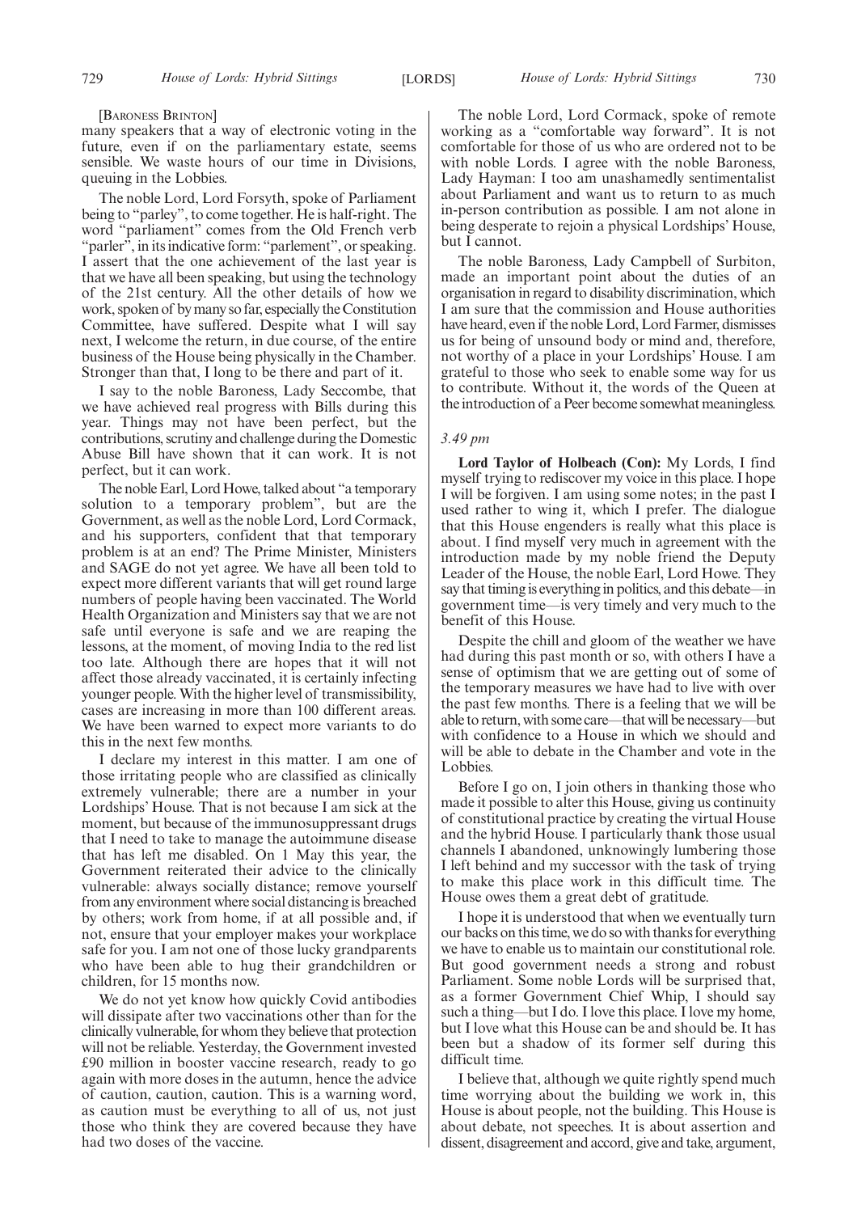[Baroness Brinton]

many speakers that a way of electronic voting in the future, even if on the parliamentary estate, seems sensible. We waste hours of our time in Divisions, queuing in the Lobbies.

The noble Lord, Lord Forsyth, spoke of Parliament being to "parley", to come together. He is half-right. The word "parliament" comes from the Old French verb "parler", in its indicative form: "parlement", or speaking. I assert that the one achievement of the last year is that we have all been speaking, but using the technology of the 21st century. All the other details of how we work, spoken of by many so far, especially the Constitution Committee, have suffered. Despite what I will say next, I welcome the return, in due course, of the entire business of the House being physically in the Chamber. Stronger than that, I long to be there and part of it.

I say to the noble Baroness, Lady Seccombe, that we have achieved real progress with Bills during this year. Things may not have been perfect, but the contributions, scrutiny and challenge during the Domestic Abuse Bill have shown that it can work. It is not perfect, but it can work.

The noble Earl, Lord Howe, talked about "a temporary solution to a temporary problem", but are the Government, as well as the noble Lord, Lord Cormack, and his supporters, confident that that temporary problem is at an end? The Prime Minister, Ministers and SAGE do not yet agree. We have all been told to expect more different variants that will get round large numbers of people having been vaccinated. The World Health Organization and Ministers say that we are not safe until everyone is safe and we are reaping the lessons, at the moment, of moving India to the red list too late. Although there are hopes that it will not affect those already vaccinated, it is certainly infecting younger people. With the higher level of transmissibility, cases are increasing in more than 100 different areas. We have been warned to expect more variants to do this in the next few months.

I declare my interest in this matter. I am one of those irritating people who are classified as clinically extremely vulnerable; there are a number in your Lordships' House. That is not because I am sick at the moment, but because of the immunosuppressant drugs that I need to take to manage the autoimmune disease that has left me disabled. On 1 May this year, the Government reiterated their advice to the clinically vulnerable: always socially distance; remove yourself from any environment where social distancing is breached by others; work from home, if at all possible and, if not, ensure that your employer makes your workplace safe for you. I am not one of those lucky grandparents who have been able to hug their grandchildren or children, for 15 months now.

We do not yet know how quickly Covid antibodies will dissipate after two vaccinations other than for the clinically vulnerable, for whom they believe that protection will not be reliable. Yesterday, the Government invested £90 million in booster vaccine research, ready to go again with more doses in the autumn, hence the advice of caution, caution, caution. This is a warning word, as caution must be everything to all of us, not just those who think they are covered because they have had two doses of the vaccine.

The noble Lord, Lord Cormack, spoke of remote working as a "comfortable way forward". It is not comfortable for those of us who are ordered not to be with noble Lords. I agree with the noble Baroness, Lady Hayman: I too am unashamedly sentimentalist about Parliament and want us to return to as much in-person contribution as possible. I am not alone in being desperate to rejoin a physical Lordships' House, but I cannot.

The noble Baroness, Lady Campbell of Surbiton, made an important point about the duties of an organisation in regard to disability discrimination, which I am sure that the commission and House authorities have heard, even if the noble Lord, Lord Farmer, dismisses us for being of unsound body or mind and, therefore, not worthy of a place in your Lordships' House. I am grateful to those who seek to enable some way for us to contribute. Without it, the words of the Queen at the introduction of a Peer become somewhat meaningless.

*3.49 pm*

**Lord Taylor of Holbeach (Con):** My Lords, I find myself trying to rediscover my voice in this place. I hope I will be forgiven. I am using some notes; in the past I used rather to wing it, which I prefer. The dialogue that this House engenders is really what this place is about. I find myself very much in agreement with the introduction made by my noble friend the Deputy Leader of the House, the noble Earl, Lord Howe. They say that timing is everything in politics, and this debate—in government time—is very timely and very much to the benefit of this House.

Despite the chill and gloom of the weather we have had during this past month or so, with others I have a sense of optimism that we are getting out of some of the temporary measures we have had to live with over the past few months. There is a feeling that we will be able to return, with some care—that will be necessary—but with confidence to a House in which we should and will be able to debate in the Chamber and vote in the Lobbies.

Before I go on, I join others in thanking those who made it possible to alter this House, giving us continuity of constitutional practice by creating the virtual House and the hybrid House. I particularly thank those usual channels I abandoned, unknowingly lumbering those I left behind and my successor with the task of trying to make this place work in this difficult time. The House owes them a great debt of gratitude.

I hope it is understood that when we eventually turn our backs on this time, we do so with thanks for everything we have to enable us to maintain our constitutional role. But good government needs a strong and robust Parliament. Some noble Lords will be surprised that, as a former Government Chief Whip, I should say such a thing—but I do. I love this place. I love my home, but I love what this House can be and should be. It has been but a shadow of its former self during this difficult time.

I believe that, although we quite rightly spend much time worrying about the building we work in, this House is about people, not the building. This House is about debate, not speeches. It is about assertion and dissent, disagreement and accord, give and take, argument,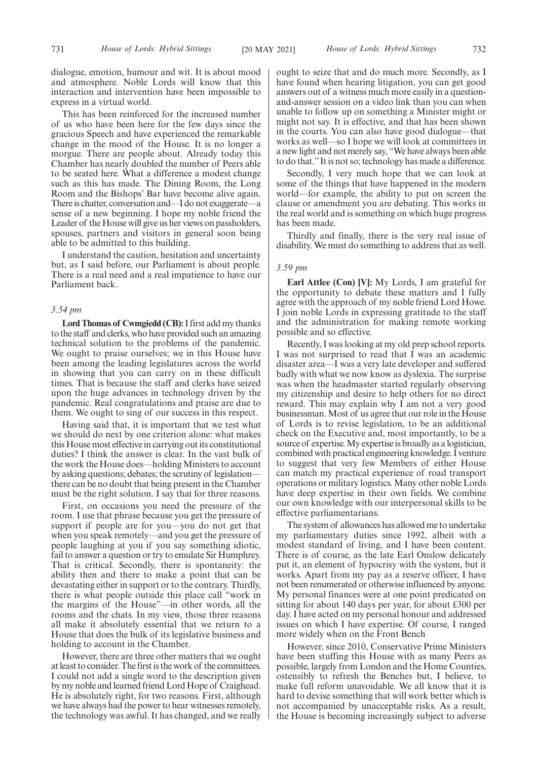dialogue, emotion, humour and wit. It is about mood and atmosphere. Noble Lords will know that this interaction and intervention have been impossible to express in a virtual world.

This has been reinforced for the increased number of us who have been here for the few days since the gracious Speech and have experienced the remarkable change in the mood of the House. It is no longer a morgue. There are people about. Already today this Chamber has nearly doubled the number of Peers able to be seated here. What a difference a modest change such as this has made. The Dining Room, the Long Room and the Bishops' Bar have become alive again. There is chatter, conversation and—I do not exaggerate—a sense of a new beginning. I hope my noble friend the Leader of the House will give us her views on passholders, spouses, partners and visitors in general soon being able to be admitted to this building.

I understand the caution, hesitation and uncertainty but, as I said before, our Parliament is about people. There is a real need and a real impatience to have our Parliament back.

*3.54 pm*

**Lord Thomas of Cwmgiedd (CB):** I first add my thanks to the staff and clerks, who have provided such an amazing technical solution to the problems of the pandemic. We ought to praise ourselves; we in this House have been among the leading legislatures across the world in showing that you can carry on in these difficult times. That is because the staff and clerks have seized upon the huge advances in technology driven by the pandemic. Real congratulations and praise are due to them. We ought to sing of our success in this respect.

Having said that, it is important that we test what we should do next by one criterion alone: what makes this House most effective in carrying out its constitutional duties? I think the answer is clear. In the vast bulk of the work the House does—holding Ministers to account by asking questions; debates; the scrutiny of legislation—there can be no doubt that being present in the Chamber must be the right solution. I say that for three reasons.

First, on occasions you need the pressure of the room. I use that phrase because you get the pressure of support if people are for you—you do not get that when you speak remotely—and you get the pressure of people laughing at you if you say something idiotic, fail to answer a question or try to emulate Sir Humphrey. That is critical. Secondly, there is spontaneity: the ability then and there to make a point that can be devastating either in support or to the contrary. Thirdly, there is what people outside this place call "work in the margins of the House"—in other words, all the rooms and the chats. In my view, those three reasons all make it absolutely essential that we return to a House that does the bulk of its legislative business and holding to account in the Chamber.

However, there are three other matters that we ought at least to consider. The first is the work of the committees. I could not add a single word to the description given by my noble and learned friend Lord Hope of Craighead. He is absolutely right, for two reasons. First, although we have always had the power to hear witnesses remotely, the technology was awful. It has changed, and we really ought to seize that and do much more. Secondly, as I have found when hearing litigation, you can get good answers out of a witness much more easily in a question-and-answer session on a video link than you can when unable to follow up on something a Minister might or might not say. It is effective, and that has been shown in the courts. You can also have good dialogue—that works as well—so I hope we will look at committees in a new light and not merely say, "We have always been able to do that." It is not so; technology has made a difference.

Secondly, I very much hope that we can look at some of the things that have happened in the modern world—for example, the ability to put on screen the clause or amendment you are debating. This works in the real world and is something on which huge progress has been made.

Thirdly and finally, there is the very real issue of disability. We must do something to address that as well.

*3.59 pm*

**Earl Attlee (Con) [V]:** My Lords, I am grateful for the opportunity to debate these matters and I fully agree with the approach of my noble friend Lord Howe. I join noble Lords in expressing gratitude to the staff and the administration for making remote working possible and so effective.

Recently, I was looking at my old prep school reports. I was not surprised to read that I was an academic disaster area—I was a very late developer and suffered badly with what we now know as dyslexia. The surprise was when the headmaster started regularly observing my citizenship and desire to help others for no direct reward. This may explain why I am not a very good businessman. Most of us agree that our role in the House of Lords is to revise legislation, to be an additional check on the Executive and, most importantly, to be a source of expertise. My expertise is broadly as a logistician, combined with practical engineering knowledge. I venture to suggest that very few Members of either House can match my practical experience of road transport operations or military logistics. Many other noble Lords have deep expertise in their own fields. We combine our own knowledge with our interpersonal skills to be effective parliamentarians.

The system of allowances has allowed me to undertake my parliamentary duties since 1992, albeit with a modest standard of living, and I have been content. There is of course, as the late Earl Onslow delicately put it, an element of hypocrisy with the system, but it works. Apart from my pay as a reserve officer, I have not been renumerated or otherwise influenced by anyone. My personal finances were at one point predicated on sitting for about 140 days per year, for about £300 per day. I have acted on my personal honour and addressed issues on which I have expertise. Of course, I ranged more widely when on the Front Bench

However, since 2010, Conservative Prime Ministers have been stuffing this House with as many Peers as possible, largely from London and the Home Counties, ostensibly to refresh the Benches but, I believe, to make full reform unavoidable. We all know that it is hard to devise something that will work better which is not accompanied by unacceptable risks. As a result, the House is becoming increasingly subject to adverse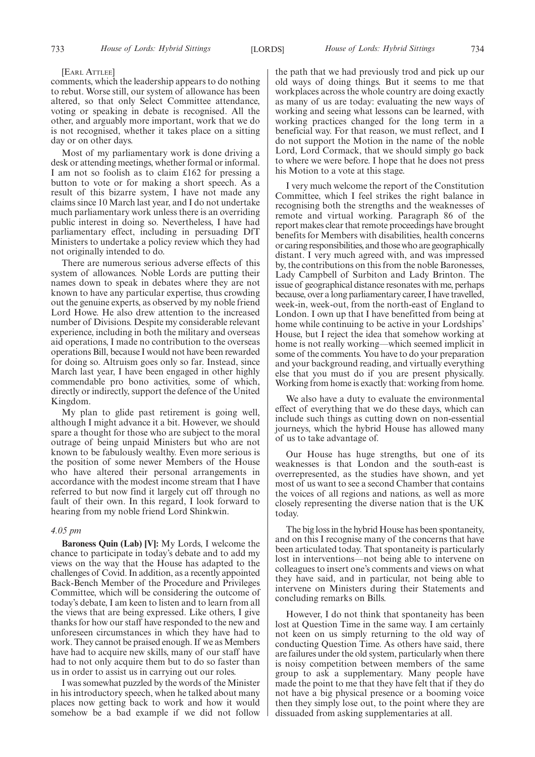[Earl Attlee]

comments, which the leadership appears to do nothing to rebut. Worse still, our system of allowance has been altered, so that only Select Committee attendance, voting or speaking in debate is recognised. All the other, and arguably more important, work that we do is not recognised, whether it takes place on a sitting day or on other days.

Most of my parliamentary work is done driving a desk or attending meetings, whether formal or informal. I am not so foolish as to claim £162 for pressing a button to vote or for making a short speech. As a result of this bizarre system, I have not made any claims since 10 March last year, and I do not undertake much parliamentary work unless there is an overriding public interest in doing so. Nevertheless, I have had parliamentary effect, including in persuading DfT Ministers to undertake a policy review which they had not originally intended to do.

There are numerous serious adverse effects of this system of allowances. Noble Lords are putting their names down to speak in debates where they are not known to have any particular expertise, thus crowding out the genuine experts, as observed by my noble friend Lord Howe. He also drew attention to the increased number of Divisions. Despite my considerable relevant experience, including in both the military and overseas aid operations, I made no contribution to the overseas operations Bill, because I would not have been rewarded for doing so. Altruism goes only so far. Instead, since March last year, I have been engaged in other highly commendable pro bono activities, some of which, directly or indirectly, support the defence of the United Kingdom.

My plan to glide past retirement is going well, although I might advance it a bit. However, we should spare a thought for those who are subject to the moral outrage of being unpaid Ministers but who are not known to be fabulously wealthy. Even more serious is the position of some newer Members of the House who have altered their personal arrangements in accordance with the modest income stream that I have referred to but now find it largely cut off through no fault of their own. In this regard, I look forward to hearing from my noble friend Lord Shinkwin.

*4.05 pm*

**Baroness Quin (Lab) [V]:** My Lords, I welcome the chance to participate in today's debate and to add my views on the way that the House has adapted to the challenges of Covid. In addition, as a recently appointed Back-Bench Member of the Procedure and Privileges Committee, which will be considering the outcome of today's debate, I am keen to listen and to learn from all the views that are being expressed. Like others, I give thanks for how our staff have responded to the new and unforeseen circumstances in which they have had to work. They cannot be praised enough. If we as Members have had to acquire new skills, many of our staff have had to not only acquire them but to do so faster than us in order to assist us in carrying out our roles.

I was somewhat puzzled by the words of the Minister in his introductory speech, when he talked about many places now getting back to work and how it would somehow be a bad example if we did not follow the path that we had previously trod and pick up our old ways of doing things. But it seems to me that workplaces across the whole country are doing exactly as many of us are today: evaluating the new ways of working and seeing what lessons can be learned, with working practices changed for the long term in a beneficial way. For that reason, we must reflect, and I do not support the Motion in the name of the noble Lord, Lord Cormack, that we should simply go back to where we were before. I hope that he does not press his Motion to a vote at this stage.

I very much welcome the report of the Constitution Committee, which I feel strikes the right balance in recognising both the strengths and the weaknesses of remote and virtual working. Paragraph 86 of the report makes clear that remote proceedings have brought benefits for Members with disabilities, health concerns or caring responsibilities, and those who are geographically distant. I very much agreed with, and was impressed by, the contributions on this from the noble Baronesses, Lady Campbell of Surbiton and Lady Brinton. The issue of geographical distance resonates with me, perhaps because, over a long parliamentary career, I have travelled, week-in, week-out, from the north-east of England to London. I own up that I have benefitted from being at home while continuing to be active in your Lordships' House, but I reject the idea that somehow working at home is not really working—which seemed implicit in some of the comments. You have to do your preparation and your background reading, and virtually everything else that you must do if you are present physically. Working from home is exactly that: working from home.

We also have a duty to evaluate the environmental effect of everything that we do these days, which can include such things as cutting down on non-essential journeys, which the hybrid House has allowed many of us to take advantage of.

Our House has huge strengths, but one of its weaknesses is that London and the south-east is overrepresented, as the studies have shown, and yet most of us want to see a second Chamber that contains the voices of all regions and nations, as well as more closely representing the diverse nation that is the UK today.

The big loss in the hybrid House has been spontaneity, and on this I recognise many of the concerns that have been articulated today. That spontaneity is particularly lost in interventions—not being able to intervene on colleagues to insert one's comments and views on what they have said, and in particular, not being able to intervene on Ministers during their Statements and concluding remarks on Bills.

However, I do not think that spontaneity has been lost at Question Time in the same way. I am certainly not keen on us simply returning to the old way of conducting Question Time. As others have said, there are failures under the old system, particularly when there is noisy competition between members of the same group to ask a supplementary. Many people have made the point to me that they have felt that if they do not have a big physical presence or a booming voice then they simply lose out, to the point where they are dissuaded from asking supplementaries at all.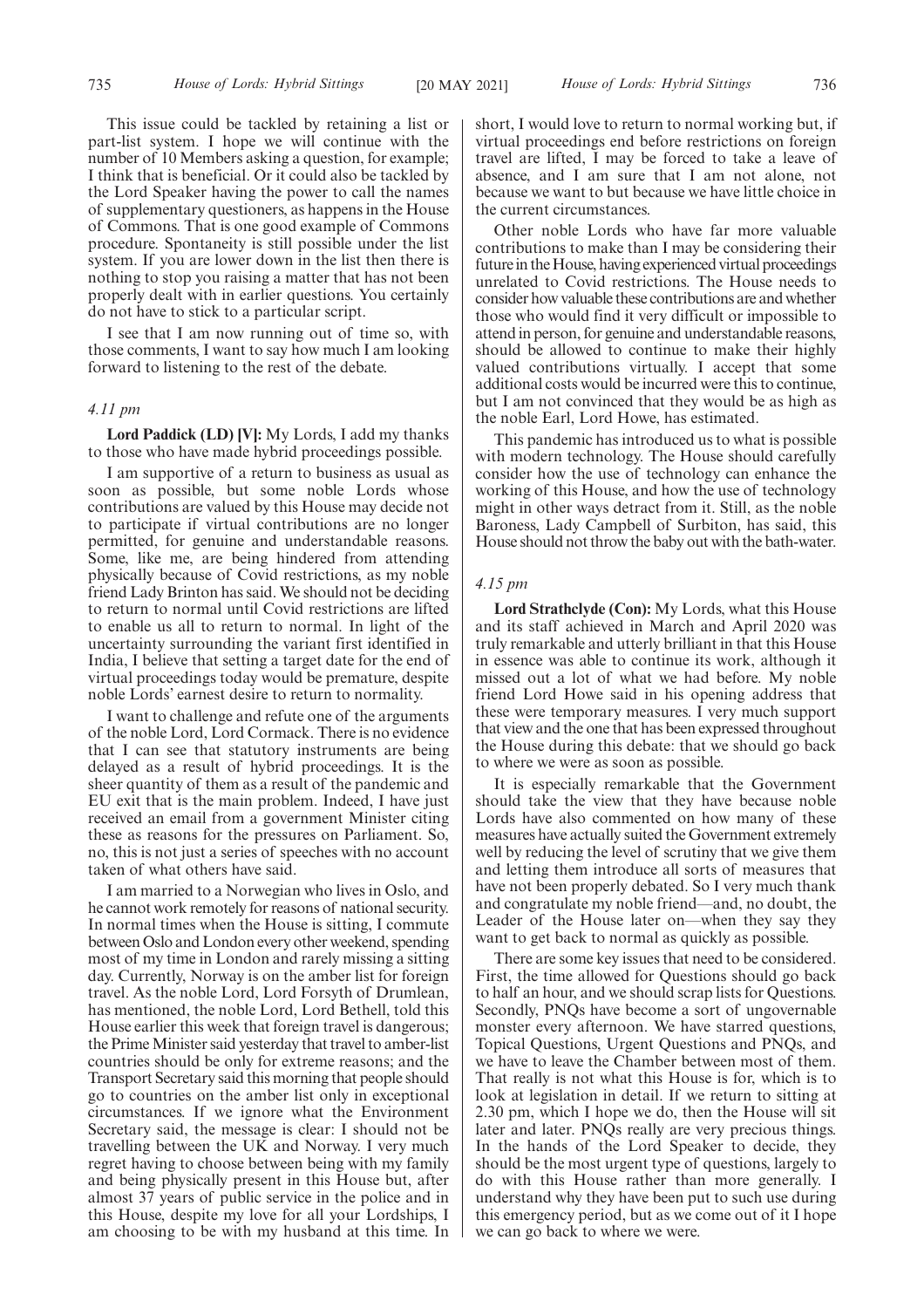This issue could be tackled by retaining a list or part-list system. I hope we will continue with the number of 10 Members asking a question, for example; I think that is beneficial. Or it could also be tackled by the Lord Speaker having the power to call the names of supplementary questioners, as happens in the House of Commons. That is one good example of Commons procedure. Spontaneity is still possible under the list system. If you are lower down in the list then there is nothing to stop you raising a matter that has not been properly dealt with in earlier questions. You certainly do not have to stick to a particular script.

I see that I am now running out of time so, with those comments, I want to say how much I am looking forward to listening to the rest of the debate.

*4.11 pm*

**Lord Paddick (LD) [V]:** My Lords, I add my thanks to those who have made hybrid proceedings possible.

I am supportive of a return to business as usual as soon as possible, but some noble Lords whose contributions are valued by this House may decide not to participate if virtual contributions are no longer permitted, for genuine and understandable reasons. Some, like me, are being hindered from attending physically because of Covid restrictions, as my noble friend Lady Brinton has said. We should not be deciding to return to normal until Covid restrictions are lifted to enable us all to return to normal. In light of the uncertainty surrounding the variant first identified in India, I believe that setting a target date for the end of virtual proceedings today would be premature, despite noble Lords' earnest desire to return to normality.

I want to challenge and refute one of the arguments of the noble Lord, Lord Cormack. There is no evidence that I can see that statutory instruments are being delayed as a result of hybrid proceedings. It is the sheer quantity of them as a result of the pandemic and EU exit that is the main problem. Indeed, I have just received an email from a government Minister citing these as reasons for the pressures on Parliament. So, no, this is not just a series of speeches with no account taken of what others have said.

I am married to a Norwegian who lives in Oslo, and he cannot work remotely for reasons of national security. In normal times when the House is sitting, I commute between Oslo and London every other weekend, spending most of my time in London and rarely missing a sitting day. Currently, Norway is on the amber list for foreign travel. As the noble Lord, Lord Forsyth of Drumlean, has mentioned, the noble Lord, Lord Bethell, told this House earlier this week that foreign travel is dangerous; the Prime Minister said yesterday that travel to amber-list countries should be only for extreme reasons; and the Transport Secretary said this morning that people should go to countries on the amber list only in exceptional circumstances. If we ignore what the Environment Secretary said, the message is clear: I should not be travelling between the UK and Norway. I very much regret having to choose between being with my family and being physically present in this House but, after almost 37 years of public service in the police and in this House, despite my love for all your Lordships, I am choosing to be with my husband at this time. In short, I would love to return to normal working but, if virtual proceedings end before restrictions on foreign travel are lifted, I may be forced to take a leave of absence, and I am sure that I am not alone, not because we want to but because we have little choice in the current circumstances.

Other noble Lords who have far more valuable contributions to make than I may be considering their future in the House, having experienced virtual proceedings unrelated to Covid restrictions. The House needs to consider how valuable these contributions are and whether those who would find it very difficult or impossible to attend in person, for genuine and understandable reasons, should be allowed to continue to make their highly valued contributions virtually. I accept that some additional costs would be incurred were this to continue, but I am not convinced that they would be as high as the noble Earl, Lord Howe, has estimated.

This pandemic has introduced us to what is possible with modern technology. The House should carefully consider how the use of technology can enhance the working of this House, and how the use of technology might in other ways detract from it. Still, as the noble Baroness, Lady Campbell of Surbiton, has said, this House should not throw the baby out with the bath-water.

*4.15 pm*

**Lord Strathclyde (Con):** My Lords, what this House and its staff achieved in March and April 2020 was truly remarkable and utterly brilliant in that this House in essence was able to continue its work, although it missed out a lot of what we had before. My noble friend Lord Howe said in his opening address that these were temporary measures. I very much support that view and the one that has been expressed throughout the House during this debate: that we should go back to where we were as soon as possible.

It is especially remarkable that the Government should take the view that they have because noble Lords have also commented on how many of these measures have actually suited the Government extremely well by reducing the level of scrutiny that we give them and letting them introduce all sorts of measures that have not been properly debated. So I very much thank and congratulate my noble friend—and, no doubt, the Leader of the House later on—when they say they want to get back to normal as quickly as possible.

There are some key issues that need to be considered. First, the time allowed for Questions should go back to half an hour, and we should scrap lists for Questions. Secondly, PNQs have become a sort of ungovernable monster every afternoon. We have starred questions, Topical Questions, Urgent Questions and PNQs, and we have to leave the Chamber between most of them. That really is not what this House is for, which is to look at legislation in detail. If we return to sitting at 2.30 pm, which I hope we do, then the House will sit later and later. PNQs really are very precious things. In the hands of the Lord Speaker to decide, they should be the most urgent type of questions, largely to do with this House rather than more generally. I understand why they have been put to such use during this emergency period, but as we come out of it I hope we can go back to where we were.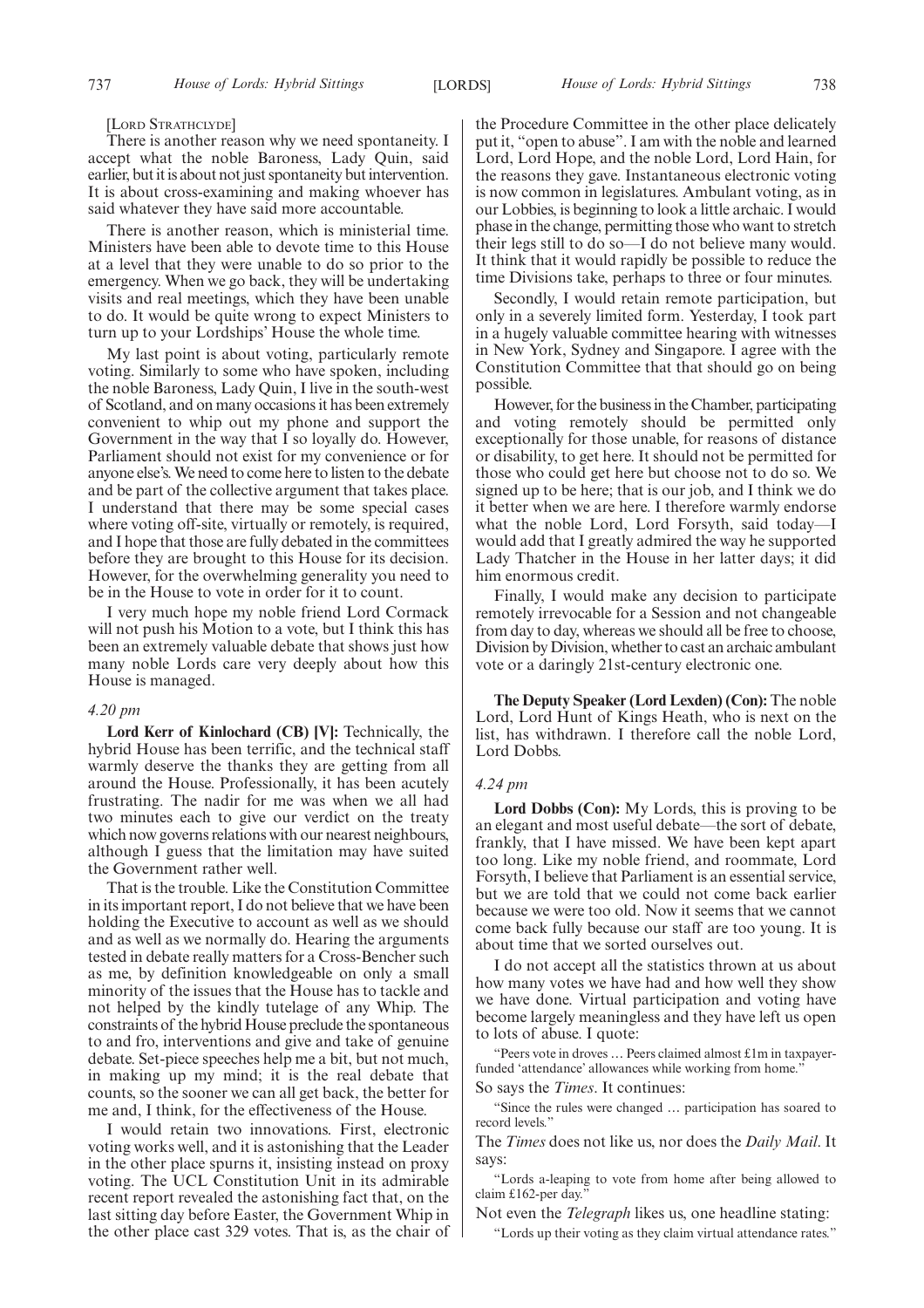[Lord Strathclyde]

There is another reason why we need spontaneity. I accept what the noble Baroness, Lady Quin, said earlier, but it is about not just spontaneity but intervention. It is about cross-examining and making whoever has said whatever they have said more accountable.

There is another reason, which is ministerial time. Ministers have been able to devote time to this House at a level that they were unable to do so prior to the emergency. When we go back, they will be undertaking visits and real meetings, which they have been unable to do. It would be quite wrong to expect Ministers to turn up to your Lordships' House the whole time.

My last point is about voting, particularly remote voting. Similarly to some who have spoken, including the noble Baroness, Lady Quin, I live in the south-west of Scotland, and on many occasions it has been extremely convenient to whip out my phone and support the Government in the way that I so loyally do. However, Parliament should not exist for my convenience or for anyone else's. We need to come here to listen to the debate and be part of the collective argument that takes place. I understand that there may be some special cases where voting off-site, virtually or remotely, is required, and I hope that those are fully debated in the committees before they are brought to this House for its decision. However, for the overwhelming generality you need to be in the House to vote in order for it to count.

I very much hope my noble friend Lord Cormack will not push his Motion to a vote, but I think this has been an extremely valuable debate that shows just how many noble Lords care very deeply about how this House is managed.

*4.20 pm*

**Lord Kerr of Kinlochard (CB) [V]:** Technically, the hybrid House has been terrific, and the technical staff warmly deserve the thanks they are getting from all around the House. Professionally, it has been acutely frustrating. The nadir for me was when we all had two minutes each to give our verdict on the treaty which now governs relations with our nearest neighbours, although I guess that the limitation may have suited the Government rather well.

That is the trouble. Like the Constitution Committee in its important report, I do not believe that we have been holding the Executive to account as well as we should and as well as we normally do. Hearing the arguments tested in debate really matters for a Cross-Bencher such as me, by definition knowledgeable on only a small minority of the issues that the House has to tackle and not helped by the kindly tutelage of any Whip. The constraints of the hybrid House preclude the spontaneous to and fro, interventions and give and take of genuine debate. Set-piece speeches help me a bit, but not much, in making up my mind; it is the real debate that counts, so the sooner we can all get back, the better for me and, I think, for the effectiveness of the House.

I would retain two innovations. First, electronic voting works well, and it is astonishing that the Leader in the other place spurns it, insisting instead on proxy voting. The UCL Constitution Unit in its admirable recent report revealed the astonishing fact that, on the last sitting day before Easter, the Government Whip in the other place cast 329 votes. That is, as the chair of the Procedure Committee in the other place delicately put it, "open to abuse". I am with the noble and learned Lord, Lord Hope, and the noble Lord, Lord Hain, for the reasons they gave. Instantaneous electronic voting is now common in legislatures. Ambulant voting, as in our Lobbies, is beginning to look a little archaic. I would phase in the change, permitting those who want to stretch their legs still to do so—I do not believe many would. It think that it would rapidly be possible to reduce the time Divisions take, perhaps to three or four minutes.

Secondly, I would retain remote participation, but only in a severely limited form. Yesterday, I took part in a hugely valuable committee hearing with witnesses in New York, Sydney and Singapore. I agree with the Constitution Committee that that should go on being possible.

However, for the business in the Chamber, participating and voting remotely should be permitted only exceptionally for those unable, for reasons of distance or disability, to get here. It should not be permitted for those who could get here but choose not to do so. We signed up to be here; that is our job, and I think we do it better when we are here. I therefore warmly endorse what the noble Lord, Lord Forsyth, said today—I would add that I greatly admired the way he supported Lady Thatcher in the House in her latter days; it did him enormous credit.

Finally, I would make any decision to participate remotely irrevocable for a Session and not changeable from day to day, whereas we should all be free to choose, Division by Division, whether to cast an archaic ambulant vote or a daringly 21st-century electronic one.

**The Deputy Speaker (Lord Lexden) (Con):** The noble Lord, Lord Hunt of Kings Heath, who is next on the list, has withdrawn. I therefore call the noble Lord, Lord Dobbs.

*4.24 pm*

**Lord Dobbs (Con):** My Lords, this is proving to be an elegant and most useful debate—the sort of debate, frankly, that I have missed. We have been kept apart too long. Like my noble friend, and roommate, Lord Forsyth, I believe that Parliament is an essential service, but we are told that we could not come back earlier because we were too old. Now it seems that we cannot come back fully because our staff are too young. It is about time that we sorted ourselves out.

I do not accept all the statistics thrown at us about how many votes we have had and how well they show we have done. Virtual participation and voting have become largely meaningless and they have left us open to lots of abuse. I quote:

> "Peers vote in droves … Peers claimed almost £1m in taxpayer-funded 'attendance' allowances while working from home."

So says the *Times*. It continues:

> "Since the rules were changed … participation has soared to record levels."

The *Times* does not like us, nor does the *Daily Mail*. It says:

> "Lords a-leaping to vote from home after being allowed to claim £162-per day."

Not even the *Telegraph* likes us, one headline stating:

> "Lords up their voting as they claim virtual attendance rates."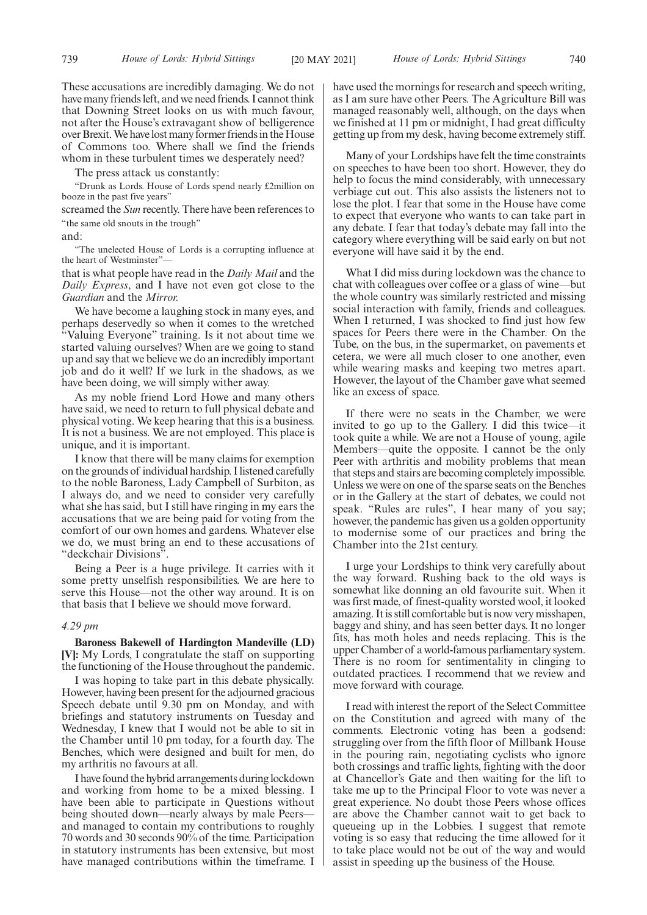These accusations are incredibly damaging. We do not have many friends left, and we need friends. I cannot think that Downing Street looks on us with much favour, not after the House's extravagant show of belligerence over Brexit. We have lost many former friends in the House of Commons too. Where shall we find the friends whom in these turbulent times we desperately need?

The press attack us constantly:

"Drunk as Lords. House of Lords spend nearly £2million on booze in the past five years"

screamed the *Sun* recently. There have been references to

"the same old snouts in the trough"

and:

"The unelected House of Lords is a corrupting influence at the heart of Westminster"—

that is what people have read in the *Daily Mail* and the *Daily Express*, and I have not even got close to the *Guardian* and the *Mirror.*

We have become a laughing stock in many eyes, and perhaps deservedly so when it comes to the wretched "Valuing Everyone" training. Is it not about time we started valuing ourselves? When are we going to stand up and say that we believe we do an incredibly important job and do it well? If we lurk in the shadows, as we have been doing, we will simply wither away.

As my noble friend Lord Howe and many others have said, we need to return to full physical debate and physical voting. We keep hearing that this is a business. It is not a business. We are not employed. This place is unique, and it is important.

I know that there will be many claims for exemption on the grounds of individual hardship. I listened carefully to the noble Baroness, Lady Campbell of Surbiton, as I always do, and we need to consider very carefully what she has said, but I still have ringing in my ears the accusations that we are being paid for voting from the comfort of our own homes and gardens. Whatever else we do, we must bring an end to these accusations of "deckchair Divisions".

Being a Peer is a huge privilege. It carries with it some pretty unselfish responsibilities. We are here to serve this House—not the other way around. It is on that basis that I believe we should move forward.

*4.29 pm*

**Baroness Bakewell of Hardington Mandeville (LD) [V]:** My Lords, I congratulate the staff on supporting the functioning of the House throughout the pandemic.

I was hoping to take part in this debate physically. However, having been present for the adjourned gracious Speech debate until 9.30 pm on Monday, and with briefings and statutory instruments on Tuesday and Wednesday, I knew that I would not be able to sit in the Chamber until 10 pm today, for a fourth day. The Benches, which were designed and built for men, do my arthritis no favours at all.

I have found the hybrid arrangements during lockdown and working from home to be a mixed blessing. I have been able to participate in Questions without being shouted down—nearly always by male Peers—and managed to contain my contributions to roughly 70 words and 30 seconds 90% of the time. Participation in statutory instruments has been extensive, but most have managed contributions within the timeframe. I have used the mornings for research and speech writing, as I am sure have other Peers. The Agriculture Bill was managed reasonably well, although, on the days when we finished at 11 pm or midnight, I had great difficulty getting up from my desk, having become extremely stiff.

Many of your Lordships have felt the time constraints on speeches to have been too short. However, they do help to focus the mind considerably, with unnecessary verbiage cut out. This also assists the listeners not to lose the plot. I fear that some in the House have come to expect that everyone who wants to can take part in any debate. I fear that today's debate may fall into the category where everything will be said early on but not everyone will have said it by the end.

What I did miss during lockdown was the chance to chat with colleagues over coffee or a glass of wine—but the whole country was similarly restricted and missing social interaction with family, friends and colleagues. When I returned, I was shocked to find just how few spaces for Peers there were in the Chamber. On the Tube, on the bus, in the supermarket, on pavements et cetera, we were all much closer to one another, even while wearing masks and keeping two metres apart. However, the layout of the Chamber gave what seemed like an excess of space.

If there were no seats in the Chamber, we were invited to go up to the Gallery. I did this twice—it took quite a while. We are not a House of young, agile Members—quite the opposite. I cannot be the only Peer with arthritis and mobility problems that mean that steps and stairs are becoming completely impossible. Unless we were on one of the sparse seats on the Benches or in the Gallery at the start of debates, we could not speak. "Rules are rules", I hear many of you say; however, the pandemic has given us a golden opportunity to modernise some of our practices and bring the Chamber into the 21st century.

I urge your Lordships to think very carefully about the way forward. Rushing back to the old ways is somewhat like donning an old favourite suit. When it was first made, of finest-quality worsted wool, it looked amazing. It is still comfortable but is now very misshapen, baggy and shiny, and has seen better days. It no longer fits, has moth holes and needs replacing. This is the upper Chamber of a world-famous parliamentary system. There is no room for sentimentality in clinging to outdated practices. I recommend that we review and move forward with courage.

I read with interest the report of the Select Committee on the Constitution and agreed with many of the comments. Electronic voting has been a godsend: struggling over from the fifth floor of Millbank House in the pouring rain, negotiating cyclists who ignore both crossings and traffic lights, fighting with the door at Chancellor's Gate and then waiting for the lift to take me up to the Principal Floor to vote was never a great experience. No doubt those Peers whose offices are above the Chamber cannot wait to get back to queueing up in the Lobbies. I suggest that remote voting is so easy that reducing the time allowed for it to take place would not be out of the way and would assist in speeding up the business of the House.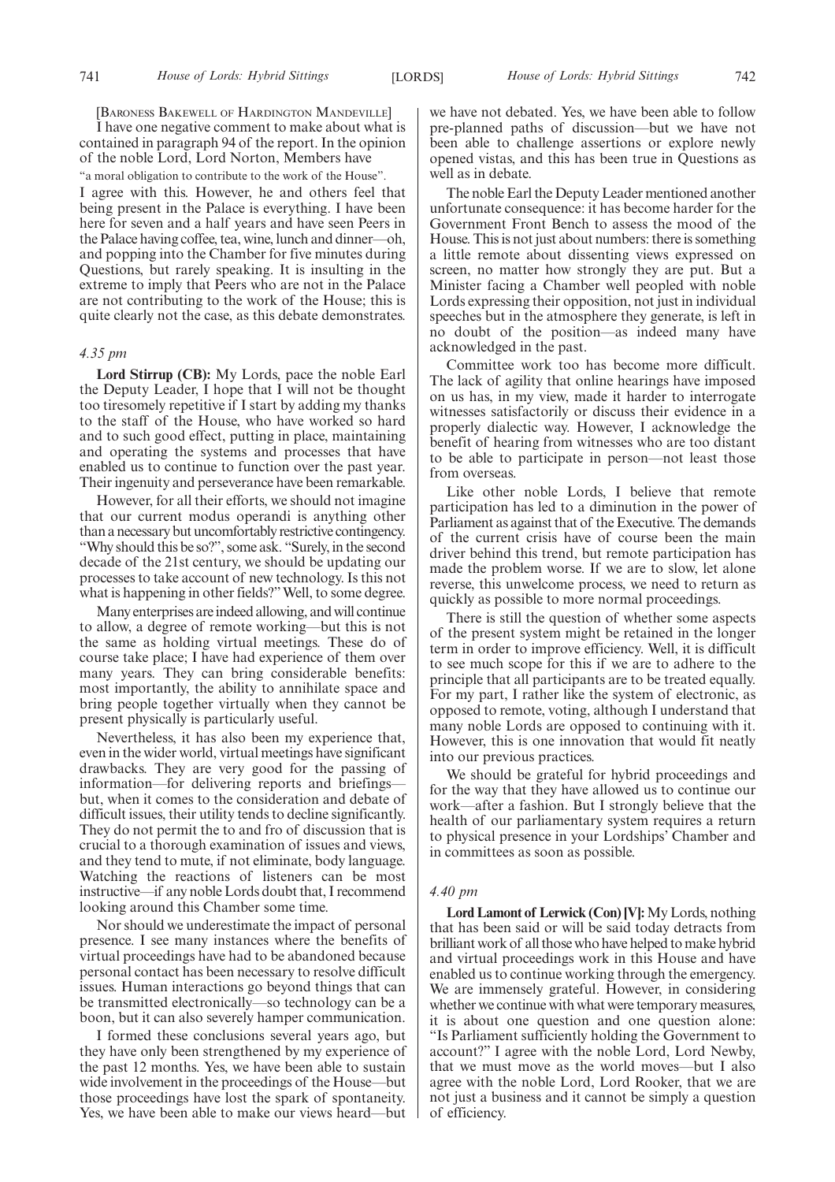[BARONESS BAKEWELL OF HARDINGTON MANDEVILLE]

I have one negative comment to make about what is contained in paragraph 94 of the report. In the opinion of the noble Lord, Lord Norton, Members have

"a moral obligation to contribute to the work of the House".

I agree with this. However, he and others feel that being present in the Palace is everything. I have been here for seven and a half years and have seen Peers in the Palace having coffee, tea, wine, lunch and dinner—oh, and popping into the Chamber for five minutes during Questions, but rarely speaking. It is insulting in the extreme to imply that Peers who are not in the Palace are not contributing to the work of the House; this is quite clearly not the case, as this debate demonstrates.

*4.35 pm*

**Lord Stirrup (CB):** My Lords, pace the noble Earl the Deputy Leader, I hope that I will not be thought too tiresomely repetitive if I start by adding my thanks to the staff of the House, who have worked so hard and to such good effect, putting in place, maintaining and operating the systems and processes that have enabled us to continue to function over the past year. Their ingenuity and perseverance have been remarkable.

However, for all their efforts, we should not imagine that our current modus operandi is anything other than a necessary but uncomfortably restrictive contingency. "Why should this be so?", some ask. "Surely, in the second decade of the 21st century, we should be updating our processes to take account of new technology. Is this not what is happening in other fields?" Well, to some degree.

Many enterprises are indeed allowing, and will continue to allow, a degree of remote working—but this is not the same as holding virtual meetings. These do of course take place; I have had experience of them over many years. They can bring considerable benefits: most importantly, the ability to annihilate space and bring people together virtually when they cannot be present physically is particularly useful.

Nevertheless, it has also been my experience that, even in the wider world, virtual meetings have significant drawbacks. They are very good for the passing of information—for delivering reports and briefings—but, when it comes to the consideration and debate of difficult issues, their utility tends to decline significantly. They do not permit the to and fro of discussion that is crucial to a thorough examination of issues and views, and they tend to mute, if not eliminate, body language. Watching the reactions of listeners can be most instructive—if any noble Lords doubt that, I recommend looking around this Chamber some time.

Nor should we underestimate the impact of personal presence. I see many instances where the benefits of virtual proceedings have had to be abandoned because personal contact has been necessary to resolve difficult issues. Human interactions go beyond things that can be transmitted electronically—so technology can be a boon, but it can also severely hamper communication.

I formed these conclusions several years ago, but they have only been strengthened by my experience of the past 12 months. Yes, we have been able to sustain wide involvement in the proceedings of the House—but those proceedings have lost the spark of spontaneity. Yes, we have been able to make our views heard—but we have not debated. Yes, we have been able to follow pre-planned paths of discussion—but we have not been able to challenge assertions or explore newly opened vistas, and this has been true in Questions as well as in debate.

The noble Earl the Deputy Leader mentioned another unfortunate consequence: it has become harder for the Government Front Bench to assess the mood of the House. This is not just about numbers: there is something a little remote about dissenting views expressed on screen, no matter how strongly they are put. But a Minister facing a Chamber well peopled with noble Lords expressing their opposition, not just in individual speeches but in the atmosphere they generate, is left in no doubt of the position—as indeed many have acknowledged in the past.

Committee work too has become more difficult. The lack of agility that online hearings have imposed on us has, in my view, made it harder to interrogate witnesses satisfactorily or discuss their evidence in a properly dialectic way. However, I acknowledge the benefit of hearing from witnesses who are too distant to be able to participate in person—not least those from overseas.

Like other noble Lords, I believe that remote participation has led to a diminution in the power of Parliament as against that of the Executive. The demands of the current crisis have of course been the main driver behind this trend, but remote participation has made the problem worse. If we are to slow, let alone reverse, this unwelcome process, we need to return as quickly as possible to more normal proceedings.

There is still the question of whether some aspects of the present system might be retained in the longer term in order to improve efficiency. Well, it is difficult to see much scope for this if we are to adhere to the principle that all participants are to be treated equally. For my part, I rather like the system of electronic, as opposed to remote, voting, although I understand that many noble Lords are opposed to continuing with it. However, this is one innovation that would fit neatly into our previous practices.

We should be grateful for hybrid proceedings and for the way that they have allowed us to continue our work—after a fashion. But I strongly believe that the health of our parliamentary system requires a return to physical presence in your Lordships' Chamber and in committees as soon as possible.

*4.40 pm*

**Lord Lamont of Lerwick (Con) [V]:** My Lords, nothing that has been said or will be said today detracts from brilliant work of all those who have helped to make hybrid and virtual proceedings work in this House and have enabled us to continue working through the emergency. We are immensely grateful. However, in considering whether we continue with what were temporary measures, it is about one question and one question alone: "Is Parliament sufficiently holding the Government to account?" I agree with the noble Lord, Lord Newby, that we must move as the world moves—but I also agree with the noble Lord, Lord Rooker, that we are not just a business and it cannot be simply a question of efficiency.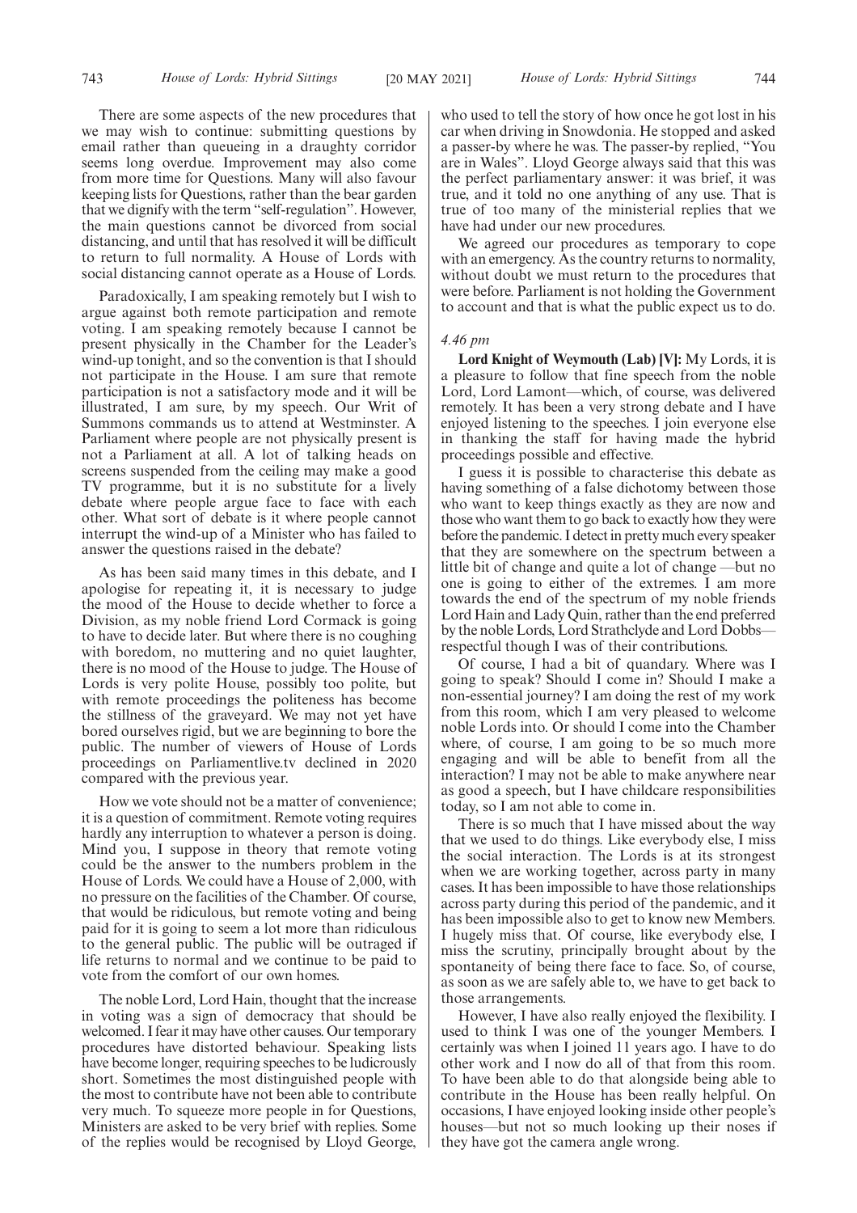There are some aspects of the new procedures that we may wish to continue: submitting questions by email rather than queueing in a draughty corridor seems long overdue. Improvement may also come from more time for Questions. Many will also favour keeping lists for Questions, rather than the bear garden that we dignify with the term "self-regulation". However, the main questions cannot be divorced from social distancing, and until that has resolved it will be difficult to return to full normality. A House of Lords with social distancing cannot operate as a House of Lords.

Paradoxically, I am speaking remotely but I wish to argue against both remote participation and remote voting. I am speaking remotely because I cannot be present physically in the Chamber for the Leader's wind-up tonight, and so the convention is that I should not participate in the House. I am sure that remote participation is not a satisfactory mode and it will be illustrated, I am sure, by my speech. Our Writ of Summons commands us to attend at Westminster. A Parliament where people are not physically present is not a Parliament at all. A lot of talking heads on screens suspended from the ceiling may make a good TV programme, but it is no substitute for a lively debate where people argue face to face with each other. What sort of debate is it where people cannot interrupt the wind-up of a Minister who has failed to answer the questions raised in the debate?

As has been said many times in this debate, and I apologise for repeating it, it is necessary to judge the mood of the House to decide whether to force a Division, as my noble friend Lord Cormack is going to have to decide later. But where there is no coughing with boredom, no muttering and no quiet laughter, there is no mood of the House to judge. The House of Lords is very polite House, possibly too polite, but with remote proceedings the politeness has become the stillness of the graveyard. We may not yet have bored ourselves rigid, but we are beginning to bore the public. The number of viewers of House of Lords proceedings on Parliamentlive.tv declined in 2020 compared with the previous year.

How we vote should not be a matter of convenience; it is a question of commitment. Remote voting requires hardly any interruption to whatever a person is doing. Mind you, I suppose in theory that remote voting could be the answer to the numbers problem in the House of Lords. We could have a House of 2,000, with no pressure on the facilities of the Chamber. Of course, that would be ridiculous, but remote voting and being paid for it is going to seem a lot more than ridiculous to the general public. The public will be outraged if life returns to normal and we continue to be paid to vote from the comfort of our own homes.

The noble Lord, Lord Hain, thought that the increase in voting was a sign of democracy that should be welcomed. I fear it may have other causes. Our temporary procedures have distorted behaviour. Speaking lists have become longer, requiring speeches to be ludicrously short. Sometimes the most distinguished people with the most to contribute have not been able to contribute very much. To squeeze more people in for Questions, Ministers are asked to be very brief with replies. Some of the replies would be recognised by Lloyd George, who used to tell the story of how once he got lost in his car when driving in Snowdonia. He stopped and asked a passer-by where he was. The passer-by replied, "You are in Wales". Lloyd George always said that this was the perfect parliamentary answer: it was brief, it was true, and it told no one anything of any use. That is true of too many of the ministerial replies that we have had under our new procedures.

We agreed our procedures as temporary to cope with an emergency. As the country returns to normality, without doubt we must return to the procedures that were before. Parliament is not holding the Government to account and that is what the public expect us to do.

*4.46 pm*

**Lord Knight of Weymouth (Lab) [V]:** My Lords, it is a pleasure to follow that fine speech from the noble Lord, Lord Lamont—which, of course, was delivered remotely. It has been a very strong debate and I have enjoyed listening to the speeches. I join everyone else in thanking the staff for having made the hybrid proceedings possible and effective.

I guess it is possible to characterise this debate as having something of a false dichotomy between those who want to keep things exactly as they are now and those who want them to go back to exactly how they were before the pandemic. I detect in pretty much every speaker that they are somewhere on the spectrum between a little bit of change and quite a lot of change —but no one is going to either of the extremes. I am more towards the end of the spectrum of my noble friends Lord Hain and Lady Quin, rather than the end preferred by the noble Lords, Lord Strathclyde and Lord Dobbs—respectful though I was of their contributions.

Of course, I had a bit of quandary. Where was I going to speak? Should I come in? Should I make a non-essential journey? I am doing the rest of my work from this room, which I am very pleased to welcome noble Lords into. Or should I come into the Chamber where, of course, I am going to be so much more engaging and will be able to benefit from all the interaction? I may not be able to make anywhere near as good a speech, but I have childcare responsibilities today, so I am not able to come in.

There is so much that I have missed about the way that we used to do things. Like everybody else, I miss the social interaction. The Lords is at its strongest when we are working together, across party in many cases. It has been impossible to have those relationships across party during this period of the pandemic, and it has been impossible also to get to know new Members. I hugely miss that. Of course, like everybody else, I miss the scrutiny, principally brought about by the spontaneity of being there face to face. So, of course, as soon as we are safely able to, we have to get back to those arrangements.

However, I have also really enjoyed the flexibility. I used to think I was one of the younger Members. I certainly was when I joined 11 years ago. I have to do other work and I now do all of that from this room. To have been able to do that alongside being able to contribute in the House has been really helpful. On occasions, I have enjoyed looking inside other people's houses—but not so much looking up their noses if they have got the camera angle wrong.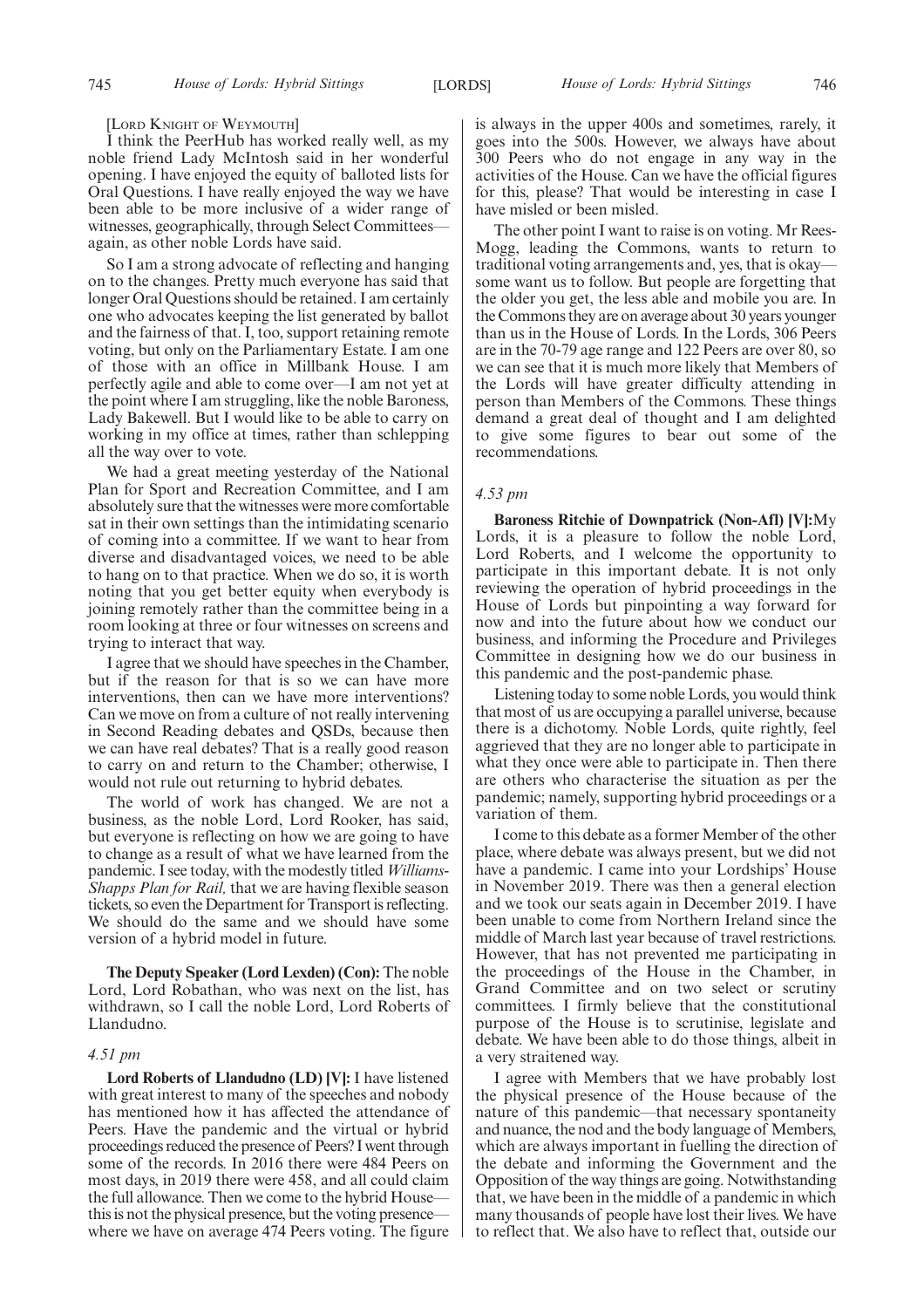[LORD KNIGHT OF WEYMOUTH]

I think the PeerHub has worked really well, as my noble friend Lady McIntosh said in her wonderful opening. I have enjoyed the equity of balloted lists for Oral Questions. I have really enjoyed the way we have been able to be more inclusive of a wider range of witnesses, geographically, through Select Committees—again, as other noble Lords have said.

So I am a strong advocate of reflecting and hanging on to the changes. Pretty much everyone has said that longer Oral Questions should be retained. I am certainly one who advocates keeping the list generated by ballot and the fairness of that. I, too, support retaining remote voting, but only on the Parliamentary Estate. I am one of those with an office in Millbank House. I am perfectly agile and able to come over—I am not yet at the point where I am struggling, like the noble Baroness, Lady Bakewell. But I would like to be able to carry on working in my office at times, rather than schlepping all the way over to vote.

We had a great meeting yesterday of the National Plan for Sport and Recreation Committee, and I am absolutely sure that the witnesses were more comfortable sat in their own settings than the intimidating scenario of coming into a committee. If we want to hear from diverse and disadvantaged voices, we need to be able to hang on to that practice. When we do so, it is worth noting that you get better equity when everybody is joining remotely rather than the committee being in a room looking at three or four witnesses on screens and trying to interact that way.

I agree that we should have speeches in the Chamber, but if the reason for that is so we can have more interventions, then can we have more interventions? Can we move on from a culture of not really intervening in Second Reading debates and QSDs, because then we can have real debates? That is a really good reason to carry on and return to the Chamber; otherwise, I would not rule out returning to hybrid debates.

The world of work has changed. We are not a business, as the noble Lord, Lord Rooker, has said, but everyone is reflecting on how we are going to have to change as a result of what we have learned from the pandemic. I see today, with the modestly titled *Williams-Shapps Plan for Rail,* that we are having flexible season tickets, so even the Department for Transport is reflecting. We should do the same and we should have some version of a hybrid model in future.

**The Deputy Speaker (Lord Lexden) (Con):** The noble Lord, Lord Robathan, who was next on the list, has withdrawn, so I call the noble Lord, Lord Roberts of Llandudno.

*4.51 pm*

**Lord Roberts of Llandudno (LD) [V]:** I have listened with great interest to many of the speeches and nobody has mentioned how it has affected the attendance of Peers. Have the pandemic and the virtual or hybrid proceedings reduced the presence of Peers? I went through some of the records. In 2016 there were 484 Peers on most days, in 2019 there were 458, and all could claim the full allowance. Then we come to the hybrid House—this is not the physical presence, but the voting presence—where we have on average 474 Peers voting. The figure is always in the upper 400s and sometimes, rarely, it goes into the 500s. However, we always have about 300 Peers who do not engage in any way in the activities of the House. Can we have the official figures for this, please? That would be interesting in case I have misled or been misled.

The other point I want to raise is on voting. Mr Rees-Mogg, leading the Commons, wants to return to traditional voting arrangements and, yes, that is okay—some want us to follow. But people are forgetting that the older you get, the less able and mobile you are. In the Commons they are on average about 30 years younger than us in the House of Lords. In the Lords, 306 Peers are in the 70-79 age range and 122 Peers are over 80, so we can see that it is much more likely that Members of the Lords will have greater difficulty attending in person than Members of the Commons. These things demand a great deal of thought and I am delighted to give some figures to bear out some of the recommendations.

*4.53 pm*

**Baroness Ritchie of Downpatrick (Non-Afl) [V]:** My Lords, it is a pleasure to follow the noble Lord, Lord Roberts, and I welcome the opportunity to participate in this important debate. It is not only reviewing the operation of hybrid proceedings in the House of Lords but pinpointing a way forward for now and into the future about how we conduct our business, and informing the Procedure and Privileges Committee in designing how we do our business in this pandemic and the post-pandemic phase.

Listening today to some noble Lords, you would think that most of us are occupying a parallel universe, because there is a dichotomy. Noble Lords, quite rightly, feel aggrieved that they are no longer able to participate in what they once were able to participate in. Then there are others who characterise the situation as per the pandemic; namely, supporting hybrid proceedings or a variation of them.

I come to this debate as a former Member of the other place, where debate was always present, but we did not have a pandemic. I came into your Lordships' House in November 2019. There was then a general election and we took our seats again in December 2019. I have been unable to come from Northern Ireland since the middle of March last year because of travel restrictions. However, that has not prevented me participating in the proceedings of the House in the Chamber, in Grand Committee and on two select or scrutiny committees. I firmly believe that the constitutional purpose of the House is to scrutinise, legislate and debate. We have been able to do those things, albeit in a very straitened way.

I agree with Members that we have probably lost the physical presence of the House because of the nature of this pandemic—that necessary spontaneity and nuance, the nod and the body language of Members, which are always important in fuelling the direction of the debate and informing the Government and the Opposition of the way things are going. Notwithstanding that, we have been in the middle of a pandemic in which many thousands of people have lost their lives. We have to reflect that. We also have to reflect that, outside our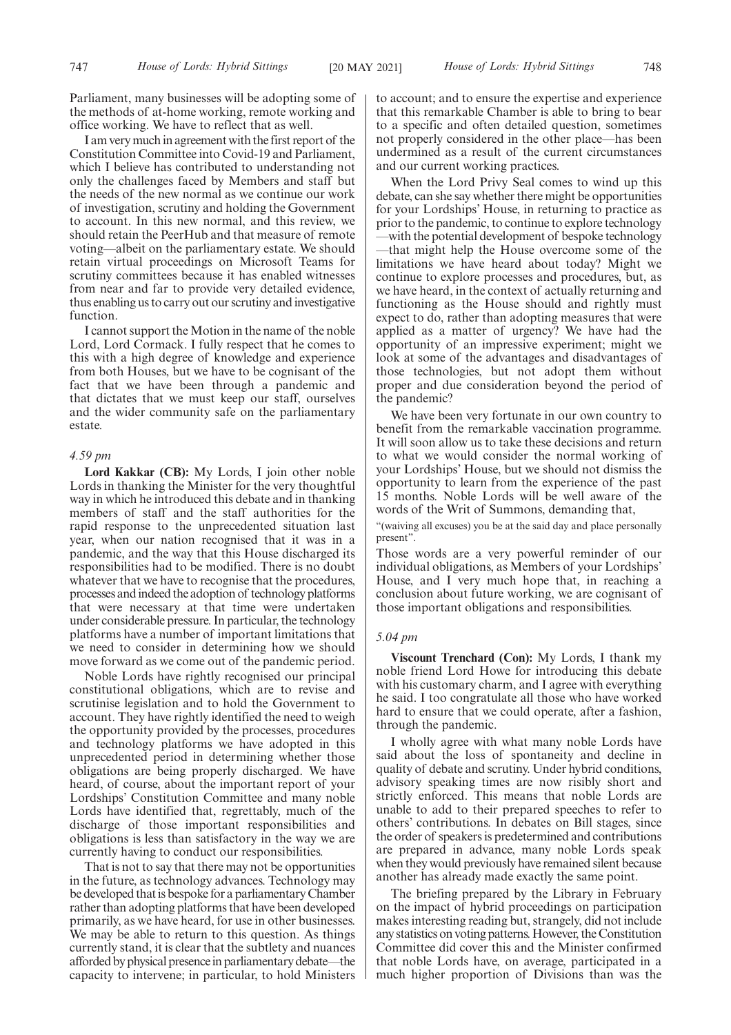Parliament, many businesses will be adopting some of the methods of at-home working, remote working and office working. We have to reflect that as well.

I am very much in agreement with the first report of the Constitution Committee into Covid-19 and Parliament, which I believe has contributed to understanding not only the challenges faced by Members and staff but the needs of the new normal as we continue our work of investigation, scrutiny and holding the Government to account. In this new normal, and this review, we should retain the PeerHub and that measure of remote voting—albeit on the parliamentary estate. We should retain virtual proceedings on Microsoft Teams for scrutiny committees because it has enabled witnesses from near and far to provide very detailed evidence, thus enabling us to carry out our scrutiny and investigative function.

I cannot support the Motion in the name of the noble Lord, Lord Cormack. I fully respect that he comes to this with a high degree of knowledge and experience from both Houses, but we have to be cognisant of the fact that we have been through a pandemic and that dictates that we must keep our staff, ourselves and the wider community safe on the parliamentary estate.

*4.59 pm*

**Lord Kakkar (CB):** My Lords, I join other noble Lords in thanking the Minister for the very thoughtful way in which he introduced this debate and in thanking members of staff and the staff authorities for the rapid response to the unprecedented situation last year, when our nation recognised that it was in a pandemic, and the way that this House discharged its responsibilities had to be modified. There is no doubt whatever that we have to recognise that the procedures, processes and indeed the adoption of technology platforms that were necessary at that time were undertaken under considerable pressure. In particular, the technology platforms have a number of important limitations that we need to consider in determining how we should move forward as we come out of the pandemic period.

Noble Lords have rightly recognised our principal constitutional obligations, which are to revise and scrutinise legislation and to hold the Government to account. They have rightly identified the need to weigh the opportunity provided by the processes, procedures and technology platforms we have adopted in this unprecedented period in determining whether those obligations are being properly discharged. We have heard, of course, about the important report of your Lordships' Constitution Committee and many noble Lords have identified that, regrettably, much of the discharge of those important responsibilities and obligations is less than satisfactory in the way we are currently having to conduct our responsibilities.

That is not to say that there may not be opportunities in the future, as technology advances. Technology may be developed that is bespoke for a parliamentary Chamber rather than adopting platforms that have been developed primarily, as we have heard, for use in other businesses. We may be able to return to this question. As things currently stand, it is clear that the subtlety and nuances afforded by physical presence in parliamentary debate—the capacity to intervene; in particular, to hold Ministers to account; and to ensure the expertise and experience that this remarkable Chamber is able to bring to bear to a specific and often detailed question, sometimes not properly considered in the other place—has been undermined as a result of the current circumstances and our current working practices.

When the Lord Privy Seal comes to wind up this debate, can she say whether there might be opportunities for your Lordships' House, in returning to practice as prior to the pandemic, to continue to explore technology—with the potential development of bespoke technology—that might help the House overcome some of the limitations we have heard about today? Might we continue to explore processes and procedures, but, as we have heard, in the context of actually returning and functioning as the House should and rightly must expect to do, rather than adopting measures that were applied as a matter of urgency? We have had the opportunity of an impressive experiment; might we look at some of the advantages and disadvantages of those technologies, but not adopt them without proper and due consideration beyond the period of the pandemic?

We have been very fortunate in our own country to benefit from the remarkable vaccination programme. It will soon allow us to take these decisions and return to what we would consider the normal working of your Lordships' House, but we should not dismiss the opportunity to learn from the experience of the past 15 months. Noble Lords will be well aware of the words of the Writ of Summons, demanding that,

"(waiving all excuses) you be at the said day and place personally present".

Those words are a very powerful reminder of our individual obligations, as Members of your Lordships' House, and I very much hope that, in reaching a conclusion about future working, we are cognisant of those important obligations and responsibilities.

*5.04 pm*

**Viscount Trenchard (Con):** My Lords, I thank my noble friend Lord Howe for introducing this debate with his customary charm, and I agree with everything he said. I too congratulate all those who have worked hard to ensure that we could operate, after a fashion, through the pandemic.

I wholly agree with what many noble Lords have said about the loss of spontaneity and decline in quality of debate and scrutiny. Under hybrid conditions, advisory speaking times are now risibly short and strictly enforced. This means that noble Lords are unable to add to their prepared speeches to refer to others' contributions. In debates on Bill stages, since the order of speakers is predetermined and contributions are prepared in advance, many noble Lords speak when they would previously have remained silent because another has already made exactly the same point.

The briefing prepared by the Library in February on the impact of hybrid proceedings on participation makes interesting reading but, strangely, did not include any statistics on voting patterns. However, the Constitution Committee did cover this and the Minister confirmed that noble Lords have, on average, participated in a much higher proportion of Divisions than was the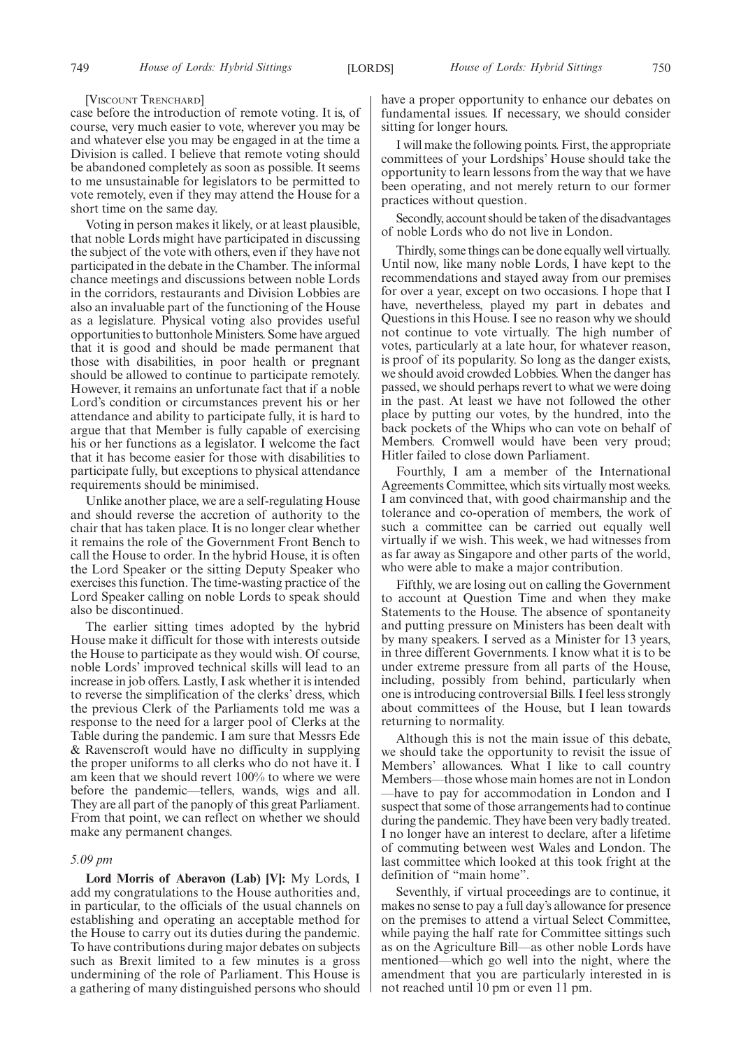[Viscount Trenchard]

case before the introduction of remote voting. It is, of course, very much easier to vote, wherever you may be and whatever else you may be engaged in at the time a Division is called. I believe that remote voting should be abandoned completely as soon as possible. It seems to me unsustainable for legislators to be permitted to vote remotely, even if they may attend the House for a short time on the same day.

Voting in person makes it likely, or at least plausible, that noble Lords might have participated in discussing the subject of the vote with others, even if they have not participated in the debate in the Chamber. The informal chance meetings and discussions between noble Lords in the corridors, restaurants and Division Lobbies are also an invaluable part of the functioning of the House as a legislature. Physical voting also provides useful opportunities to buttonhole Ministers. Some have argued that it is good and should be made permanent that those with disabilities, in poor health or pregnant should be allowed to continue to participate remotely. However, it remains an unfortunate fact that if a noble Lord's condition or circumstances prevent his or her attendance and ability to participate fully, it is hard to argue that that Member is fully capable of exercising his or her functions as a legislator. I welcome the fact that it has become easier for those with disabilities to participate fully, but exceptions to physical attendance requirements should be minimised.

Unlike another place, we are a self-regulating House and should reverse the accretion of authority to the chair that has taken place. It is no longer clear whether it remains the role of the Government Front Bench to call the House to order. In the hybrid House, it is often the Lord Speaker or the sitting Deputy Speaker who exercises this function. The time-wasting practice of the Lord Speaker calling on noble Lords to speak should also be discontinued.

The earlier sitting times adopted by the hybrid House make it difficult for those with interests outside the House to participate as they would wish. Of course, noble Lords' improved technical skills will lead to an increase in job offers. Lastly, I ask whether it is intended to reverse the simplification of the clerks' dress, which the previous Clerk of the Parliaments told me was a response to the need for a larger pool of Clerks at the Table during the pandemic. I am sure that Messrs Ede & Ravenscroft would have no difficulty in supplying the proper uniforms to all clerks who do not have it. I am keen that we should revert 100% to where we were before the pandemic—tellers, wands, wigs and all. They are all part of the panoply of this great Parliament. From that point, we can reflect on whether we should make any permanent changes.

*5.09 pm*

**Lord Morris of Aberavon (Lab) [V]:** My Lords, I add my congratulations to the House authorities and, in particular, to the officials of the usual channels on establishing and operating an acceptable method for the House to carry out its duties during the pandemic. To have contributions during major debates on subjects such as Brexit limited to a few minutes is a gross undermining of the role of Parliament. This House is a gathering of many distinguished persons who should have a proper opportunity to enhance our debates on fundamental issues. If necessary, we should consider sitting for longer hours.

I will make the following points. First, the appropriate committees of your Lordships' House should take the opportunity to learn lessons from the way that we have been operating, and not merely return to our former practices without question.

Secondly, account should be taken of the disadvantages of noble Lords who do not live in London.

Thirdly, some things can be done equally well virtually. Until now, like many noble Lords, I have kept to the recommendations and stayed away from our premises for over a year, except on two occasions. I hope that I have, nevertheless, played my part in debates and Questions in this House. I see no reason why we should not continue to vote virtually. The high number of votes, particularly at a late hour, for whatever reason, is proof of its popularity. So long as the danger exists, we should avoid crowded Lobbies. When the danger has passed, we should perhaps revert to what we were doing in the past. At least we have not followed the other place by putting our votes, by the hundred, into the back pockets of the Whips who can vote on behalf of Members. Cromwell would have been very proud; Hitler failed to close down Parliament.

Fourthly, I am a member of the International Agreements Committee, which sits virtually most weeks. I am convinced that, with good chairmanship and the tolerance and co-operation of members, the work of such a committee can be carried out equally well virtually if we wish. This week, we had witnesses from as far away as Singapore and other parts of the world, who were able to make a major contribution.

Fifthly, we are losing out on calling the Government to account at Question Time and when they make Statements to the House. The absence of spontaneity and putting pressure on Ministers has been dealt with by many speakers. I served as a Minister for 13 years, in three different Governments. I know what it is to be under extreme pressure from all parts of the House, including, possibly from behind, particularly when one is introducing controversial Bills. I feel less strongly about committees of the House, but I lean towards returning to normality.

Although this is not the main issue of this debate, we should take the opportunity to revisit the issue of Members' allowances. What I like to call country Members—those whose main homes are not in London—have to pay for accommodation in London and I suspect that some of those arrangements had to continue during the pandemic. They have been very badly treated. I no longer have an interest to declare, after a lifetime of commuting between west Wales and London. The last committee which looked at this took fright at the definition of "main home".

Seventhly, if virtual proceedings are to continue, it makes no sense to pay a full day's allowance for presence on the premises to attend a virtual Select Committee, while paying the half rate for Committee sittings such as on the Agriculture Bill—as other noble Lords have mentioned—which go well into the night, where the amendment that you are particularly interested in is not reached until 10 pm or even 11 pm.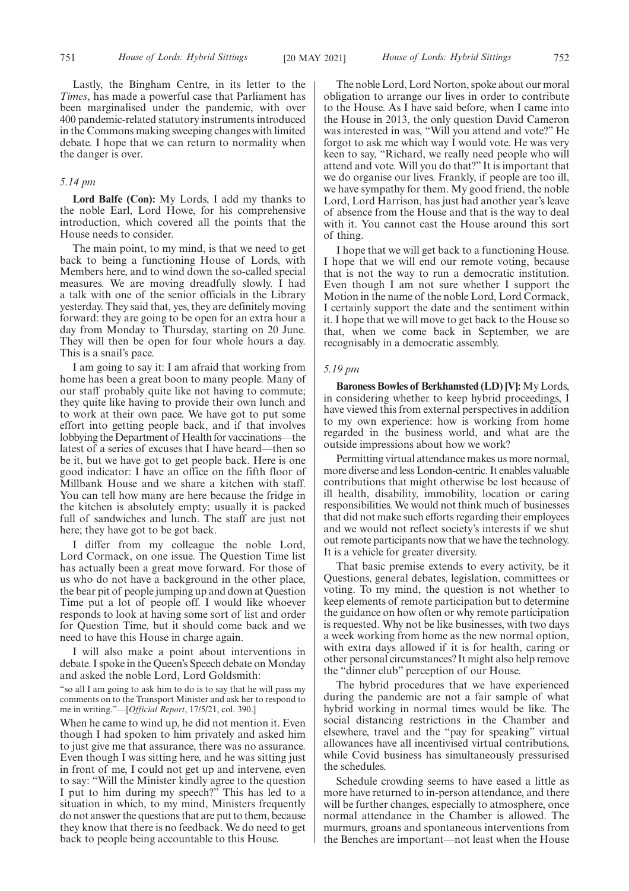Lastly, the Bingham Centre, in its letter to the *Times*, has made a powerful case that Parliament has been marginalised under the pandemic, with over 400 pandemic-related statutory instruments introduced in the Commons making sweeping changes with limited debate. I hope that we can return to normality when the danger is over.

*5.14 pm*

**Lord Balfe (Con):** My Lords, I add my thanks to the noble Earl, Lord Howe, for his comprehensive introduction, which covered all the points that the House needs to consider.

The main point, to my mind, is that we need to get back to being a functioning House of Lords, with Members here, and to wind down the so-called special measures. We are moving dreadfully slowly. I had a talk with one of the senior officials in the Library yesterday. They said that, yes, they are definitely moving forward: they are going to be open for an extra hour a day from Monday to Thursday, starting on 20 June. They will then be open for four whole hours a day. This is a snail's pace.

I am going to say it: I am afraid that working from home has been a great boon to many people. Many of our staff probably quite like not having to commute; they quite like having to provide their own lunch and to work at their own pace. We have got to put some effort into getting people back, and if that involves lobbying the Department of Health for vaccinations—the latest of a series of excuses that I have heard—then so be it, but we have got to get people back. Here is one good indicator: I have an office on the fifth floor of Millbank House and we share a kitchen with staff. You can tell how many are here because the fridge in the kitchen is absolutely empty; usually it is packed full of sandwiches and lunch. The staff are just not here; they have got to be got back.

I differ from my colleague the noble Lord, Lord Cormack, on one issue. The Question Time list has actually been a great move forward. For those of us who do not have a background in the other place, the bear pit of people jumping up and down at Question Time put a lot of people off. I would like whoever responds to look at having some sort of list and order for Question Time, but it should come back and we need to have this House in charge again.

I will also make a point about interventions in debate. I spoke in the Queen's Speech debate on Monday and asked the noble Lord, Lord Goldsmith:

"so all I am going to ask him to do is to say that he will pass my comments on to the Transport Minister and ask her to respond to me in writing."—[*Official Report*, 17/5/21, col. 390.]

When he came to wind up, he did not mention it. Even though I had spoken to him privately and asked him to just give me that assurance, there was no assurance. Even though I was sitting here, and he was sitting just in front of me, I could not get up and intervene, even to say: "Will the Minister kindly agree to the question I put to him during my speech?" This has led to a situation in which, to my mind, Ministers frequently do not answer the questions that are put to them, because they know that there is no feedback. We do need to get back to people being accountable to this House.

The noble Lord, Lord Norton, spoke about our moral obligation to arrange our lives in order to contribute to the House. As I have said before, when I came into the House in 2013, the only question David Cameron was interested in was, "Will you attend and vote?" He forgot to ask me which way I would vote. He was very keen to say, "Richard, we really need people who will attend and vote. Will you do that?" It is important that we do organise our lives. Frankly, if people are too ill, we have sympathy for them. My good friend, the noble Lord, Lord Harrison, has just had another year's leave of absence from the House and that is the way to deal with it. You cannot cast the House around this sort of thing.

I hope that we will get back to a functioning House. I hope that we will end our remote voting, because that is not the way to run a democratic institution. Even though I am not sure whether I support the Motion in the name of the noble Lord, Lord Cormack, I certainly support the date and the sentiment within it. I hope that we will move to get back to the House so that, when we come back in September, we are recognisably in a democratic assembly.

*5.19 pm*

**Baroness Bowles of Berkhamsted (LD) [V]:** My Lords, in considering whether to keep hybrid proceedings, I have viewed this from external perspectives in addition to my own experience: how is working from home regarded in the business world, and what are the outside impressions about how we work?

Permitting virtual attendance makes us more normal, more diverse and less London-centric. It enables valuable contributions that might otherwise be lost because of ill health, disability, immobility, location or caring responsibilities. We would not think much of businesses that did not make such efforts regarding their employees and we would not reflect society's interests if we shut out remote participants now that we have the technology. It is a vehicle for greater diversity.

That basic premise extends to every activity, be it Questions, general debates, legislation, committees or voting. To my mind, the question is not whether to keep elements of remote participation but to determine the guidance on how often or why remote participation is requested. Why not be like businesses, with two days a week working from home as the new normal option, with extra days allowed if it is for health, caring or other personal circumstances? It might also help remove the "dinner club" perception of our House.

The hybrid procedures that we have experienced during the pandemic are not a fair sample of what hybrid working in normal times would be like. The social distancing restrictions in the Chamber and elsewhere, travel and the "pay for speaking" virtual allowances have all incentivised virtual contributions, while Covid business has simultaneously pressurised the schedules.

Schedule crowding seems to have eased a little as more have returned to in-person attendance, and there will be further changes, especially to atmosphere, once normal attendance in the Chamber is allowed. The murmurs, groans and spontaneous interventions from the Benches are important—not least when the House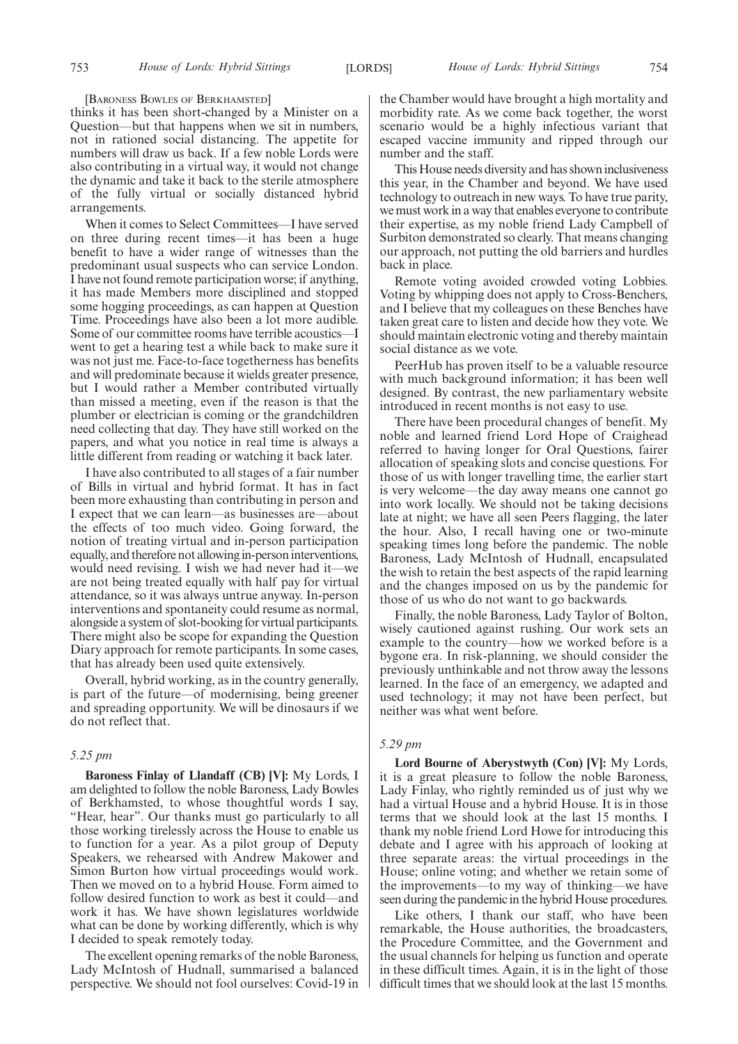[Baroness Bowles of Berkhamsted]

thinks it has been short-changed by a Minister on a Question—but that happens when we sit in numbers, not in rationed social distancing. The appetite for numbers will draw us back. If a few noble Lords were also contributing in a virtual way, it would not change the dynamic and take it back to the sterile atmosphere of the fully virtual or socially distanced hybrid arrangements.

When it comes to Select Committees—I have served on three during recent times—it has been a huge benefit to have a wider range of witnesses than the predominant usual suspects who can service London. I have not found remote participation worse; if anything, it has made Members more disciplined and stopped some hogging proceedings, as can happen at Question Time. Proceedings have also been a lot more audible. Some of our committee rooms have terrible acoustics—I went to get a hearing test a while back to make sure it was not just me. Face-to-face togetherness has benefits and will predominate because it wields greater presence, but I would rather a Member contributed virtually than missed a meeting, even if the reason is that the plumber or electrician is coming or the grandchildren need collecting that day. They have still worked on the papers, and what you notice in real time is always a little different from reading or watching it back later.

I have also contributed to all stages of a fair number of Bills in virtual and hybrid format. It has in fact been more exhausting than contributing in person and I expect that we can learn—as businesses are—about the effects of too much video. Going forward, the notion of treating virtual and in-person participation equally, and therefore not allowing in-person interventions, would need revising. I wish we had never had it—we are not being treated equally with half pay for virtual attendance, so it was always untrue anyway. In-person interventions and spontaneity could resume as normal, alongside a system of slot-booking for virtual participants. There might also be scope for expanding the Question Diary approach for remote participants. In some cases, that has already been used quite extensively.

Overall, hybrid working, as in the country generally, is part of the future—of modernising, being greener and spreading opportunity. We will be dinosaurs if we do not reflect that.

*5.25 pm*

**Baroness Finlay of Llandaff (CB) [V]:** My Lords, I am delighted to follow the noble Baroness, Lady Bowles of Berkhamsted, to whose thoughtful words I say, "Hear, hear". Our thanks must go particularly to all those working tirelessly across the House to enable us to function for a year. As a pilot group of Deputy Speakers, we rehearsed with Andrew Makower and Simon Burton how virtual proceedings would work. Then we moved on to a hybrid House. Form aimed to follow desired function to work as best it could—and work it has. We have shown legislatures worldwide what can be done by working differently, which is why I decided to speak remotely today.

The excellent opening remarks of the noble Baroness, Lady McIntosh of Hudnall, summarised a balanced perspective. We should not fool ourselves: Covid-19 in the Chamber would have brought a high mortality and morbidity rate. As we come back together, the worst scenario would be a highly infectious variant that escaped vaccine immunity and ripped through our number and the staff.

This House needs diversity and has shown inclusiveness this year, in the Chamber and beyond. We have used technology to outreach in new ways. To have true parity, we must work in a way that enables everyone to contribute their expertise, as my noble friend Lady Campbell of Surbiton demonstrated so clearly. That means changing our approach, not putting the old barriers and hurdles back in place.

Remote voting avoided crowded voting Lobbies. Voting by whipping does not apply to Cross-Benchers, and I believe that my colleagues on these Benches have taken great care to listen and decide how they vote. We should maintain electronic voting and thereby maintain social distance as we vote.

PeerHub has proven itself to be a valuable resource with much background information; it has been well designed. By contrast, the new parliamentary website introduced in recent months is not easy to use.

There have been procedural changes of benefit. My noble and learned friend Lord Hope of Craighead referred to having longer for Oral Questions, fairer allocation of speaking slots and concise questions. For those of us with longer travelling time, the earlier start is very welcome—the day away means one cannot go into work locally. We should not be taking decisions late at night; we have all seen Peers flagging, the later the hour. Also, I recall having one or two-minute speaking times long before the pandemic. The noble Baroness, Lady McIntosh of Hudnall, encapsulated the wish to retain the best aspects of the rapid learning and the changes imposed on us by the pandemic for those of us who do not want to go backwards.

Finally, the noble Baroness, Lady Taylor of Bolton, wisely cautioned against rushing. Our work sets an example to the country—how we worked before is a bygone era. In risk-planning, we should consider the previously unthinkable and not throw away the lessons learned. In the face of an emergency, we adapted and used technology; it may not have been perfect, but neither was what went before.

*5.29 pm*

**Lord Bourne of Aberystwyth (Con) [V]:** My Lords, it is a great pleasure to follow the noble Baroness, Lady Finlay, who rightly reminded us of just why we had a virtual House and a hybrid House. It is in those terms that we should look at the last 15 months. I thank my noble friend Lord Howe for introducing this debate and I agree with his approach of looking at three separate areas: the virtual proceedings in the House; online voting; and whether we retain some of the improvements—to my way of thinking—we have seen during the pandemic in the hybrid House procedures.

Like others, I thank our staff, who have been remarkable, the House authorities, the broadcasters, the Procedure Committee, and the Government and the usual channels for helping us function and operate in these difficult times. Again, it is in the light of those difficult times that we should look at the last 15 months.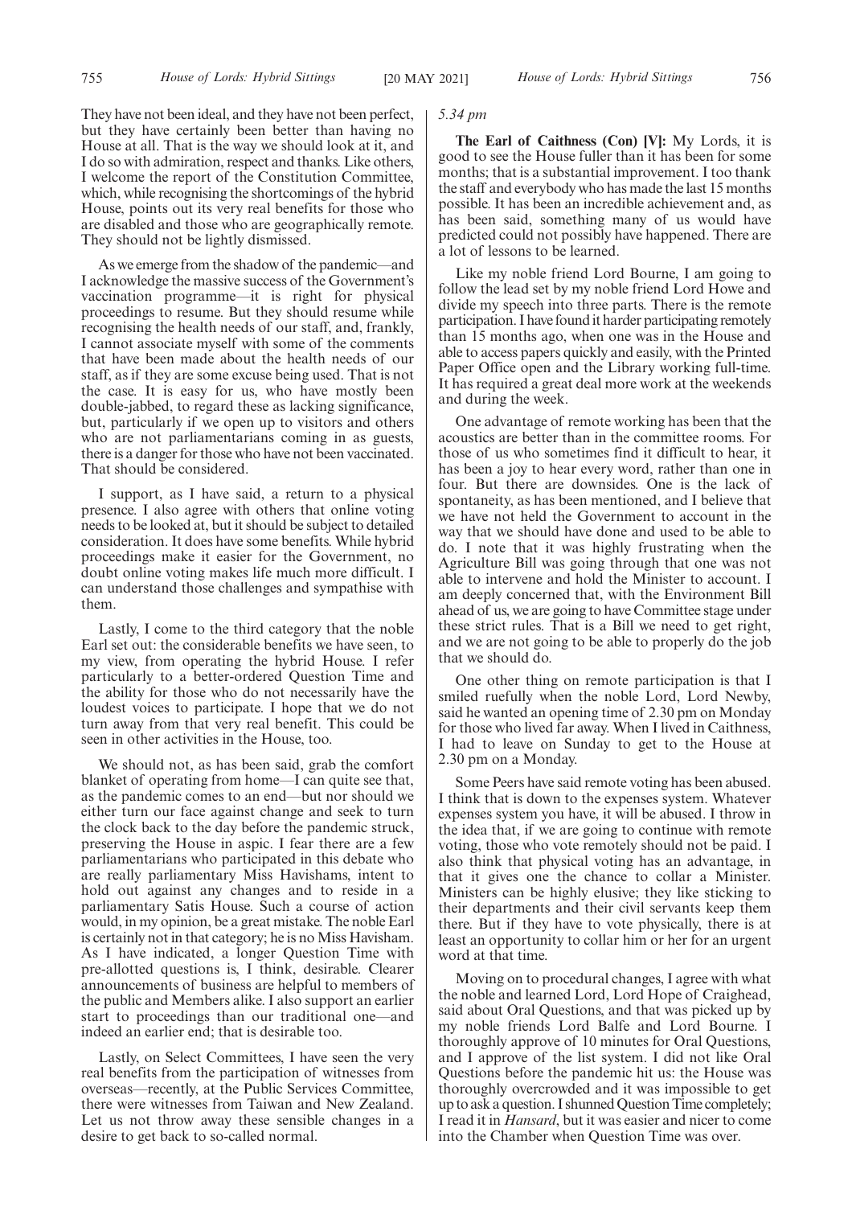They have not been ideal, and they have not been perfect, but they have certainly been better than having no House at all. That is the way we should look at it, and I do so with admiration, respect and thanks. Like others, I welcome the report of the Constitution Committee, which, while recognising the shortcomings of the hybrid House, points out its very real benefits for those who are disabled and those who are geographically remote. They should not be lightly dismissed.

As we emerge from the shadow of the pandemic—and I acknowledge the massive success of the Government's vaccination programme—it is right for physical proceedings to resume. But they should resume while recognising the health needs of our staff, and, frankly, I cannot associate myself with some of the comments that have been made about the health needs of our staff, as if they are some excuse being used. That is not the case. It is easy for us, who have mostly been double-jabbed, to regard these as lacking significance, but, particularly if we open up to visitors and others who are not parliamentarians coming in as guests, there is a danger for those who have not been vaccinated. That should be considered.

I support, as I have said, a return to a physical presence. I also agree with others that online voting needs to be looked at, but it should be subject to detailed consideration. It does have some benefits. While hybrid proceedings make it easier for the Government, no doubt online voting makes life much more difficult. I can understand those challenges and sympathise with them.

Lastly, I come to the third category that the noble Earl set out: the considerable benefits we have seen, to my view, from operating the hybrid House. I refer particularly to a better-ordered Question Time and the ability for those who do not necessarily have the loudest voices to participate. I hope that we do not turn away from that very real benefit. This could be seen in other activities in the House, too.

We should not, as has been said, grab the comfort blanket of operating from home—I can quite see that, as the pandemic comes to an end—but nor should we either turn our face against change and seek to turn the clock back to the day before the pandemic struck, preserving the House in aspic. I fear there are a few parliamentarians who participated in this debate who are really parliamentary Miss Havishams, intent to hold out against any changes and to reside in a parliamentary Satis House. Such a course of action would, in my opinion, be a great mistake. The noble Earl is certainly not in that category; he is no Miss Havisham. As I have indicated, a longer Question Time with pre-allotted questions is, I think, desirable. Clearer announcements of business are helpful to members of the public and Members alike. I also support an earlier start to proceedings than our traditional one—and indeed an earlier end; that is desirable too.

Lastly, on Select Committees, I have seen the very real benefits from the participation of witnesses from overseas—recently, at the Public Services Committee, there were witnesses from Taiwan and New Zealand. Let us not throw away these sensible changes in a desire to get back to so-called normal.

*5.34 pm*

**The Earl of Caithness (Con) [V]:** My Lords, it is good to see the House fuller than it has been for some months; that is a substantial improvement. I too thank the staff and everybody who has made the last 15 months possible. It has been an incredible achievement and, as has been said, something many of us would have predicted could not possibly have happened. There are a lot of lessons to be learned.

Like my noble friend Lord Bourne, I am going to follow the lead set by my noble friend Lord Howe and divide my speech into three parts. There is the remote participation. I have found it harder participating remotely than 15 months ago, when one was in the House and able to access papers quickly and easily, with the Printed Paper Office open and the Library working full-time. It has required a great deal more work at the weekends and during the week.

One advantage of remote working has been that the acoustics are better than in the committee rooms. For those of us who sometimes find it difficult to hear, it has been a joy to hear every word, rather than one in four. But there are downsides. One is the lack of spontaneity, as has been mentioned, and I believe that we have not held the Government to account in the way that we should have done and used to be able to do. I note that it was highly frustrating when the Agriculture Bill was going through that one was not able to intervene and hold the Minister to account. I am deeply concerned that, with the Environment Bill ahead of us, we are going to have Committee stage under these strict rules. That is a Bill we need to get right, and we are not going to be able to properly do the job that we should do.

One other thing on remote participation is that I smiled ruefully when the noble Lord, Lord Newby, said he wanted an opening time of 2.30 pm on Monday for those who lived far away. When I lived in Caithness, I had to leave on Sunday to get to the House at 2.30 pm on a Monday.

Some Peers have said remote voting has been abused. I think that is down to the expenses system. Whatever expenses system you have, it will be abused. I throw in the idea that, if we are going to continue with remote voting, those who vote remotely should not be paid. I also think that physical voting has an advantage, in that it gives one the chance to collar a Minister. Ministers can be highly elusive; they like sticking to their departments and their civil servants keep them there. But if they have to vote physically, there is at least an opportunity to collar him or her for an urgent word at that time.

Moving on to procedural changes, I agree with what the noble and learned Lord, Lord Hope of Craighead, said about Oral Questions, and that was picked up by my noble friends Lord Balfe and Lord Bourne. I thoroughly approve of 10 minutes for Oral Questions, and I approve of the list system. I did not like Oral Questions before the pandemic hit us: the House was thoroughly overcrowded and it was impossible to get up to ask a question. I shunned Question Time completely; I read it in *Hansard*, but it was easier and nicer to come into the Chamber when Question Time was over.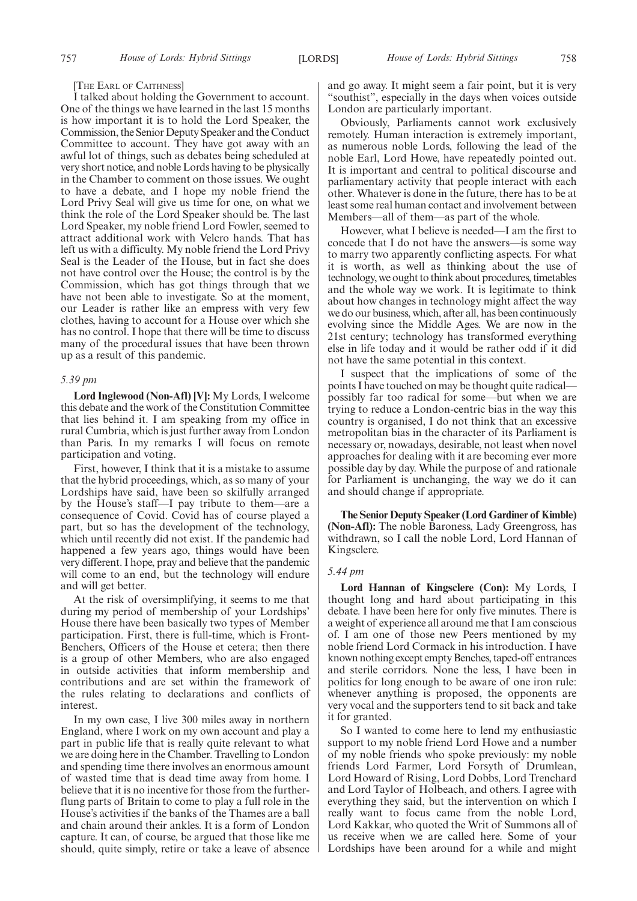[THE EARL OF CAITHNESS]

I talked about holding the Government to account. One of the things we have learned in the last 15 months is how important it is to hold the Lord Speaker, the Commission, the Senior Deputy Speaker and the Conduct Committee to account. They have got away with an awful lot of things, such as debates being scheduled at very short notice, and noble Lords having to be physically in the Chamber to comment on those issues. We ought to have a debate, and I hope my noble friend the Lord Privy Seal will give us time for one, on what we think the role of the Lord Speaker should be. The last Lord Speaker, my noble friend Lord Fowler, seemed to attract additional work with Velcro hands. That has left us with a difficulty. My noble friend the Lord Privy Seal is the Leader of the House, but in fact she does not have control over the House; the control is by the Commission, which has got things through that we have not been able to investigate. So at the moment, our Leader is rather like an empress with very few clothes, having to account for a House over which she has no control. I hope that there will be time to discuss many of the procedural issues that have been thrown up as a result of this pandemic.

*5.39 pm*

**Lord Inglewood (Non-Afl) [V]:** My Lords, I welcome this debate and the work of the Constitution Committee that lies behind it. I am speaking from my office in rural Cumbria, which is just further away from London than Paris. In my remarks I will focus on remote participation and voting.

First, however, I think that it is a mistake to assume that the hybrid proceedings, which, as so many of your Lordships have said, have been so skilfully arranged by the House's staff—I pay tribute to them—are a consequence of Covid. Covid has of course played a part, but so has the development of the technology, which until recently did not exist. If the pandemic had happened a few years ago, things would have been very different. I hope, pray and believe that the pandemic will come to an end, but the technology will endure and will get better.

At the risk of oversimplifying, it seems to me that during my period of membership of your Lordships' House there have been basically two types of Member participation. First, there is full-time, which is Front-Benchers, Officers of the House et cetera; then there is a group of other Members, who are also engaged in outside activities that inform membership and contributions and are set within the framework of the rules relating to declarations and conflicts of interest.

In my own case, I live 300 miles away in northern England, where I work on my own account and play a part in public life that is really quite relevant to what we are doing here in the Chamber. Travelling to London and spending time there involves an enormous amount of wasted time that is dead time away from home. I believe that it is no incentive for those from the further-flung parts of Britain to come to play a full role in the House's activities if the banks of the Thames are a ball and chain around their ankles. It is a form of London capture. It can, of course, be argued that those like me should, quite simply, retire or take a leave of absence and go away. It might seem a fair point, but it is very "southist", especially in the days when voices outside London are particularly important.

Obviously, Parliaments cannot work exclusively remotely. Human interaction is extremely important, as numerous noble Lords, following the lead of the noble Earl, Lord Howe, have repeatedly pointed out. It is important and central to political discourse and parliamentary activity that people interact with each other. Whatever is done in the future, there has to be at least some real human contact and involvement between Members—all of them—as part of the whole.

However, what I believe is needed—I am the first to concede that I do not have the answers—is some way to marry two apparently conflicting aspects. For what it is worth, as well as thinking about the use of technology, we ought to think about procedures, timetables and the whole way we work. It is legitimate to think about how changes in technology might affect the way we do our business, which, after all, has been continuously evolving since the Middle Ages. We are now in the 21st century; technology has transformed everything else in life today and it would be rather odd if it did not have the same potential in this context.

I suspect that the implications of some of the points I have touched on may be thought quite radical—possibly far too radical for some—but when we are trying to reduce a London-centric bias in the way this country is organised, I do not think that an excessive metropolitan bias in the character of its Parliament is necessary or, nowadays, desirable, not least when novel approaches for dealing with it are becoming ever more possible day by day. While the purpose of and rationale for Parliament is unchanging, the way we do it can and should change if appropriate.

**The Senior Deputy Speaker (Lord Gardiner of Kimble) (Non-Afl):** The noble Baroness, Lady Greengross, has withdrawn, so I call the noble Lord, Lord Hannan of Kingsclere.

*5.44 pm*

**Lord Hannan of Kingsclere (Con):** My Lords, I thought long and hard about participating in this debate. I have been here for only five minutes. There is a weight of experience all around me that I am conscious of. I am one of those new Peers mentioned by my noble friend Lord Cormack in his introduction. I have known nothing except empty Benches, taped-off entrances and sterile corridors. None the less, I have been in politics for long enough to be aware of one iron rule: whenever anything is proposed, the opponents are very vocal and the supporters tend to sit back and take it for granted.

So I wanted to come here to lend my enthusiastic support to my noble friend Lord Howe and a number of my noble friends who spoke previously: my noble friends Lord Farmer, Lord Forsyth of Drumlean, Lord Howard of Rising, Lord Dobbs, Lord Trenchard and Lord Taylor of Holbeach, and others. I agree with everything they said, but the intervention on which I really want to focus came from the noble Lord, Lord Kakkar, who quoted the Writ of Summons all of us receive when we are called here. Some of your Lordships have been around for a while and might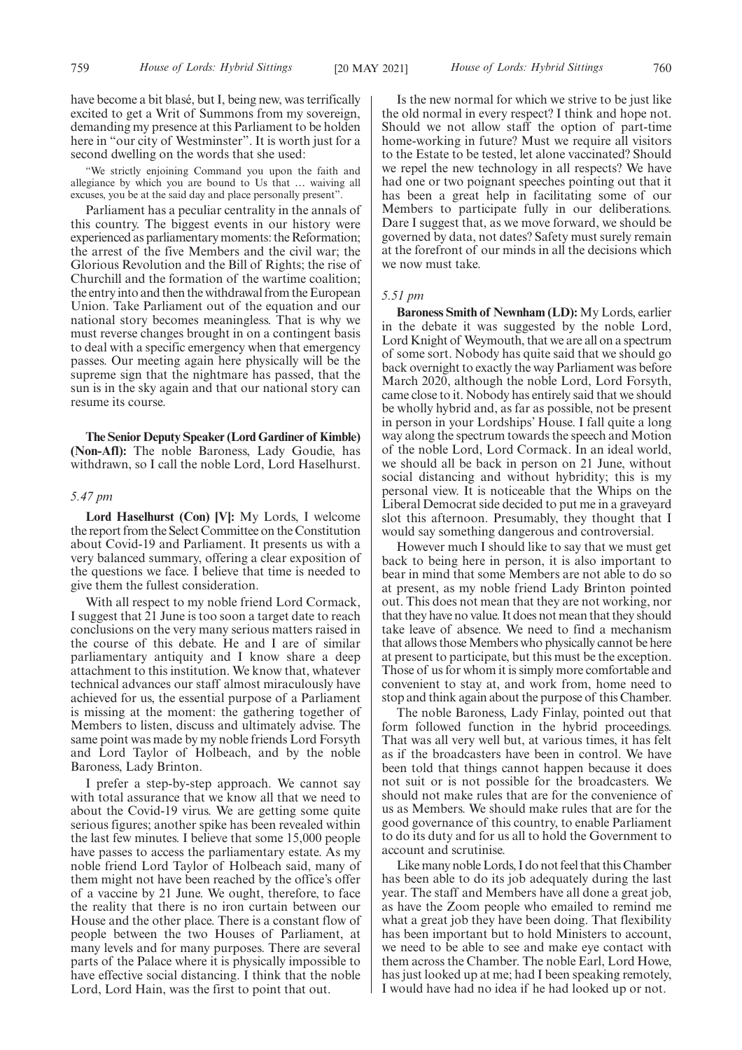have become a bit blasé, but I, being new, was terrifically excited to get a Writ of Summons from my sovereign, demanding my presence at this Parliament to be holden here in "our city of Westminster". It is worth just for a second dwelling on the words that she used:

"We strictly enjoining Command you upon the faith and allegiance by which you are bound to Us that … waiving all excuses, you be at the said day and place personally present".

Parliament has a peculiar centrality in the annals of this country. The biggest events in our history were experienced as parliamentary moments: the Reformation; the arrest of the five Members and the civil war; the Glorious Revolution and the Bill of Rights; the rise of Churchill and the formation of the wartime coalition; the entry into and then the withdrawal from the European Union. Take Parliament out of the equation and our national story becomes meaningless. That is why we must reverse changes brought in on a contingent basis to deal with a specific emergency when that emergency passes. Our meeting again here physically will be the supreme sign that the nightmare has passed, that the sun is in the sky again and that our national story can resume its course.

**The Senior Deputy Speaker (Lord Gardiner of Kimble) (Non-Afl):** The noble Baroness, Lady Goudie, has withdrawn, so I call the noble Lord, Lord Haselhurst.

*5.47 pm*

**Lord Haselhurst (Con) [V]:** My Lords, I welcome the report from the Select Committee on the Constitution about Covid-19 and Parliament. It presents us with a very balanced summary, offering a clear exposition of the questions we face. I believe that time is needed to give them the fullest consideration.

With all respect to my noble friend Lord Cormack, I suggest that 21 June is too soon a target date to reach conclusions on the very many serious matters raised in the course of this debate. He and I are of similar parliamentary antiquity and I know share a deep attachment to this institution. We know that, whatever technical advances our staff almost miraculously have achieved for us, the essential purpose of a Parliament is missing at the moment: the gathering together of Members to listen, discuss and ultimately advise. The same point was made by my noble friends Lord Forsyth and Lord Taylor of Holbeach, and by the noble Baroness, Lady Brinton.

I prefer a step-by-step approach. We cannot say with total assurance that we know all that we need to about the Covid-19 virus. We are getting some quite serious figures; another spike has been revealed within the last few minutes. I believe that some 15,000 people have passes to access the parliamentary estate. As my noble friend Lord Taylor of Holbeach said, many of them might not have been reached by the office's offer of a vaccine by 21 June. We ought, therefore, to face the reality that there is no iron curtain between our House and the other place. There is a constant flow of people between the two Houses of Parliament, at many levels and for many purposes. There are several parts of the Palace where it is physically impossible to have effective social distancing. I think that the noble Lord, Lord Hain, was the first to point that out.

Is the new normal for which we strive to be just like the old normal in every respect? I think and hope not. Should we not allow staff the option of part-time home-working in future? Must we require all visitors to the Estate to be tested, let alone vaccinated? Should we repel the new technology in all respects? We have had one or two poignant speeches pointing out that it has been a great help in facilitating some of our Members to participate fully in our deliberations. Dare I suggest that, as we move forward, we should be governed by data, not dates? Safety must surely remain at the forefront of our minds in all the decisions which we now must take.

*5.51 pm*

**Baroness Smith of Newnham (LD):** My Lords, earlier in the debate it was suggested by the noble Lord, Lord Knight of Weymouth, that we are all on a spectrum of some sort. Nobody has quite said that we should go back overnight to exactly the way Parliament was before March 2020, although the noble Lord, Lord Forsyth, came close to it. Nobody has entirely said that we should be wholly hybrid and, as far as possible, not be present in person in your Lordships' House. I fall quite a long way along the spectrum towards the speech and Motion of the noble Lord, Lord Cormack. In an ideal world, we should all be back in person on 21 June, without social distancing and without hybridity; this is my personal view. It is noticeable that the Whips on the Liberal Democrat side decided to put me in a graveyard slot this afternoon. Presumably, they thought that I would say something dangerous and controversial.

However much I should like to say that we must get back to being here in person, it is also important to bear in mind that some Members are not able to do so at present, as my noble friend Lady Brinton pointed out. This does not mean that they are not working, nor that they have no value. It does not mean that they should take leave of absence. We need to find a mechanism that allows those Members who physically cannot be here at present to participate, but this must be the exception. Those of us for whom it is simply more comfortable and convenient to stay at, and work from, home need to stop and think again about the purpose of this Chamber.

The noble Baroness, Lady Finlay, pointed out that form followed function in the hybrid proceedings. That was all very well but, at various times, it has felt as if the broadcasters have been in control. We have been told that things cannot happen because it does not suit or is not possible for the broadcasters. We should not make rules that are for the convenience of us as Members. We should make rules that are for the good governance of this country, to enable Parliament to do its duty and for us all to hold the Government to account and scrutinise.

Like many noble Lords, I do not feel that this Chamber has been able to do its job adequately during the last year. The staff and Members have all done a great job, as have the Zoom people who emailed to remind me what a great job they have been doing. That flexibility has been important but to hold Ministers to account, we need to be able to see and make eye contact with them across the Chamber. The noble Earl, Lord Howe, has just looked up at me; had I been speaking remotely, I would have had no idea if he had looked up or not.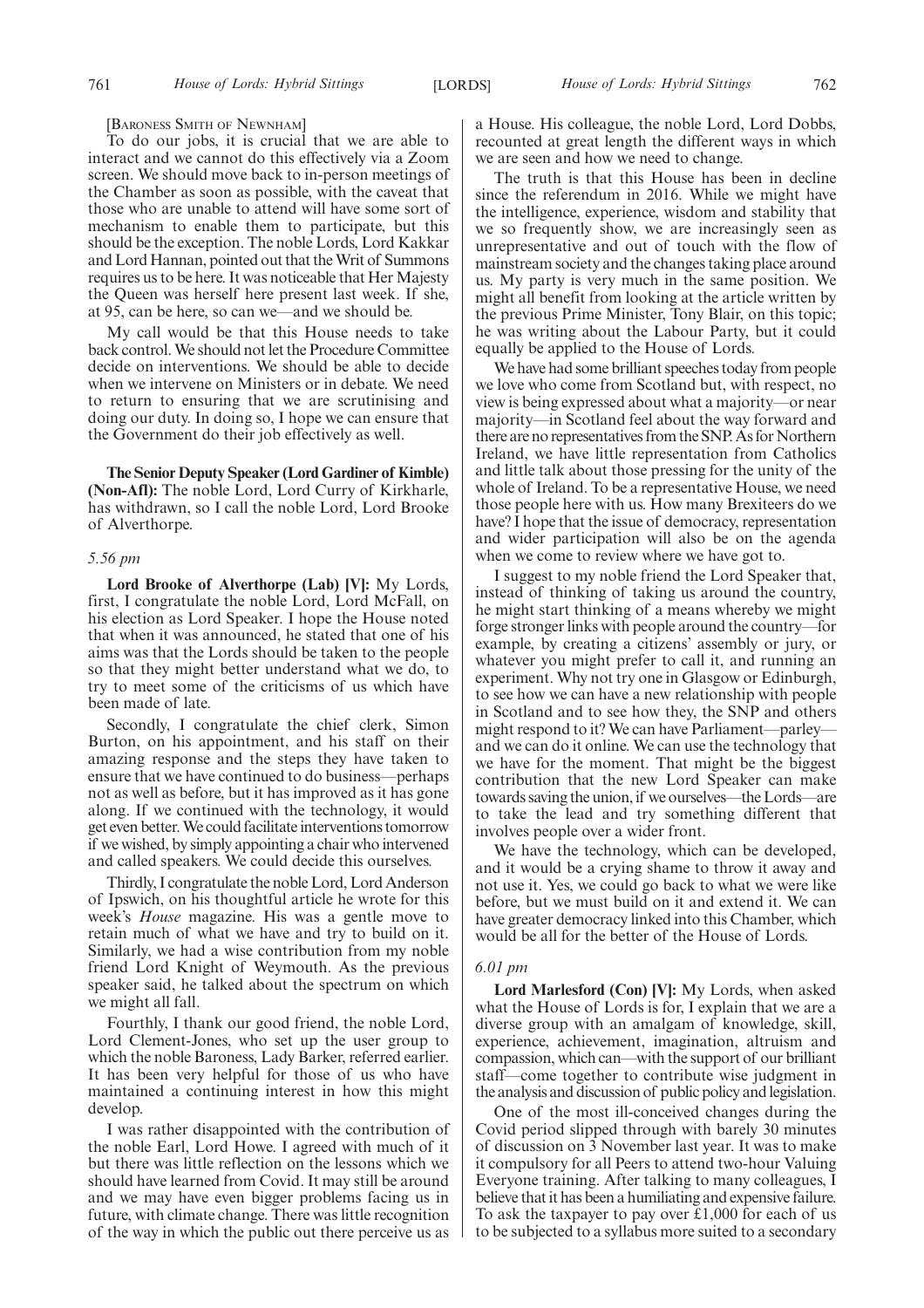[BARONESS SMITH OF NEWNHAM]

To do our jobs, it is crucial that we are able to interact and we cannot do this effectively via a Zoom screen. We should move back to in-person meetings of the Chamber as soon as possible, with the caveat that those who are unable to attend will have some sort of mechanism to enable them to participate, but this should be the exception. The noble Lords, Lord Kakkar and Lord Hannan, pointed out that the Writ of Summons requires us to be here. It was noticeable that Her Majesty the Queen was herself here present last week. If she, at 95, can be here, so can we—and we should be.

My call would be that this House needs to take back control. We should not let the Procedure Committee decide on interventions. We should be able to decide when we intervene on Ministers or in debate. We need to return to ensuring that we are scrutinising and doing our duty. In doing so, I hope we can ensure that the Government do their job effectively as well.

**The Senior Deputy Speaker (Lord Gardiner of Kimble) (Non-Afl):** The noble Lord, Lord Curry of Kirkharle, has withdrawn, so I call the noble Lord, Lord Brooke of Alverthorpe.

*5.56 pm*

**Lord Brooke of Alverthorpe (Lab) [V]:** My Lords, first, I congratulate the noble Lord, Lord McFall, on his election as Lord Speaker. I hope the House noted that when it was announced, he stated that one of his aims was that the Lords should be taken to the people so that they might better understand what we do, to try to meet some of the criticisms of us which have been made of late.

Secondly, I congratulate the chief clerk, Simon Burton, on his appointment, and his staff on their amazing response and the steps they have taken to ensure that we have continued to do business—perhaps not as well as before, but it has improved as it has gone along. If we continued with the technology, it would get even better. We could facilitate interventions tomorrow if we wished, by simply appointing a chair who intervened and called speakers. We could decide this ourselves.

Thirdly, I congratulate the noble Lord, Lord Anderson of Ipswich, on his thoughtful article he wrote for this week's *House* magazine. His was a gentle move to retain much of what we have and try to build on it. Similarly, we had a wise contribution from my noble friend Lord Knight of Weymouth. As the previous speaker said, he talked about the spectrum on which we might all fall.

Fourthly, I thank our good friend, the noble Lord, Lord Clement-Jones, who set up the user group to which the noble Baroness, Lady Barker, referred earlier. It has been very helpful for those of us who have maintained a continuing interest in how this might develop.

I was rather disappointed with the contribution of the noble Earl, Lord Howe. I agreed with much of it but there was little reflection on the lessons which we should have learned from Covid. It may still be around and we may have even bigger problems facing us in future, with climate change. There was little recognition of the way in which the public out there perceive us as a House. His colleague, the noble Lord, Lord Dobbs, recounted at great length the different ways in which we are seen and how we need to change.

The truth is that this House has been in decline since the referendum in 2016. While we might have the intelligence, experience, wisdom and stability that we so frequently show, we are increasingly seen as unrepresentative and out of touch with the flow of mainstream society and the changes taking place around us. My party is very much in the same position. We might all benefit from looking at the article written by the previous Prime Minister, Tony Blair, on this topic; he was writing about the Labour Party, but it could equally be applied to the House of Lords.

We have had some brilliant speeches today from people we love who come from Scotland but, with respect, no view is being expressed about what a majority—or near majority—in Scotland feel about the way forward and there are no representatives from the SNP. As for Northern Ireland, we have little representation from Catholics and little talk about those pressing for the unity of the whole of Ireland. To be a representative House, we need those people here with us. How many Brexiteers do we have? I hope that the issue of democracy, representation and wider participation will also be on the agenda when we come to review where we have got to.

I suggest to my noble friend the Lord Speaker that, instead of thinking of taking us around the country, he might start thinking of a means whereby we might forge stronger links with people around the country—for example, by creating a citizens' assembly or jury, or whatever you might prefer to call it, and running an experiment. Why not try one in Glasgow or Edinburgh, to see how we can have a new relationship with people in Scotland and to see how they, the SNP and others might respond to it? We can have Parliament—parley—and we can do it online. We can use the technology that we have for the moment. That might be the biggest contribution that the new Lord Speaker can make towards saving the union, if we ourselves—the Lords—are to take the lead and try something different that involves people over a wider front.

We have the technology, which can be developed, and it would be a crying shame to throw it away and not use it. Yes, we could go back to what we were like before, but we must build on it and extend it. We can have greater democracy linked into this Chamber, which would be all for the better of the House of Lords.

*6.01 pm*

**Lord Marlesford (Con) [V]:** My Lords, when asked what the House of Lords is for, I explain that we are a diverse group with an amalgam of knowledge, skill, experience, achievement, imagination, altruism and compassion, which can—with the support of our brilliant staff—come together to contribute wise judgment in the analysis and discussion of public policy and legislation.

One of the most ill-conceived changes during the Covid period slipped through with barely 30 minutes of discussion on 3 November last year. It was to make it compulsory for all Peers to attend two-hour Valuing Everyone training. After talking to many colleagues, I believe that it has been a humiliating and expensive failure. To ask the taxpayer to pay over £1,000 for each of us to be subjected to a syllabus more suited to a secondary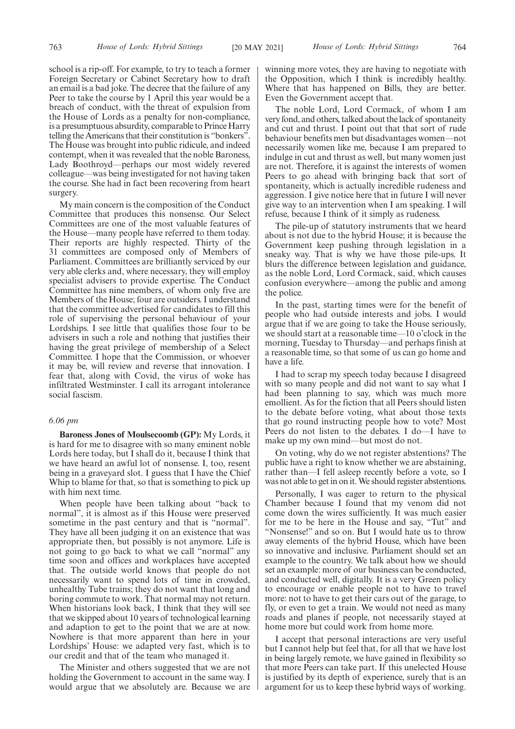school is a rip-off. For example, to try to teach a former Foreign Secretary or Cabinet Secretary how to draft an email is a bad joke. The decree that the failure of any Peer to take the course by 1 April this year would be a breach of conduct, with the threat of expulsion from the House of Lords as a penalty for non-compliance, is a presumptuous absurdity, comparable to Prince Harry telling the Americans that their constitution is "bonkers". The House was brought into public ridicule, and indeed contempt, when it was revealed that the noble Baroness, Lady Boothroyd—perhaps our most widely revered colleague—was being investigated for not having taken the course. She had in fact been recovering from heart surgery.

My main concern is the composition of the Conduct Committee that produces this nonsense. Our Select Committees are one of the most valuable features of the House—many people have referred to them today. Their reports are highly respected. Thirty of the 31 committees are composed only of Members of Parliament. Committees are brilliantly serviced by our very able clerks and, where necessary, they will employ specialist advisers to provide expertise. The Conduct Committee has nine members, of whom only five are Members of the House; four are outsiders. I understand that the committee advertised for candidates to fill this role of supervising the personal behaviour of your Lordships. I see little that qualifies those four to be advisers in such a role and nothing that justifies their having the great privilege of membership of a Select Committee. I hope that the Commission, or whoever it may be, will review and reverse that innovation. I fear that, along with Covid, the virus of woke has infiltrated Westminster. I call its arrogant intolerance social fascism.

*6.06 pm*

**Baroness Jones of Moulsecoomb (GP):** My Lords, it is hard for me to disagree with so many eminent noble Lords here today, but I shall do it, because I think that we have heard an awful lot of nonsense. I, too, resent being in a graveyard slot. I guess that I have the Chief Whip to blame for that, so that is something to pick up with him next time.

When people have been talking about "back to normal", it is almost as if this House were preserved sometime in the past century and that is "normal". They have all been judging it on an existence that was appropriate then, but possibly is not anymore. Life is not going to go back to what we call "normal" any time soon and offices and workplaces have accepted that. The outside world knows that people do not necessarily want to spend lots of time in crowded, unhealthy Tube trains; they do not want that long and boring commute to work. That normal may not return. When historians look back, I think that they will see that we skipped about 10 years of technological learning and adaption to get to the point that we are at now. Nowhere is that more apparent than here in your Lordships' House: we adapted very fast, which is to our credit and that of the team who managed it.

The Minister and others suggested that we are not holding the Government to account in the same way. I would argue that we absolutely are. Because we are winning more votes, they are having to negotiate with the Opposition, which I think is incredibly healthy. Where that has happened on Bills, they are better. Even the Government accept that.

The noble Lord, Lord Cormack, of whom I am very fond, and others, talked about the lack of spontaneity and cut and thrust. I point out that that sort of rude behaviour benefits men but disadvantages women—not necessarily women like me, because I am prepared to indulge in cut and thrust as well, but many women just are not. Therefore, it is against the interests of women Peers to go ahead with bringing back that sort of spontaneity, which is actually incredible rudeness and aggression. I give notice here that in future I will never give way to an intervention when I am speaking. I will refuse, because I think of it simply as rudeness.

The pile-up of statutory instruments that we heard about is not due to the hybrid House; it is because the Government keep pushing through legislation in a sneaky way. That is why we have those pile-ups. It blurs the difference between legislation and guidance, as the noble Lord, Lord Cormack, said, which causes confusion everywhere—among the public and among the police.

In the past, starting times were for the benefit of people who had outside interests and jobs. I would argue that if we are going to take the House seriously, we should start at a reasonable time—10 o'clock in the morning, Tuesday to Thursday—and perhaps finish at a reasonable time, so that some of us can go home and have a life.

I had to scrap my speech today because I disagreed with so many people and did not want to say what I had been planning to say, which was much more emollient. As for the fiction that all Peers should listen to the debate before voting, what about those texts that go round instructing people how to vote? Most Peers do not listen to the debates. I do—I have to make up my own mind—but most do not.

On voting, why do we not register abstentions? The public have a right to know whether we are abstaining, rather than—I fell asleep recently before a vote, so I was not able to get in on it. We should register abstentions.

Personally, I was eager to return to the physical Chamber because I found that my venom did not come down the wires sufficiently. It was much easier for me to be here in the House and say, "Tut" and "Nonsense!" and so on. But I would hate us to throw away elements of the hybrid House, which have been so innovative and inclusive. Parliament should set an example to the country. We talk about how we should set an example: more of our business can be conducted, and conducted well, digitally. It is a very Green policy to encourage or enable people not to have to travel more: not to have to get their cars out of the garage, to fly, or even to get a train. We would not need as many roads and planes if people, not necessarily stayed at home more but could work from home more.

I accept that personal interactions are very useful but I cannot help but feel that, for all that we have lost in being largely remote, we have gained in flexibility so that more Peers can take part. If this unelected House is justified by its depth of experience, surely that is an argument for us to keep these hybrid ways of working.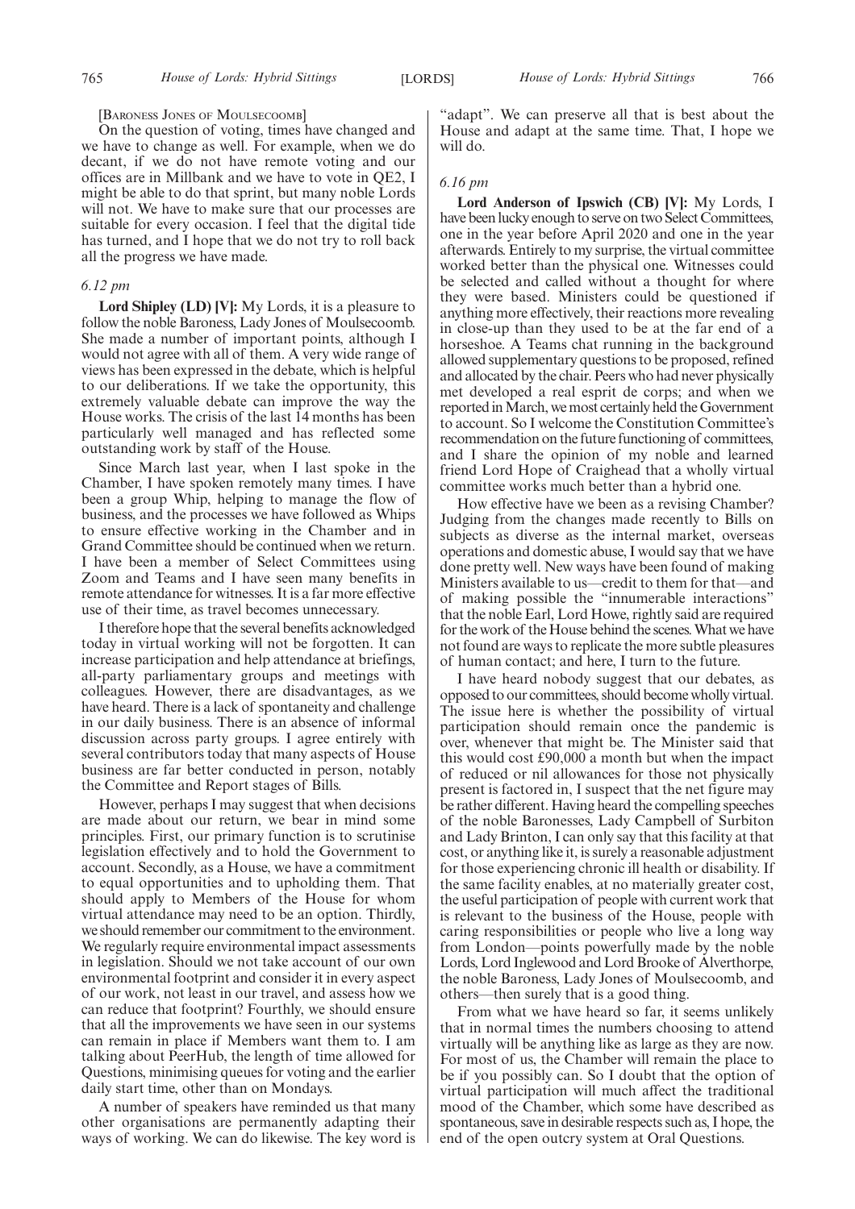[BARONESS JONES OF MOULSECOOMB]

On the question of voting, times have changed and we have to change as well. For example, when we do decant, if we do not have remote voting and our offices are in Millbank and we have to vote in QE2, I might be able to do that sprint, but many noble Lords will not. We have to make sure that our processes are suitable for every occasion. I feel that the digital tide has turned, and I hope that we do not try to roll back all the progress we have made.

*6.12 pm*

**Lord Shipley (LD) [V]:** My Lords, it is a pleasure to follow the noble Baroness, Lady Jones of Moulsecoomb. She made a number of important points, although I would not agree with all of them. A very wide range of views has been expressed in the debate, which is helpful to our deliberations. If we take the opportunity, this extremely valuable debate can improve the way the House works. The crisis of the last 14 months has been particularly well managed and has reflected some outstanding work by staff of the House.

Since March last year, when I last spoke in the Chamber, I have spoken remotely many times. I have been a group Whip, helping to manage the flow of business, and the processes we have followed as Whips to ensure effective working in the Chamber and in Grand Committee should be continued when we return. I have been a member of Select Committees using Zoom and Teams and I have seen many benefits in remote attendance for witnesses. It is a far more effective use of their time, as travel becomes unnecessary.

I therefore hope that the several benefits acknowledged today in virtual working will not be forgotten. It can increase participation and help attendance at briefings, all-party parliamentary groups and meetings with colleagues. However, there are disadvantages, as we have heard. There is a lack of spontaneity and challenge in our daily business. There is an absence of informal discussion across party groups. I agree entirely with several contributors today that many aspects of House business are far better conducted in person, notably the Committee and Report stages of Bills.

However, perhaps I may suggest that when decisions are made about our return, we bear in mind some principles. First, our primary function is to scrutinise legislation effectively and to hold the Government to account. Secondly, as a House, we have a commitment to equal opportunities and to upholding them. That should apply to Members of the House for whom virtual attendance may need to be an option. Thirdly, we should remember our commitment to the environment. We regularly require environmental impact assessments in legislation. Should we not take account of our own environmental footprint and consider it in every aspect of our work, not least in our travel, and assess how we can reduce that footprint? Fourthly, we should ensure that all the improvements we have seen in our systems can remain in place if Members want them to. I am talking about PeerHub, the length of time allowed for Questions, minimising queues for voting and the earlier daily start time, other than on Mondays.

A number of speakers have reminded us that many other organisations are permanently adapting their ways of working. We can do likewise. The key word is "adapt". We can preserve all that is best about the House and adapt at the same time. That, I hope we will do.

*6.16 pm*

**Lord Anderson of Ipswich (CB) [V]:** My Lords, I have been lucky enough to serve on two Select Committees, one in the year before April 2020 and one in the year afterwards. Entirely to my surprise, the virtual committee worked better than the physical one. Witnesses could be selected and called without a thought for where they were based. Ministers could be questioned if anything more effectively, their reactions more revealing in close-up than they used to be at the far end of a horseshoe. A Teams chat running in the background allowed supplementary questions to be proposed, refined and allocated by the chair. Peers who had never physically met developed a real esprit de corps; and when we reported in March, we most certainly held the Government to account. So I welcome the Constitution Committee's recommendation on the future functioning of committees, and I share the opinion of my noble and learned friend Lord Hope of Craighead that a wholly virtual committee works much better than a hybrid one.

How effective have we been as a revising Chamber? Judging from the changes made recently to Bills on subjects as diverse as the internal market, overseas operations and domestic abuse, I would say that we have done pretty well. New ways have been found of making Ministers available to us—credit to them for that—and of making possible the "innumerable interactions" that the noble Earl, Lord Howe, rightly said are required for the work of the House behind the scenes. What we have not found are ways to replicate the more subtle pleasures of human contact; and here, I turn to the future.

I have heard nobody suggest that our debates, as opposed to our committees, should become wholly virtual. The issue here is whether the possibility of virtual participation should remain once the pandemic is over, whenever that might be. The Minister said that this would cost £90,000 a month but when the impact of reduced or nil allowances for those not physically present is factored in, I suspect that the net figure may be rather different. Having heard the compelling speeches of the noble Baronesses, Lady Campbell of Surbiton and Lady Brinton, I can only say that this facility at that cost, or anything like it, is surely a reasonable adjustment for those experiencing chronic ill health or disability. If the same facility enables, at no materially greater cost, the useful participation of people with current work that is relevant to the business of the House, people with caring responsibilities or people who live a long way from London—points powerfully made by the noble Lords, Lord Inglewood and Lord Brooke of Alverthorpe, the noble Baroness, Lady Jones of Moulsecoomb, and others—then surely that is a good thing.

From what we have heard so far, it seems unlikely that in normal times the numbers choosing to attend virtually will be anything like as large as they are now. For most of us, the Chamber will remain the place to be if you possibly can. So I doubt that the option of virtual participation will much affect the traditional mood of the Chamber, which some have described as spontaneous, save in desirable respects such as, I hope, the end of the open outcry system at Oral Questions.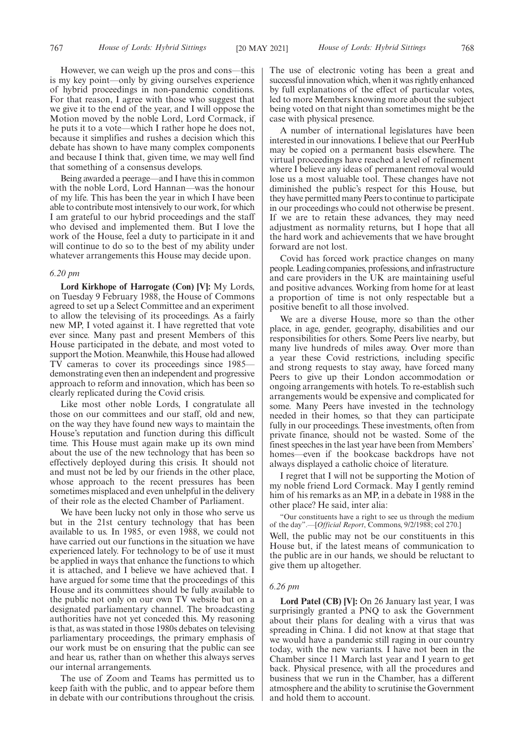However, we can weigh up the pros and cons—this is my key point—only by giving ourselves experience of hybrid proceedings in non-pandemic conditions. For that reason, I agree with those who suggest that we give it to the end of the year, and I will oppose the Motion moved by the noble Lord, Lord Cormack, if he puts it to a vote—which I rather hope he does not, because it simplifies and rushes a decision which this debate has shown to have many complex components and because I think that, given time, we may well find that something of a consensus develops.

Being awarded a peerage—and I have this in common with the noble Lord, Lord Hannan—was the honour of my life. This has been the year in which I have been able to contribute most intensively to our work, for which I am grateful to our hybrid proceedings and the staff who devised and implemented them. But I love the work of the House, feel a duty to participate in it and will continue to do so to the best of my ability under whatever arrangements this House may decide upon.

*6.20 pm*

**Lord Kirkhope of Harrogate (Con) [V]:** My Lords, on Tuesday 9 February 1988, the House of Commons agreed to set up a Select Committee and an experiment to allow the televising of its proceedings. As a fairly new MP, I voted against it. I have regretted that vote ever since. Many past and present Members of this House participated in the debate, and most voted to support the Motion. Meanwhile, this House had allowed TV cameras to cover its proceedings since 1985—demonstrating even then an independent and progressive approach to reform and innovation, which has been so clearly replicated during the Covid crisis.

Like most other noble Lords, I congratulate all those on our committees and our staff, old and new, on the way they have found new ways to maintain the House's reputation and function during this difficult time. This House must again make up its own mind about the use of the new technology that has been so effectively deployed during this crisis. It should not and must not be led by our friends in the other place, whose approach to the recent pressures has been sometimes misplaced and even unhelpful in the delivery of their role as the elected Chamber of Parliament.

We have been lucky not only in those who serve us but in the 21st century technology that has been available to us. In 1985, or even 1988, we could not have carried out our functions in the situation we have experienced lately. For technology to be of use it must be applied in ways that enhance the functions to which it is attached, and I believe we have achieved that. I have argued for some time that the proceedings of this House and its committees should be fully available to the public not only on our own TV website but on a designated parliamentary channel. The broadcasting authorities have not yet conceded this. My reasoning is that, as was stated in those 1980s debates on televising parliamentary proceedings, the primary emphasis of our work must be on ensuring that the public can see and hear us, rather than on whether this always serves our internal arrangements.

The use of Zoom and Teams has permitted us to keep faith with the public, and to appear before them in debate with our contributions throughout the crisis. The use of electronic voting has been a great and successful innovation which, when it was rightly enhanced by full explanations of the effect of particular votes, led to more Members knowing more about the subject being voted on that night than sometimes might be the case with physical presence.

A number of international legislatures have been interested in our innovations. I believe that our PeerHub may be copied on a permanent basis elsewhere. The virtual proceedings have reached a level of refinement where I believe any ideas of permanent removal would lose us a most valuable tool. These changes have not diminished the public's respect for this House, but they have permitted many Peers to continue to participate in our proceedings who could not otherwise be present. If we are to retain these advances, they may need adjustment as normality returns, but I hope that all the hard work and achievements that we have brought forward are not lost.

Covid has forced work practice changes on many people. Leading companies, professions, and infrastructure and care providers in the UK are maintaining useful and positive advances. Working from home for at least a proportion of time is not only respectable but a positive benefit to all those involved.

We are a diverse House, more so than the other place, in age, gender, geography, disabilities and our responsibilities for others. Some Peers live nearby, but many live hundreds of miles away. Over more than a year these Covid restrictions, including specific and strong requests to stay away, have forced many Peers to give up their London accommodation or ongoing arrangements with hotels. To re-establish such arrangements would be expensive and complicated for some. Many Peers have invested in the technology needed in their homes, so that they can participate fully in our proceedings. These investments, often from private finance, should not be wasted. Some of the finest speeches in the last year have been from Members' homes—even if the bookcase backdrops have not always displayed a catholic choice of literature.

I regret that I will not be supporting the Motion of my noble friend Lord Cormack. May I gently remind him of his remarks as an MP, in a debate in 1988 in the other place? He said, inter alia:

"Our constituents have a right to see us through the medium of the day".—[*Official Report*, Commons, 9/2/1988; col 270.]

Well, the public may not be our constituents in this House but, if the latest means of communication to the public are in our hands, we should be reluctant to give them up altogether.

*6.26 pm*

**Lord Patel (CB) [V]:** On 26 January last year, I was surprisingly granted a PNQ to ask the Government about their plans for dealing with a virus that was spreading in China. I did not know at that stage that we would have a pandemic still raging in our country today, with the new variants. I have not been in the Chamber since 11 March last year and I yearn to get back. Physical presence, with all the procedures and business that we run in the Chamber, has a different atmosphere and the ability to scrutinise the Government and hold them to account.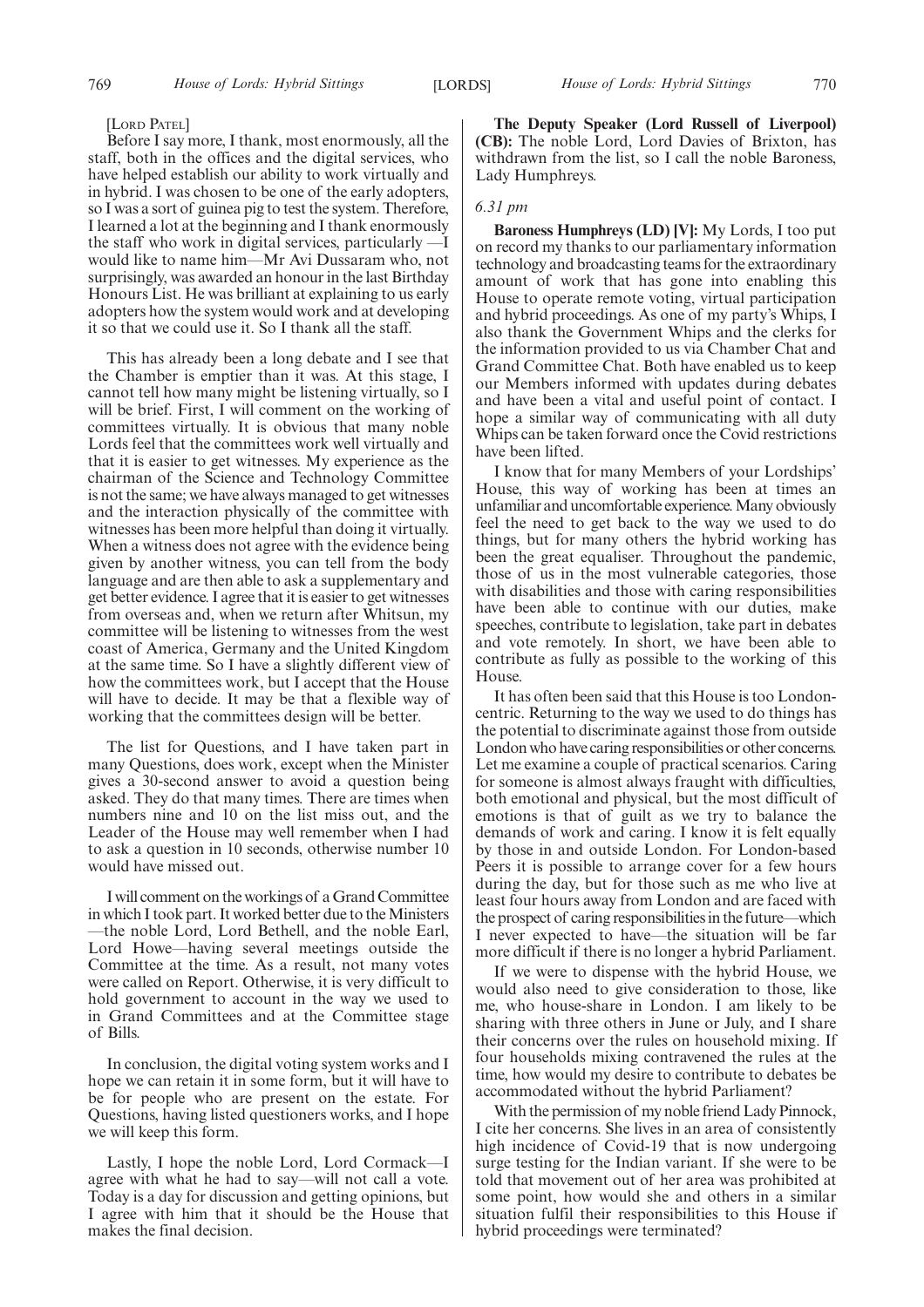[LORD PATEL]

Before I say more, I thank, most enormously, all the staff, both in the offices and the digital services, who have helped establish our ability to work virtually and in hybrid. I was chosen to be one of the early adopters, so I was a sort of guinea pig to test the system. Therefore, I learned a lot at the beginning and I thank enormously the staff who work in digital services, particularly —I would like to name him—Mr Avi Dussaram who, not surprisingly, was awarded an honour in the last Birthday Honours List. He was brilliant at explaining to us early adopters how the system would work and at developing it so that we could use it. So I thank all the staff.

This has already been a long debate and I see that the Chamber is emptier than it was. At this stage, I cannot tell how many might be listening virtually, so I will be brief. First, I will comment on the working of committees virtually. It is obvious that many noble Lords feel that the committees work well virtually and that it is easier to get witnesses. My experience as the chairman of the Science and Technology Committee is not the same; we have always managed to get witnesses and the interaction physically of the committee with witnesses has been more helpful than doing it virtually. When a witness does not agree with the evidence being given by another witness, you can tell from the body language and are then able to ask a supplementary and get better evidence. I agree that it is easier to get witnesses from overseas and, when we return after Whitsun, my committee will be listening to witnesses from the west coast of America, Germany and the United Kingdom at the same time. So I have a slightly different view of how the committees work, but I accept that the House will have to decide. It may be that a flexible way of working that the committees design will be better.

The list for Questions, and I have taken part in many Questions, does work, except when the Minister gives a 30-second answer to avoid a question being asked. They do that many times. There are times when numbers nine and 10 on the list miss out, and the Leader of the House may well remember when I had to ask a question in 10 seconds, otherwise number 10 would have missed out.

I will comment on the workings of a Grand Committee in which I took part. It worked better due to the Ministers —the noble Lord, Lord Bethell, and the noble Earl, Lord Howe—having several meetings outside the Committee at the time. As a result, not many votes were called on Report. Otherwise, it is very difficult to hold government to account in the way we used to in Grand Committees and at the Committee stage of Bills.

In conclusion, the digital voting system works and I hope we can retain it in some form, but it will have to be for people who are present on the estate. For Questions, having listed questioners works, and I hope we will keep this form.

Lastly, I hope the noble Lord, Lord Cormack—I agree with what he had to say—will not call a vote. Today is a day for discussion and getting opinions, but I agree with him that it should be the House that makes the final decision.

**The Deputy Speaker (Lord Russell of Liverpool) (CB):** The noble Lord, Lord Davies of Brixton, has withdrawn from the list, so I call the noble Baroness, Lady Humphreys.

*6.31 pm*

**Baroness Humphreys (LD) [V]:** My Lords, I too put on record my thanks to our parliamentary information technology and broadcasting teams for the extraordinary amount of work that has gone into enabling this House to operate remote voting, virtual participation and hybrid proceedings. As one of my party's Whips, I also thank the Government Whips and the clerks for the information provided to us via Chamber Chat and Grand Committee Chat. Both have enabled us to keep our Members informed with updates during debates and have been a vital and useful point of contact. I hope a similar way of communicating with all duty Whips can be taken forward once the Covid restrictions have been lifted.

I know that for many Members of your Lordships' House, this way of working has been at times an unfamiliar and uncomfortable experience. Many obviously feel the need to get back to the way we used to do things, but for many others the hybrid working has been the great equaliser. Throughout the pandemic, those of us in the most vulnerable categories, those with disabilities and those with caring responsibilities have been able to continue with our duties, make speeches, contribute to legislation, take part in debates and vote remotely. In short, we have been able to contribute as fully as possible to the working of this House.

It has often been said that this House is too London-centric. Returning to the way we used to do things has the potential to discriminate against those from outside London who have caring responsibilities or other concerns. Let me examine a couple of practical scenarios. Caring for someone is almost always fraught with difficulties, both emotional and physical, but the most difficult of emotions is that of guilt as we try to balance the demands of work and caring. I know it is felt equally by those in and outside London. For London-based Peers it is possible to arrange cover for a few hours during the day, but for those such as me who live at least four hours away from London and are faced with the prospect of caring responsibilities in the future—which I never expected to have—the situation will be far more difficult if there is no longer a hybrid Parliament.

If we were to dispense with the hybrid House, we would also need to give consideration to those, like me, who house-share in London. I am likely to be sharing with three others in June or July, and I share their concerns over the rules on household mixing. If four households mixing contravened the rules at the time, how would my desire to contribute to debates be accommodated without the hybrid Parliament?

With the permission of my noble friend Lady Pinnock, I cite her concerns. She lives in an area of consistently high incidence of Covid-19 that is now undergoing surge testing for the Indian variant. If she were to be told that movement out of her area was prohibited at some point, how would she and others in a similar situation fulfil their responsibilities to this House if hybrid proceedings were terminated?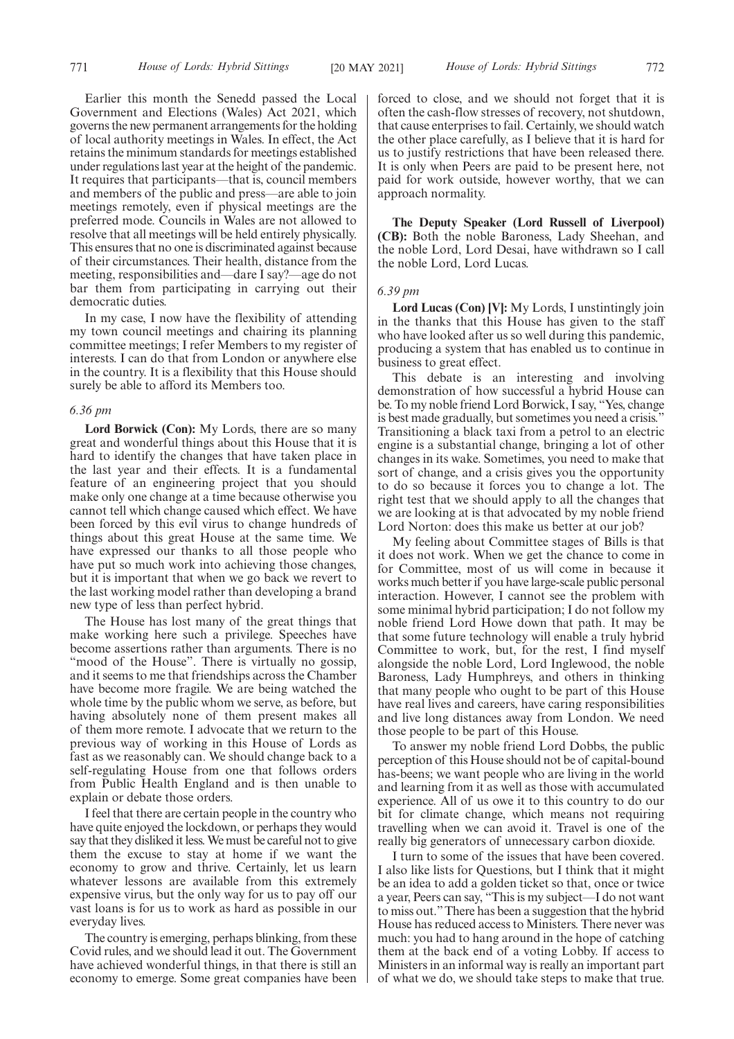Earlier this month the Senedd passed the Local Government and Elections (Wales) Act 2021, which governs the new permanent arrangements for the holding of local authority meetings in Wales. In effect, the Act retains the minimum standards for meetings established under regulations last year at the height of the pandemic. It requires that participants—that is, council members and members of the public and press—are able to join meetings remotely, even if physical meetings are the preferred mode. Councils in Wales are not allowed to resolve that all meetings will be held entirely physically. This ensures that no one is discriminated against because of their circumstances. Their health, distance from the meeting, responsibilities and—dare I say?—age do not bar them from participating in carrying out their democratic duties.

In my case, I now have the flexibility of attending my town council meetings and chairing its planning committee meetings; I refer Members to my register of interests. I can do that from London or anywhere else in the country. It is a flexibility that this House should surely be able to afford its Members too.

*6.36 pm*

**Lord Borwick (Con):** My Lords, there are so many great and wonderful things about this House that it is hard to identify the changes that have taken place in the last year and their effects. It is a fundamental feature of an engineering project that you should make only one change at a time because otherwise you cannot tell which change caused which effect. We have been forced by this evil virus to change hundreds of things about this great House at the same time. We have expressed our thanks to all those people who have put so much work into achieving those changes, but it is important that when we go back we revert to the last working model rather than developing a brand new type of less than perfect hybrid.

The House has lost many of the great things that make working here such a privilege. Speeches have become assertions rather than arguments. There is no "mood of the House". There is virtually no gossip, and it seems to me that friendships across the Chamber have become more fragile. We are being watched the whole time by the public whom we serve, as before, but having absolutely none of them present makes all of them more remote. I advocate that we return to the previous way of working in this House of Lords as fast as we reasonably can. We should change back to a self-regulating House from one that follows orders from Public Health England and is then unable to explain or debate those orders.

I feel that there are certain people in the country who have quite enjoyed the lockdown, or perhaps they would say that they disliked it less. We must be careful not to give them the excuse to stay at home if we want the economy to grow and thrive. Certainly, let us learn whatever lessons are available from this extremely expensive virus, but the only way for us to pay off our vast loans is for us to work as hard as possible in our everyday lives.

The country is emerging, perhaps blinking, from these Covid rules, and we should lead it out. The Government have achieved wonderful things, in that there is still an economy to emerge. Some great companies have been forced to close, and we should not forget that it is often the cash-flow stresses of recovery, not shutdown, that cause enterprises to fail. Certainly, we should watch the other place carefully, as I believe that it is hard for us to justify restrictions that have been released there. It is only when Peers are paid to be present here, not paid for work outside, however worthy, that we can approach normality.

**The Deputy Speaker (Lord Russell of Liverpool) (CB):** Both the noble Baroness, Lady Sheehan, and the noble Lord, Lord Desai, have withdrawn so I call the noble Lord, Lord Lucas.

*6.39 pm*

**Lord Lucas (Con) [V]:** My Lords, I unstintingly join in the thanks that this House has given to the staff who have looked after us so well during this pandemic, producing a system that has enabled us to continue in business to great effect.

This debate is an interesting and involving demonstration of how successful a hybrid House can be. To my noble friend Lord Borwick, I say, "Yes, change is best made gradually, but sometimes you need a crisis." Transitioning a black taxi from a petrol to an electric engine is a substantial change, bringing a lot of other changes in its wake. Sometimes, you need to make that sort of change, and a crisis gives you the opportunity to do so because it forces you to change a lot. The right test that we should apply to all the changes that we are looking at is that advocated by my noble friend Lord Norton: does this make us better at our job?

My feeling about Committee stages of Bills is that it does not work. When we get the chance to come in for Committee, most of us will come in because it works much better if you have large-scale public personal interaction. However, I cannot see the problem with some minimal hybrid participation; I do not follow my noble friend Lord Howe down that path. It may be that some future technology will enable a truly hybrid Committee to work, but, for the rest, I find myself alongside the noble Lord, Lord Inglewood, the noble Baroness, Lady Humphreys, and others in thinking that many people who ought to be part of this House have real lives and careers, have caring responsibilities and live long distances away from London. We need those people to be part of this House.

To answer my noble friend Lord Dobbs, the public perception of this House should not be of capital-bound has-beens; we want people who are living in the world and learning from it as well as those with accumulated experience. All of us owe it to this country to do our bit for climate change, which means not requiring travelling when we can avoid it. Travel is one of the really big generators of unnecessary carbon dioxide.

I turn to some of the issues that have been covered. I also like lists for Questions, but I think that it might be an idea to add a golden ticket so that, once or twice a year, Peers can say, "This is my subject—I do not want to miss out." There has been a suggestion that the hybrid House has reduced access to Ministers. There never was much: you had to hang around in the hope of catching them at the back end of a voting Lobby. If access to Ministers in an informal way is really an important part of what we do, we should take steps to make that true.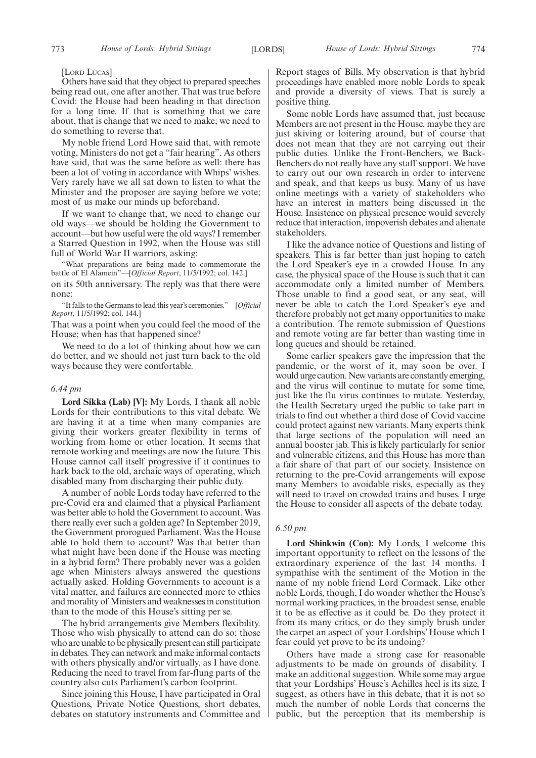[Lord Lucas]

Others have said that they object to prepared speeches being read out, one after another. That was true before Covid: the House had been heading in that direction for a long time. If that is something that we care about, that is change that we need to make; we need to do something to reverse that.

My noble friend Lord Howe said that, with remote voting, Ministers do not get a "fair hearing". As others have said, that was the same before as well: there has been a lot of voting in accordance with Whips' wishes. Very rarely have we all sat down to listen to what the Minister and the proposer are saying before we vote; most of us make our minds up beforehand.

If we want to change that, we need to change our old ways—we should be holding the Government to account—but how useful were the old ways? I remember a Starred Question in 1992, when the House was still full of World War II warriors, asking:

"What preparations are being made to commemorate the battle of El Alamein"—[*Official Report*, 11/5/1992; col. 142.]

on its 50th anniversary. The reply was that there were none:

"It falls to the Germans to lead this year's ceremonies."—[*Official Report*, 11/5/1992; col. 144.]

That was a point when you could feel the mood of the House; when has that happened since?

We need to do a lot of thinking about how we can do better, and we should not just turn back to the old ways because they were comfortable.

*6.44 pm*

**Lord Sikka (Lab) [V]:** My Lords, I thank all noble Lords for their contributions to this vital debate. We are having it at a time when many companies are giving their workers greater flexibility in terms of working from home or other location. It seems that remote working and meetings are now the future. This House cannot call itself progressive if it continues to hark back to the old, archaic ways of operating, which disabled many from discharging their public duty.

A number of noble Lords today have referred to the pre-Covid era and claimed that a physical Parliament was better able to hold the Government to account. Was there really ever such a golden age? In September 2019, the Government prorogued Parliament. Was the House able to hold them to account? Was that better than what might have been done if the House was meeting in a hybrid form? There probably never was a golden age when Ministers always answered the questions actually asked. Holding Governments to account is a vital matter, and failures are connected more to ethics and morality of Ministers and weaknesses in constitution than to the mode of this House's sitting per se.

The hybrid arrangements give Members flexibility. Those who wish physically to attend can do so; those who are unable to be physically present can still participate in debates. They can network and make informal contacts with others physically and/or virtually, as I have done. Reducing the need to travel from far-flung parts of the country also cuts Parliament's carbon footprint.

Since joining this House, I have participated in Oral Questions, Private Notice Questions, short debates, debates on statutory instruments and Committee and Report stages of Bills. My observation is that hybrid proceedings have enabled more noble Lords to speak and provide a diversity of views. That is surely a positive thing.

Some noble Lords have assumed that, just because Members are not present in the House, maybe they are just skiving or loitering around, but of course that does not mean that they are not carrying out their public duties. Unlike the Front-Benchers, we Back-Benchers do not really have any staff support. We have to carry out our own research in order to intervene and speak, and that keeps us busy. Many of us have online meetings with a variety of stakeholders who have an interest in matters being discussed in the House. Insistence on physical presence would severely reduce that interaction, impoverish debates and alienate stakeholders.

I like the advance notice of Questions and listing of speakers. This is far better than just hoping to catch the Lord Speaker's eye in a crowded House. In any case, the physical space of the House is such that it can accommodate only a limited number of Members. Those unable to find a good seat, or any seat, will never be able to catch the Lord Speaker's eye and therefore probably not get many opportunities to make a contribution. The remote submission of Questions and remote voting are far better than wasting time in long queues and should be retained.

Some earlier speakers gave the impression that the pandemic, or the worst of it, may soon be over. I would urge caution. New variants are constantly emerging, and the virus will continue to mutate for some time, just like the flu virus continues to mutate. Yesterday, the Health Secretary urged the public to take part in trials to find out whether a third dose of Covid vaccine could protect against new variants. Many experts think that large sections of the population will need an annual booster jab. This is likely particularly for senior and vulnerable citizens, and this House has more than a fair share of that part of our society. Insistence on returning to the pre-Covid arrangements will expose many Members to avoidable risks, especially as they will need to travel on crowded trains and buses. I urge the House to consider all aspects of the debate today.

*6.50 pm*

**Lord Shinkwin (Con):** My Lords, I welcome this important opportunity to reflect on the lessons of the extraordinary experience of the last 14 months. I sympathise with the sentiment of the Motion in the name of my noble friend Lord Cormack. Like other noble Lords, though, I do wonder whether the House's normal working practices, in the broadest sense, enable it to be as effective as it could be. Do they protect it from its many critics, or do they simply brush under the carpet an aspect of your Lordships' House which I fear could yet prove to be its undoing?

Others have made a strong case for reasonable adjustments to be made on grounds of disability. I make an additional suggestion. While some may argue that your Lordships' House's Achilles heel is its size, I suggest, as others have in this debate, that it is not so much the number of noble Lords that concerns the public, but the perception that its membership is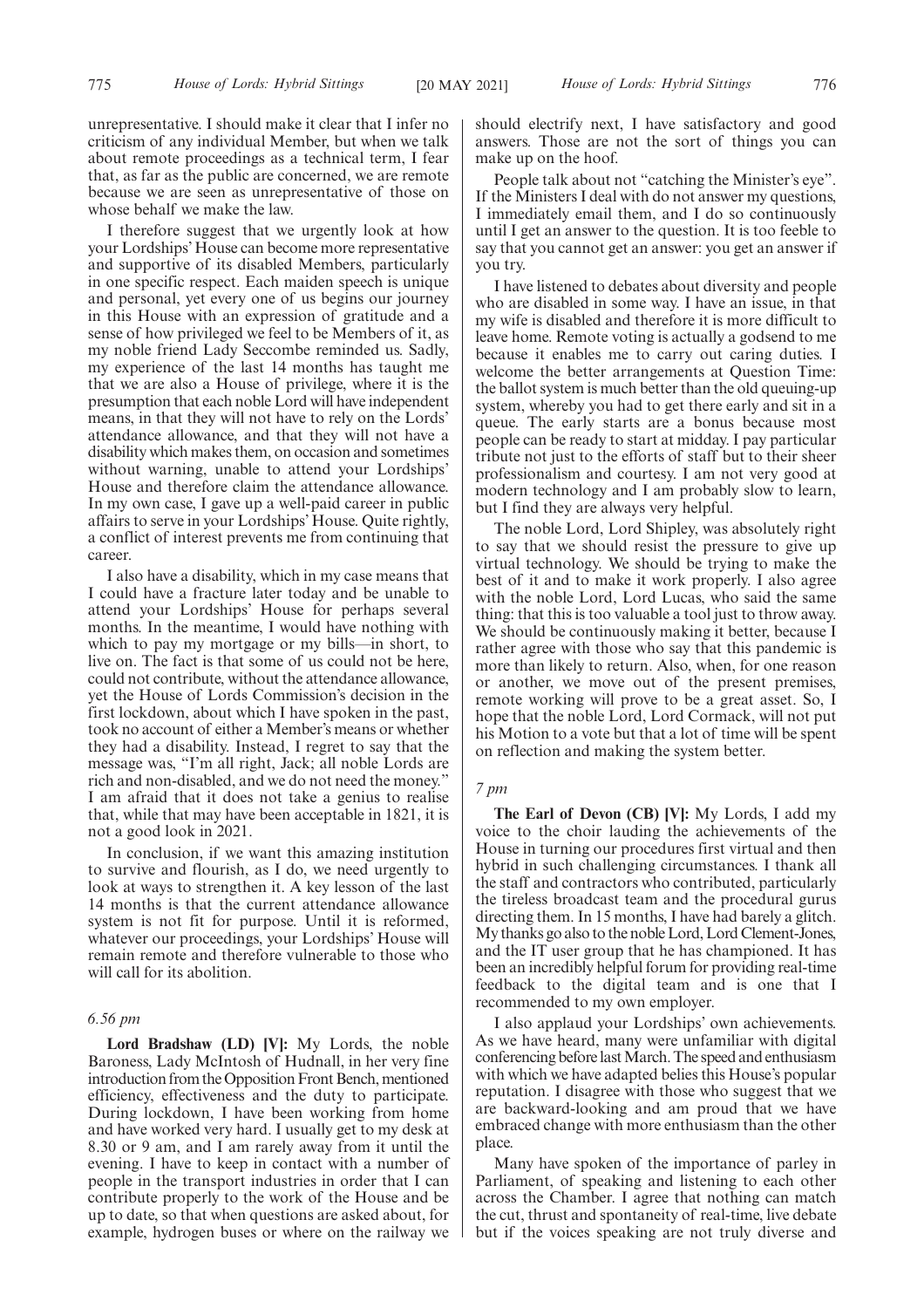unrepresentative. I should make it clear that I infer no criticism of any individual Member, but when we talk about remote proceedings as a technical term, I fear that, as far as the public are concerned, we are remote because we are seen as unrepresentative of those on whose behalf we make the law.

I therefore suggest that we urgently look at how your Lordships' House can become more representative and supportive of its disabled Members, particularly in one specific respect. Each maiden speech is unique and personal, yet every one of us begins our journey in this House with an expression of gratitude and a sense of how privileged we feel to be Members of it, as my noble friend Lady Seccombe reminded us. Sadly, my experience of the last 14 months has taught me that we are also a House of privilege, where it is the presumption that each noble Lord will have independent means, in that they will not have to rely on the Lords' attendance allowance, and that they will not have a disability which makes them, on occasion and sometimes without warning, unable to attend your Lordships' House and therefore claim the attendance allowance. In my own case, I gave up a well-paid career in public affairs to serve in your Lordships' House. Quite rightly, a conflict of interest prevents me from continuing that career.

I also have a disability, which in my case means that I could have a fracture later today and be unable to attend your Lordships' House for perhaps several months. In the meantime, I would have nothing with which to pay my mortgage or my bills—in short, to live on. The fact is that some of us could not be here, could not contribute, without the attendance allowance, yet the House of Lords Commission's decision in the first lockdown, about which I have spoken in the past, took no account of either a Member's means or whether they had a disability. Instead, I regret to say that the message was, "I'm all right, Jack; all noble Lords are rich and non-disabled, and we do not need the money." I am afraid that it does not take a genius to realise that, while that may have been acceptable in 1821, it is not a good look in 2021.

In conclusion, if we want this amazing institution to survive and flourish, as I do, we need urgently to look at ways to strengthen it. A key lesson of the last 14 months is that the current attendance allowance system is not fit for purpose. Until it is reformed, whatever our proceedings, your Lordships' House will remain remote and therefore vulnerable to those who will call for its abolition.

*6.56 pm*

**Lord Bradshaw (LD) [V]:** My Lords, the noble Baroness, Lady McIntosh of Hudnall, in her very fine introduction from the Opposition Front Bench, mentioned efficiency, effectiveness and the duty to participate. During lockdown, I have been working from home and have worked very hard. I usually get to my desk at 8.30 or 9 am, and I am rarely away from it until the evening. I have to keep in contact with a number of people in the transport industries in order that I can contribute properly to the work of the House and be up to date, so that when questions are asked about, for example, hydrogen buses or where on the railway we should electrify next, I have satisfactory and good answers. Those are not the sort of things you can make up on the hoof.

People talk about not "catching the Minister's eye". If the Ministers I deal with do not answer my questions, I immediately email them, and I do so continuously until I get an answer to the question. It is too feeble to say that you cannot get an answer: you get an answer if you try.

I have listened to debates about diversity and people who are disabled in some way. I have an issue, in that my wife is disabled and therefore it is more difficult to leave home. Remote voting is actually a godsend to me because it enables me to carry out caring duties. I welcome the better arrangements at Question Time: the ballot system is much better than the old queuing-up system, whereby you had to get there early and sit in a queue. The early starts are a bonus because most people can be ready to start at midday. I pay particular tribute not just to the efforts of staff but to their sheer professionalism and courtesy. I am not very good at modern technology and I am probably slow to learn, but I find they are always very helpful.

The noble Lord, Lord Shipley, was absolutely right to say that we should resist the pressure to give up virtual technology. We should be trying to make the best of it and to make it work properly. I also agree with the noble Lord, Lord Lucas, who said the same thing: that this is too valuable a tool just to throw away. We should be continuously making it better, because I rather agree with those who say that this pandemic is more than likely to return. Also, when, for one reason or another, we move out of the present premises, remote working will prove to be a great asset. So, I hope that the noble Lord, Lord Cormack, will not put his Motion to a vote but that a lot of time will be spent on reflection and making the system better.

*7 pm*

**The Earl of Devon (CB) [V]:** My Lords, I add my voice to the choir lauding the achievements of the House in turning our procedures first virtual and then hybrid in such challenging circumstances. I thank all the staff and contractors who contributed, particularly the tireless broadcast team and the procedural gurus directing them. In 15 months, I have had barely a glitch. My thanks go also to the noble Lord, Lord Clement-Jones, and the IT user group that he has championed. It has been an incredibly helpful forum for providing real-time feedback to the digital team and is one that I recommended to my own employer.

I also applaud your Lordships' own achievements. As we have heard, many were unfamiliar with digital conferencing before last March. The speed and enthusiasm with which we have adapted belies this House's popular reputation. I disagree with those who suggest that we are backward-looking and am proud that we have embraced change with more enthusiasm than the other place.

Many have spoken of the importance of parley in Parliament, of speaking and listening to each other across the Chamber. I agree that nothing can match the cut, thrust and spontaneity of real-time, live debate but if the voices speaking are not truly diverse and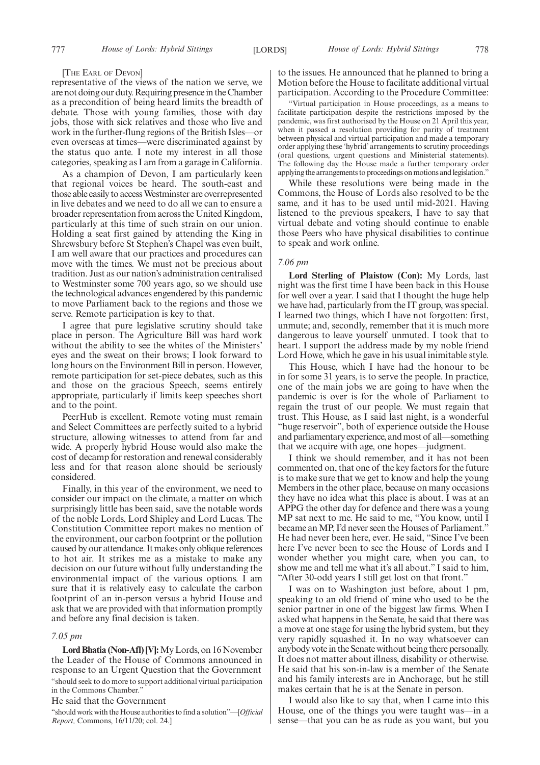[THE EARL OF DEVON]

representative of the views of the nation we serve, we are not doing our duty. Requiring presence in the Chamber as a precondition of being heard limits the breadth of debate. Those with young families, those with day jobs, those with sick relatives and those who live and work in the further-flung regions of the British Isles—or even overseas at times—were discriminated against by the status quo ante. I note my interest in all those categories, speaking as I am from a garage in California.

As a champion of Devon, I am particularly keen that regional voices be heard. The south-east and those able easily to access Westminster are overrepresented in live debates and we need to do all we can to ensure a broader representation from across the United Kingdom, particularly at this time of such strain on our union. Holding a seat first gained by attending the King in Shrewsbury before St Stephen's Chapel was even built, I am well aware that our practices and procedures can move with the times. We must not be precious about tradition. Just as our nation's administration centralised to Westminster some 700 years ago, so we should use the technological advances engendered by this pandemic to move Parliament back to the regions and those we serve. Remote participation is key to that.

I agree that pure legislative scrutiny should take place in person. The Agriculture Bill was hard work without the ability to see the whites of the Ministers' eyes and the sweat on their brows; I look forward to long hours on the Environment Bill in person. However, remote participation for set-piece debates, such as this and those on the gracious Speech, seems entirely appropriate, particularly if limits keep speeches short and to the point.

PeerHub is excellent. Remote voting must remain and Select Committees are perfectly suited to a hybrid structure, allowing witnesses to attend from far and wide. A properly hybrid House would also make the cost of decamp for restoration and renewal considerably less and for that reason alone should be seriously considered.

Finally, in this year of the environment, we need to consider our impact on the climate, a matter on which surprisingly little has been said, save the notable words of the noble Lords, Lord Shipley and Lord Lucas. The Constitution Committee report makes no mention of the environment, our carbon footprint or the pollution caused by our attendance. It makes only oblique references to hot air. It strikes me as a mistake to make any decision on our future without fully understanding the environmental impact of the various options. I am sure that it is relatively easy to calculate the carbon footprint of an in-person versus a hybrid House and ask that we are provided with that information promptly and before any final decision is taken.

*7.05 pm*

**Lord Bhatia (Non-Afl) [V]:** My Lords, on 16 November the Leader of the House of Commons announced in response to an Urgent Question that the Government

"should seek to do more to support additional virtual participation in the Commons Chamber."

He said that the Government

"should work with the House authorities to find a solution"—[*Official Report,* Commons, 16/11/20; col. 24.]

to the issues. He announced that he planned to bring a Motion before the House to facilitate additional virtual participation. According to the Procedure Committee:

"Virtual participation in House proceedings, as a means to facilitate participation despite the restrictions imposed by the pandemic, was first authorised by the House on 21 April this year, when it passed a resolution providing for parity of treatment between physical and virtual participation and made a temporary order applying these 'hybrid' arrangements to scrutiny proceedings (oral questions, urgent questions and Ministerial statements). The following day the House made a further temporary order applying the arrangements to proceedings on motions and legislation."

While these resolutions were being made in the Commons, the House of Lords also resolved to be the same, and it has to be used until mid-2021. Having listened to the previous speakers, I have to say that virtual debate and voting should continue to enable those Peers who have physical disabilities to continue to speak and work online.

*7.06 pm*

**Lord Sterling of Plaistow (Con):** My Lords, last night was the first time I have been back in this House for well over a year. I said that I thought the huge help we have had, particularly from the IT group, was special. I learned two things, which I have not forgotten: first, unmute; and, secondly, remember that it is much more dangerous to leave yourself unmuted. I took that to heart. I support the address made by my noble friend Lord Howe, which he gave in his usual inimitable style.

This House, which I have had the honour to be in for some 31 years, is to serve the people. In practice, one of the main jobs we are going to have when the pandemic is over is for the whole of Parliament to regain the trust of our people. We must regain that trust. This House, as I said last night, is a wonderful "huge reservoir", both of experience outside the House and parliamentary experience, and most of all—something that we acquire with age, one hopes—judgment.

I think we should remember, and it has not been commented on, that one of the key factors for the future is to make sure that we get to know and help the young Members in the other place, because on many occasions they have no idea what this place is about. I was at an APPG the other day for defence and there was a young MP sat next to me. He said to me, "You know, until I became an MP, I'd never seen the Houses of Parliament." He had never been here, ever. He said, "Since I've been here I've never been to see the House of Lords and I wonder whether you might care, when you can, to show me and tell me what it's all about." I said to him, "After 30-odd years I still get lost on that front."

I was on to Washington just before, about 1 pm, speaking to an old friend of mine who used to be the senior partner in one of the biggest law firms. When I asked what happens in the Senate, he said that there was a move at one stage for using the hybrid system, but they very rapidly squashed it. In no way whatsoever can anybody vote in the Senate without being there personally. It does not matter about illness, disability or otherwise. He said that his son-in-law is a member of the Senate and his family interests are in Anchorage, but he still makes certain that he is at the Senate in person.

I would also like to say that, when I came into this House, one of the things you were taught was—in a sense—that you can be as rude as you want, but you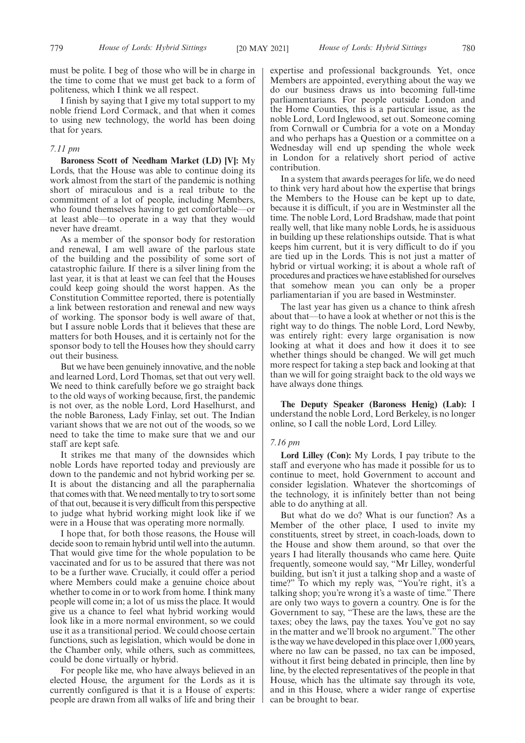must be polite. I beg of those who will be in charge in the time to come that we must get back to a form of politeness, which I think we all respect.

I finish by saying that I give my total support to my noble friend Lord Cormack, and that when it comes to using new technology, the world has been doing that for years.

*7.11 pm*

**Baroness Scott of Needham Market (LD) [V]:** My Lords, that the House was able to continue doing its work almost from the start of the pandemic is nothing short of miraculous and is a real tribute to the commitment of a lot of people, including Members, who found themselves having to get comfortable—or at least able—to operate in a way that they would never have dreamt.

As a member of the sponsor body for restoration and renewal, I am well aware of the parlous state of the building and the possibility of some sort of catastrophic failure. If there is a silver lining from the last year, it is that at least we can feel that the Houses could keep going should the worst happen. As the Constitution Committee reported, there is potentially a link between restoration and renewal and new ways of working. The sponsor body is well aware of that, but I assure noble Lords that it believes that these are matters for both Houses, and it is certainly not for the sponsor body to tell the Houses how they should carry out their business.

But we have been genuinely innovative, and the noble and learned Lord, Lord Thomas, set that out very well. We need to think carefully before we go straight back to the old ways of working because, first, the pandemic is not over, as the noble Lord, Lord Haselhurst, and the noble Baroness, Lady Finlay, set out. The Indian variant shows that we are not out of the woods, so we need to take the time to make sure that we and our staff are kept safe.

It strikes me that many of the downsides which noble Lords have reported today and previously are down to the pandemic and not hybrid working per se. It is about the distancing and all the paraphernalia that comes with that. We need mentally to try to sort some of that out, because it is very difficult from this perspective to judge what hybrid working might look like if we were in a House that was operating more normally.

I hope that, for both those reasons, the House will decide soon to remain hybrid until well into the autumn. That would give time for the whole population to be vaccinated and for us to be assured that there was not to be a further wave. Crucially, it could offer a period where Members could make a genuine choice about whether to come in or to work from home. I think many people will come in; a lot of us miss the place. It would give us a chance to feel what hybrid working would look like in a more normal environment, so we could use it as a transitional period. We could choose certain functions, such as legislation, which would be done in the Chamber only, while others, such as committees, could be done virtually or hybrid.

For people like me, who have always believed in an elected House, the argument for the Lords as it is currently configured is that it is a House of experts: people are drawn from all walks of life and bring their expertise and professional backgrounds. Yet, once Members are appointed, everything about the way we do our business draws us into becoming full-time parliamentarians. For people outside London and the Home Counties, this is a particular issue, as the noble Lord, Lord Inglewood, set out. Someone coming from Cornwall or Cumbria for a vote on a Monday and who perhaps has a Question or a committee on a Wednesday will end up spending the whole week in London for a relatively short period of active contribution.

In a system that awards peerages for life, we do need to think very hard about how the expertise that brings the Members to the House can be kept up to date, because it is difficult, if you are in Westminster all the time. The noble Lord, Lord Bradshaw, made that point really well, that like many noble Lords, he is assiduous in building up these relationships outside. That is what keeps him current, but it is very difficult to do if you are tied up in the Lords. This is not just a matter of hybrid or virtual working; it is about a whole raft of procedures and practices we have established for ourselves that somehow mean you can only be a proper parliamentarian if you are based in Westminster.

The last year has given us a chance to think afresh about that—to have a look at whether or not this is the right way to do things. The noble Lord, Lord Newby, was entirely right: every large organisation is now looking at what it does and how it does it to see whether things should be changed. We will get much more respect for taking a step back and looking at that than we will for going straight back to the old ways we have always done things.

**The Deputy Speaker (Baroness Henig) (Lab):** I understand the noble Lord, Lord Berkeley, is no longer online, so I call the noble Lord, Lord Lilley.

*7.16 pm*

**Lord Lilley (Con):** My Lords, I pay tribute to the staff and everyone who has made it possible for us to continue to meet, hold Government to account and consider legislation. Whatever the shortcomings of the technology, it is infinitely better than not being able to do anything at all.

But what do we do? What is our function? As a Member of the other place, I used to invite my constituents, street by street, in coach-loads, down to the House and show them around, so that over the years I had literally thousands who came here. Quite frequently, someone would say, "Mr Lilley, wonderful building, but isn't it just a talking shop and a waste of time?" To which my reply was, "You're right, it's a talking shop; you're wrong it's a waste of time." There are only two ways to govern a country. One is for the Government to say, "These are the laws, these are the taxes; obey the laws, pay the taxes. You've got no say in the matter and we'll brook no argument." The other is the way we have developed in this place over 1,000 years, where no law can be passed, no tax can be imposed, without it first being debated in principle, then line by line, by the elected representatives of the people in that House, which has the ultimate say through its vote, and in this House, where a wider range of expertise can be brought to bear.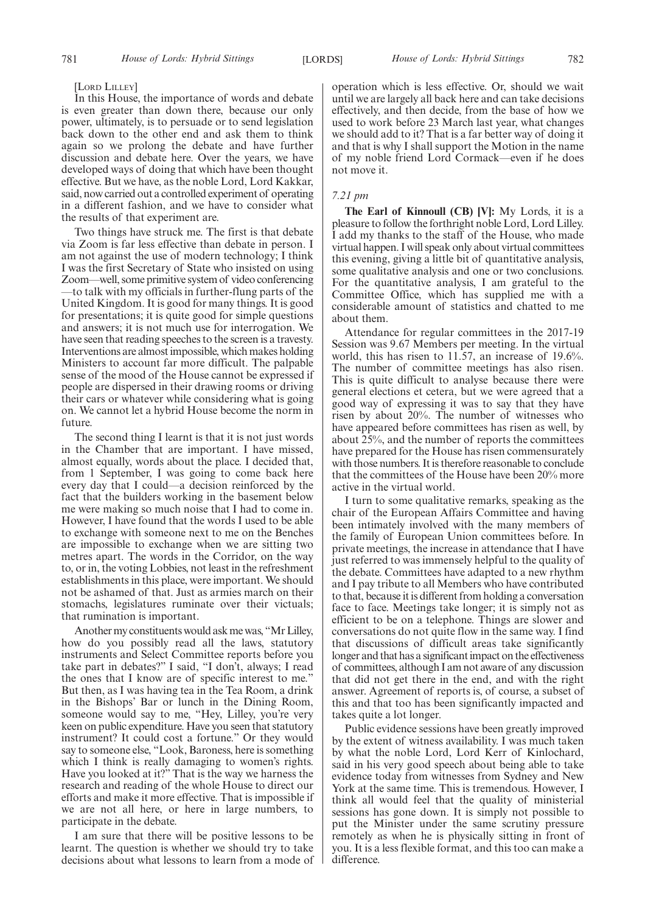[LORD LILLEY]

In this House, the importance of words and debate is even greater than down there, because our only power, ultimately, is to persuade or to send legislation back down to the other end and ask them to think again so we prolong the debate and have further discussion and debate here. Over the years, we have developed ways of doing that which have been thought effective. But we have, as the noble Lord, Lord Kakkar, said, now carried out a controlled experiment of operating in a different fashion, and we have to consider what the results of that experiment are.

Two things have struck me. The first is that debate via Zoom is far less effective than debate in person. I am not against the use of modern technology; I think I was the first Secretary of State who insisted on using Zoom—well, some primitive system of video conferencing—to talk with my officials in further-flung parts of the United Kingdom. It is good for many things. It is good for presentations; it is quite good for simple questions and answers; it is not much use for interrogation. We have seen that reading speeches to the screen is a travesty. Interventions are almost impossible, which makes holding Ministers to account far more difficult. The palpable sense of the mood of the House cannot be expressed if people are dispersed in their drawing rooms or driving their cars or whatever while considering what is going on. We cannot let a hybrid House become the norm in future.

The second thing I learnt is that it is not just words in the Chamber that are important. I have missed, almost equally, words about the place. I decided that, from 1 September, I was going to come back here every day that I could—a decision reinforced by the fact that the builders working in the basement below me were making so much noise that I had to come in. However, I have found that the words I used to be able to exchange with someone next to me on the Benches are impossible to exchange when we are sitting two metres apart. The words in the Corridor, on the way to, or in, the voting Lobbies, not least in the refreshment establishments in this place, were important. We should not be ashamed of that. Just as armies march on their stomachs, legislatures ruminate over their victuals; that rumination is important.

Another my constituents would ask me was, "Mr Lilley, how do you possibly read all the laws, statutory instruments and Select Committee reports before you take part in debates?" I said, "I don't, always; I read the ones that I know are of specific interest to me." But then, as I was having tea in the Tea Room, a drink in the Bishops' Bar or lunch in the Dining Room, someone would say to me, "Hey, Lilley, you're very keen on public expenditure. Have you seen that statutory instrument? It could cost a fortune." Or they would say to someone else, "Look, Baroness, here is something which I think is really damaging to women's rights. Have you looked at it?" That is the way we harness the research and reading of the whole House to direct our efforts and make it more effective. That is impossible if we are not all here, or here in large numbers, to participate in the debate.

I am sure that there will be positive lessons to be learnt. The question is whether we should try to take decisions about what lessons to learn from a mode of operation which is less effective. Or, should we wait until we are largely all back here and can take decisions effectively, and then decide, from the base of how we used to work before 23 March last year, what changes we should add to it? That is a far better way of doing it and that is why I shall support the Motion in the name of my noble friend Lord Cormack—even if he does not move it.

*7.21 pm*

**The Earl of Kinnoull (CB) [V]:** My Lords, it is a pleasure to follow the forthright noble Lord, Lord Lilley. I add my thanks to the staff of the House, who made virtual happen. I will speak only about virtual committees this evening, giving a little bit of quantitative analysis, some qualitative analysis and one or two conclusions. For the quantitative analysis, I am grateful to the Committee Office, which has supplied me with a considerable amount of statistics and chatted to me about them.

Attendance for regular committees in the 2017-19 Session was 9.67 Members per meeting. In the virtual world, this has risen to 11.57, an increase of 19.6%. The number of committee meetings has also risen. This is quite difficult to analyse because there were general elections et cetera, but we were agreed that a good way of expressing it was to say that they have risen by about 20%. The number of witnesses who have appeared before committees has risen as well, by about 25%, and the number of reports the committees have prepared for the House has risen commensurately with those numbers. It is therefore reasonable to conclude that the committees of the House have been 20% more active in the virtual world.

I turn to some qualitative remarks, speaking as the chair of the European Affairs Committee and having been intimately involved with the many members of the family of European Union committees before. In private meetings, the increase in attendance that I have just referred to was immensely helpful to the quality of the debate. Committees have adapted to a new rhythm and I pay tribute to all Members who have contributed to that, because it is different from holding a conversation face to face. Meetings take longer; it is simply not as efficient to be on a telephone. Things are slower and conversations do not quite flow in the same way. I find that discussions of difficult areas take significantly longer and that has a significant impact on the effectiveness of committees, although I am not aware of any discussion that did not get there in the end, and with the right answer. Agreement of reports is, of course, a subset of this and that too has been significantly impacted and takes quite a lot longer.

Public evidence sessions have been greatly improved by the extent of witness availability. I was much taken by what the noble Lord, Lord Kerr of Kinlochard, said in his very good speech about being able to take evidence today from witnesses from Sydney and New York at the same time. This is tremendous. However, I think all would feel that the quality of ministerial sessions has gone down. It is simply not possible to put the Minister under the same scrutiny pressure remotely as when he is physically sitting in front of you. It is a less flexible format, and this too can make a difference.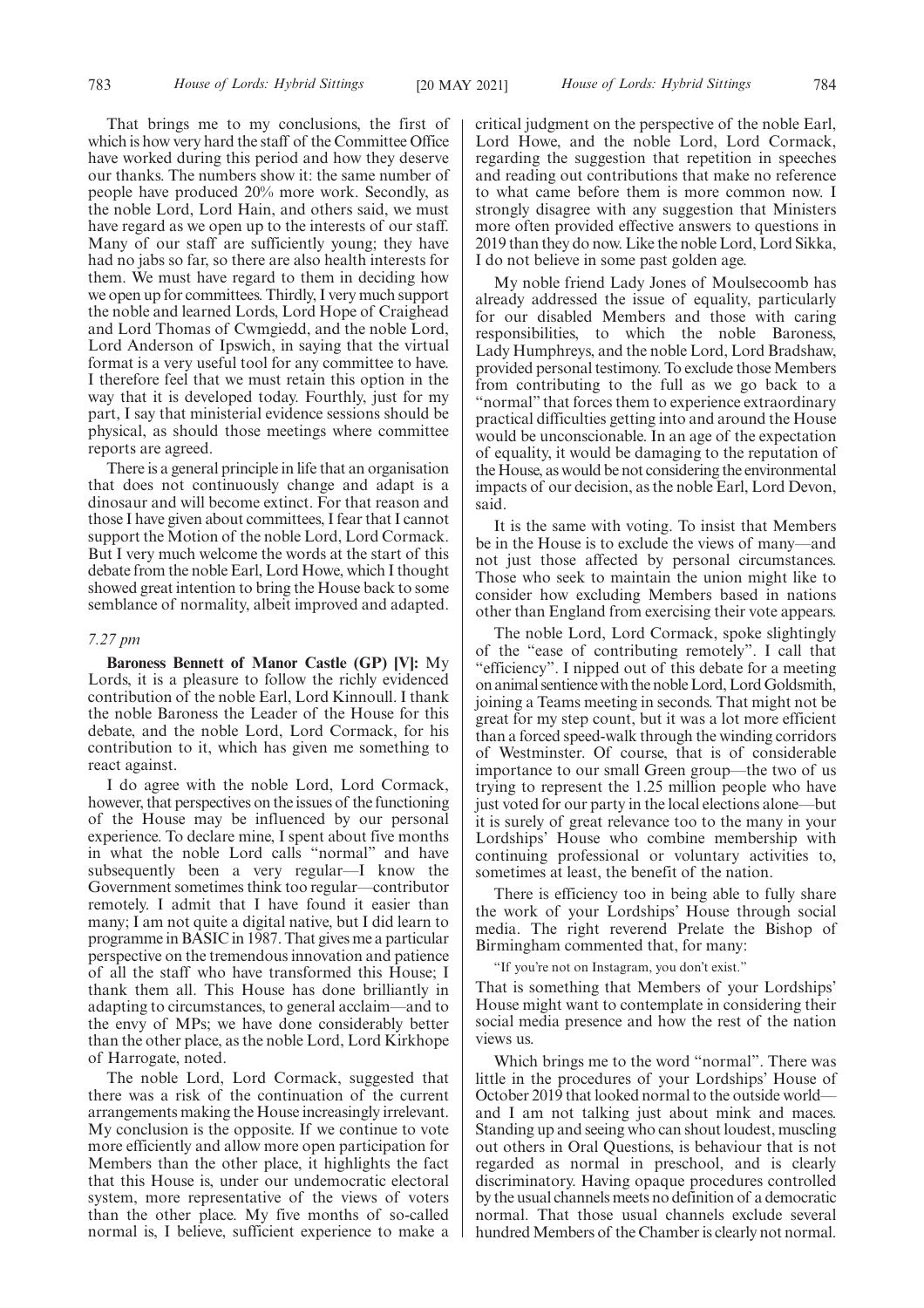That brings me to my conclusions, the first of which is how very hard the staff of the Committee Office have worked during this period and how they deserve our thanks. The numbers show it: the same number of people have produced 20% more work. Secondly, as the noble Lord, Lord Hain, and others said, we must have regard as we open up to the interests of our staff. Many of our staff are sufficiently young; they have had no jabs so far, so there are also health interests for them. We must have regard to them in deciding how we open up for committees. Thirdly, I very much support the noble and learned Lords, Lord Hope of Craighead and Lord Thomas of Cwmgiedd, and the noble Lord, Lord Anderson of Ipswich, in saying that the virtual format is a very useful tool for any committee to have. I therefore feel that we must retain this option in the way that it is developed today. Fourthly, just for my part, I say that ministerial evidence sessions should be physical, as should those meetings where committee reports are agreed.

There is a general principle in life that an organisation that does not continuously change and adapt is a dinosaur and will become extinct. For that reason and those I have given about committees, I fear that I cannot support the Motion of the noble Lord, Lord Cormack. But I very much welcome the words at the start of this debate from the noble Earl, Lord Howe, which I thought showed great intention to bring the House back to some semblance of normality, albeit improved and adapted.

*7.27 pm*

**Baroness Bennett of Manor Castle (GP) [V]:** My Lords, it is a pleasure to follow the richly evidenced contribution of the noble Earl, Lord Kinnoull. I thank the noble Baroness the Leader of the House for this debate, and the noble Lord, Lord Cormack, for his contribution to it, which has given me something to react against.

I do agree with the noble Lord, Lord Cormack, however, that perspectives on the issues of the functioning of the House may be influenced by our personal experience. To declare mine, I spent about five months in what the noble Lord calls "normal" and have subsequently been a very regular—I know the Government sometimes think too regular—contributor remotely. I admit that I have found it easier than many; I am not quite a digital native, but I did learn to programme in BASIC in 1987. That gives me a particular perspective on the tremendous innovation and patience of all the staff who have transformed this House; I thank them all. This House has done brilliantly in adapting to circumstances, to general acclaim—and to the envy of MPs; we have done considerably better than the other place, as the noble Lord, Lord Kirkhope of Harrogate, noted.

The noble Lord, Lord Cormack, suggested that there was a risk of the continuation of the current arrangements making the House increasingly irrelevant. My conclusion is the opposite. If we continue to vote more efficiently and allow more open participation for Members than the other place, it highlights the fact that this House is, under our undemocratic electoral system, more representative of the views of voters than the other place. My five months of so-called normal is, I believe, sufficient experience to make a critical judgment on the perspective of the noble Earl, Lord Howe, and the noble Lord, Lord Cormack, regarding the suggestion that repetition in speeches and reading out contributions that make no reference to what came before them is more common now. I strongly disagree with any suggestion that Ministers more often provided effective answers to questions in 2019 than they do now. Like the noble Lord, Lord Sikka, I do not believe in some past golden age.

My noble friend Lady Jones of Moulsecoomb has already addressed the issue of equality, particularly for our disabled Members and those with caring responsibilities, to which the noble Baroness, Lady Humphreys, and the noble Lord, Lord Bradshaw, provided personal testimony. To exclude those Members from contributing to the full as we go back to a "normal" that forces them to experience extraordinary practical difficulties getting into and around the House would be unconscionable. In an age of the expectation of equality, it would be damaging to the reputation of the House, as would be not considering the environmental impacts of our decision, as the noble Earl, Lord Devon, said.

It is the same with voting. To insist that Members be in the House is to exclude the views of many—and not just those affected by personal circumstances. Those who seek to maintain the union might like to consider how excluding Members based in nations other than England from exercising their vote appears.

The noble Lord, Lord Cormack, spoke slightingly of the "ease of contributing remotely". I call that "efficiency". I nipped out of this debate for a meeting on animal sentience with the noble Lord, Lord Goldsmith, joining a Teams meeting in seconds. That might not be great for my step count, but it was a lot more efficient than a forced speed-walk through the winding corridors of Westminster. Of course, that is of considerable importance to our small Green group—the two of us trying to represent the 1.25 million people who have just voted for our party in the local elections alone—but it is surely of great relevance too to the many in your Lordships' House who combine membership with continuing professional or voluntary activities to, sometimes at least, the benefit of the nation.

There is efficiency too in being able to fully share the work of your Lordships' House through social media. The right reverend Prelate the Bishop of Birmingham commented that, for many:

"If you're not on Instagram, you don't exist."

That is something that Members of your Lordships' House might want to contemplate in considering their social media presence and how the rest of the nation views us.

Which brings me to the word "normal". There was little in the procedures of your Lordships' House of October 2019 that looked normal to the outside world—and I am not talking just about mink and maces. Standing up and seeing who can shout loudest, muscling out others in Oral Questions, is behaviour that is not regarded as normal in preschool, and is clearly discriminatory. Having opaque procedures controlled by the usual channels meets no definition of a democratic normal. That those usual channels exclude several hundred Members of the Chamber is clearly not normal.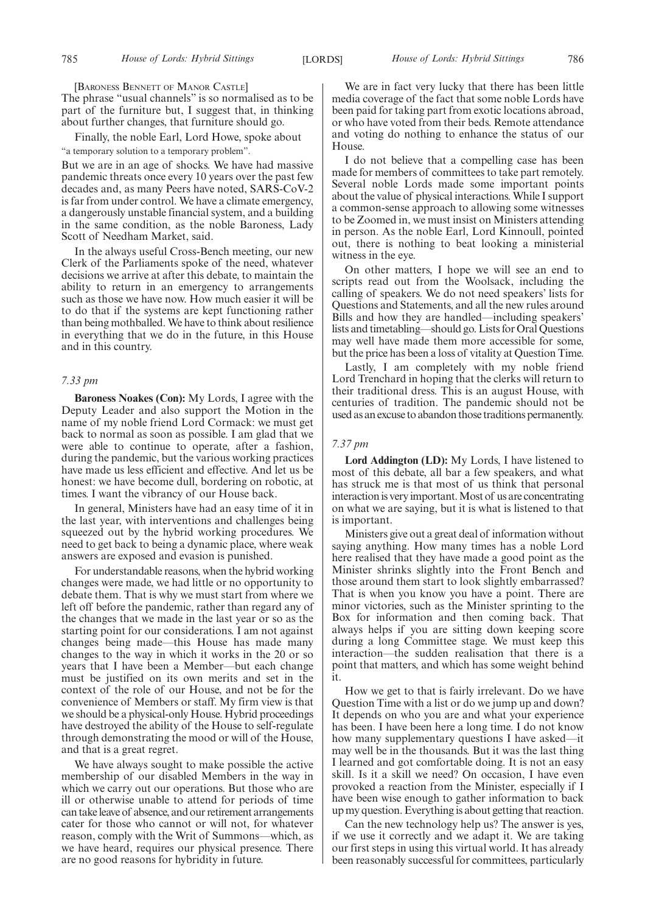[BARONESS BENNETT OF MANOR CASTLE]

The phrase "usual channels" is so normalised as to be part of the furniture but, I suggest that, in thinking about further changes, that furniture should go.

Finally, the noble Earl, Lord Howe, spoke about

"a temporary solution to a temporary problem".

But we are in an age of shocks. We have had massive pandemic threats once every 10 years over the past few decades and, as many Peers have noted, SARS-CoV-2 is far from under control. We have a climate emergency, a dangerously unstable financial system, and a building in the same condition, as the noble Baroness, Lady Scott of Needham Market, said.

In the always useful Cross-Bench meeting, our new Clerk of the Parliaments spoke of the need, whatever decisions we arrive at after this debate, to maintain the ability to return in an emergency to arrangements such as those we have now. How much easier it will be to do that if the systems are kept functioning rather than being mothballed. We have to think about resilience in everything that we do in the future, in this House and in this country.

*7.33 pm*

**Baroness Noakes (Con):** My Lords, I agree with the Deputy Leader and also support the Motion in the name of my noble friend Lord Cormack: we must get back to normal as soon as possible. I am glad that we were able to continue to operate, after a fashion, during the pandemic, but the various working practices have made us less efficient and effective. And let us be honest: we have become dull, bordering on robotic, at times. I want the vibrancy of our House back.

In general, Ministers have had an easy time of it in the last year, with interventions and challenges being squeezed out by the hybrid working procedures. We need to get back to being a dynamic place, where weak answers are exposed and evasion is punished.

For understandable reasons, when the hybrid working changes were made, we had little or no opportunity to debate them. That is why we must start from where we left off before the pandemic, rather than regard any of the changes that we made in the last year or so as the starting point for our considerations. I am not against changes being made—this House has made many changes to the way in which it works in the 20 or so years that I have been a Member—but each change must be justified on its own merits and set in the context of the role of our House, and not be for the convenience of Members or staff. My firm view is that we should be a physical-only House. Hybrid proceedings have destroyed the ability of the House to self-regulate through demonstrating the mood or will of the House, and that is a great regret.

We have always sought to make possible the active membership of our disabled Members in the way in which we carry out our operations. But those who are ill or otherwise unable to attend for periods of time can take leave of absence, and our retirement arrangements cater for those who cannot or will not, for whatever reason, comply with the Writ of Summons—which, as we have heard, requires our physical presence. There are no good reasons for hybridity in future.

We are in fact very lucky that there has been little media coverage of the fact that some noble Lords have been paid for taking part from exotic locations abroad, or who have voted from their beds. Remote attendance and voting do nothing to enhance the status of our House.

I do not believe that a compelling case has been made for members of committees to take part remotely. Several noble Lords made some important points about the value of physical interactions. While I support a common-sense approach to allowing some witnesses to be Zoomed in, we must insist on Ministers attending in person. As the noble Earl, Lord Kinnoull, pointed out, there is nothing to beat looking a ministerial witness in the eye.

On other matters, I hope we will see an end to scripts read out from the Woolsack, including the calling of speakers. We do not need speakers' lists for Questions and Statements, and all the new rules around Bills and how they are handled—including speakers' lists and timetabling—should go. Lists for Oral Questions may well have made them more accessible for some, but the price has been a loss of vitality at Question Time.

Lastly, I am completely with my noble friend Lord Trenchard in hoping that the clerks will return to their traditional dress. This is an august House, with centuries of tradition. The pandemic should not be used as an excuse to abandon those traditions permanently.

*7.37 pm*

**Lord Addington (LD):** My Lords, I have listened to most of this debate, all bar a few speakers, and what has struck me is that most of us think that personal interaction is very important. Most of us are concentrating on what we are saying, but it is what is listened to that is important.

Ministers give out a great deal of information without saying anything. How many times has a noble Lord here realised that they have made a good point as the Minister shrinks slightly into the Front Bench and those around them start to look slightly embarrassed? That is when you know you have a point. There are minor victories, such as the Minister sprinting to the Box for information and then coming back. That always helps if you are sitting down keeping score during a long Committee stage. We must keep this interaction—the sudden realisation that there is a point that matters, and which has some weight behind it.

How we get to that is fairly irrelevant. Do we have Question Time with a list or do we jump up and down? It depends on who you are and what your experience has been. I have been here a long time. I do not know how many supplementary questions I have asked—it may well be in the thousands. But it was the last thing I learned and got comfortable doing. It is not an easy skill. Is it a skill we need? On occasion, I have even provoked a reaction from the Minister, especially if I have been wise enough to gather information to back up my question. Everything is about getting that reaction.

Can the new technology help us? The answer is yes, if we use it correctly and we adapt it. We are taking our first steps in using this virtual world. It has already been reasonably successful for committees, particularly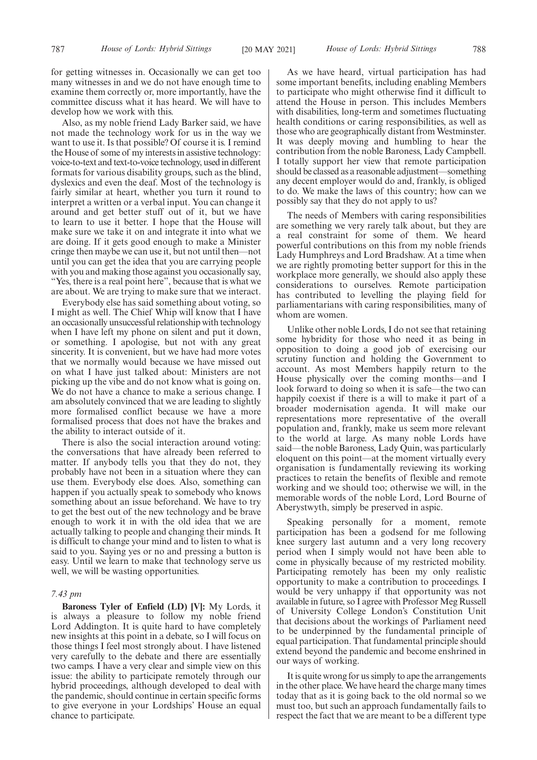for getting witnesses in. Occasionally we can get too many witnesses in and we do not have enough time to examine them correctly or, more importantly, have the committee discuss what it has heard. We will have to develop how we work with this.

Also, as my noble friend Lady Barker said, we have not made the technology work for us in the way we want to use it. Is that possible? Of course it is. I remind the House of some of my interests in assistive technology: voice-to-text and text-to-voice technology, used in different formats for various disability groups, such as the blind, dyslexics and even the deaf. Most of the technology is fairly similar at heart, whether you turn it round to interpret a written or a verbal input. You can change it around and get better stuff out of it, but we have to learn to use it better. I hope that the House will make sure we take it on and integrate it into what we are doing. If it gets good enough to make a Minister cringe then maybe we can use it, but not until then—not until you can get the idea that you are carrying people with you and making those against you occasionally say, "Yes, there is a real point here", because that is what we are about. We are trying to make sure that we interact.

Everybody else has said something about voting, so I might as well. The Chief Whip will know that I have an occasionally unsuccessful relationship with technology when I have left my phone on silent and put it down, or something. I apologise, but not with any great sincerity. It is convenient, but we have had more votes that we normally would because we have missed out on what I have just talked about: Ministers are not picking up the vibe and do not know what is going on. We do not have a chance to make a serious change. I am absolutely convinced that we are leading to slightly more formalised conflict because we have a more formalised process that does not have the brakes and the ability to interact outside of it.

There is also the social interaction around voting: the conversations that have already been referred to matter. If anybody tells you that they do not, they probably have not been in a situation where they can use them. Everybody else does. Also, something can happen if you actually speak to somebody who knows something about an issue beforehand. We have to try to get the best out of the new technology and be brave enough to work it in with the old idea that we are actually talking to people and changing their minds. It is difficult to change your mind and to listen to what is said to you. Saying yes or no and pressing a button is easy. Until we learn to make that technology serve us well, we will be wasting opportunities.

*7.43 pm*

**Baroness Tyler of Enfield (LD) [V]:** My Lords, it is always a pleasure to follow my noble friend Lord Addington. It is quite hard to have completely new insights at this point in a debate, so I will focus on those things I feel most strongly about. I have listened very carefully to the debate and there are essentially two camps. I have a very clear and simple view on this issue: the ability to participate remotely through our hybrid proceedings, although developed to deal with the pandemic, should continue in certain specific forms to give everyone in your Lordships' House an equal chance to participate.

As we have heard, virtual participation has had some important benefits, including enabling Members to participate who might otherwise find it difficult to attend the House in person. This includes Members with disabilities, long-term and sometimes fluctuating health conditions or caring responsibilities, as well as those who are geographically distant from Westminster. It was deeply moving and humbling to hear the contribution from the noble Baroness, Lady Campbell. I totally support her view that remote participation should be classed as a reasonable adjustment—something any decent employer would do and, frankly, is obliged to do. We make the laws of this country; how can we possibly say that they do not apply to us?

The needs of Members with caring responsibilities are something we very rarely talk about, but they are a real constraint for some of them. We heard powerful contributions on this from my noble friends Lady Humphreys and Lord Bradshaw. At a time when we are rightly promoting better support for this in the workplace more generally, we should also apply these considerations to ourselves. Remote participation has contributed to levelling the playing field for parliamentarians with caring responsibilities, many of whom are women.

Unlike other noble Lords, I do not see that retaining some hybridity for those who need it as being in opposition to doing a good job of exercising our scrutiny function and holding the Government to account. As most Members happily return to the House physically over the coming months—and I look forward to doing so when it is safe—the two can happily coexist if there is a will to make it part of a broader modernisation agenda. It will make our representations more representative of the overall population and, frankly, make us seem more relevant to the world at large. As many noble Lords have said—the noble Baroness, Lady Quin, was particularly eloquent on this point—at the moment virtually every organisation is fundamentally reviewing its working practices to retain the benefits of flexible and remote working and we should too; otherwise we will, in the memorable words of the noble Lord, Lord Bourne of Aberystwyth, simply be preserved in aspic.

Speaking personally for a moment, remote participation has been a godsend for me following knee surgery last autumn and a very long recovery period when I simply would not have been able to come in physically because of my restricted mobility. Participating remotely has been my only realistic opportunity to make a contribution to proceedings. I would be very unhappy if that opportunity was not available in future, so I agree with Professor Meg Russell of University College London's Constitution Unit that decisions about the workings of Parliament need to be underpinned by the fundamental principle of equal participation. That fundamental principle should extend beyond the pandemic and become enshrined in our ways of working.

It is quite wrong for us simply to ape the arrangements in the other place. We have heard the charge many times today that as it is going back to the old normal so we must too, but such an approach fundamentally fails to respect the fact that we are meant to be a different type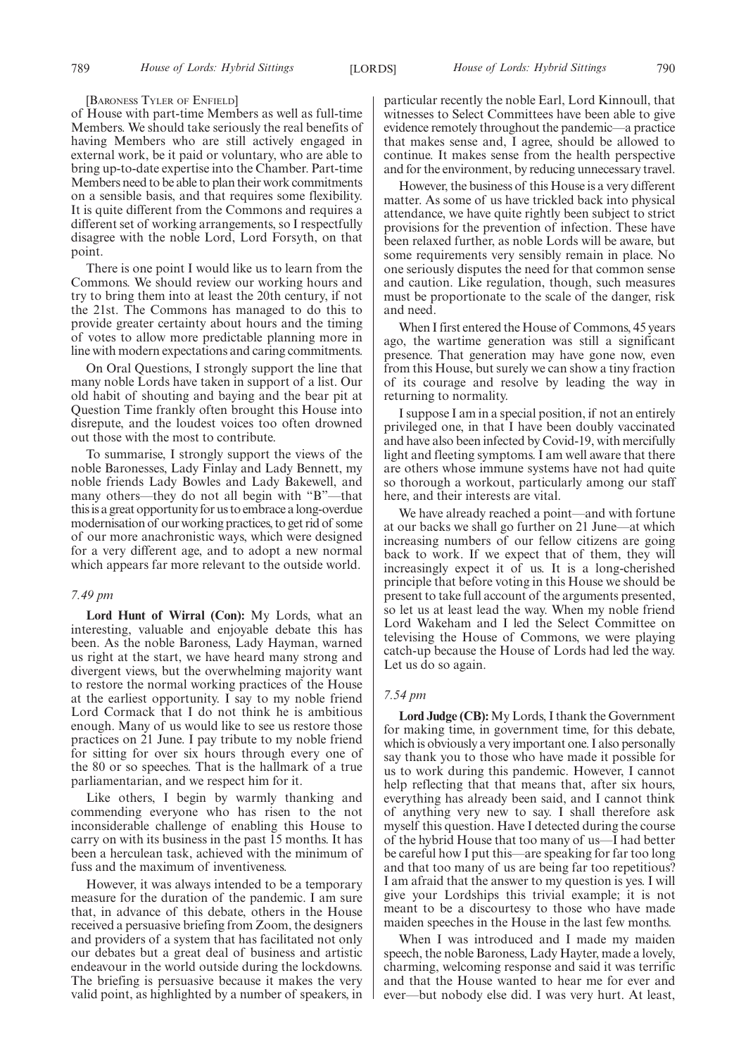[BARONESS TYLER OF ENFIELD]

of House with part-time Members as well as full-time Members. We should take seriously the real benefits of having Members who are still actively engaged in external work, be it paid or voluntary, who are able to bring up-to-date expertise into the Chamber. Part-time Members need to be able to plan their work commitments on a sensible basis, and that requires some flexibility. It is quite different from the Commons and requires a different set of working arrangements, so I respectfully disagree with the noble Lord, Lord Forsyth, on that point.

There is one point I would like us to learn from the Commons. We should review our working hours and try to bring them into at least the 20th century, if not the 21st. The Commons has managed to do this to provide greater certainty about hours and the timing of votes to allow more predictable planning more in line with modern expectations and caring commitments.

On Oral Questions, I strongly support the line that many noble Lords have taken in support of a list. Our old habit of shouting and baying and the bear pit at Question Time frankly often brought this House into disrepute, and the loudest voices too often drowned out those with the most to contribute.

To summarise, I strongly support the views of the noble Baronesses, Lady Finlay and Lady Bennett, my noble friends Lady Bowles and Lady Bakewell, and many others—they do not all begin with "B"—that this is a great opportunity for us to embrace a long-overdue modernisation of our working practices, to get rid of some of our more anachronistic ways, which were designed for a very different age, and to adopt a new normal which appears far more relevant to the outside world.

*7.49 pm*

**Lord Hunt of Wirral (Con):** My Lords, what an interesting, valuable and enjoyable debate this has been. As the noble Baroness, Lady Hayman, warned us right at the start, we have heard many strong and divergent views, but the overwhelming majority want to restore the normal working practices of the House at the earliest opportunity. I say to my noble friend Lord Cormack that I do not think he is ambitious enough. Many of us would like to see us restore those practices on 21 June. I pay tribute to my noble friend for sitting for over six hours through every one of the 80 or so speeches. That is the hallmark of a true parliamentarian, and we respect him for it.

Like others, I begin by warmly thanking and commending everyone who has risen to the not inconsiderable challenge of enabling this House to carry on with its business in the past 15 months. It has been a herculean task, achieved with the minimum of fuss and the maximum of inventiveness.

However, it was always intended to be a temporary measure for the duration of the pandemic. I am sure that, in advance of this debate, others in the House received a persuasive briefing from Zoom, the designers and providers of a system that has facilitated not only our debates but a great deal of business and artistic endeavour in the world outside during the lockdowns. The briefing is persuasive because it makes the very valid point, as highlighted by a number of speakers, in particular recently the noble Earl, Lord Kinnoull, that witnesses to Select Committees have been able to give evidence remotely throughout the pandemic—a practice that makes sense and, I agree, should be allowed to continue. It makes sense from the health perspective and for the environment, by reducing unnecessary travel.

However, the business of this House is a very different matter. As some of us have trickled back into physical attendance, we have quite rightly been subject to strict provisions for the prevention of infection. These have been relaxed further, as noble Lords will be aware, but some requirements very sensibly remain in place. No one seriously disputes the need for that common sense and caution. Like regulation, though, such measures must be proportionate to the scale of the danger, risk and need.

When I first entered the House of Commons, 45 years ago, the wartime generation was still a significant presence. That generation may have gone now, even from this House, but surely we can show a tiny fraction of its courage and resolve by leading the way in returning to normality.

I suppose I am in a special position, if not an entirely privileged one, in that I have been doubly vaccinated and have also been infected by Covid-19, with mercifully light and fleeting symptoms. I am well aware that there are others whose immune systems have not had quite so thorough a workout, particularly among our staff here, and their interests are vital.

We have already reached a point—and with fortune at our backs we shall go further on 21 June—at which increasing numbers of our fellow citizens are going back to work. If we expect that of them, they will increasingly expect it of us. It is a long-cherished principle that before voting in this House we should be present to take full account of the arguments presented, so let us at least lead the way. When my noble friend Lord Wakeham and I led the Select Committee on televising the House of Commons, we were playing catch-up because the House of Lords had led the way. Let us do so again.

*7.54 pm*

**Lord Judge (CB):** My Lords, I thank the Government for making time, in government time, for this debate, which is obviously a very important one. I also personally say thank you to those who have made it possible for us to work during this pandemic. However, I cannot help reflecting that that means that, after six hours, everything has already been said, and I cannot think of anything very new to say. I shall therefore ask myself this question. Have I detected during the course of the hybrid House that too many of us—I had better be careful how I put this—are speaking for far too long and that too many of us are being far too repetitious? I am afraid that the answer to my question is yes. I will give your Lordships this trivial example; it is not meant to be a discourtesy to those who have made maiden speeches in the House in the last few months.

When I was introduced and I made my maiden speech, the noble Baroness, Lady Hayter, made a lovely, charming, welcoming response and said it was terrific and that the House wanted to hear me for ever and ever—but nobody else did. I was very hurt. At least,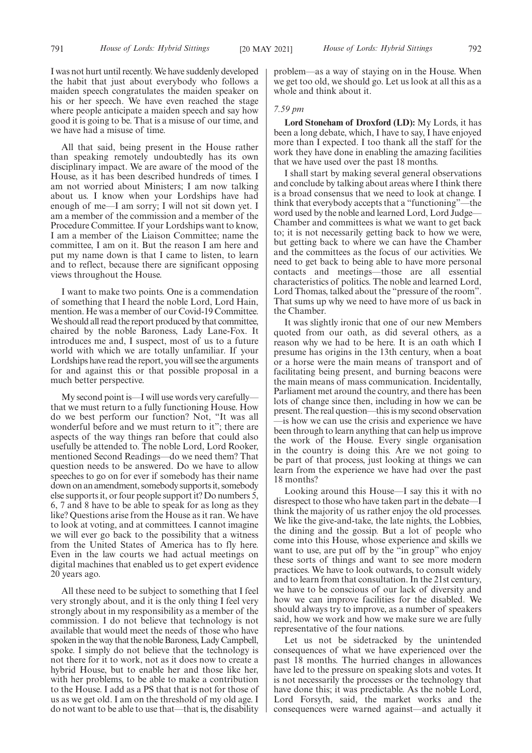I was not hurt until recently. We have suddenly developed the habit that just about everybody who follows a maiden speech congratulates the maiden speaker on his or her speech. We have even reached the stage where people anticipate a maiden speech and say how good it is going to be. That is a misuse of our time, and we have had a misuse of time.

All that said, being present in the House rather than speaking remotely undoubtedly has its own disciplinary impact. We are aware of the mood of the House, as it has been described hundreds of times. I am not worried about Ministers; I am now talking about us. I know when your Lordships have had enough of me—I am sorry; I will not sit down yet. I am a member of the commission and a member of the Procedure Committee. If your Lordships want to know, I am a member of the Liaison Committee; name the committee, I am on it. But the reason I am here and put my name down is that I came to listen, to learn and to reflect, because there are significant opposing views throughout the House.

I want to make two points. One is a commendation of something that I heard the noble Lord, Lord Hain, mention. He was a member of our Covid-19 Committee. We should all read the report produced by that committee, chaired by the noble Baroness, Lady Lane-Fox. It introduces me and, I suspect, most of us to a future world with which we are totally unfamiliar. If your Lordships have read the report, you will see the arguments for and against this or that possible proposal in a much better perspective.

My second point is—I will use words very carefully—that we must return to a fully functioning House. How do we best perform our function? Not, "It was all wonderful before and we must return to it"; there are aspects of the way things ran before that could also usefully be attended to. The noble Lord, Lord Rooker, mentioned Second Readings—do we need them? That question needs to be answered. Do we have to allow speeches to go on for ever if somebody has their name down on an amendment, somebody supports it, somebody else supports it, or four people support it? Do numbers 5, 6, 7 and 8 have to be able to speak for as long as they like? Questions arise from the House as it ran. We have to look at voting, and at committees. I cannot imagine we will ever go back to the possibility that a witness from the United States of America has to fly here. Even in the law courts we had actual meetings on digital machines that enabled us to get expert evidence 20 years ago.

All these need to be subject to something that I feel very strongly about, and it is the only thing I feel very strongly about in my responsibility as a member of the commission. I do not believe that technology is not available that would meet the needs of those who have spoken in the way that the noble Baroness, Lady Campbell, spoke. I simply do not believe that the technology is not there for it to work, not as it does now to create a hybrid House, but to enable her and those like her, with her problems, to be able to make a contribution to the House. I add as a PS that that is not for those of us as we get old. I am on the threshold of my old age. I do not want to be able to use that—that is, the disability problem—as a way of staying on in the House. When we get too old, we should go. Let us look at all this as a whole and think about it.

*7.59 pm*

**Lord Stoneham of Droxford (LD):** My Lords, it has been a long debate, which, I have to say, I have enjoyed more than I expected. I too thank all the staff for the work they have done in enabling the amazing facilities that we have used over the past 18 months.

I shall start by making several general observations and conclude by talking about areas where I think there is a broad consensus that we need to look at change. I think that everybody accepts that a "functioning"—the word used by the noble and learned Lord, Lord Judge—Chamber and committees is what we want to get back to; it is not necessarily getting back to how we were, but getting back to where we can have the Chamber and the committees as the focus of our activities. We need to get back to being able to have more personal contacts and meetings—those are all essential characteristics of politics. The noble and learned Lord, Lord Thomas, talked about the "pressure of the room". That sums up why we need to have more of us back in the Chamber.

It was slightly ironic that one of our new Members quoted from our oath, as did several others, as a reason why we had to be here. It is an oath which I presume has origins in the 13th century, when a boat or a horse were the main means of transport and of facilitating being present, and burning beacons were the main means of mass communication. Incidentally, Parliament met around the country, and there has been lots of change since then, including in how we can be present. The real question—this is my second observation—is how we can use the crisis and experience we have been through to learn anything that can help us improve the work of the House. Every single organisation in the country is doing this. Are we not going to be part of that process, just looking at things we can learn from the experience we have had over the past 18 months?

Looking around this House—I say this it with no disrespect to those who have taken part in the debate—I think the majority of us rather enjoy the old processes. We like the give-and-take, the late nights, the Lobbies, the dining and the gossip. But a lot of people who come into this House, whose experience and skills we want to use, are put off by the "in group" who enjoy these sorts of things and want to see more modern practices. We have to look outwards, to consult widely and to learn from that consultation. In the 21st century, we have to be conscious of our lack of diversity and how we can improve facilities for the disabled. We should always try to improve, as a number of speakers said, how we work and how we make sure we are fully representative of the four nations.

Let us not be sidetracked by the unintended consequences of what we have experienced over the past 18 months. The hurried changes in allowances have led to the pressure on speaking slots and votes. It is not necessarily the processes or the technology that have done this; it was predictable. As the noble Lord, Lord Forsyth, said, the market works and the consequences were warned against—and actually it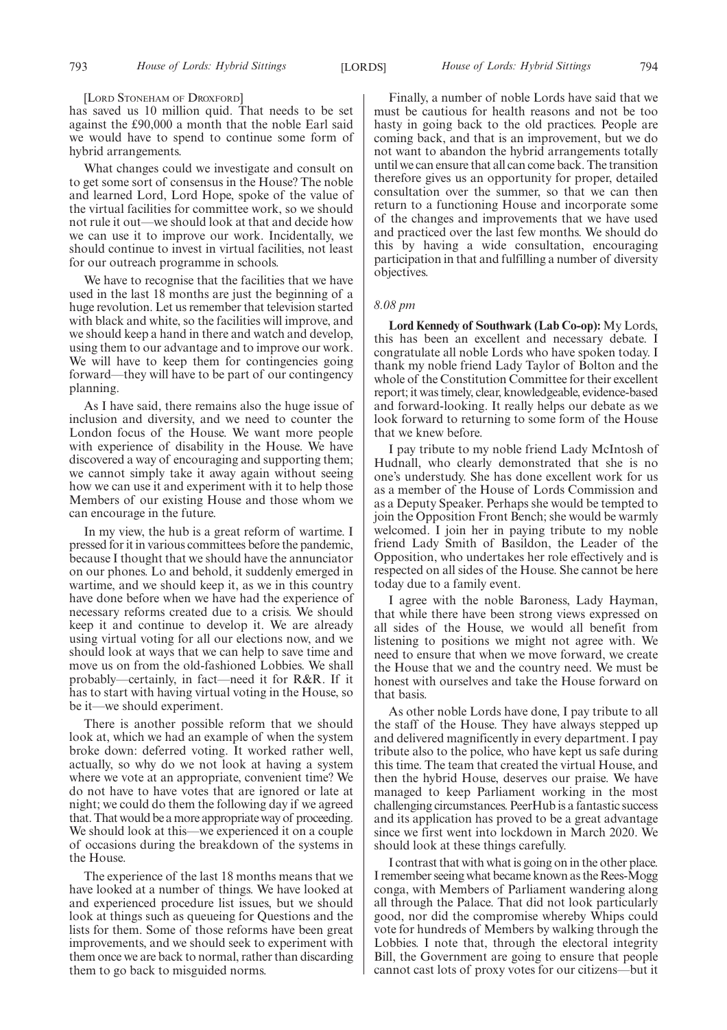[LORD STONEHAM OF DROXFORD]

has saved us 10 million quid. That needs to be set against the £90,000 a month that the noble Earl said we would have to spend to continue some form of hybrid arrangements.

What changes could we investigate and consult on to get some sort of consensus in the House? The noble and learned Lord, Lord Hope, spoke of the value of the virtual facilities for committee work, so we should not rule it out—we should look at that and decide how we can use it to improve our work. Incidentally, we should continue to invest in virtual facilities, not least for our outreach programme in schools.

We have to recognise that the facilities that we have used in the last 18 months are just the beginning of a huge revolution. Let us remember that television started with black and white, so the facilities will improve, and we should keep a hand in there and watch and develop, using them to our advantage and to improve our work. We will have to keep them for contingencies going forward—they will have to be part of our contingency planning.

As I have said, there remains also the huge issue of inclusion and diversity, and we need to counter the London focus of the House. We want more people with experience of disability in the House. We have discovered a way of encouraging and supporting them; we cannot simply take it away again without seeing how we can use it and experiment with it to help those Members of our existing House and those whom we can encourage in the future.

In my view, the hub is a great reform of wartime. I pressed for it in various committees before the pandemic, because I thought that we should have the annunciator on our phones. Lo and behold, it suddenly emerged in wartime, and we should keep it, as we in this country have done before when we have had the experience of necessary reforms created due to a crisis. We should keep it and continue to develop it. We are already using virtual voting for all our elections now, and we should look at ways that we can help to save time and move us on from the old-fashioned Lobbies. We shall probably—certainly, in fact—need it for R&R. If it has to start with having virtual voting in the House, so be it—we should experiment.

There is another possible reform that we should look at, which we had an example of when the system broke down: deferred voting. It worked rather well, actually, so why do we not look at having a system where we vote at an appropriate, convenient time? We do not have to have votes that are ignored or late at night; we could do them the following day if we agreed that. That would be a more appropriate way of proceeding. We should look at this—we experienced it on a couple of occasions during the breakdown of the systems in the House.

The experience of the last 18 months means that we have looked at a number of things. We have looked at and experienced procedure list issues, but we should look at things such as queueing for Questions and the lists for them. Some of those reforms have been great improvements, and we should seek to experiment with them once we are back to normal, rather than discarding them to go back to misguided norms.

Finally, a number of noble Lords have said that we must be cautious for health reasons and not be too hasty in going back to the old practices. People are coming back, and that is an improvement, but we do not want to abandon the hybrid arrangements totally until we can ensure that all can come back. The transition therefore gives us an opportunity for proper, detailed consultation over the summer, so that we can then return to a functioning House and incorporate some of the changes and improvements that we have used and practiced over the last few months. We should do this by having a wide consultation, encouraging participation in that and fulfilling a number of diversity objectives.

*8.08 pm*

**Lord Kennedy of Southwark (Lab Co-op):** My Lords, this has been an excellent and necessary debate. I congratulate all noble Lords who have spoken today. I thank my noble friend Lady Taylor of Bolton and the whole of the Constitution Committee for their excellent report; it was timely, clear, knowledgeable, evidence-based and forward-looking. It really helps our debate as we look forward to returning to some form of the House that we knew before.

I pay tribute to my noble friend Lady McIntosh of Hudnall, who clearly demonstrated that she is no one's understudy. She has done excellent work for us as a member of the House of Lords Commission and as a Deputy Speaker. Perhaps she would be tempted to join the Opposition Front Bench; she would be warmly welcomed. I join her in paying tribute to my noble friend Lady Smith of Basildon, the Leader of the Opposition, who undertakes her role effectively and is respected on all sides of the House. She cannot be here today due to a family event.

I agree with the noble Baroness, Lady Hayman, that while there have been strong views expressed on all sides of the House, we would all benefit from listening to positions we might not agree with. We need to ensure that when we move forward, we create the House that we and the country need. We must be honest with ourselves and take the House forward on that basis.

As other noble Lords have done, I pay tribute to all the staff of the House. They have always stepped up and delivered magnificently in every department. I pay tribute also to the police, who have kept us safe during this time. The team that created the virtual House, and then the hybrid House, deserves our praise. We have managed to keep Parliament working in the most challenging circumstances. PeerHub is a fantastic success and its application has proved to be a great advantage since we first went into lockdown in March 2020. We should look at these things carefully.

I contrast that with what is going on in the other place. I remember seeing what became known as the Rees-Mogg conga, with Members of Parliament wandering along all through the Palace. That did not look particularly good, nor did the compromise whereby Whips could vote for hundreds of Members by walking through the Lobbies. I note that, through the electoral integrity Bill, the Government are going to ensure that people cannot cast lots of proxy votes for our citizens—but it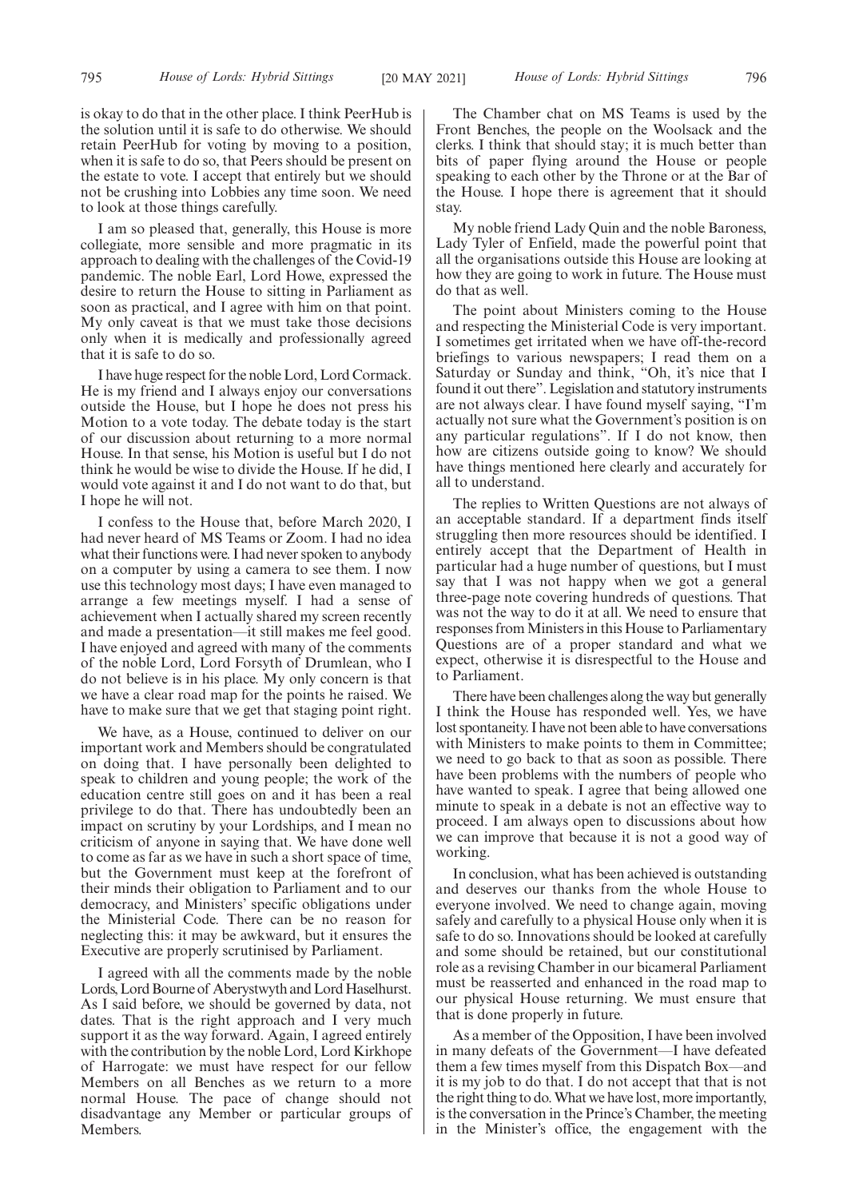is okay to do that in the other place. I think PeerHub is the solution until it is safe to do otherwise. We should retain PeerHub for voting by moving to a position, when it is safe to do so, that Peers should be present on the estate to vote. I accept that entirely but we should not be crushing into Lobbies any time soon. We need to look at those things carefully.

I am so pleased that, generally, this House is more collegiate, more sensible and more pragmatic in its approach to dealing with the challenges of the Covid-19 pandemic. The noble Earl, Lord Howe, expressed the desire to return the House to sitting in Parliament as soon as practical, and I agree with him on that point. My only caveat is that we must take those decisions only when it is medically and professionally agreed that it is safe to do so.

I have huge respect for the noble Lord, Lord Cormack. He is my friend and I always enjoy our conversations outside the House, but I hope he does not press his Motion to a vote today. The debate today is the start of our discussion about returning to a more normal House. In that sense, his Motion is useful but I do not think he would be wise to divide the House. If he did, I would vote against it and I do not want to do that, but I hope he will not.

I confess to the House that, before March 2020, I had never heard of MS Teams or Zoom. I had no idea what their functions were. I had never spoken to anybody on a computer by using a camera to see them. I now use this technology most days; I have even managed to arrange a few meetings myself. I had a sense of achievement when I actually shared my screen recently and made a presentation—it still makes me feel good. I have enjoyed and agreed with many of the comments of the noble Lord, Lord Forsyth of Drumlean, who I do not believe is in his place. My only concern is that we have a clear road map for the points he raised. We have to make sure that we get that staging point right.

We have, as a House, continued to deliver on our important work and Members should be congratulated on doing that. I have personally been delighted to speak to children and young people; the work of the education centre still goes on and it has been a real privilege to do that. There has undoubtedly been an impact on scrutiny by your Lordships, and I mean no criticism of anyone in saying that. We have done well to come as far as we have in such a short space of time, but the Government must keep at the forefront of their minds their obligation to Parliament and to our democracy, and Ministers' specific obligations under the Ministerial Code. There can be no reason for neglecting this: it may be awkward, but it ensures the Executive are properly scrutinised by Parliament.

I agreed with all the comments made by the noble Lords, Lord Bourne of Aberystwyth and Lord Haselhurst. As I said before, we should be governed by data, not dates. That is the right approach and I very much support it as the way forward. Again, I agreed entirely with the contribution by the noble Lord, Lord Kirkhope of Harrogate: we must have respect for our fellow Members on all Benches as we return to a more normal House. The pace of change should not disadvantage any Member or particular groups of Members.

The Chamber chat on MS Teams is used by the Front Benches, the people on the Woolsack and the clerks. I think that should stay; it is much better than bits of paper flying around the House or people speaking to each other by the Throne or at the Bar of the House. I hope there is agreement that it should stay.

My noble friend Lady Quin and the noble Baroness, Lady Tyler of Enfield, made the powerful point that all the organisations outside this House are looking at how they are going to work in future. The House must do that as well.

The point about Ministers coming to the House and respecting the Ministerial Code is very important. I sometimes get irritated when we have off-the-record briefings to various newspapers; I read them on a Saturday or Sunday and think, "Oh, it's nice that I found it out there". Legislation and statutory instruments are not always clear. I have found myself saying, "I'm actually not sure what the Government's position is on any particular regulations". If I do not know, then how are citizens outside going to know? We should have things mentioned here clearly and accurately for all to understand.

The replies to Written Questions are not always of an acceptable standard. If a department finds itself struggling then more resources should be identified. I entirely accept that the Department of Health in particular had a huge number of questions, but I must say that I was not happy when we got a general three-page note covering hundreds of questions. That was not the way to do it at all. We need to ensure that responses from Ministers in this House to Parliamentary Questions are of a proper standard and what we expect, otherwise it is disrespectful to the House and to Parliament.

There have been challenges along the way but generally I think the House has responded well. Yes, we have lost spontaneity. I have not been able to have conversations with Ministers to make points to them in Committee; we need to go back to that as soon as possible. There have been problems with the numbers of people who have wanted to speak. I agree that being allowed one minute to speak in a debate is not an effective way to proceed. I am always open to discussions about how we can improve that because it is not a good way of working.

In conclusion, what has been achieved is outstanding and deserves our thanks from the whole House to everyone involved. We need to change again, moving safely and carefully to a physical House only when it is safe to do so. Innovations should be looked at carefully and some should be retained, but our constitutional role as a revising Chamber in our bicameral Parliament must be reasserted and enhanced in the road map to our physical House returning. We must ensure that that is done properly in future.

As a member of the Opposition, I have been involved in many defeats of the Government—I have defeated them a few times myself from this Dispatch Box—and it is my job to do that. I do not accept that that is not the right thing to do. What we have lost, more importantly, is the conversation in the Prince's Chamber, the meeting in the Minister's office, the engagement with the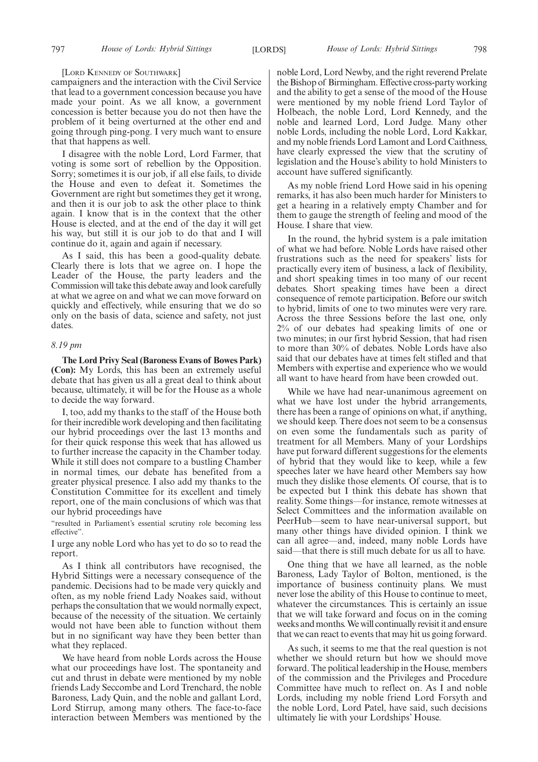[LORD KENNEDY OF SOUTHWARK]

campaigners and the interaction with the Civil Service that lead to a government concession because you have made your point. As we all know, a government concession is better because you do not then have the problem of it being overturned at the other end and going through ping-pong. I very much want to ensure that that happens as well.

I disagree with the noble Lord, Lord Farmer, that voting is some sort of rebellion by the Opposition. Sorry; sometimes it is our job, if all else fails, to divide the House and even to defeat it. Sometimes the Government are right but sometimes they get it wrong, and then it is our job to ask the other place to think again. I know that is in the context that the other House is elected, and at the end of the day it will get his way, but still it is our job to do that and I will continue do it, again and again if necessary.

As I said, this has been a good-quality debate. Clearly there is lots that we agree on. I hope the Leader of the House, the party leaders and the Commission will take this debate away and look carefully at what we agree on and what we can move forward on quickly and effectively, while ensuring that we do so only on the basis of data, science and safety, not just dates.

*8.19 pm*

**The Lord Privy Seal (Baroness Evans of Bowes Park) (Con):** My Lords, this has been an extremely useful debate that has given us all a great deal to think about because, ultimately, it will be for the House as a whole to decide the way forward.

I, too, add my thanks to the staff of the House both for their incredible work developing and then facilitating our hybrid proceedings over the last 13 months and for their quick response this week that has allowed us to further increase the capacity in the Chamber today. While it still does not compare to a bustling Chamber in normal times, our debate has benefited from a greater physical presence. I also add my thanks to the Constitution Committee for its excellent and timely report, one of the main conclusions of which was that our hybrid proceedings have

"resulted in Parliament's essential scrutiny role becoming less effective".

I urge any noble Lord who has yet to do so to read the report.

As I think all contributors have recognised, the Hybrid Sittings were a necessary consequence of the pandemic. Decisions had to be made very quickly and often, as my noble friend Lady Noakes said, without perhaps the consultation that we would normally expect, because of the necessity of the situation. We certainly would not have been able to function without them but in no significant way have they been better than what they replaced.

We have heard from noble Lords across the House what our proceedings have lost. The spontaneity and cut and thrust in debate were mentioned by my noble friends Lady Seccombe and Lord Trenchard, the noble Baroness, Lady Quin, and the noble and gallant Lord, Lord Stirrup, among many others. The face-to-face interaction between Members was mentioned by the noble Lord, Lord Newby, and the right reverend Prelate the Bishop of Birmingham. Effective cross-party working and the ability to get a sense of the mood of the House were mentioned by my noble friend Lord Taylor of Holbeach, the noble Lord, Lord Kennedy, and the noble and learned Lord, Lord Judge. Many other noble Lords, including the noble Lord, Lord Kakkar, and my noble friends Lord Lamont and Lord Caithness, have clearly expressed the view that the scrutiny of legislation and the House's ability to hold Ministers to account have suffered significantly.

As my noble friend Lord Howe said in his opening remarks, it has also been much harder for Ministers to get a hearing in a relatively empty Chamber and for them to gauge the strength of feeling and mood of the House. I share that view.

In the round, the hybrid system is a pale imitation of what we had before. Noble Lords have raised other frustrations such as the need for speakers' lists for practically every item of business, a lack of flexibility, and short speaking times in too many of our recent debates. Short speaking times have been a direct consequence of remote participation. Before our switch to hybrid, limits of one to two minutes were very rare. Across the three Sessions before the last one, only 2% of our debates had speaking limits of one or two minutes; in our first hybrid Session, that had risen to more than 30% of debates. Noble Lords have also said that our debates have at times felt stifled and that Members with expertise and experience who we would all want to have heard from have been crowded out.

While we have had near-unanimous agreement on what we have lost under the hybrid arrangements, there has been a range of opinions on what, if anything, we should keep. There does not seem to be a consensus on even some the fundamentals such as parity of treatment for all Members. Many of your Lordships have put forward different suggestions for the elements of hybrid that they would like to keep, while a few speeches later we have heard other Members say how much they dislike those elements. Of course, that is to be expected but I think this debate has shown that reality. Some things—for instance, remote witnesses at Select Committees and the information available on PeerHub—seem to have near-universal support, but many other things have divided opinion. I think we can all agree—and, indeed, many noble Lords have said—that there is still much debate for us all to have.

One thing that we have all learned, as the noble Baroness, Lady Taylor of Bolton, mentioned, is the importance of business continuity plans. We must never lose the ability of this House to continue to meet, whatever the circumstances. This is certainly an issue that we will take forward and focus on in the coming weeks and months. We will continually revisit it and ensure that we can react to events that may hit us going forward.

As such, it seems to me that the real question is not whether we should return but how we should move forward. The political leadership in the House, members of the commission and the Privileges and Procedure Committee have much to reflect on. As I and noble Lords, including my noble friend Lord Forsyth and the noble Lord, Lord Patel, have said, such decisions ultimately lie with your Lordships' House.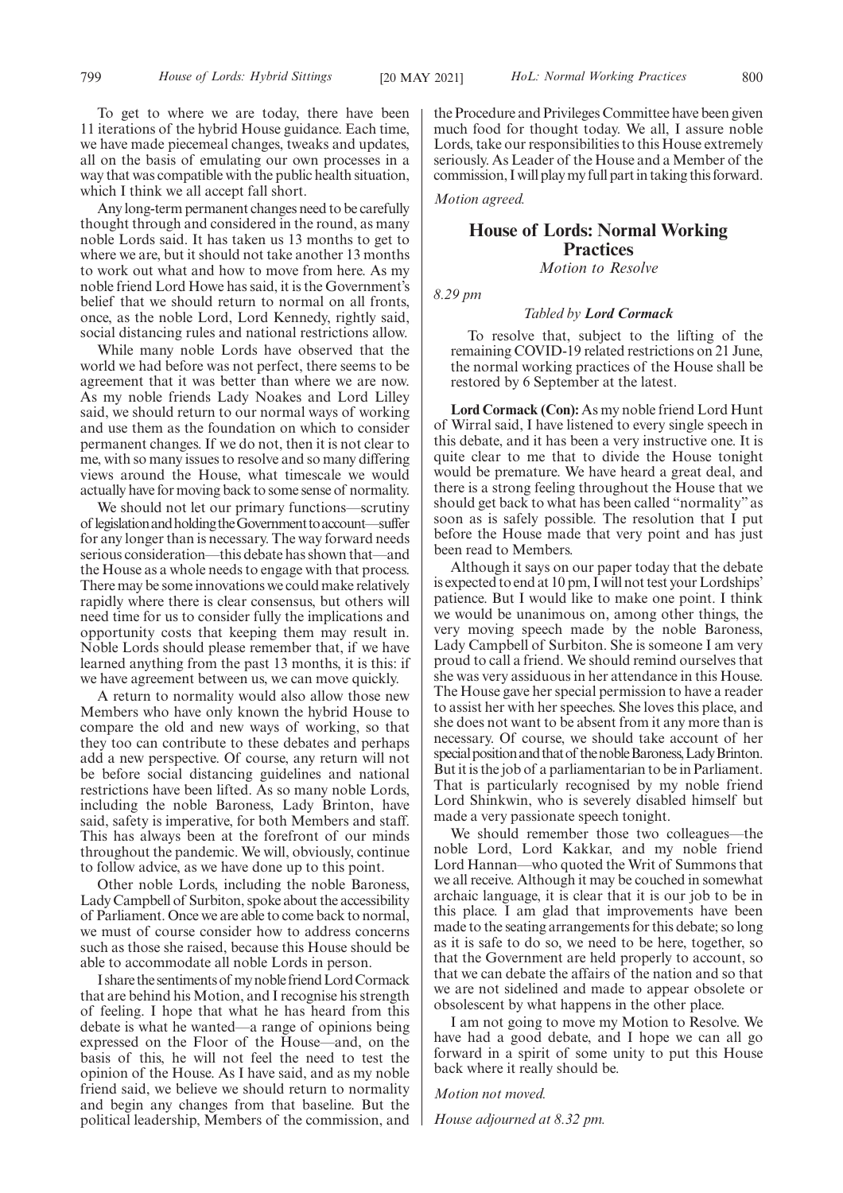To get to where we are today, there have been 11 iterations of the hybrid House guidance. Each time, we have made piecemeal changes, tweaks and updates, all on the basis of emulating our own processes in a way that was compatible with the public health situation, which I think we all accept fall short.

Any long-term permanent changes need to be carefully thought through and considered in the round, as many noble Lords said. It has taken us 13 months to get to where we are, but it should not take another 13 months to work out what and how to move from here. As my noble friend Lord Howe has said, it is the Government's belief that we should return to normal on all fronts, once, as the noble Lord, Lord Kennedy, rightly said, social distancing rules and national restrictions allow.

While many noble Lords have observed that the world we had before was not perfect, there seems to be agreement that it was better than where we are now. As my noble friends Lady Noakes and Lord Lilley said, we should return to our normal ways of working and use them as the foundation on which to consider permanent changes. If we do not, then it is not clear to me, with so many issues to resolve and so many differing views around the House, what timescale we would actually have for moving back to some sense of normality.

We should not let our primary functions—scrutiny of legislation and holding the Government to account—suffer for any longer than is necessary. The way forward needs serious consideration—this debate has shown that—and the House as a whole needs to engage with that process. There may be some innovations we could make relatively rapidly where there is clear consensus, but others will need time for us to consider fully the implications and opportunity costs that keeping them may result in. Noble Lords should please remember that, if we have learned anything from the past 13 months, it is this: if we have agreement between us, we can move quickly.

A return to normality would also allow those new Members who have only known the hybrid House to compare the old and new ways of working, so that they too can contribute to these debates and perhaps add a new perspective. Of course, any return will not be before social distancing guidelines and national restrictions have been lifted. As so many noble Lords, including the noble Baroness, Lady Brinton, have said, safety is imperative, for both Members and staff. This has always been at the forefront of our minds throughout the pandemic. We will, obviously, continue to follow advice, as we have done up to this point.

Other noble Lords, including the noble Baroness, Lady Campbell of Surbiton, spoke about the accessibility of Parliament. Once we are able to come back to normal, we must of course consider how to address concerns such as those she raised, because this House should be able to accommodate all noble Lords in person.

I share the sentiments of my noble friend Lord Cormack that are behind his Motion, and I recognise his strength of feeling. I hope that what he has heard from this debate is what he wanted—a range of opinions being expressed on the Floor of the House—and, on the basis of this, he will not feel the need to test the opinion of the House. As I have said, and as my noble friend said, we believe we should return to normality and begin any changes from that baseline. But the political leadership, Members of the commission, and the Procedure and Privileges Committee have been given much food for thought today. We all, I assure noble Lords, take our responsibilities to this House extremely seriously. As Leader of the House and a Member of the commission, I will play my full part in taking this forward.

*Motion agreed.*

## House of Lords: Normal Working Practices

*Motion to Resolve*

*8.29 pm*

*Tabled by **Lord Cormack***

To resolve that, subject to the lifting of the remaining COVID-19 related restrictions on 21 June, the normal working practices of the House shall be restored by 6 September at the latest.

**Lord Cormack (Con):** As my noble friend Lord Hunt of Wirral said, I have listened to every single speech in this debate, and it has been a very instructive one. It is quite clear to me that to divide the House tonight would be premature. We have heard a great deal, and there is a strong feeling throughout the House that we should get back to what has been called "normality" as soon as is safely possible. The resolution that I put before the House made that very point and has just been read to Members.

Although it says on our paper today that the debate is expected to end at 10 pm, I will not test your Lordships' patience. But I would like to make one point. I think we would be unanimous on, among other things, the very moving speech made by the noble Baroness, Lady Campbell of Surbiton. She is someone I am very proud to call a friend. We should remind ourselves that she was very assiduous in her attendance in this House. The House gave her special permission to have a reader to assist her with her speeches. She loves this place, and she does not want to be absent from it any more than is necessary. Of course, we should take account of her special position and that of the noble Baroness, Lady Brinton. But it is the job of a parliamentarian to be in Parliament. That is particularly recognised by my noble friend Lord Shinkwin, who is severely disabled himself but made a very passionate speech tonight.

We should remember those two colleagues—the noble Lord, Lord Kakkar, and my noble friend Lord Hannan—who quoted the Writ of Summons that we all receive. Although it may be couched in somewhat archaic language, it is clear that it is our job to be in this place. I am glad that improvements have been made to the seating arrangements for this debate; so long as it is safe to do so, we need to be here, together, so that the Government are held properly to account, so that we can debate the affairs of the nation and so that we are not sidelined and made to appear obsolete or obsolescent by what happens in the other place.

I am not going to move my Motion to Resolve. We have had a good debate, and I hope we can all go forward in a spirit of some unity to put this House back where it really should be.

*Motion not moved.*

*House adjourned at 8.32 pm.*